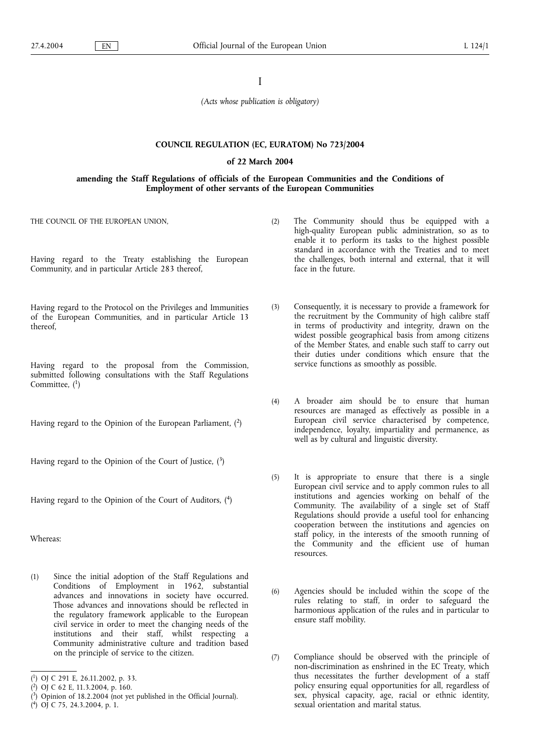I

*(Acts whose publication is obligatory)*

# COUNCIL REGULATION (EC, EURATOM) No 723/2004

## of 22 March 2004

## amending the Staff Regulations of officials of the European Communities and the Conditions of Employment of other servants of the European Communities

THE COUNCIL OF THE EUROPEAN UNION,

Having regard to the Treaty establishing the European Community, and in particular Article 283 thereof,

Having regard to the Protocol on the Privileges and Immunities of the European Communities, and in particular Article 13 thereof,

Having regard to the proposal from the Commission, submitted following consultations with the Staff Regulations Committee, [1]

Having regard to the Opinion of the European Parliament, [2]

Having regard to the Opinion of the Court of Justice, [3]

Having regard to the Opinion of the Court of Auditors, [4]

Whereas:

(1) Since the initial adoption of the Staff Regulations and Conditions of Employment in 1962, substantial advances and innovations in society have occurred. Those advances and innovations should be reflected in the regulatory framework applicable to the European civil service in order to meet the changing needs of the institutions and their staff, whilst respecting a Community administrative culture and tradition based on the principle of service to the citizen.

(2) The Community should thus be equipped with a high-quality European public administration, so as to enable it to perform its tasks to the highest possible standard in accordance with the Treaties and to meet the challenges, both internal and external, that it will face in the future.

(3) Consequently, it is necessary to provide a framework for the recruitment by the Community of high calibre staff in terms of productivity and integrity, drawn on the widest possible geographical basis from among citizens of the Member States, and enable such staff to carry out their duties under conditions which ensure that the service functions as smoothly as possible.

(4) A broader aim should be to ensure that human resources are managed as effectively as possible in a European civil service characterised by competence, independence, loyalty, impartiality and permanence, as well as by cultural and linguistic diversity.

(5) It is appropriate to ensure that there is a single European civil service and to apply common rules to all institutions and agencies working on behalf of the Community. The availability of a single set of Staff Regulations should provide a useful tool for enhancing cooperation between the institutions and agencies on staff policy, in the interests of the smooth running of the Community and the efficient use of human resources.

(6) Agencies should be included within the scope of the rules relating to staff, in order to safeguard the harmonious application of the rules and in particular to ensure staff mobility.

(7) Compliance should be observed with the principle of non-discrimination as enshrined in the EC Treaty, which thus necessitates the further development of a staff policy ensuring equal opportunities for all, regardless of sex, physical capacity, age, racial or ethnic identity, sexual orientation and marital status.

---

[1] OJ C 291 E, 26.11.2002, p. 33.

[2] OJ C 62 E, 11.3.2004, p. 160.

[3] Opinion of 18.2.2004 (not yet published in the Official Journal).

[4] OJ C 75, 24.3.2004, p. 1.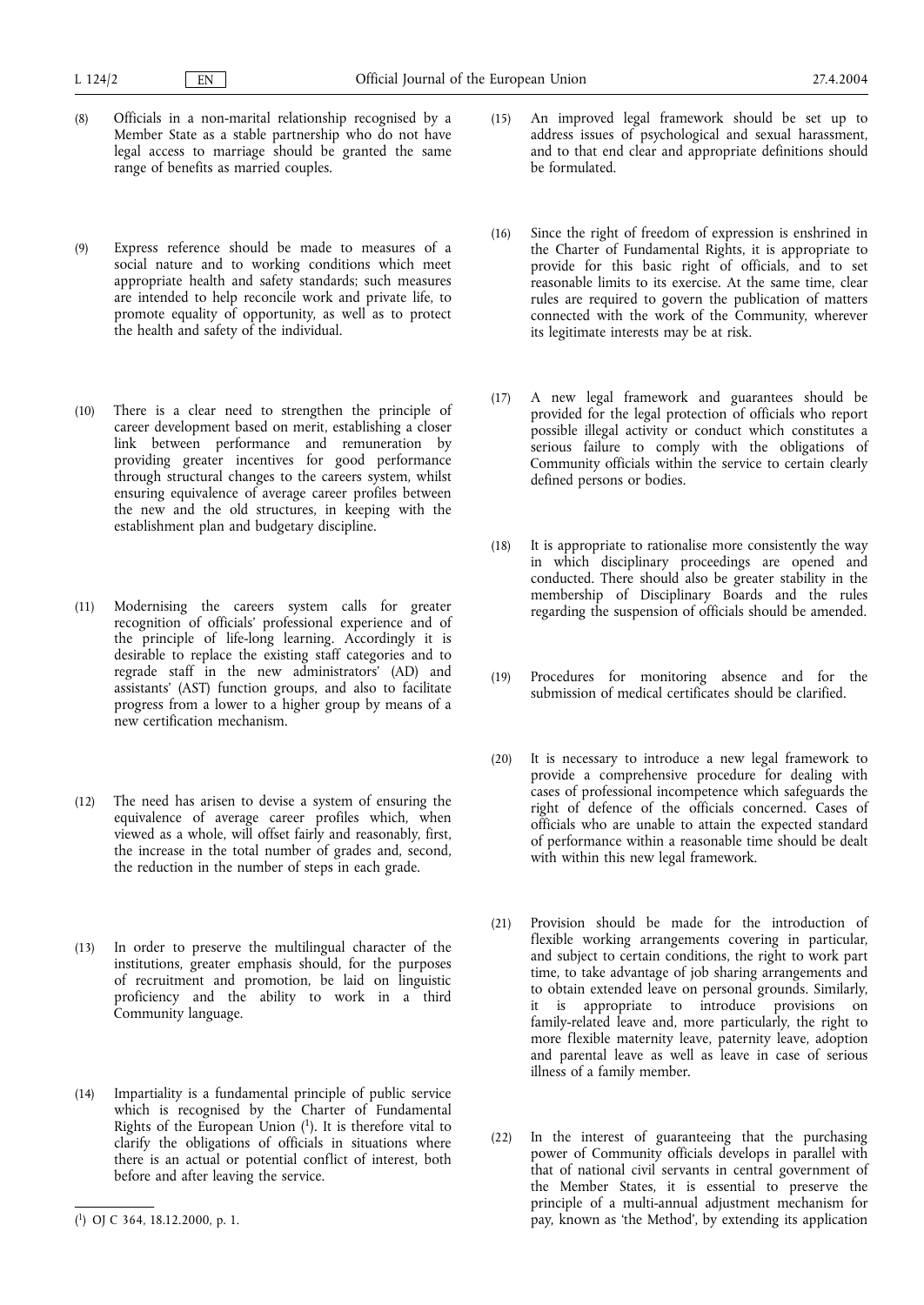(8) Officials in a non-marital relationship recognised by a Member State as a stable partnership who do not have legal access to marriage should be granted the same range of benefits as married couples.

(9) Express reference should be made to measures of a social nature and to working conditions which meet appropriate health and safety standards; such measures are intended to help reconcile work and private life, to promote equality of opportunity, as well as to protect the health and safety of the individual.

(10) There is a clear need to strengthen the principle of career development based on merit, establishing a closer link between performance and remuneration by providing greater incentives for good performance through structural changes to the careers system, whilst ensuring equivalence of average career profiles between the new and the old structures, in keeping with the establishment plan and budgetary discipline.

(11) Modernising the careers system calls for greater recognition of officials' professional experience and of the principle of life-long learning. Accordingly it is desirable to replace the existing staff categories and to regrade staff in the new administrators' (AD) and assistants' (AST) function groups, and also to facilitate progress from a lower to a higher group by means of a new certification mechanism.

(12) The need has arisen to devise a system of ensuring the equivalence of average career profiles which, when viewed as a whole, will offset fairly and reasonably, first, the increase in the total number of grades and, second, the reduction in the number of steps in each grade.

(13) In order to preserve the multilingual character of the institutions, greater emphasis should, for the purposes of recruitment and promotion, be laid on linguistic proficiency and the ability to work in a third Community language.

(14) Impartiality is a fundamental principle of public service which is recognised by the Charter of Fundamental Rights of the European Union ([1]). It is therefore vital to clarify the obligations of officials in situations where there is an actual or potential conflict of interest, both before and after leaving the service.

(15) An improved legal framework should be set up to address issues of psychological and sexual harassment, and to that end clear and appropriate definitions should be formulated.

(16) Since the right of freedom of expression is enshrined in the Charter of Fundamental Rights, it is appropriate to provide for this basic right of officials, and to set reasonable limits to its exercise. At the same time, clear rules are required to govern the publication of matters connected with the work of the Community, wherever its legitimate interests may be at risk.

(17) A new legal framework and guarantees should be provided for the legal protection of officials who report possible illegal activity or conduct which constitutes a serious failure to comply with the obligations of Community officials within the service to certain clearly defined persons or bodies.

(18) It is appropriate to rationalise more consistently the way in which disciplinary proceedings are opened and conducted. There should also be greater stability in the membership of Disciplinary Boards and the rules regarding the suspension of officials should be amended.

(19) Procedures for monitoring absence and for the submission of medical certificates should be clarified.

(20) It is necessary to introduce a new legal framework to provide a comprehensive procedure for dealing with cases of professional incompetence which safeguards the right of defence of the officials concerned. Cases of officials who are unable to attain the expected standard of performance within a reasonable time should be dealt with within this new legal framework.

(21) Provision should be made for the introduction of flexible working arrangements covering in particular, and subject to certain conditions, the right to work part time, to take advantage of job sharing arrangements and to obtain extended leave on personal grounds. Similarly, it is appropriate to introduce provisions on family-related leave and, more particularly, the right to more flexible maternity leave, paternity leave, adoption and parental leave as well as leave in case of serious illness of a family member.

(22) In the interest of guaranteeing that the purchasing power of Community officials develops in parallel with that of national civil servants in central government of the Member States, it is essential to preserve the principle of a multi-annual adjustment mechanism for pay, known as 'the Method', by extending its application

([1]) OJ C 364, 18.12.2000, p. 1.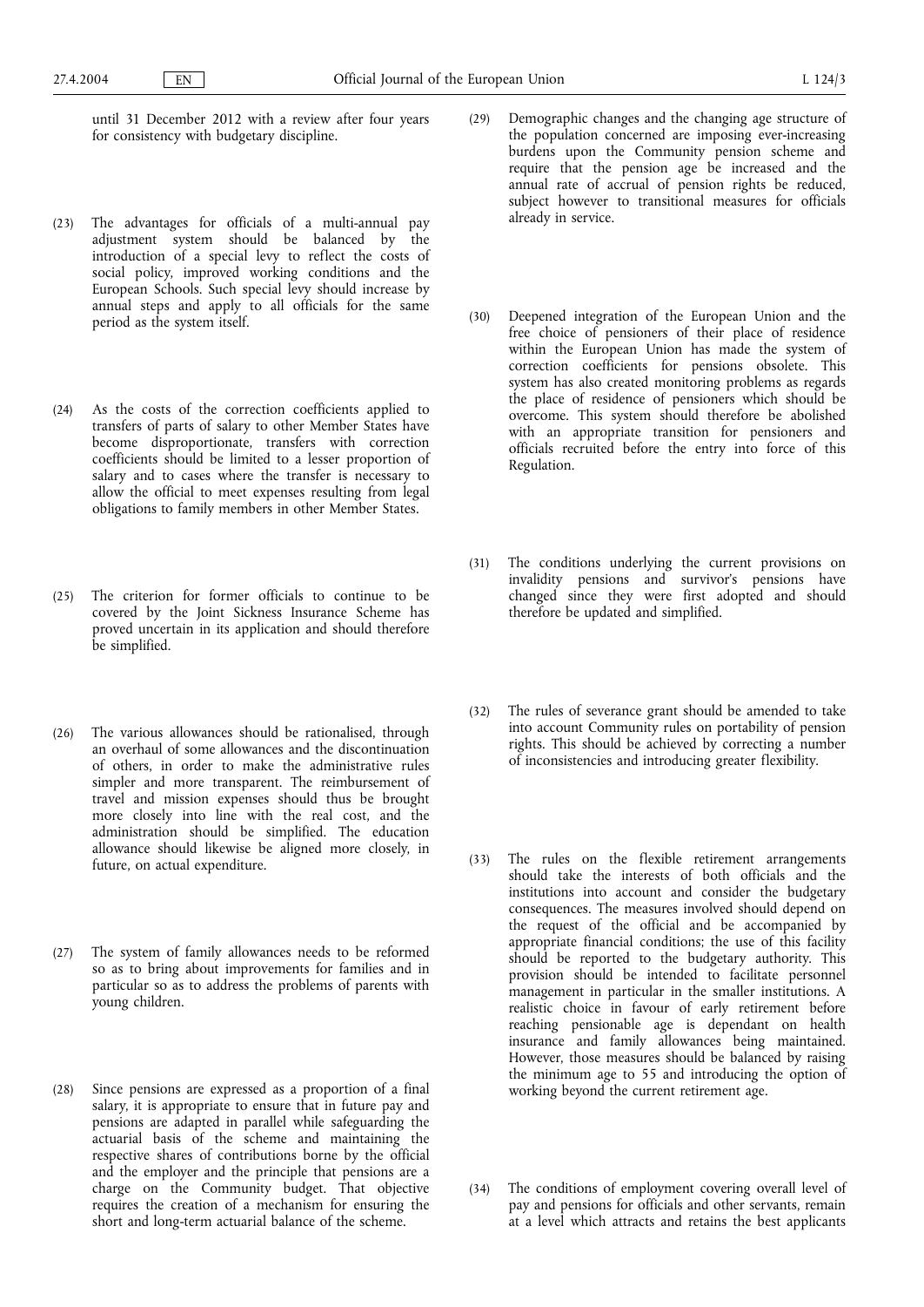until 31 December 2012 with a review after four years for consistency with budgetary discipline.

(23) The advantages for officials of a multi-annual pay adjustment system should be balanced by the introduction of a special levy to reflect the costs of social policy, improved working conditions and the European Schools. Such special levy should increase by annual steps and apply to all officials for the same period as the system itself.

(24) As the costs of the correction coefficients applied to transfers of parts of salary to other Member States have become disproportionate, transfers with correction coefficients should be limited to a lesser proportion of salary and to cases where the transfer is necessary to allow the official to meet expenses resulting from legal obligations to family members in other Member States.

(25) The criterion for former officials to continue to be covered by the Joint Sickness Insurance Scheme has proved uncertain in its application and should therefore be simplified.

(26) The various allowances should be rationalised, through an overhaul of some allowances and the discontinuation of others, in order to make the administrative rules simpler and more transparent. The reimbursement of travel and mission expenses should thus be brought more closely into line with the real cost, and the administration should be simplified. The education allowance should likewise be aligned more closely, in future, on actual expenditure.

(27) The system of family allowances needs to be reformed so as to bring about improvements for families and in particular so as to address the problems of parents with young children.

(28) Since pensions are expressed as a proportion of a final salary, it is appropriate to ensure that in future pay and pensions are adapted in parallel while safeguarding the actuarial basis of the scheme and maintaining the respective shares of contributions borne by the official and the employer and the principle that pensions are a charge on the Community budget. That objective requires the creation of a mechanism for ensuring the short and long-term actuarial balance of the scheme.

(29) Demographic changes and the changing age structure of the population concerned are imposing ever-increasing burdens upon the Community pension scheme and require that the pension age be increased and the annual rate of accrual of pension rights be reduced, subject however to transitional measures for officials already in service.

(30) Deepened integration of the European Union and the free choice of pensioners of their place of residence within the European Union has made the system of correction coefficients for pensions obsolete. This system has also created monitoring problems as regards the place of residence of pensioners which should be overcome. This system should therefore be abolished with an appropriate transition for pensioners and officials recruited before the entry into force of this Regulation.

(31) The conditions underlying the current provisions on invalidity pensions and survivor's pensions have changed since they were first adopted and should therefore be updated and simplified.

(32) The rules of severance grant should be amended to take into account Community rules on portability of pension rights. This should be achieved by correcting a number of inconsistencies and introducing greater flexibility.

(33) The rules on the flexible retirement arrangements should take the interests of both officials and the institutions into account and consider the budgetary consequences. The measures involved should depend on the request of the official and be accompanied by appropriate financial conditions; the use of this facility should be reported to the budgetary authority. This provision should be intended to facilitate personnel management in particular in the smaller institutions. A realistic choice in favour of early retirement before reaching pensionable age is dependant on health insurance and family allowances being maintained. However, those measures should be balanced by raising the minimum age to 55 and introducing the option of working beyond the current retirement age.

(34) The conditions of employment covering overall level of pay and pensions for officials and other servants, remain at a level which attracts and retains the best applicants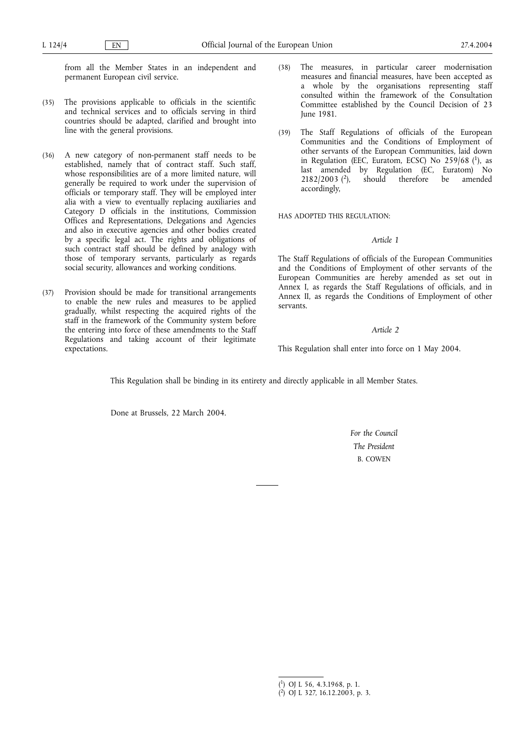from all the Member States in an independent and permanent European civil service.

(35) The provisions applicable to officials in the scientific and technical services and to officials serving in third countries should be adapted, clarified and brought into line with the general provisions.

(36) A new category of non-permanent staff needs to be established, namely that of contract staff. Such staff, whose responsibilities are of a more limited nature, will generally be required to work under the supervision of officials or temporary staff. They will be employed inter alia with a view to eventually replacing auxiliaries and Category D officials in the institutions, Commission Offices and Representations, Delegations and Agencies and also in executive agencies and other bodies created by a specific legal act. The rights and obligations of such contract staff should be defined by analogy with those of temporary servants, particularly as regards social security, allowances and working conditions.

(37) Provision should be made for transitional arrangements to enable the new rules and measures to be applied gradually, whilst respecting the acquired rights of the staff in the framework of the Community system before the entering into force of these amendments to the Staff Regulations and taking account of their legitimate expectations.

(38) The measures, in particular career modernisation measures and financial measures, have been accepted as a whole by the organisations representing staff consulted within the framework of the Consultation Committee established by the Council Decision of 23 June 1981.

(39) The Staff Regulations of officials of the European Communities and the Conditions of Employment of other servants of the European Communities, laid down in Regulation (EEC, Euratom, ECSC) No 259/68 [1], as last amended by Regulation (EC, Euratom) No 2182/2003 [2], should therefore be amended accordingly,

HAS ADOPTED THIS REGULATION:

*Article 1*

The Staff Regulations of officials of the European Communities and the Conditions of Employment of other servants of the European Communities are hereby amended as set out in Annex I, as regards the Staff Regulations of officials, and in Annex II, as regards the Conditions of Employment of other servants.

*Article 2*

This Regulation shall enter into force on 1 May 2004.

This Regulation shall be binding in its entirety and directly applicable in all Member States.

Done at Brussels, 22 March 2004.

*For the Council*

*The President*

B. COWEN

---

[1] OJ L 56, 4.3.1968, p. 1.

[2] OJ L 327, 16.12.2003, p. 3.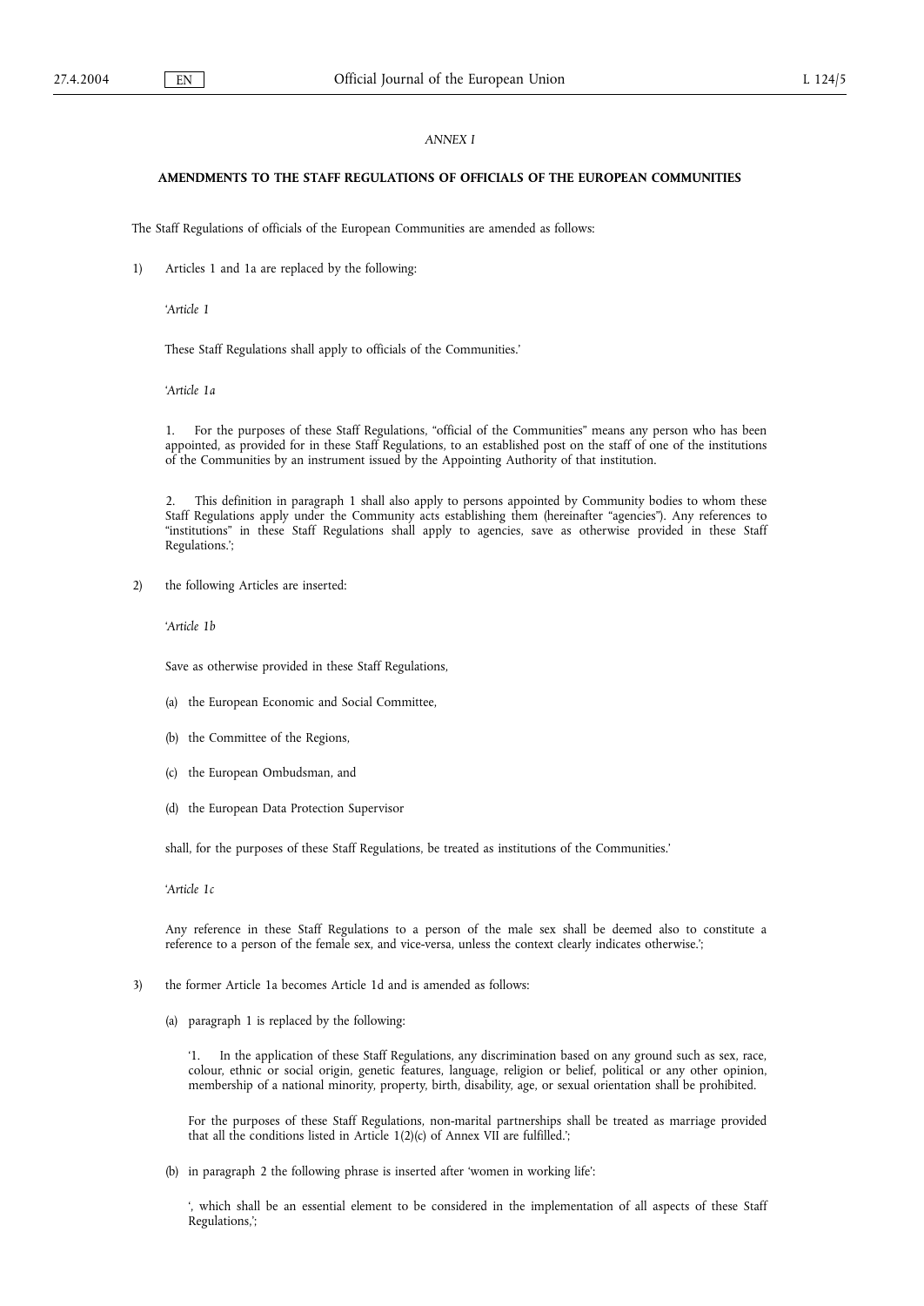*ANNEX I*

**AMENDMENTS TO THE STAFF REGULATIONS OF OFFICIALS OF THE EUROPEAN COMMUNITIES**

The Staff Regulations of officials of the European Communities are amended as follows:

1) Articles 1 and 1a are replaced by the following:

'*Article 1*

These Staff Regulations shall apply to officials of the Communities.'

'*Article 1a*

1. For the purposes of these Staff Regulations, "official of the Communities" means any person who has been appointed, as provided for in these Staff Regulations, to an established post on the staff of one of the institutions of the Communities by an instrument issued by the Appointing Authority of that institution.

2. This definition in paragraph 1 shall also apply to persons appointed by Community bodies to whom these Staff Regulations apply under the Community acts establishing them (hereinafter "agencies"). Any references to "institutions" in these Staff Regulations shall apply to agencies, save as otherwise provided in these Staff Regulations.';

2) the following Articles are inserted:

'*Article 1b*

Save as otherwise provided in these Staff Regulations,

(a) the European Economic and Social Committee,

(b) the Committee of the Regions,

(c) the European Ombudsman, and

(d) the European Data Protection Supervisor

shall, for the purposes of these Staff Regulations, be treated as institutions of the Communities.'

'*Article 1c*

Any reference in these Staff Regulations to a person of the male sex shall be deemed also to constitute a reference to a person of the female sex, and vice-versa, unless the context clearly indicates otherwise.';

3) the former Article 1a becomes Article 1d and is amended as follows:

(a) paragraph 1 is replaced by the following:

'1. In the application of these Staff Regulations, any discrimination based on any ground such as sex, race, colour, ethnic or social origin, genetic features, language, religion or belief, political or any other opinion, membership of a national minority, property, birth, disability, age, or sexual orientation shall be prohibited.

For the purposes of these Staff Regulations, non-marital partnerships shall be treated as marriage provided that all the conditions listed in Article 1(2)(c) of Annex VII are fulfilled.';

(b) in paragraph 2 the following phrase is inserted after 'women in working life':

', which shall be an essential element to be considered in the implementation of all aspects of these Staff Regulations,';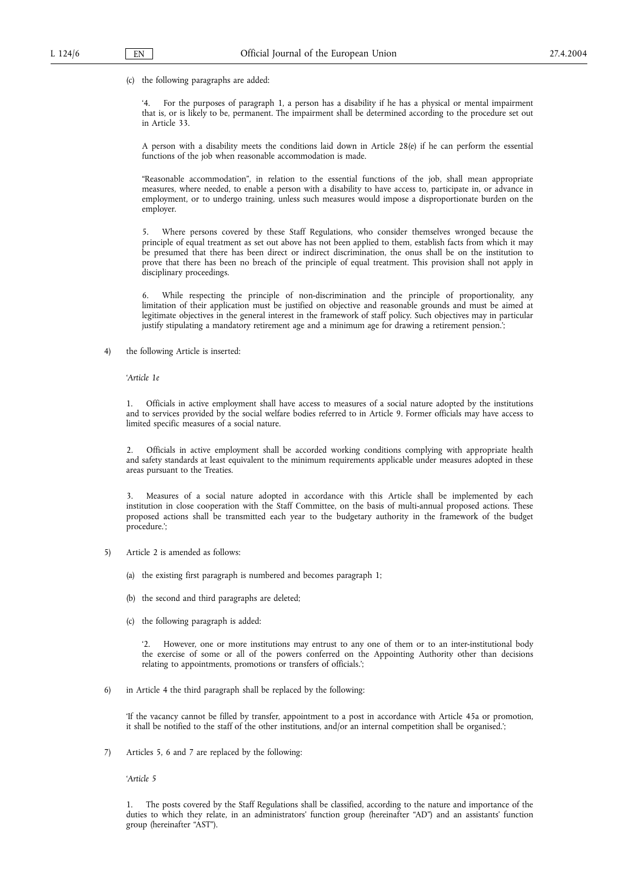(c) the following paragraphs are added:

'4. For the purposes of paragraph 1, a person has a disability if he has a physical or mental impairment that is, or is likely to be, permanent. The impairment shall be determined according to the procedure set out in Article 33.

A person with a disability meets the conditions laid down in Article 28(e) if he can perform the essential functions of the job when reasonable accommodation is made.

"Reasonable accommodation", in relation to the essential functions of the job, shall mean appropriate measures, where needed, to enable a person with a disability to have access to, participate in, or advance in employment, or to undergo training, unless such measures would impose a disproportionate burden on the employer.

5. Where persons covered by these Staff Regulations, who consider themselves wronged because the principle of equal treatment as set out above has not been applied to them, establish facts from which it may be presumed that there has been direct or indirect discrimination, the onus shall be on the institution to prove that there has been no breach of the principle of equal treatment. This provision shall not apply in disciplinary proceedings.

6. While respecting the principle of non-discrimination and the principle of proportionality, any limitation of their application must be justified on objective and reasonable grounds and must be aimed at legitimate objectives in the general interest in the framework of staff policy. Such objectives may in particular justify stipulating a mandatory retirement age and a minimum age for drawing a retirement pension.';

4) the following Article is inserted:

'*Article 1e*

1. Officials in active employment shall have access to measures of a social nature adopted by the institutions and to services provided by the social welfare bodies referred to in Article 9. Former officials may have access to limited specific measures of a social nature.

2. Officials in active employment shall be accorded working conditions complying with appropriate health and safety standards at least equivalent to the minimum requirements applicable under measures adopted in these areas pursuant to the Treaties.

3. Measures of a social nature adopted in accordance with this Article shall be implemented by each institution in close cooperation with the Staff Committee, on the basis of multi-annual proposed actions. These proposed actions shall be transmitted each year to the budgetary authority in the framework of the budget procedure.';

5) Article 2 is amended as follows:

(a) the existing first paragraph is numbered and becomes paragraph 1;

(b) the second and third paragraphs are deleted;

(c) the following paragraph is added:

'2. However, one or more institutions may entrust to any one of them or to an inter-institutional body the exercise of some or all of the powers conferred on the Appointing Authority other than decisions relating to appointments, promotions or transfers of officials.';

6) in Article 4 the third paragraph shall be replaced by the following:

'If the vacancy cannot be filled by transfer, appointment to a post in accordance with Article 45a or promotion, it shall be notified to the staff of the other institutions, and/or an internal competition shall be organised.';

7) Articles 5, 6 and 7 are replaced by the following:

'*Article 5*

1. The posts covered by the Staff Regulations shall be classified, according to the nature and importance of the duties to which they relate, in an administrators' function group (hereinafter "AD") and an assistants' function group (hereinafter "AST").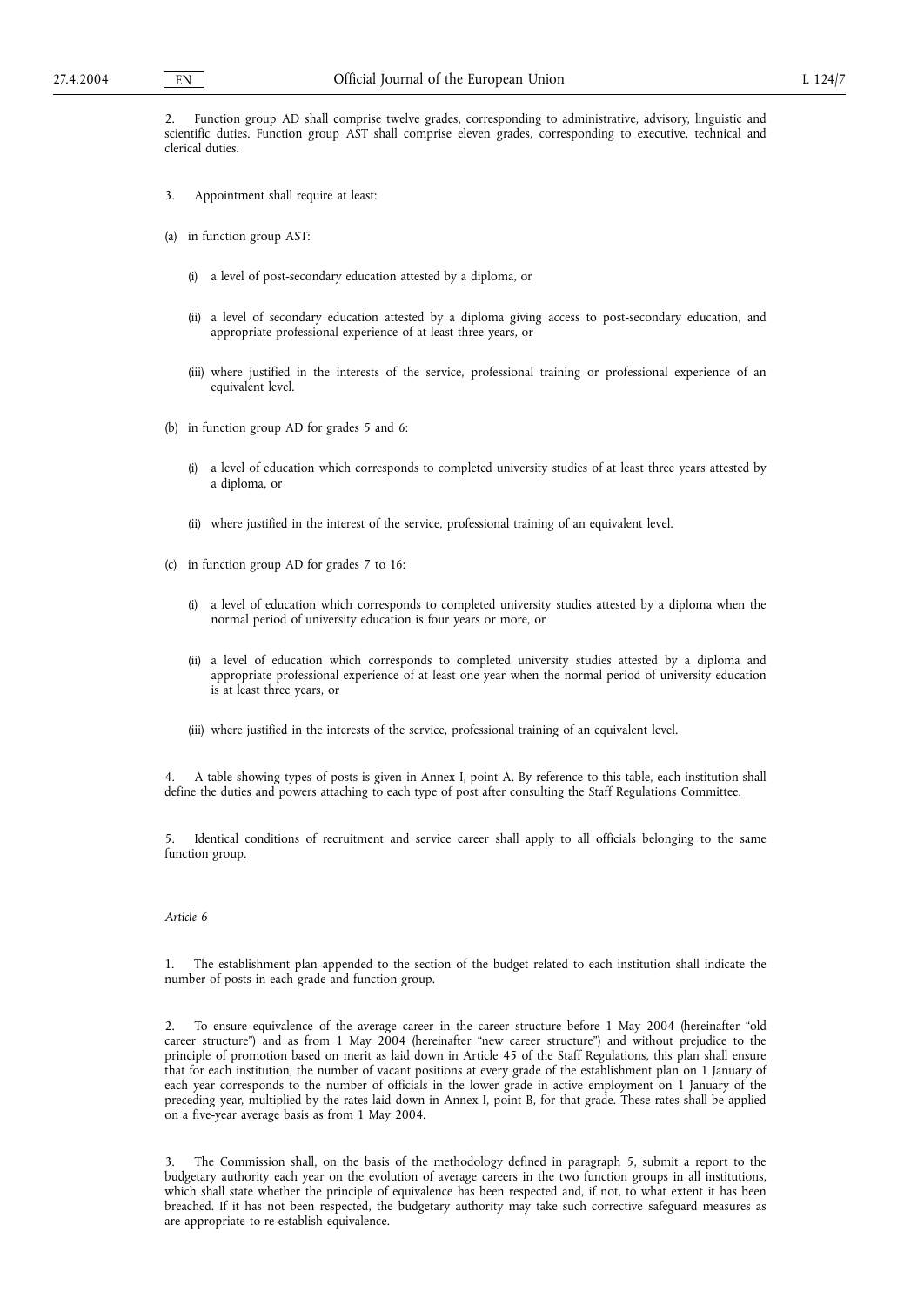2. Function group AD shall comprise twelve grades, corresponding to administrative, advisory, linguistic and scientific duties. Function group AST shall comprise eleven grades, corresponding to executive, technical and clerical duties.

3. Appointment shall require at least:

(a) in function group AST:

(i) a level of post-secondary education attested by a diploma, or

(ii) a level of secondary education attested by a diploma giving access to post-secondary education, and appropriate professional experience of at least three years, or

(iii) where justified in the interests of the service, professional training or professional experience of an equivalent level.

(b) in function group AD for grades 5 and 6:

(i) a level of education which corresponds to completed university studies of at least three years attested by a diploma, or

(ii) where justified in the interest of the service, professional training of an equivalent level.

(c) in function group AD for grades 7 to 16:

(i) a level of education which corresponds to completed university studies attested by a diploma when the normal period of university education is four years or more, or

(ii) a level of education which corresponds to completed university studies attested by a diploma and appropriate professional experience of at least one year when the normal period of university education is at least three years, or

(iii) where justified in the interests of the service, professional training of an equivalent level.

4. A table showing types of posts is given in Annex I, point A. By reference to this table, each institution shall define the duties and powers attaching to each type of post after consulting the Staff Regulations Committee.

5. Identical conditions of recruitment and service career shall apply to all officials belonging to the same function group.

*Article 6*

1. The establishment plan appended to the section of the budget related to each institution shall indicate the number of posts in each grade and function group.

2. To ensure equivalence of the average career in the career structure before 1 May 2004 (hereinafter "old career structure") and as from 1 May 2004 (hereinafter "new career structure") and without prejudice to the principle of promotion based on merit as laid down in Article 45 of the Staff Regulations, this plan shall ensure that for each institution, the number of vacant positions at every grade of the establishment plan on 1 January of each year corresponds to the number of officials in the lower grade in active employment on 1 January of the preceding year, multiplied by the rates laid down in Annex I, point B, for that grade. These rates shall be applied on a five-year average basis as from 1 May 2004.

3. The Commission shall, on the basis of the methodology defined in paragraph 5, submit a report to the budgetary authority each year on the evolution of average careers in the two function groups in all institutions, which shall state whether the principle of equivalence has been respected and, if not, to what extent it has been breached. If it has not been respected, the budgetary authority may take such corrective safeguard measures as are appropriate to re-establish equivalence.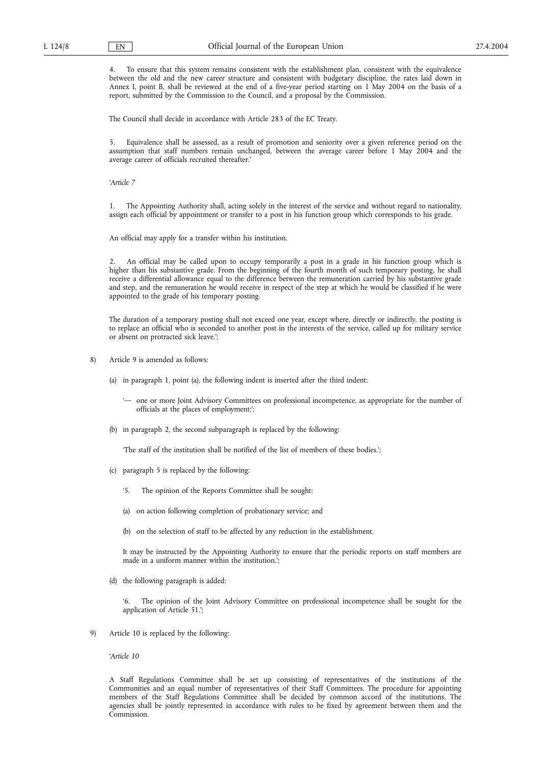4. To ensure that this system remains consistent with the establishment plan, consistent with the equivalence between the old and the new career structure and consistent with budgetary discipline, the rates laid down in Annex I, point B, shall be reviewed at the end of a five-year period starting on 1 May 2004 on the basis of a report, submitted by the Commission to the Council, and a proposal by the Commission.

The Council shall decide in accordance with Article 283 of the EC Treaty.

5. Equivalence shall be assessed, as a result of promotion and seniority over a given reference period on the assumption that staff numbers remain unchanged, between the average career before 1 May 2004 and the average career of officials recruited thereafter.'

'*Article 7*

1. The Appointing Authority shall, acting solely in the interest of the service and without regard to nationality, assign each official by appointment or transfer to a post in his function group which corresponds to his grade.

An official may apply for a transfer within his institution.

2. An official may be called upon to occupy temporarily a post in a grade in his function group which is higher than his substantive grade. From the beginning of the fourth month of such temporary posting, he shall receive a differential allowance equal to the difference between the remuneration carried by his substantive grade and step, and the remuneration he would receive in respect of the step at which he would be classified if he were appointed to the grade of his temporary posting.

The duration of a temporary posting shall not exceed one year, except where, directly or indirectly, the posting is to replace an official who is seconded to another post in the interests of the service, called up for military service or absent on protracted sick leave.';

8) Article 9 is amended as follows:

(a) in paragraph 1, point (a), the following indent is inserted after the third indent:

'— one or more Joint Advisory Committees on professional incompetence, as appropriate for the number of officials at the places of employment;';

(b) in paragraph 2, the second subparagraph is replaced by the following:

'The staff of the institution shall be notified of the list of members of these bodies.';

(c) paragraph 5 is replaced by the following:

'5. The opinion of the Reports Committee shall be sought:

(a) on action following completion of probationary service; and

(b) on the selection of staff to be affected by any reduction in the establishment.

It may be instructed by the Appointing Authority to ensure that the periodic reports on staff members are made in a uniform manner within the institution.';

(d) the following paragraph is added:

'6. The opinion of the Joint Advisory Committee on professional incompetence shall be sought for the application of Article 51.';

9) Article 10 is replaced by the following:

'*Article 10*

A Staff Regulations Committee shall be set up consisting of representatives of the institutions of the Communities and an equal number of representatives of their Staff Committees. The procedure for appointing members of the Staff Regulations Committee shall be decided by common accord of the institutions. The agencies shall be jointly represented in accordance with rules to be fixed by agreement between them and the Commission.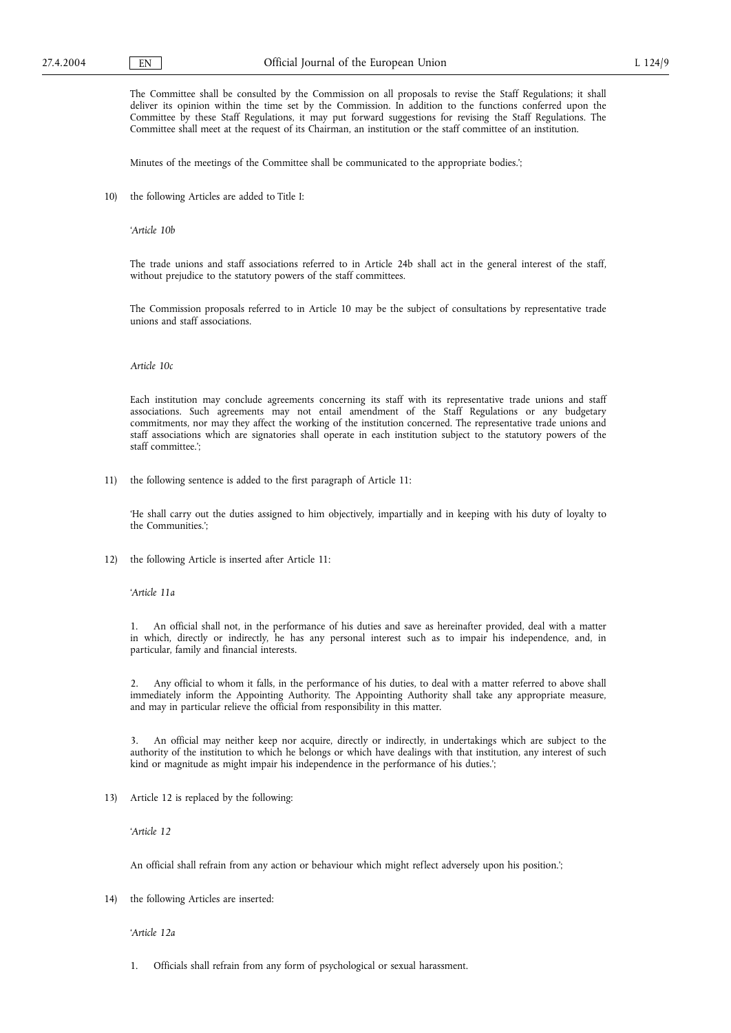The Committee shall be consulted by the Commission on all proposals to revise the Staff Regulations; it shall deliver its opinion within the time set by the Commission. In addition to the functions conferred upon the Committee by these Staff Regulations, it may put forward suggestions for revising the Staff Regulations. The Committee shall meet at the request of its Chairman, an institution or the staff committee of an institution.

Minutes of the meetings of the Committee shall be communicated to the appropriate bodies.';

10) the following Articles are added to Title I:

'*Article 10b*

The trade unions and staff associations referred to in Article 24b shall act in the general interest of the staff, without prejudice to the statutory powers of the staff committees.

The Commission proposals referred to in Article 10 may be the subject of consultations by representative trade unions and staff associations.

*Article 10c*

Each institution may conclude agreements concerning its staff with its representative trade unions and staff associations. Such agreements may not entail amendment of the Staff Regulations or any budgetary commitments, nor may they affect the working of the institution concerned. The representative trade unions and staff associations which are signatories shall operate in each institution subject to the statutory powers of the staff committee.';

11) the following sentence is added to the first paragraph of Article 11:

'He shall carry out the duties assigned to him objectively, impartially and in keeping with his duty of loyalty to the Communities.';

12) the following Article is inserted after Article 11:

'*Article 11a*

1. An official shall not, in the performance of his duties and save as hereinafter provided, deal with a matter in which, directly or indirectly, he has any personal interest such as to impair his independence, and, in particular, family and financial interests.

2. Any official to whom it falls, in the performance of his duties, to deal with a matter referred to above shall immediately inform the Appointing Authority. The Appointing Authority shall take any appropriate measure, and may in particular relieve the official from responsibility in this matter.

3. An official may neither keep nor acquire, directly or indirectly, in undertakings which are subject to the authority of the institution to which he belongs or which have dealings with that institution, any interest of such kind or magnitude as might impair his independence in the performance of his duties.';

13) Article 12 is replaced by the following:

'*Article 12*

An official shall refrain from any action or behaviour which might reflect adversely upon his position.';

14) the following Articles are inserted:

'*Article 12a*

1. Officials shall refrain from any form of psychological or sexual harassment.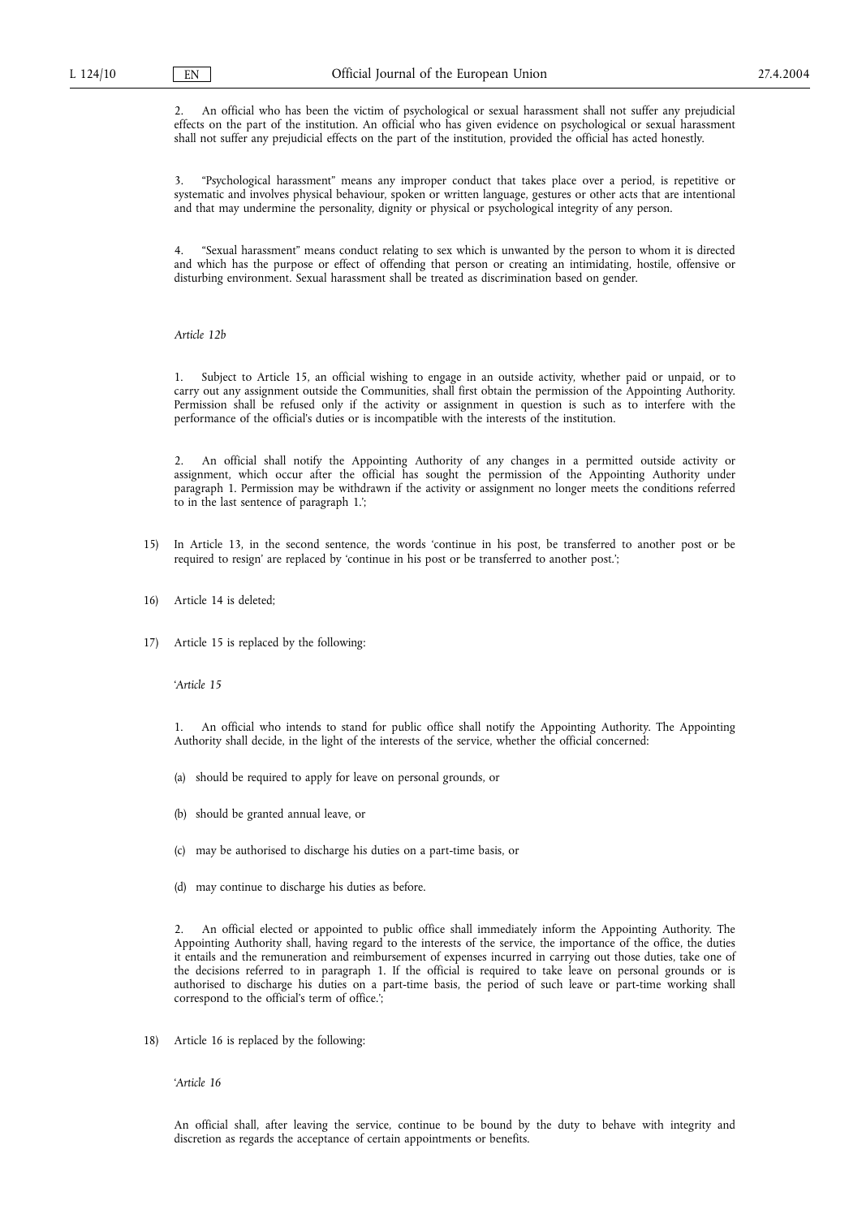2. An official who has been the victim of psychological or sexual harassment shall not suffer any prejudicial effects on the part of the institution. An official who has given evidence on psychological or sexual harassment shall not suffer any prejudicial effects on the part of the institution, provided the official has acted honestly.

3. "Psychological harassment" means any improper conduct that takes place over a period, is repetitive or systematic and involves physical behaviour, spoken or written language, gestures or other acts that are intentional and that may undermine the personality, dignity or physical or psychological integrity of any person.

4. "Sexual harassment" means conduct relating to sex which is unwanted by the person to whom it is directed and which has the purpose or effect of offending that person or creating an intimidating, hostile, offensive or disturbing environment. Sexual harassment shall be treated as discrimination based on gender.

*Article 12b*

1. Subject to Article 15, an official wishing to engage in an outside activity, whether paid or unpaid, or to carry out any assignment outside the Communities, shall first obtain the permission of the Appointing Authority. Permission shall be refused only if the activity or assignment in question is such as to interfere with the performance of the official's duties or is incompatible with the interests of the institution.

2. An official shall notify the Appointing Authority of any changes in a permitted outside activity or assignment, which occur after the official has sought the permission of the Appointing Authority under paragraph 1. Permission may be withdrawn if the activity or assignment no longer meets the conditions referred to in the last sentence of paragraph 1.';

15) In Article 13, in the second sentence, the words 'continue in his post, be transferred to another post or be required to resign' are replaced by 'continue in his post or be transferred to another post.';

16) Article 14 is deleted;

17) Article 15 is replaced by the following:

'*Article 15*

1. An official who intends to stand for public office shall notify the Appointing Authority. The Appointing Authority shall decide, in the light of the interests of the service, whether the official concerned:

(a) should be required to apply for leave on personal grounds, or

(b) should be granted annual leave, or

(c) may be authorised to discharge his duties on a part-time basis, or

(d) may continue to discharge his duties as before.

2. An official elected or appointed to public office shall immediately inform the Appointing Authority. The Appointing Authority shall, having regard to the interests of the service, the importance of the office, the duties it entails and the remuneration and reimbursement of expenses incurred in carrying out those duties, take one of the decisions referred to in paragraph 1. If the official is required to take leave on personal grounds or is authorised to discharge his duties on a part-time basis, the period of such leave or part-time working shall correspond to the official's term of office.';

18) Article 16 is replaced by the following:

'*Article 16*

An official shall, after leaving the service, continue to be bound by the duty to behave with integrity and discretion as regards the acceptance of certain appointments or benefits.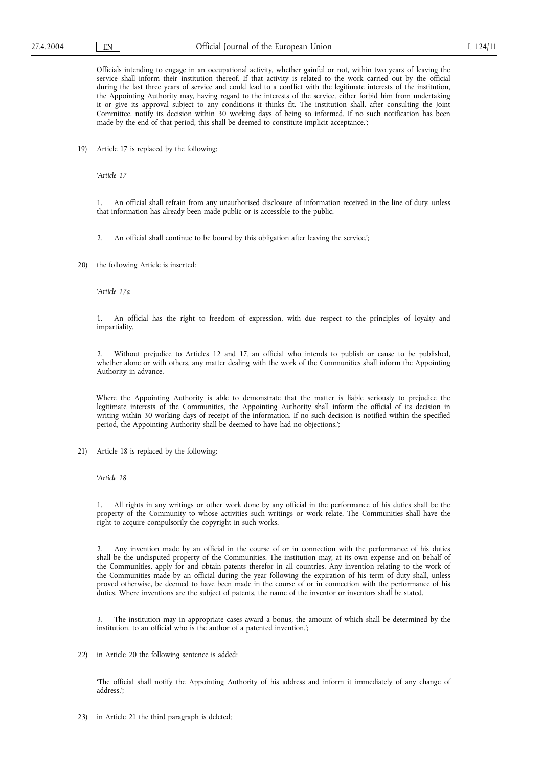Officials intending to engage in an occupational activity, whether gainful or not, within two years of leaving the service shall inform their institution thereof. If that activity is related to the work carried out by the official during the last three years of service and could lead to a conflict with the legitimate interests of the institution, the Appointing Authority may, having regard to the interests of the service, either forbid him from undertaking it or give its approval subject to any conditions it thinks fit. The institution shall, after consulting the Joint Committee, notify its decision within 30 working days of being so informed. If no such notification has been made by the end of that period, this shall be deemed to constitute implicit acceptance.';

19) Article 17 is replaced by the following:

'*Article 17*

1. An official shall refrain from any unauthorised disclosure of information received in the line of duty, unless that information has already been made public or is accessible to the public.

2. An official shall continue to be bound by this obligation after leaving the service.';

20) the following Article is inserted:

'*Article 17a*

1. An official has the right to freedom of expression, with due respect to the principles of loyalty and impartiality.

2. Without prejudice to Articles 12 and 17, an official who intends to publish or cause to be published, whether alone or with others, any matter dealing with the work of the Communities shall inform the Appointing Authority in advance.

Where the Appointing Authority is able to demonstrate that the matter is liable seriously to prejudice the legitimate interests of the Communities, the Appointing Authority shall inform the official of its decision in writing within 30 working days of receipt of the information. If no such decision is notified within the specified period, the Appointing Authority shall be deemed to have had no objections.';

21) Article 18 is replaced by the following:

'*Article 18*

1. All rights in any writings or other work done by any official in the performance of his duties shall be the property of the Community to whose activities such writings or work relate. The Communities shall have the right to acquire compulsorily the copyright in such works.

2. Any invention made by an official in the course of or in connection with the performance of his duties shall be the undisputed property of the Communities. The institution may, at its own expense and on behalf of the Communities, apply for and obtain patents therefor in all countries. Any invention relating to the work of the Communities made by an official during the year following the expiration of his term of duty shall, unless proved otherwise, be deemed to have been made in the course of or in connection with the performance of his duties. Where inventions are the subject of patents, the name of the inventor or inventors shall be stated.

3. The institution may in appropriate cases award a bonus, the amount of which shall be determined by the institution, to an official who is the author of a patented invention.';

22) in Article 20 the following sentence is added:

'The official shall notify the Appointing Authority of his address and inform it immediately of any change of address.';

23) in Article 21 the third paragraph is deleted;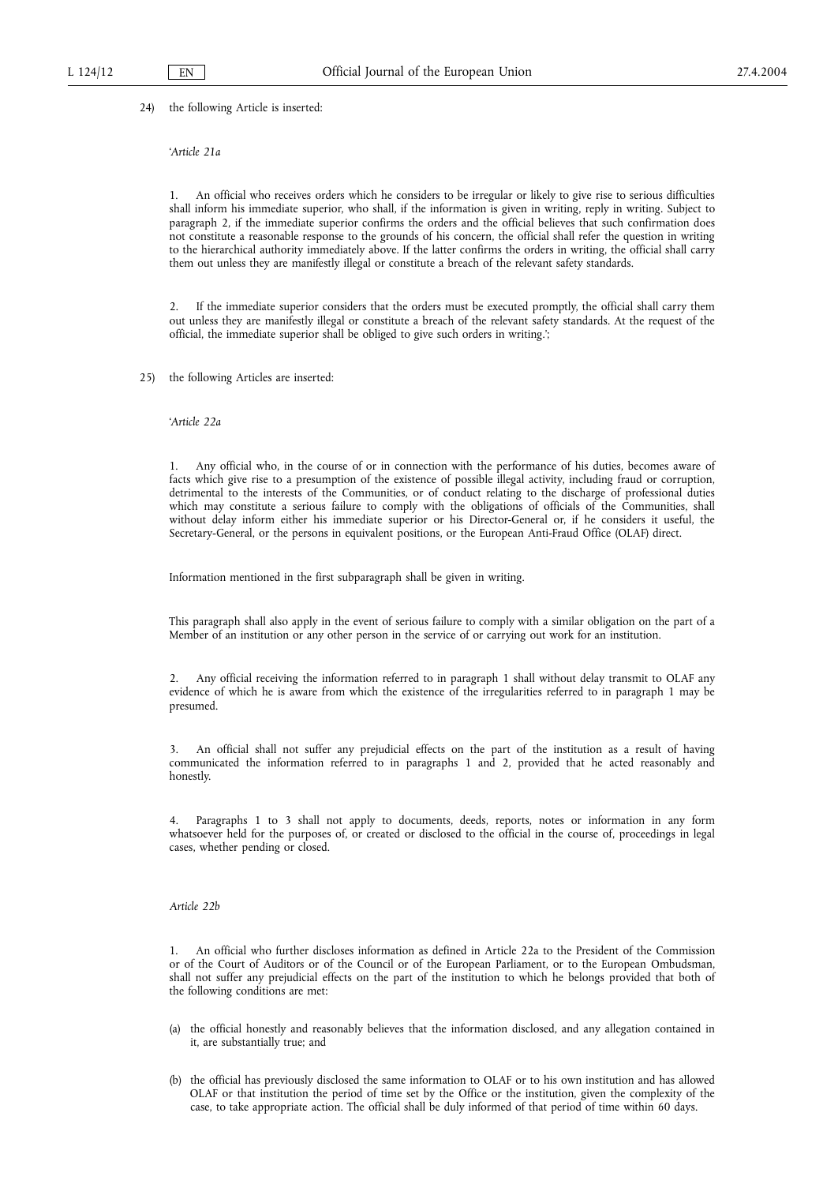24) the following Article is inserted:

'*Article 21a*

1. An official who receives orders which he considers to be irregular or likely to give rise to serious difficulties shall inform his immediate superior, who shall, if the information is given in writing, reply in writing. Subject to paragraph 2, if the immediate superior confirms the orders and the official believes that such confirmation does not constitute a reasonable response to the grounds of his concern, the official shall refer the question in writing to the hierarchical authority immediately above. If the latter confirms the orders in writing, the official shall carry them out unless they are manifestly illegal or constitute a breach of the relevant safety standards.

2. If the immediate superior considers that the orders must be executed promptly, the official shall carry them out unless they are manifestly illegal or constitute a breach of the relevant safety standards. At the request of the official, the immediate superior shall be obliged to give such orders in writing.';

25) the following Articles are inserted:

'*Article 22a*

1. Any official who, in the course of or in connection with the performance of his duties, becomes aware of facts which give rise to a presumption of the existence of possible illegal activity, including fraud or corruption, detrimental to the interests of the Communities, or of conduct relating to the discharge of professional duties which may constitute a serious failure to comply with the obligations of officials of the Communities, shall without delay inform either his immediate superior or his Director-General or, if he considers it useful, the Secretary-General, or the persons in equivalent positions, or the European Anti-Fraud Office (OLAF) direct.

Information mentioned in the first subparagraph shall be given in writing.

This paragraph shall also apply in the event of serious failure to comply with a similar obligation on the part of a Member of an institution or any other person in the service of or carrying out work for an institution.

2. Any official receiving the information referred to in paragraph 1 shall without delay transmit to OLAF any evidence of which he is aware from which the existence of the irregularities referred to in paragraph 1 may be presumed.

3. An official shall not suffer any prejudicial effects on the part of the institution as a result of having communicated the information referred to in paragraphs 1 and 2, provided that he acted reasonably and honestly.

4. Paragraphs 1 to 3 shall not apply to documents, deeds, reports, notes or information in any form whatsoever held for the purposes of, or created or disclosed to the official in the course of, proceedings in legal cases, whether pending or closed.

*Article 22b*

1. An official who further discloses information as defined in Article 22a to the President of the Commission or of the Court of Auditors or of the Council or of the European Parliament, or to the European Ombudsman, shall not suffer any prejudicial effects on the part of the institution to which he belongs provided that both of the following conditions are met:

(a) the official honestly and reasonably believes that the information disclosed, and any allegation contained in it, are substantially true; and

(b) the official has previously disclosed the same information to OLAF or to his own institution and has allowed OLAF or that institution the period of time set by the Office or the institution, given the complexity of the case, to take appropriate action. The official shall be duly informed of that period of time within 60 days.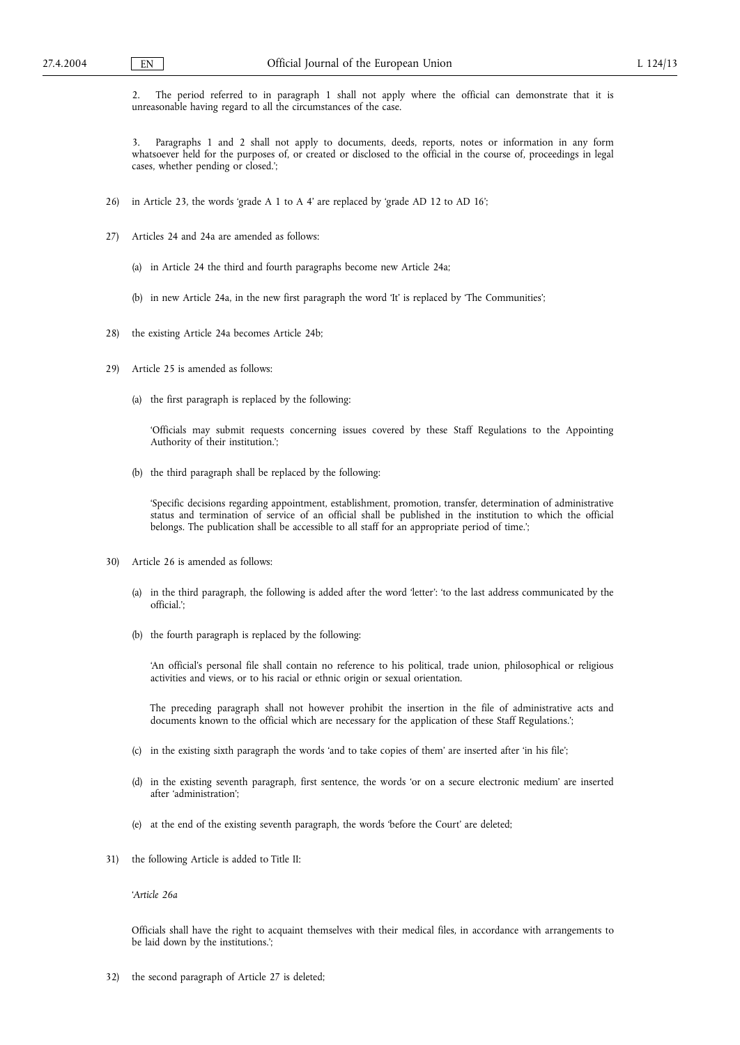2. The period referred to in paragraph 1 shall not apply where the official can demonstrate that it is unreasonable having regard to all the circumstances of the case.

3. Paragraphs 1 and 2 shall not apply to documents, deeds, reports, notes or information in any form whatsoever held for the purposes of, or created or disclosed to the official in the course of, proceedings in legal cases, whether pending or closed.';

26) in Article 23, the words 'grade A 1 to A 4' are replaced by 'grade AD 12 to AD 16';

27) Articles 24 and 24a are amended as follows:

(a) in Article 24 the third and fourth paragraphs become new Article 24a;

(b) in new Article 24a, in the new first paragraph the word 'It' is replaced by 'The Communities';

28) the existing Article 24a becomes Article 24b;

29) Article 25 is amended as follows:

(a) the first paragraph is replaced by the following:

'Officials may submit requests concerning issues covered by these Staff Regulations to the Appointing Authority of their institution.';

(b) the third paragraph shall be replaced by the following:

'Specific decisions regarding appointment, establishment, promotion, transfer, determination of administrative status and termination of service of an official shall be published in the institution to which the official belongs. The publication shall be accessible to all staff for an appropriate period of time.';

30) Article 26 is amended as follows:

(a) in the third paragraph, the following is added after the word 'letter': 'to the last address communicated by the official.';

(b) the fourth paragraph is replaced by the following:

'An official's personal file shall contain no reference to his political, trade union, philosophical or religious activities and views, or to his racial or ethnic origin or sexual orientation.

The preceding paragraph shall not however prohibit the insertion in the file of administrative acts and documents known to the official which are necessary for the application of these Staff Regulations.';

(c) in the existing sixth paragraph the words 'and to take copies of them' are inserted after 'in his file';

(d) in the existing seventh paragraph, first sentence, the words 'or on a secure electronic medium' are inserted after 'administration';

(e) at the end of the existing seventh paragraph, the words 'before the Court' are deleted;

31) the following Article is added to Title II:

'*Article 26a*

Officials shall have the right to acquaint themselves with their medical files, in accordance with arrangements to be laid down by the institutions.';

32) the second paragraph of Article 27 is deleted;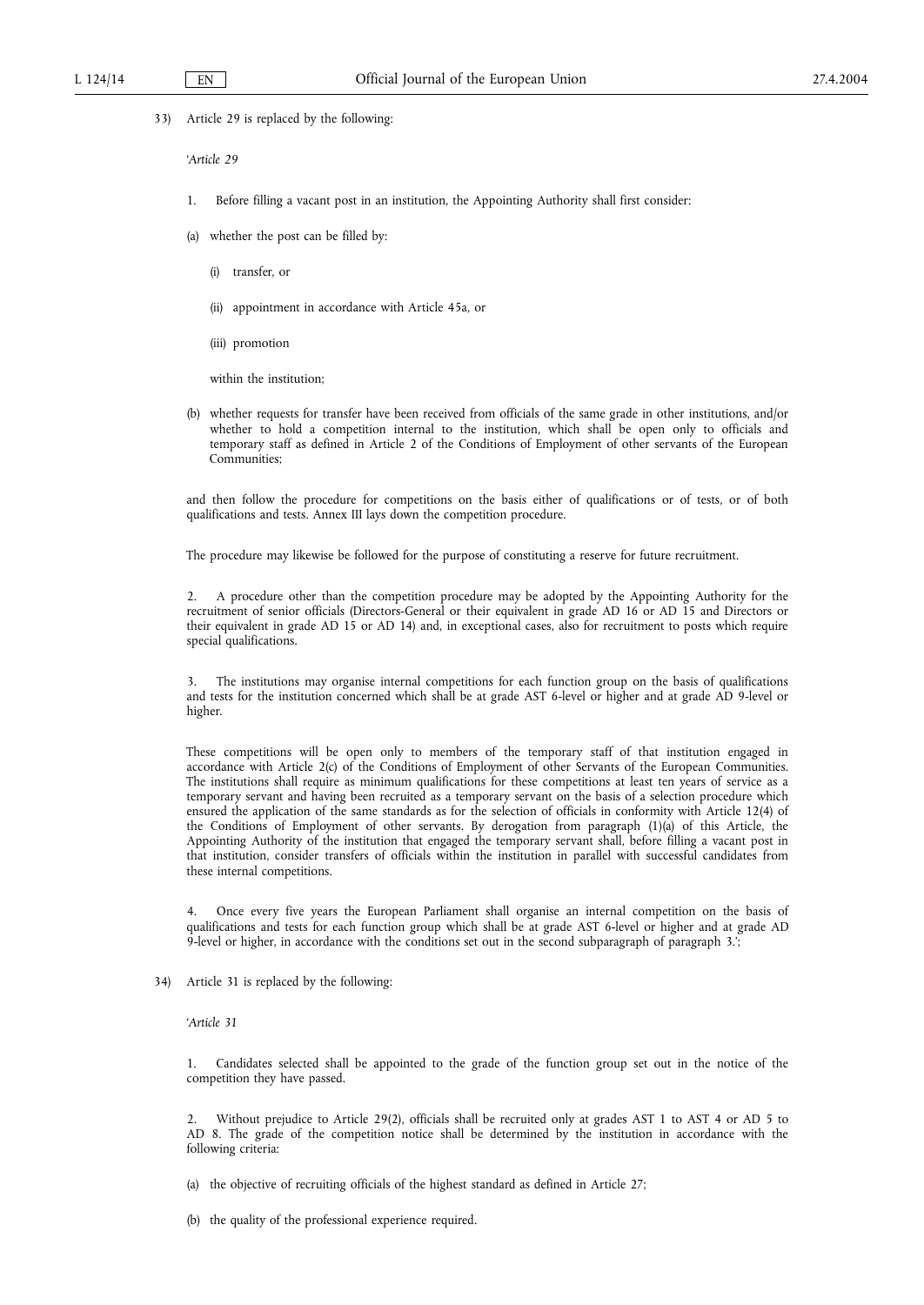33) Article 29 is replaced by the following:

'*Article 29*

1. Before filling a vacant post in an institution, the Appointing Authority shall first consider:

(a) whether the post can be filled by:

(i) transfer, or

(ii) appointment in accordance with Article 45a, or

(iii) promotion

within the institution;

(b) whether requests for transfer have been received from officials of the same grade in other institutions, and/or whether to hold a competition internal to the institution, which shall be open only to officials and temporary staff as defined in Article 2 of the Conditions of Employment of other servants of the European Communities;

and then follow the procedure for competitions on the basis either of qualifications or of tests, or of both qualifications and tests. Annex III lays down the competition procedure.

The procedure may likewise be followed for the purpose of constituting a reserve for future recruitment.

2. A procedure other than the competition procedure may be adopted by the Appointing Authority for the recruitment of senior officials (Directors-General or their equivalent in grade AD 16 or AD 15 and Directors or their equivalent in grade AD 15 or AD 14) and, in exceptional cases, also for recruitment to posts which require special qualifications.

3. The institutions may organise internal competitions for each function group on the basis of qualifications and tests for the institution concerned which shall be at grade AST 6-level or higher and at grade AD 9-level or higher.

These competitions will be open only to members of the temporary staff of that institution engaged in accordance with Article 2(c) of the Conditions of Employment of other Servants of the European Communities. The institutions shall require as minimum qualifications for these competitions at least ten years of service as a temporary servant and having been recruited as a temporary servant on the basis of a selection procedure which ensured the application of the same standards as for the selection of officials in conformity with Article 12(4) of the Conditions of Employment of other servants. By derogation from paragraph (1)(a) of this Article, the Appointing Authority of the institution that engaged the temporary servant shall, before filling a vacant post in that institution, consider transfers of officials within the institution in parallel with successful candidates from these internal competitions.

4. Once every five years the European Parliament shall organise an internal competition on the basis of qualifications and tests for each function group which shall be at grade AST 6-level or higher and at grade AD 9-level or higher, in accordance with the conditions set out in the second subparagraph of paragraph 3.';

34) Article 31 is replaced by the following:

'*Article 31*

1. Candidates selected shall be appointed to the grade of the function group set out in the notice of the competition they have passed.

2. Without prejudice to Article 29(2), officials shall be recruited only at grades AST 1 to AST 4 or AD 5 to AD 8. The grade of the competition notice shall be determined by the institution in accordance with the following criteria:

(a) the objective of recruiting officials of the highest standard as defined in Article 27;

(b) the quality of the professional experience required.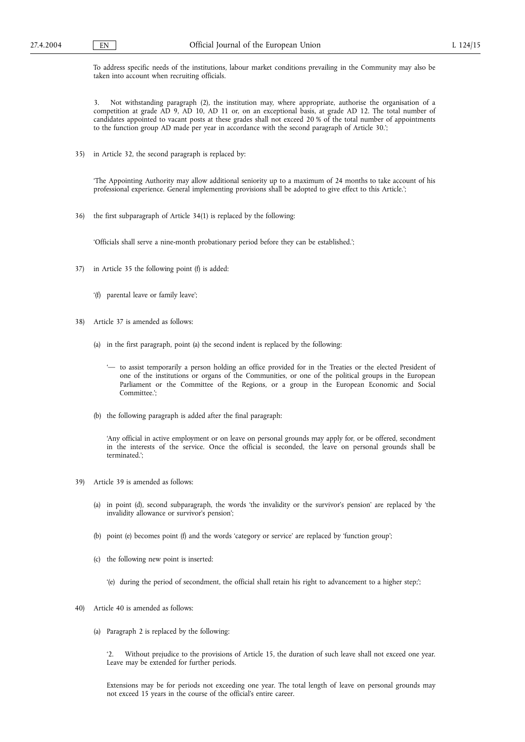To address specific needs of the institutions, labour market conditions prevailing in the Community may also be taken into account when recruiting officials.

3. Not withstanding paragraph (2), the institution may, where appropriate, authorise the organisation of a competition at grade AD 9, AD 10, AD 11 or, on an exceptional basis, at grade AD 12. The total number of candidates appointed to vacant posts at these grades shall not exceed 20 % of the total number of appointments to the function group AD made per year in accordance with the second paragraph of Article 30.';

35) in Article 32, the second paragraph is replaced by:

'The Appointing Authority may allow additional seniority up to a maximum of 24 months to take account of his professional experience. General implementing provisions shall be adopted to give effect to this Article.';

36) the first subparagraph of Article 34(1) is replaced by the following:

'Officials shall serve a nine-month probationary period before they can be established.';

37) in Article 35 the following point (f) is added:

'(f) parental leave or family leave';

38) Article 37 is amended as follows:

(a) in the first paragraph, point (a) the second indent is replaced by the following:

'— to assist temporarily a person holding an office provided for in the Treaties or the elected President of one of the institutions or organs of the Communities, or one of the political groups in the European Parliament or the Committee of the Regions, or a group in the European Economic and Social Committee.';

(b) the following paragraph is added after the final paragraph:

'Any official in active employment or on leave on personal grounds may apply for, or be offered, secondment in the interests of the service. Once the official is seconded, the leave on personal grounds shall be terminated.';

39) Article 39 is amended as follows:

(a) in point (d), second subparagraph, the words 'the invalidity or the survivor's pension' are replaced by 'the invalidity allowance or survivor's pension';

(b) point (e) becomes point (f) and the words 'category or service' are replaced by 'function group';

(c) the following new point is inserted:

'(e) during the period of secondment, the official shall retain his right to advancement to a higher step;';

40) Article 40 is amended as follows:

(a) Paragraph 2 is replaced by the following:

'2. Without prejudice to the provisions of Article 15, the duration of such leave shall not exceed one year. Leave may be extended for further periods.

Extensions may be for periods not exceeding one year. The total length of leave on personal grounds may not exceed 15 years in the course of the official's entire career.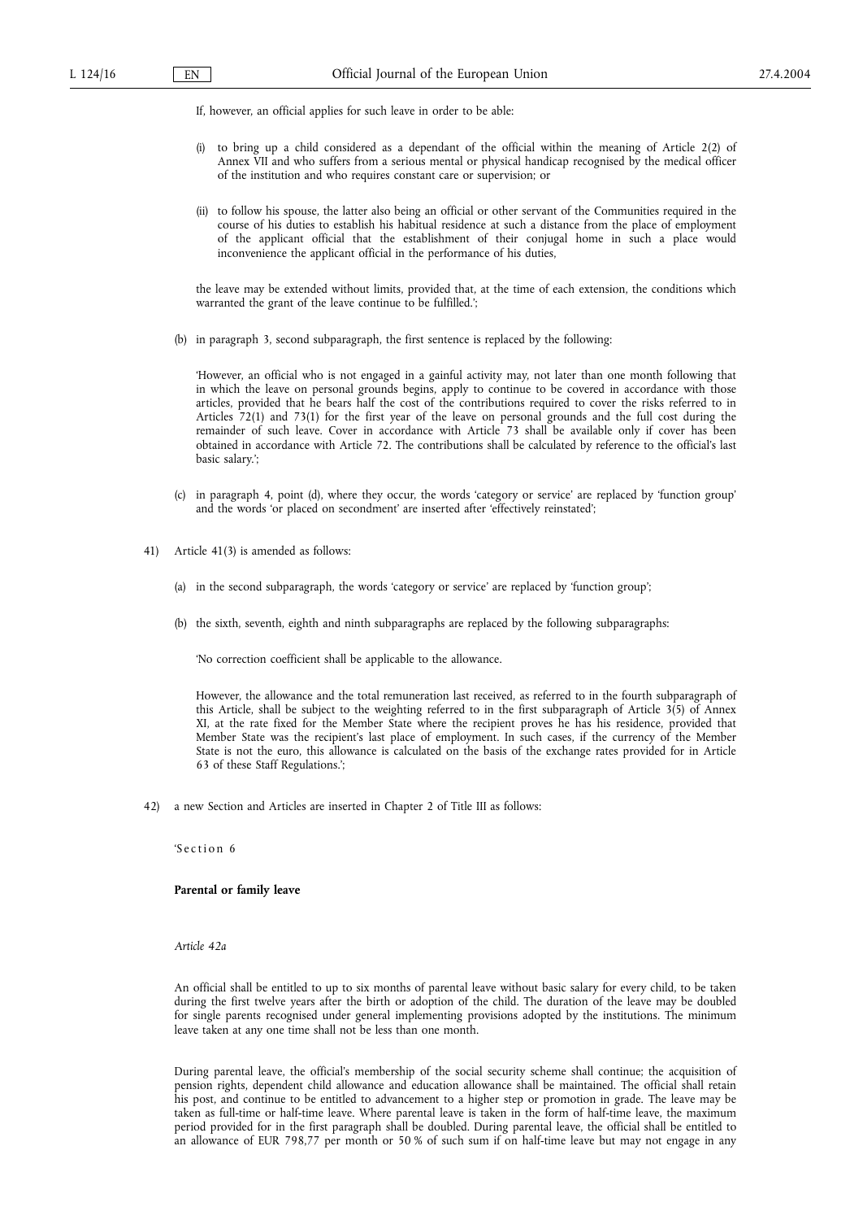If, however, an official applies for such leave in order to be able:

(i) to bring up a child considered as a dependant of the official within the meaning of Article 2(2) of Annex VII and who suffers from a serious mental or physical handicap recognised by the medical officer of the institution and who requires constant care or supervision; or

(ii) to follow his spouse, the latter also being an official or other servant of the Communities required in the course of his duties to establish his habitual residence at such a distance from the place of employment of the applicant official that the establishment of their conjugal home in such a place would inconvenience the applicant official in the performance of his duties,

the leave may be extended without limits, provided that, at the time of each extension, the conditions which warranted the grant of the leave continue to be fulfilled.';

(b) in paragraph 3, second subparagraph, the first sentence is replaced by the following:

'However, an official who is not engaged in a gainful activity may, not later than one month following that in which the leave on personal grounds begins, apply to continue to be covered in accordance with those articles, provided that he bears half the cost of the contributions required to cover the risks referred to in Articles 72(1) and 73(1) for the first year of the leave on personal grounds and the full cost during the remainder of such leave. Cover in accordance with Article 73 shall be available only if cover has been obtained in accordance with Article 72. The contributions shall be calculated by reference to the official's last basic salary.';

(c) in paragraph 4, point (d), where they occur, the words 'category or service' are replaced by 'function group' and the words 'or placed on secondment' are inserted after 'effectively reinstated';

41) Article 41(3) is amended as follows:

(a) in the second subparagraph, the words 'category or service' are replaced by 'function group';

(b) the sixth, seventh, eighth and ninth subparagraphs are replaced by the following subparagraphs:

'No correction coefficient shall be applicable to the allowance.

However, the allowance and the total remuneration last received, as referred to in the fourth subparagraph of this Article, shall be subject to the weighting referred to in the first subparagraph of Article 3(5) of Annex XI, at the rate fixed for the Member State where the recipient proves he has his residence, provided that Member State was the recipient's last place of employment. In such cases, if the currency of the Member State is not the euro, this allowance is calculated on the basis of the exchange rates provided for in Article 63 of these Staff Regulations.';

42) a new Section and Articles are inserted in Chapter 2 of Title III as follows:

'Section 6

**Parental or family leave**

*Article 42a*

An official shall be entitled to up to six months of parental leave without basic salary for every child, to be taken during the first twelve years after the birth or adoption of the child. The duration of the leave may be doubled for single parents recognised under general implementing provisions adopted by the institutions. The minimum leave taken at any one time shall not be less than one month.

During parental leave, the official's membership of the social security scheme shall continue; the acquisition of pension rights, dependent child allowance and education allowance shall be maintained. The official shall retain his post, and continue to be entitled to advancement to a higher step or promotion in grade. The leave may be taken as full-time or half-time leave. Where parental leave is taken in the form of half-time leave, the maximum period provided for in the first paragraph shall be doubled. During parental leave, the official shall be entitled to an allowance of EUR 798,77 per month or 50 % of such sum if on half-time leave but may not engage in any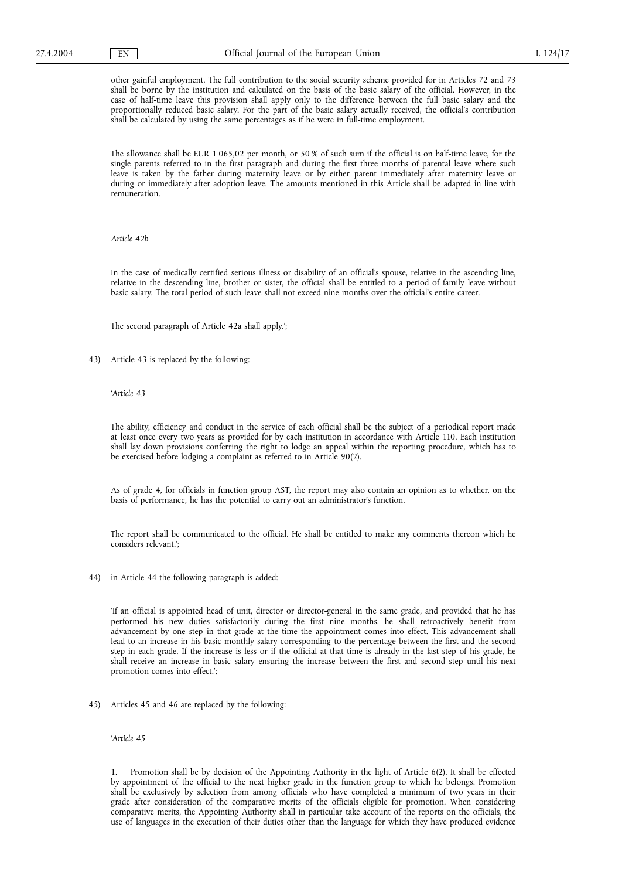other gainful employment. The full contribution to the social security scheme provided for in Articles 72 and 73 shall be borne by the institution and calculated on the basis of the basic salary of the official. However, in the case of half-time leave this provision shall apply only to the difference between the full basic salary and the proportionally reduced basic salary. For the part of the basic salary actually received, the official's contribution shall be calculated by using the same percentages as if he were in full-time employment.

The allowance shall be EUR 1 065,02 per month, or 50 % of such sum if the official is on half-time leave, for the single parents referred to in the first paragraph and during the first three months of parental leave where such leave is taken by the father during maternity leave or by either parent immediately after maternity leave or during or immediately after adoption leave. The amounts mentioned in this Article shall be adapted in line with remuneration.

*Article 42b*

In the case of medically certified serious illness or disability of an official's spouse, relative in the ascending line, relative in the descending line, brother or sister, the official shall be entitled to a period of family leave without basic salary. The total period of such leave shall not exceed nine months over the official's entire career.

The second paragraph of Article 42a shall apply.';

43) Article 43 is replaced by the following:

'*Article 43*

The ability, efficiency and conduct in the service of each official shall be the subject of a periodical report made at least once every two years as provided for by each institution in accordance with Article 110. Each institution shall lay down provisions conferring the right to lodge an appeal within the reporting procedure, which has to be exercised before lodging a complaint as referred to in Article 90(2).

As of grade 4, for officials in function group AST, the report may also contain an opinion as to whether, on the basis of performance, he has the potential to carry out an administrator's function.

The report shall be communicated to the official. He shall be entitled to make any comments thereon which he considers relevant.';

44) in Article 44 the following paragraph is added:

'If an official is appointed head of unit, director or director-general in the same grade, and provided that he has performed his new duties satisfactorily during the first nine months, he shall retroactively benefit from advancement by one step in that grade at the time the appointment comes into effect. This advancement shall lead to an increase in his basic monthly salary corresponding to the percentage between the first and the second step in each grade. If the increase is less or if the official at that time is already in the last step of his grade, he shall receive an increase in basic salary ensuring the increase between the first and second step until his next promotion comes into effect.';

45) Articles 45 and 46 are replaced by the following:

'*Article 45*

1. Promotion shall be by decision of the Appointing Authority in the light of Article 6(2). It shall be effected by appointment of the official to the next higher grade in the function group to which he belongs. Promotion shall be exclusively by selection from among officials who have completed a minimum of two years in their grade after consideration of the comparative merits of the officials eligible for promotion. When considering comparative merits, the Appointing Authority shall in particular take account of the reports on the officials, the use of languages in the execution of their duties other than the language for which they have produced evidence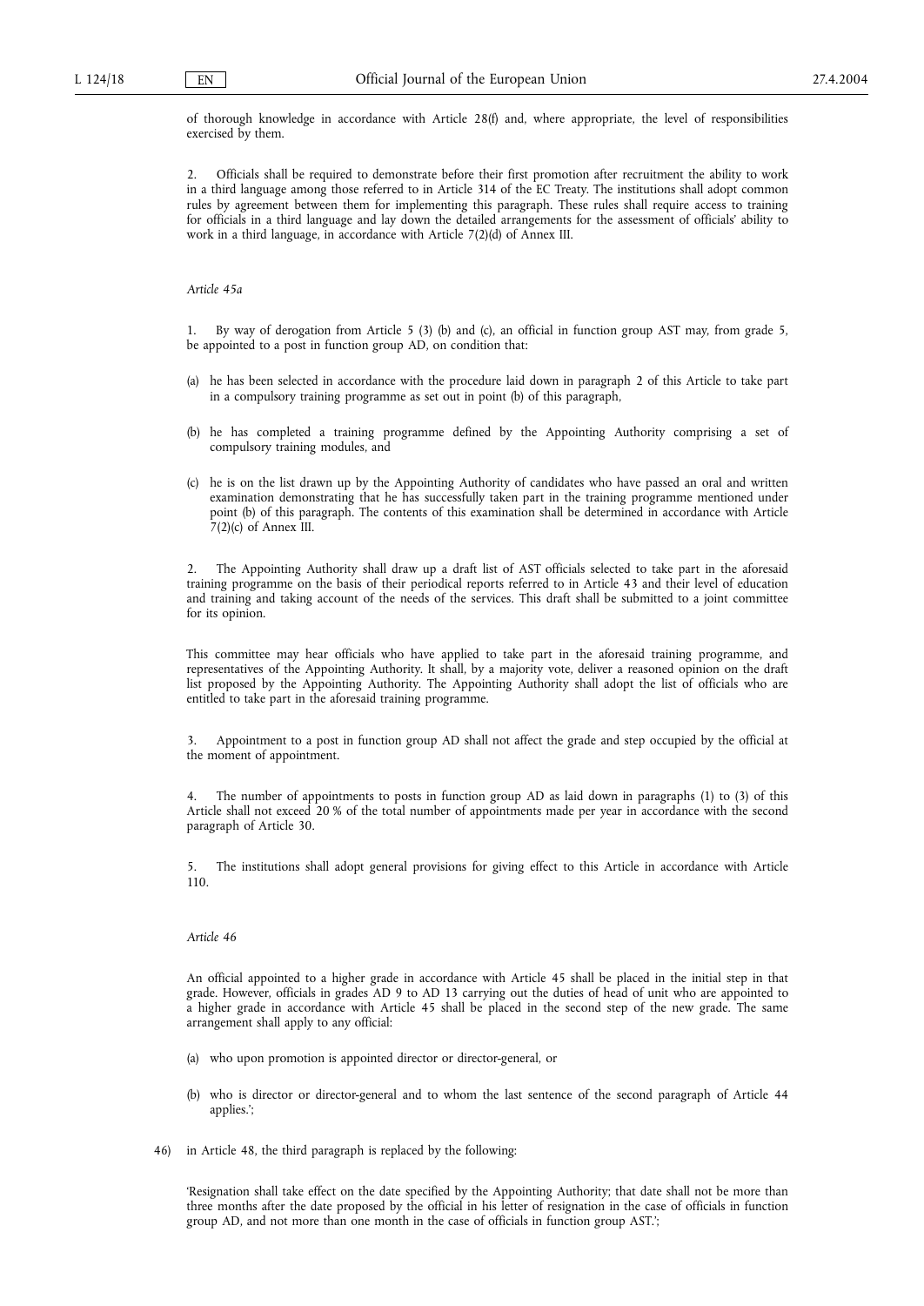of thorough knowledge in accordance with Article 28(f) and, where appropriate, the level of responsibilities exercised by them.

2. Officials shall be required to demonstrate before their first promotion after recruitment the ability to work in a third language among those referred to in Article 314 of the EC Treaty. The institutions shall adopt common rules by agreement between them for implementing this paragraph. These rules shall require access to training for officials in a third language and lay down the detailed arrangements for the assessment of officials' ability to work in a third language, in accordance with Article 7(2)(d) of Annex III.

*Article 45a*

1. By way of derogation from Article 5 (3) (b) and (c), an official in function group AST may, from grade 5, be appointed to a post in function group AD, on condition that:

(a) he has been selected in accordance with the procedure laid down in paragraph 2 of this Article to take part in a compulsory training programme as set out in point (b) of this paragraph,

(b) he has completed a training programme defined by the Appointing Authority comprising a set of compulsory training modules, and

(c) he is on the list drawn up by the Appointing Authority of candidates who have passed an oral and written examination demonstrating that he has successfully taken part in the training programme mentioned under point (b) of this paragraph. The contents of this examination shall be determined in accordance with Article 7(2)(c) of Annex III.

2. The Appointing Authority shall draw up a draft list of AST officials selected to take part in the aforesaid training programme on the basis of their periodical reports referred to in Article 43 and their level of education and training and taking account of the needs of the services. This draft shall be submitted to a joint committee for its opinion.

This committee may hear officials who have applied to take part in the aforesaid training programme, and representatives of the Appointing Authority. It shall, by a majority vote, deliver a reasoned opinion on the draft list proposed by the Appointing Authority. The Appointing Authority shall adopt the list of officials who are entitled to take part in the aforesaid training programme.

3. Appointment to a post in function group AD shall not affect the grade and step occupied by the official at the moment of appointment.

4. The number of appointments to posts in function group AD as laid down in paragraphs (1) to (3) of this Article shall not exceed 20 % of the total number of appointments made per year in accordance with the second paragraph of Article 30.

5. The institutions shall adopt general provisions for giving effect to this Article in accordance with Article 110.

*Article 46*

An official appointed to a higher grade in accordance with Article 45 shall be placed in the initial step in that grade. However, officials in grades AD 9 to AD 13 carrying out the duties of head of unit who are appointed to a higher grade in accordance with Article 45 shall be placed in the second step of the new grade. The same arrangement shall apply to any official:

(a) who upon promotion is appointed director or director-general, or

(b) who is director or director-general and to whom the last sentence of the second paragraph of Article 44 applies.';

46) in Article 48, the third paragraph is replaced by the following:

'Resignation shall take effect on the date specified by the Appointing Authority; that date shall not be more than three months after the date proposed by the official in his letter of resignation in the case of officials in function group AD, and not more than one month in the case of officials in function group AST.';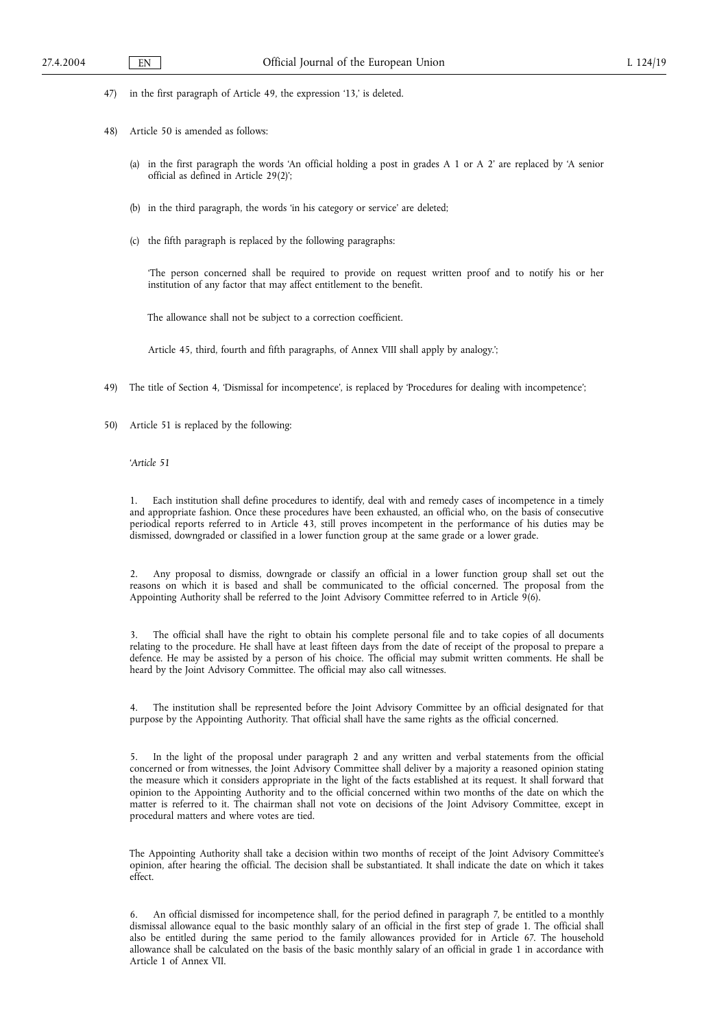47) in the first paragraph of Article 49, the expression '13,' is deleted.

48) Article 50 is amended as follows:

(a) in the first paragraph the words 'An official holding a post in grades A 1 or A 2' are replaced by 'A senior official as defined in Article 29(2)';

(b) in the third paragraph, the words 'in his category or service' are deleted;

(c) the fifth paragraph is replaced by the following paragraphs:

'The person concerned shall be required to provide on request written proof and to notify his or her institution of any factor that may affect entitlement to the benefit.

The allowance shall not be subject to a correction coefficient.

Article 45, third, fourth and fifth paragraphs, of Annex VIII shall apply by analogy.';

49) The title of Section 4, 'Dismissal for incompetence', is replaced by 'Procedures for dealing with incompetence';

50) Article 51 is replaced by the following:

'*Article 51*

1. Each institution shall define procedures to identify, deal with and remedy cases of incompetence in a timely and appropriate fashion. Once these procedures have been exhausted, an official who, on the basis of consecutive periodical reports referred to in Article 43, still proves incompetent in the performance of his duties may be dismissed, downgraded or classified in a lower function group at the same grade or a lower grade.

2. Any proposal to dismiss, downgrade or classify an official in a lower function group shall set out the reasons on which it is based and shall be communicated to the official concerned. The proposal from the Appointing Authority shall be referred to the Joint Advisory Committee referred to in Article 9(6).

3. The official shall have the right to obtain his complete personal file and to take copies of all documents relating to the procedure. He shall have at least fifteen days from the date of receipt of the proposal to prepare a defence. He may be assisted by a person of his choice. The official may submit written comments. He shall be heard by the Joint Advisory Committee. The official may also call witnesses.

4. The institution shall be represented before the Joint Advisory Committee by an official designated for that purpose by the Appointing Authority. That official shall have the same rights as the official concerned.

5. In the light of the proposal under paragraph 2 and any written and verbal statements from the official concerned or from witnesses, the Joint Advisory Committee shall deliver by a majority a reasoned opinion stating the measure which it considers appropriate in the light of the facts established at its request. It shall forward that opinion to the Appointing Authority and to the official concerned within two months of the date on which the matter is referred to it. The chairman shall not vote on decisions of the Joint Advisory Committee, except in procedural matters and where votes are tied.

The Appointing Authority shall take a decision within two months of receipt of the Joint Advisory Committee's opinion, after hearing the official. The decision shall be substantiated. It shall indicate the date on which it takes effect.

6. An official dismissed for incompetence shall, for the period defined in paragraph 7, be entitled to a monthly dismissal allowance equal to the basic monthly salary of an official in the first step of grade 1. The official shall also be entitled during the same period to the family allowances provided for in Article 67. The household allowance shall be calculated on the basis of the basic monthly salary of an official in grade 1 in accordance with Article 1 of Annex VII.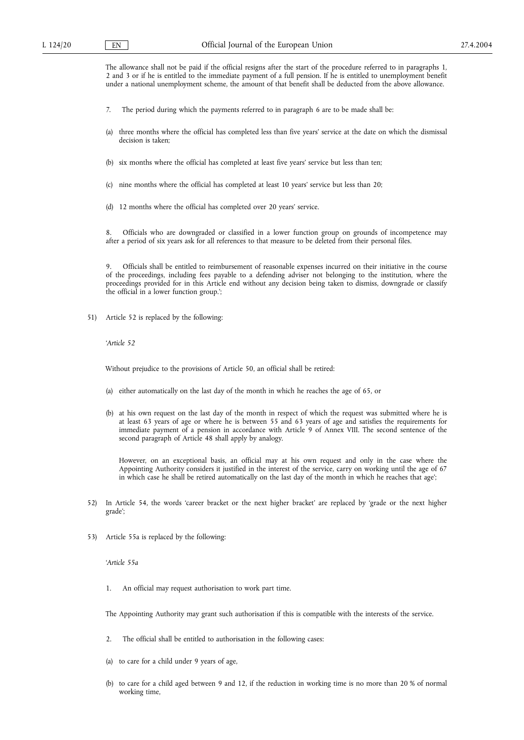The allowance shall not be paid if the official resigns after the start of the procedure referred to in paragraphs 1, 2 and 3 or if he is entitled to the immediate payment of a full pension. If he is entitled to unemployment benefit under a national unemployment scheme, the amount of that benefit shall be deducted from the above allowance.

7. The period during which the payments referred to in paragraph 6 are to be made shall be:

(a) three months where the official has completed less than five years' service at the date on which the dismissal decision is taken;

(b) six months where the official has completed at least five years' service but less than ten;

(c) nine months where the official has completed at least 10 years' service but less than 20;

(d) 12 months where the official has completed over 20 years' service.

8. Officials who are downgraded or classified in a lower function group on grounds of incompetence may after a period of six years ask for all references to that measure to be deleted from their personal files.

9. Officials shall be entitled to reimbursement of reasonable expenses incurred on their initiative in the course of the proceedings, including fees payable to a defending adviser not belonging to the institution, where the proceedings provided for in this Article end without any decision being taken to dismiss, downgrade or classify the official in a lower function group.';

51) Article 52 is replaced by the following:

'*Article 52*

Without prejudice to the provisions of Article 50, an official shall be retired:

(a) either automatically on the last day of the month in which he reaches the age of 65, or

(b) at his own request on the last day of the month in respect of which the request was submitted where he is at least 63 years of age or where he is between 55 and 63 years of age and satisfies the requirements for immediate payment of a pension in accordance with Article 9 of Annex VIII. The second sentence of the second paragraph of Article 48 shall apply by analogy.

However, on an exceptional basis, an official may at his own request and only in the case where the Appointing Authority considers it justified in the interest of the service, carry on working until the age of 67 in which case he shall be retired automatically on the last day of the month in which he reaches that age';

52) In Article 54, the words 'career bracket or the next higher bracket' are replaced by 'grade or the next higher grade';

53) Article 55a is replaced by the following:

'*Article 55a*

1. An official may request authorisation to work part time.

The Appointing Authority may grant such authorisation if this is compatible with the interests of the service.

2. The official shall be entitled to authorisation in the following cases:

(a) to care for a child under 9 years of age,

(b) to care for a child aged between 9 and 12, if the reduction in working time is no more than 20 % of normal working time,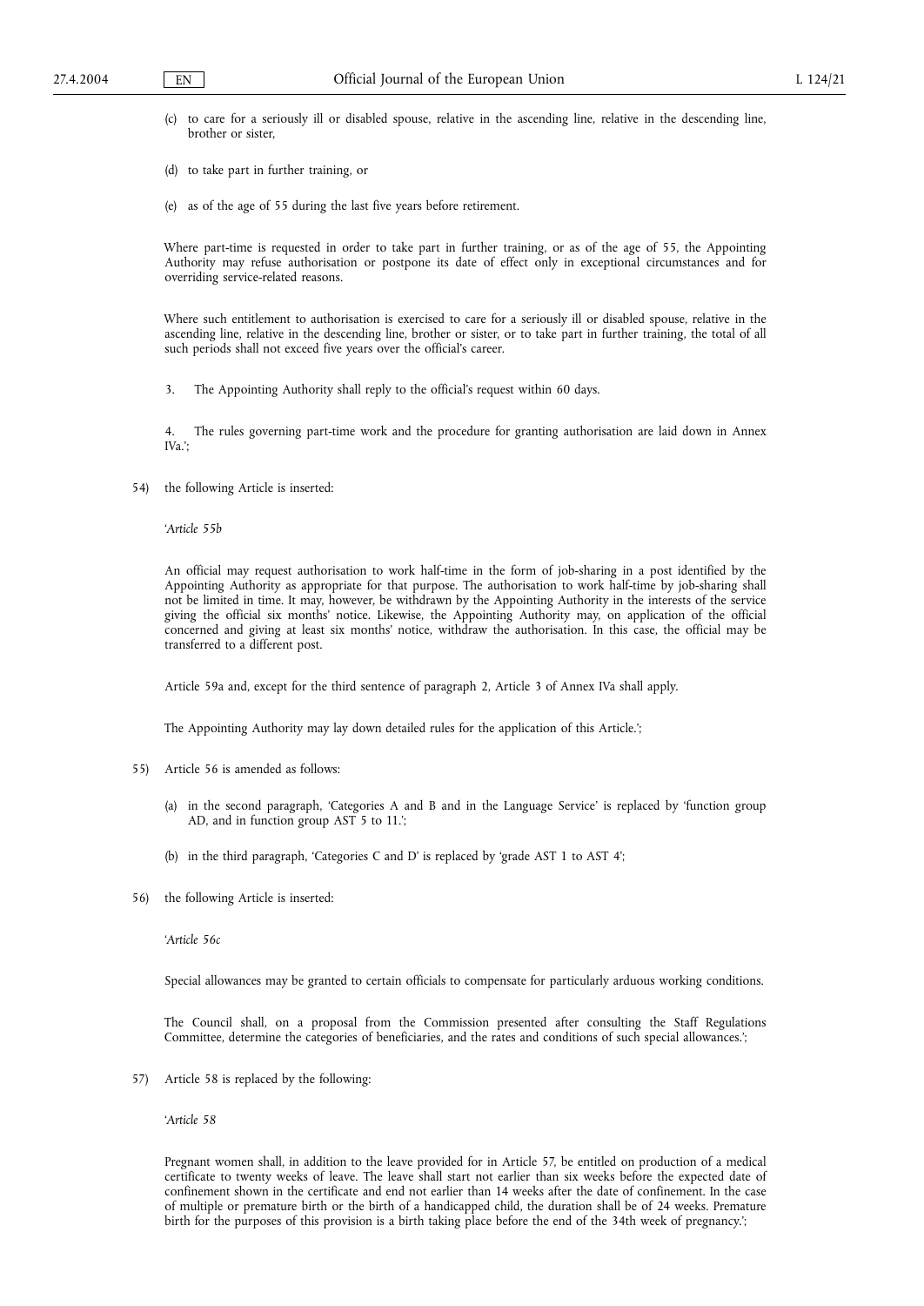(c) to care for a seriously ill or disabled spouse, relative in the ascending line, relative in the descending line, brother or sister,

(d) to take part in further training, or

(e) as of the age of 55 during the last five years before retirement.

Where part-time is requested in order to take part in further training, or as of the age of 55, the Appointing Authority may refuse authorisation or postpone its date of effect only in exceptional circumstances and for overriding service-related reasons.

Where such entitlement to authorisation is exercised to care for a seriously ill or disabled spouse, relative in the ascending line, relative in the descending line, brother or sister, or to take part in further training, the total of all such periods shall not exceed five years over the official's career.

3. The Appointing Authority shall reply to the official's request within 60 days.

4. The rules governing part-time work and the procedure for granting authorisation are laid down in Annex IVa.';

54) the following Article is inserted:

'*Article 55b*

An official may request authorisation to work half-time in the form of job-sharing in a post identified by the Appointing Authority as appropriate for that purpose. The authorisation to work half-time by job-sharing shall not be limited in time. It may, however, be withdrawn by the Appointing Authority in the interests of the service giving the official six months' notice. Likewise, the Appointing Authority may, on application of the official concerned and giving at least six months' notice, withdraw the authorisation. In this case, the official may be transferred to a different post.

Article 59a and, except for the third sentence of paragraph 2, Article 3 of Annex IVa shall apply.

The Appointing Authority may lay down detailed rules for the application of this Article.';

55) Article 56 is amended as follows:

(a) in the second paragraph, 'Categories A and B and in the Language Service' is replaced by 'function group AD, and in function group AST 5 to 11.';

(b) in the third paragraph, 'Categories C and D' is replaced by 'grade AST 1 to AST 4';

56) the following Article is inserted:

'*Article 56c*

Special allowances may be granted to certain officials to compensate for particularly arduous working conditions.

The Council shall, on a proposal from the Commission presented after consulting the Staff Regulations Committee, determine the categories of beneficiaries, and the rates and conditions of such special allowances.';

57) Article 58 is replaced by the following:

'*Article 58*

Pregnant women shall, in addition to the leave provided for in Article 57, be entitled on production of a medical certificate to twenty weeks of leave. The leave shall start not earlier than six weeks before the expected date of confinement shown in the certificate and end not earlier than 14 weeks after the date of confinement. In the case of multiple or premature birth or the birth of a handicapped child, the duration shall be of 24 weeks. Premature birth for the purposes of this provision is a birth taking place before the end of the 34th week of pregnancy.';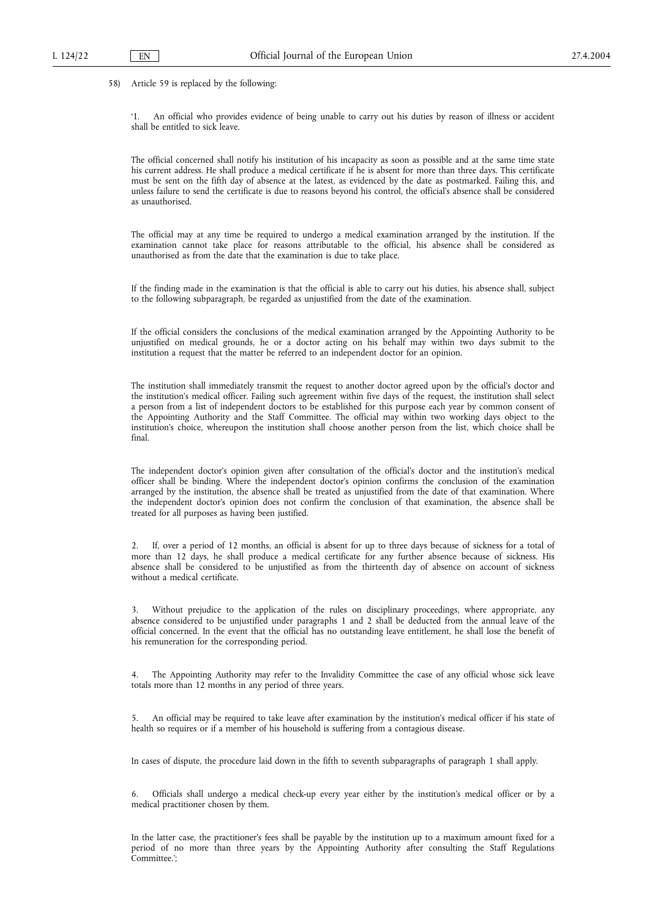58) Article 59 is replaced by the following:

'1. An official who provides evidence of being unable to carry out his duties by reason of illness or accident shall be entitled to sick leave.

The official concerned shall notify his institution of his incapacity as soon as possible and at the same time state his current address. He shall produce a medical certificate if he is absent for more than three days. This certificate must be sent on the fifth day of absence at the latest, as evidenced by the date as postmarked. Failing this, and unless failure to send the certificate is due to reasons beyond his control, the official's absence shall be considered as unauthorised.

The official may at any time be required to undergo a medical examination arranged by the institution. If the examination cannot take place for reasons attributable to the official, his absence shall be considered as unauthorised as from the date that the examination is due to take place.

If the finding made in the examination is that the official is able to carry out his duties, his absence shall, subject to the following subparagraph, be regarded as unjustified from the date of the examination.

If the official considers the conclusions of the medical examination arranged by the Appointing Authority to be unjustified on medical grounds, he or a doctor acting on his behalf may within two days submit to the institution a request that the matter be referred to an independent doctor for an opinion.

The institution shall immediately transmit the request to another doctor agreed upon by the official's doctor and the institution's medical officer. Failing such agreement within five days of the request, the institution shall select a person from a list of independent doctors to be established for this purpose each year by common consent of the Appointing Authority and the Staff Committee. The official may within two working days object to the institution's choice, whereupon the institution shall choose another person from the list, which choice shall be final.

The independent doctor's opinion given after consultation of the official's doctor and the institution's medical officer shall be binding. Where the independent doctor's opinion confirms the conclusion of the examination arranged by the institution, the absence shall be treated as unjustified from the date of that examination. Where the independent doctor's opinion does not confirm the conclusion of that examination, the absence shall be treated for all purposes as having been justified.

2. If, over a period of 12 months, an official is absent for up to three days because of sickness for a total of more than 12 days, he shall produce a medical certificate for any further absence because of sickness. His absence shall be considered to be unjustified as from the thirteenth day of absence on account of sickness without a medical certificate.

3. Without prejudice to the application of the rules on disciplinary proceedings, where appropriate, any absence considered to be unjustified under paragraphs 1 and 2 shall be deducted from the annual leave of the official concerned. In the event that the official has no outstanding leave entitlement, he shall lose the benefit of his remuneration for the corresponding period.

4. The Appointing Authority may refer to the Invalidity Committee the case of any official whose sick leave totals more than 12 months in any period of three years.

5. An official may be required to take leave after examination by the institution's medical officer if his state of health so requires or if a member of his household is suffering from a contagious disease.

In cases of dispute, the procedure laid down in the fifth to seventh subparagraphs of paragraph 1 shall apply.

6. Officials shall undergo a medical check-up every year either by the institution's medical officer or by a medical practitioner chosen by them.

In the latter case, the practitioner's fees shall be payable by the institution up to a maximum amount fixed for a period of no more than three years by the Appointing Authority after consulting the Staff Regulations Committee.';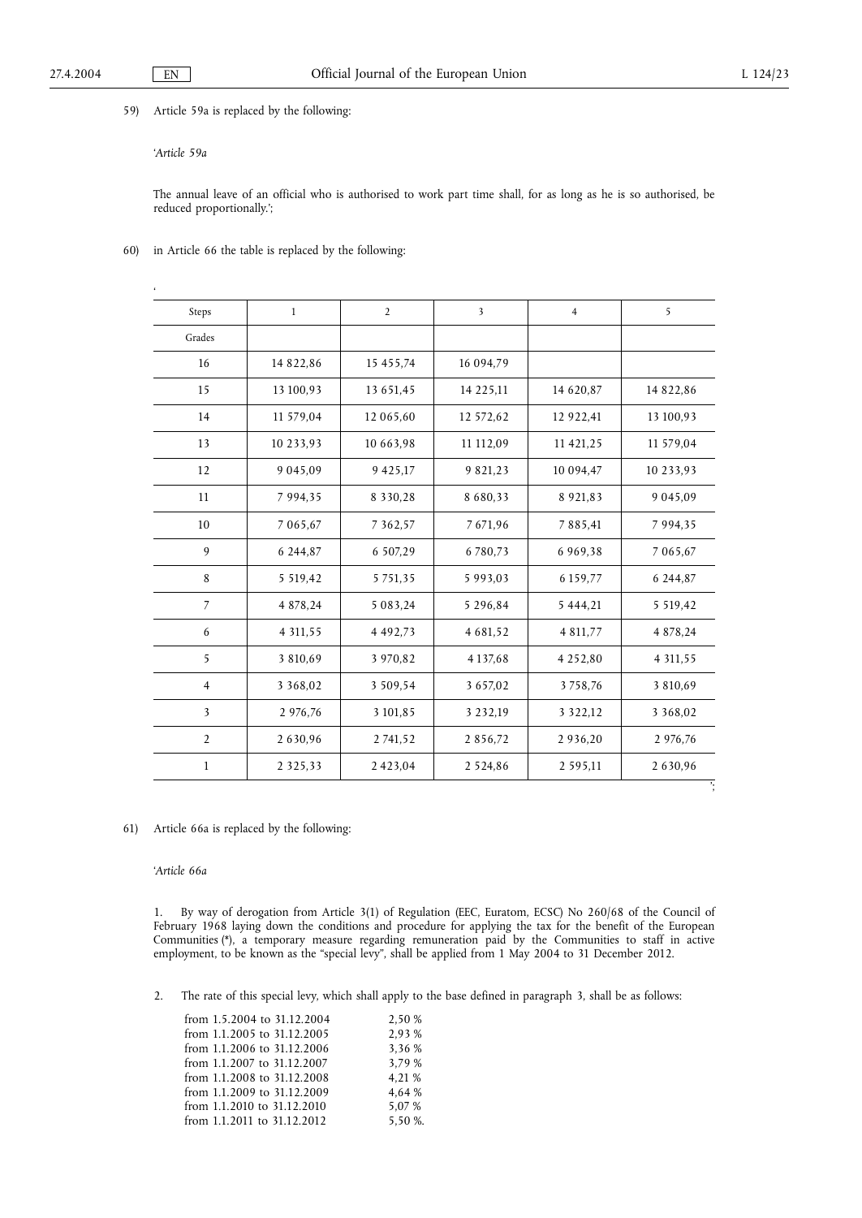59) Article 59a is replaced by the following:

'*Article 59a*

The annual leave of an official who is authorised to work part time shall, for as long as he is so authorised, be reduced proportionally.';

60) in Article 66 the table is replaced by the following:

'

| Steps | 1 | 2 | 3 | 4 | 5 |
|---|---|---|---|---|---|
| Grades | | | | | |
| 16 | 14 822,86 | 15 455,74 | 16 094,79 | | |
| 15 | 13 100,93 | 13 651,45 | 14 225,11 | 14 620,87 | 14 822,86 |
| 14 | 11 579,04 | 12 065,60 | 12 572,62 | 12 922,41 | 13 100,93 |
| 13 | 10 233,93 | 10 663,98 | 11 112,09 | 11 421,25 | 11 579,04 |
| 12 | 9 045,09 | 9 425,17 | 9 821,23 | 10 094,47 | 10 233,93 |
| 11 | 7 994,35 | 8 330,28 | 8 680,33 | 8 921,83 | 9 045,09 |
| 10 | 7 065,67 | 7 362,57 | 7 671,96 | 7 885,41 | 7 994,35 |
| 9 | 6 244,87 | 6 507,29 | 6 780,73 | 6 969,38 | 7 065,67 |
| 8 | 5 519,42 | 5 751,35 | 5 993,03 | 6 159,77 | 6 244,87 |
| 7 | 4 878,24 | 5 083,24 | 5 296,84 | 5 444,21 | 5 519,42 |
| 6 | 4 311,55 | 4 492,73 | 4 681,52 | 4 811,77 | 4 878,24 |
| 5 | 3 810,69 | 3 970,82 | 4 137,68 | 4 252,80 | 4 311,55 |
| 4 | 3 368,02 | 3 509,54 | 3 657,02 | 3 758,76 | 3 810,69 |
| 3 | 2 976,76 | 3 101,85 | 3 232,19 | 3 322,12 | 3 368,02 |
| 2 | 2 630,96 | 2 741,52 | 2 856,72 | 2 936,20 | 2 976,76 |
| 1 | 2 325,33 | 2 423,04 | 2 524,86 | 2 595,11 | 2 630,96 |

';

61) Article 66a is replaced by the following:

'*Article 66a*

1. By way of derogation from Article 3(1) of Regulation (EEC, Euratom, ECSC) No 260/68 of the Council of February 1968 laying down the conditions and procedure for applying the tax for the benefit of the European Communities (*), a temporary measure regarding remuneration paid by the Communities to staff in active employment, to be known as the "special levy", shall be applied from 1 May 2004 to 31 December 2012.

2. The rate of this special levy, which shall apply to the base defined in paragraph 3, shall be as follows:

from 1.5.2004 to 31.12.2004 2,50 %
from 1.1.2005 to 31.12.2005 2,93 %
from 1.1.2006 to 31.12.2006 3,36 %
from 1.1.2007 to 31.12.2007 3,79 %
from 1.1.2008 to 31.12.2008 4,21 %
from 1.1.2009 to 31.12.2009 4,64 %
from 1.1.2010 to 31.12.2010 5,07 %
from 1.1.2011 to 31.12.2012 5,50 %.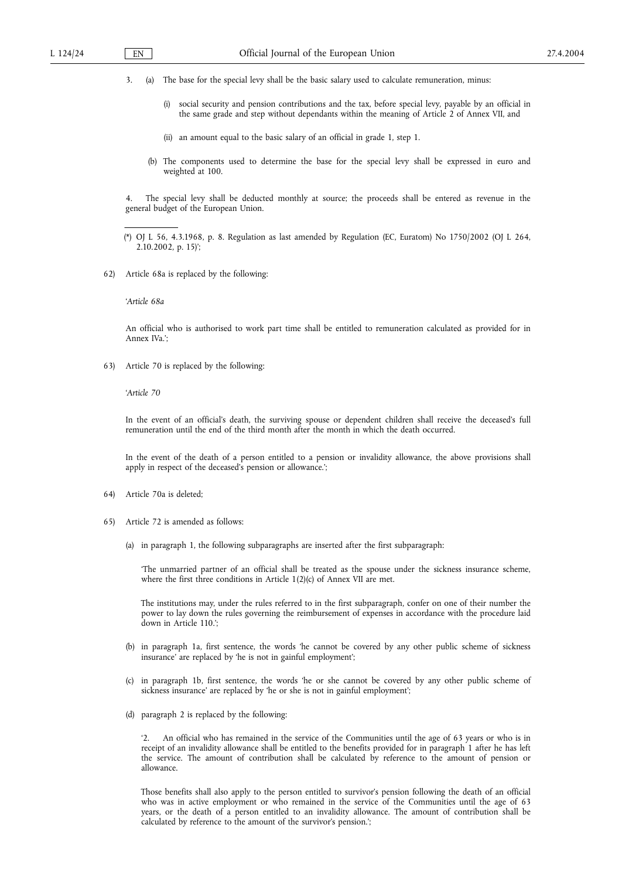3. (a) The base for the special levy shall be the basic salary used to calculate remuneration, minus:

   (i) social security and pension contributions and the tax, before special levy, payable by an official in the same grade and step without dependants within the meaning of Article 2 of Annex VII, and

   (ii) an amount equal to the basic salary of an official in grade 1, step 1.

   (b) The components used to determine the base for the special levy shall be expressed in euro and weighted at 100.

4. The special levy shall be deducted monthly at source; the proceeds shall be entered as revenue in the general budget of the European Union.

(*) OJ L 56, 4.3.1968, p. 8. Regulation as last amended by Regulation (EC, Euratom) No 1750/2002 (OJ L 264, 2.10.2002, p. 15)';

62) Article 68a is replaced by the following:

'*Article 68a*

An official who is authorised to work part time shall be entitled to remuneration calculated as provided for in Annex IVa.';

63) Article 70 is replaced by the following:

'*Article 70*

In the event of an official's death, the surviving spouse or dependent children shall receive the deceased's full remuneration until the end of the third month after the month in which the death occurred.

In the event of the death of a person entitled to a pension or invalidity allowance, the above provisions shall apply in respect of the deceased's pension or allowance.';

64) Article 70a is deleted;

65) Article 72 is amended as follows:

   (a) in paragraph 1, the following subparagraphs are inserted after the first subparagraph:

   'The unmarried partner of an official shall be treated as the spouse under the sickness insurance scheme, where the first three conditions in Article 1(2)(c) of Annex VII are met.

   The institutions may, under the rules referred to in the first subparagraph, confer on one of their number the power to lay down the rules governing the reimbursement of expenses in accordance with the procedure laid down in Article 110.';

   (b) in paragraph 1a, first sentence, the words 'he cannot be covered by any other public scheme of sickness insurance' are replaced by 'he is not in gainful employment';

   (c) in paragraph 1b, first sentence, the words 'he or she cannot be covered by any other public scheme of sickness insurance' are replaced by 'he or she is not in gainful employment';

   (d) paragraph 2 is replaced by the following:

   '2. An official who has remained in the service of the Communities until the age of 63 years or who is in receipt of an invalidity allowance shall be entitled to the benefits provided for in paragraph 1 after he has left the service. The amount of contribution shall be calculated by reference to the amount of pension or allowance.

   Those benefits shall also apply to the person entitled to survivor's pension following the death of an official who was in active employment or who remained in the service of the Communities until the age of 63 years, or the death of a person entitled to an invalidity allowance. The amount of contribution shall be calculated by reference to the amount of the survivor's pension.';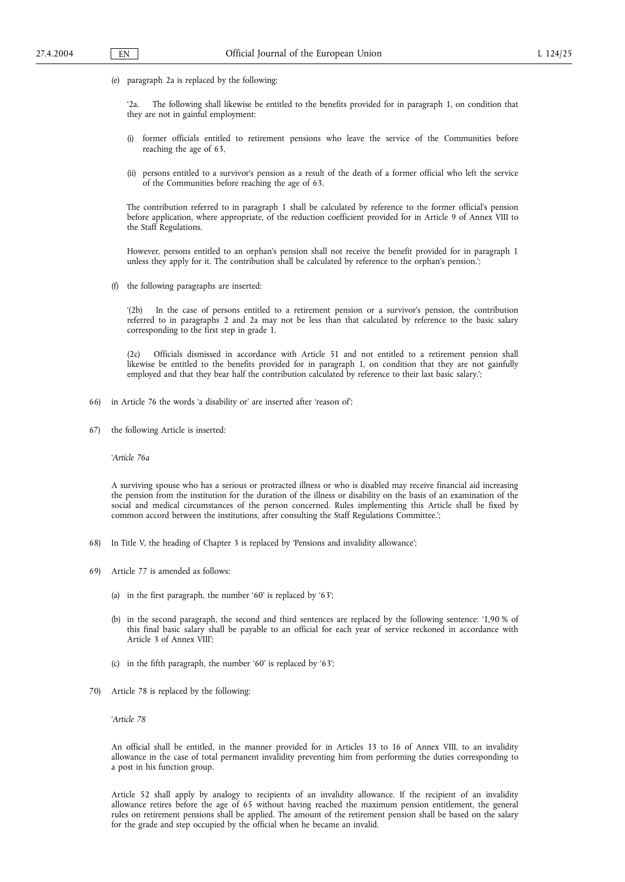(e) paragraph 2a is replaced by the following:

'2a. The following shall likewise be entitled to the benefits provided for in paragraph 1, on condition that they are not in gainful employment:

(i) former officials entitled to retirement pensions who leave the service of the Communities before reaching the age of 63,

(ii) persons entitled to a survivor's pension as a result of the death of a former official who left the service of the Communities before reaching the age of 63.

The contribution referred to in paragraph 1 shall be calculated by reference to the former official's pension before application, where appropriate, of the reduction coefficient provided for in Article 9 of Annex VIII to the Staff Regulations.

However, persons entitled to an orphan's pension shall not receive the benefit provided for in paragraph 1 unless they apply for it. The contribution shall be calculated by reference to the orphan's pension.';

(f) the following paragraphs are inserted:

'(2b) In the case of persons entitled to a retirement pension or a survivor's pension, the contribution referred to in paragraphs 2 and 2a may not be less than that calculated by reference to the basic salary corresponding to the first step in grade 1.

(2c) Officials dismissed in accordance with Article 51 and not entitled to a retirement pension shall likewise be entitled to the benefits provided for in paragraph 1, on condition that they are not gainfully employed and that they bear half the contribution calculated by reference to their last basic salary.';

66) in Article 76 the words 'a disability or' are inserted after 'reason of';

67) the following Article is inserted:

'*Article 76a*

A surviving spouse who has a serious or protracted illness or who is disabled may receive financial aid increasing the pension from the institution for the duration of the illness or disability on the basis of an examination of the social and medical circumstances of the person concerned. Rules implementing this Article shall be fixed by common accord between the institutions, after consulting the Staff Regulations Committee.';

68) In Title V, the heading of Chapter 3 is replaced by 'Pensions and invalidity allowance';

69) Article 77 is amended as follows:

(a) in the first paragraph, the number '60' is replaced by '63';

(b) in the second paragraph, the second and third sentences are replaced by the following sentence: '1,90 % of this final basic salary shall be payable to an official for each year of service reckoned in accordance with Article 3 of Annex VIII';

(c) in the fifth paragraph, the number '60' is replaced by '63';

70) Article 78 is replaced by the following:

'*Article 78*

An official shall be entitled, in the manner provided for in Articles 13 to 16 of Annex VIII, to an invalidity allowance in the case of total permanent invalidity preventing him from performing the duties corresponding to a post in his function group.

Article 52 shall apply by analogy to recipients of an invalidity allowance. If the recipient of an invalidity allowance retires before the age of 65 without having reached the maximum pension entitlement, the general rules on retirement pensions shall be applied. The amount of the retirement pension shall be based on the salary for the grade and step occupied by the official when he became an invalid.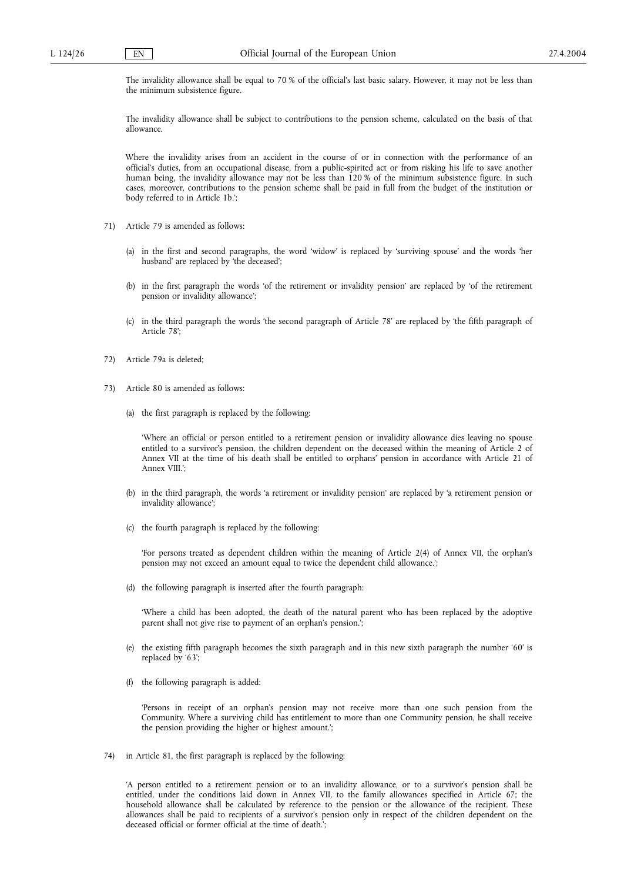The invalidity allowance shall be equal to 70 % of the official's last basic salary. However, it may not be less than the minimum subsistence figure.

The invalidity allowance shall be subject to contributions to the pension scheme, calculated on the basis of that allowance.

Where the invalidity arises from an accident in the course of or in connection with the performance of an official's duties, from an occupational disease, from a public-spirited act or from risking his life to save another human being, the invalidity allowance may not be less than 120 % of the minimum subsistence figure. In such cases, moreover, contributions to the pension scheme shall be paid in full from the budget of the institution or body referred to in Article 1b.';

71) Article 79 is amended as follows:

(a) in the first and second paragraphs, the word 'widow' is replaced by 'surviving spouse' and the words 'her husband' are replaced by 'the deceased';

(b) in the first paragraph the words 'of the retirement or invalidity pension' are replaced by 'of the retirement pension or invalidity allowance';

(c) in the third paragraph the words 'the second paragraph of Article 78' are replaced by 'the fifth paragraph of Article 78';

72) Article 79a is deleted;

73) Article 80 is amended as follows:

(a) the first paragraph is replaced by the following:

'Where an official or person entitled to a retirement pension or invalidity allowance dies leaving no spouse entitled to a survivor's pension, the children dependent on the deceased within the meaning of Article 2 of Annex VII at the time of his death shall be entitled to orphans' pension in accordance with Article 21 of Annex VIII.';

(b) in the third paragraph, the words 'a retirement or invalidity pension' are replaced by 'a retirement pension or invalidity allowance';

(c) the fourth paragraph is replaced by the following:

'For persons treated as dependent children within the meaning of Article 2(4) of Annex VII, the orphan's pension may not exceed an amount equal to twice the dependent child allowance.';

(d) the following paragraph is inserted after the fourth paragraph:

'Where a child has been adopted, the death of the natural parent who has been replaced by the adoptive parent shall not give rise to payment of an orphan's pension.';

(e) the existing fifth paragraph becomes the sixth paragraph and in this new sixth paragraph the number '60' is replaced by '63';

(f) the following paragraph is added:

'Persons in receipt of an orphan's pension may not receive more than one such pension from the Community. Where a surviving child has entitlement to more than one Community pension, he shall receive the pension providing the higher or highest amount.';

74) in Article 81, the first paragraph is replaced by the following:

'A person entitled to a retirement pension or to an invalidity allowance, or to a survivor's pension shall be entitled, under the conditions laid down in Annex VII, to the family allowances specified in Article 67; the household allowance shall be calculated by reference to the pension or the allowance of the recipient. These allowances shall be paid to recipients of a survivor's pension only in respect of the children dependent on the deceased official or former official at the time of death.';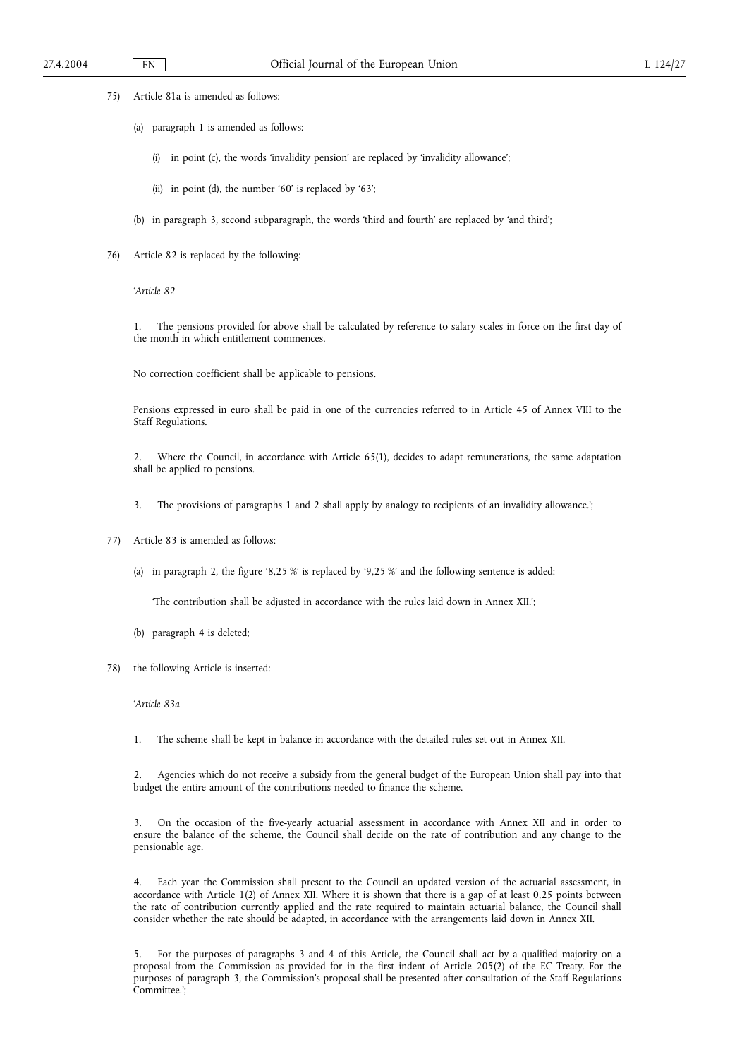75) Article 81a is amended as follows:

(a) paragraph 1 is amended as follows:

(i) in point (c), the words 'invalidity pension' are replaced by 'invalidity allowance';

(ii) in point (d), the number '60' is replaced by '63';

(b) in paragraph 3, second subparagraph, the words 'third and fourth' are replaced by 'and third';

76) Article 82 is replaced by the following:

'*Article 82*

1. The pensions provided for above shall be calculated by reference to salary scales in force on the first day of the month in which entitlement commences.

No correction coefficient shall be applicable to pensions.

Pensions expressed in euro shall be paid in one of the currencies referred to in Article 45 of Annex VIII to the Staff Regulations.

2. Where the Council, in accordance with Article 65(1), decides to adapt remunerations, the same adaptation shall be applied to pensions.

3. The provisions of paragraphs 1 and 2 shall apply by analogy to recipients of an invalidity allowance.';

77) Article 83 is amended as follows:

(a) in paragraph 2, the figure '8,25 %' is replaced by '9,25 %' and the following sentence is added:

'The contribution shall be adjusted in accordance with the rules laid down in Annex XII.';

(b) paragraph 4 is deleted;

78) the following Article is inserted:

'*Article 83a*

1. The scheme shall be kept in balance in accordance with the detailed rules set out in Annex XII.

2. Agencies which do not receive a subsidy from the general budget of the European Union shall pay into that budget the entire amount of the contributions needed to finance the scheme.

3. On the occasion of the five-yearly actuarial assessment in accordance with Annex XII and in order to ensure the balance of the scheme, the Council shall decide on the rate of contribution and any change to the pensionable age.

4. Each year the Commission shall present to the Council an updated version of the actuarial assessment, in accordance with Article 1(2) of Annex XII. Where it is shown that there is a gap of at least 0,25 points between the rate of contribution currently applied and the rate required to maintain actuarial balance, the Council shall consider whether the rate should be adapted, in accordance with the arrangements laid down in Annex XII.

5. For the purposes of paragraphs 3 and 4 of this Article, the Council shall act by a qualified majority on a proposal from the Commission as provided for in the first indent of Article 205(2) of the EC Treaty. For the purposes of paragraph 3, the Commission's proposal shall be presented after consultation of the Staff Regulations Committee.';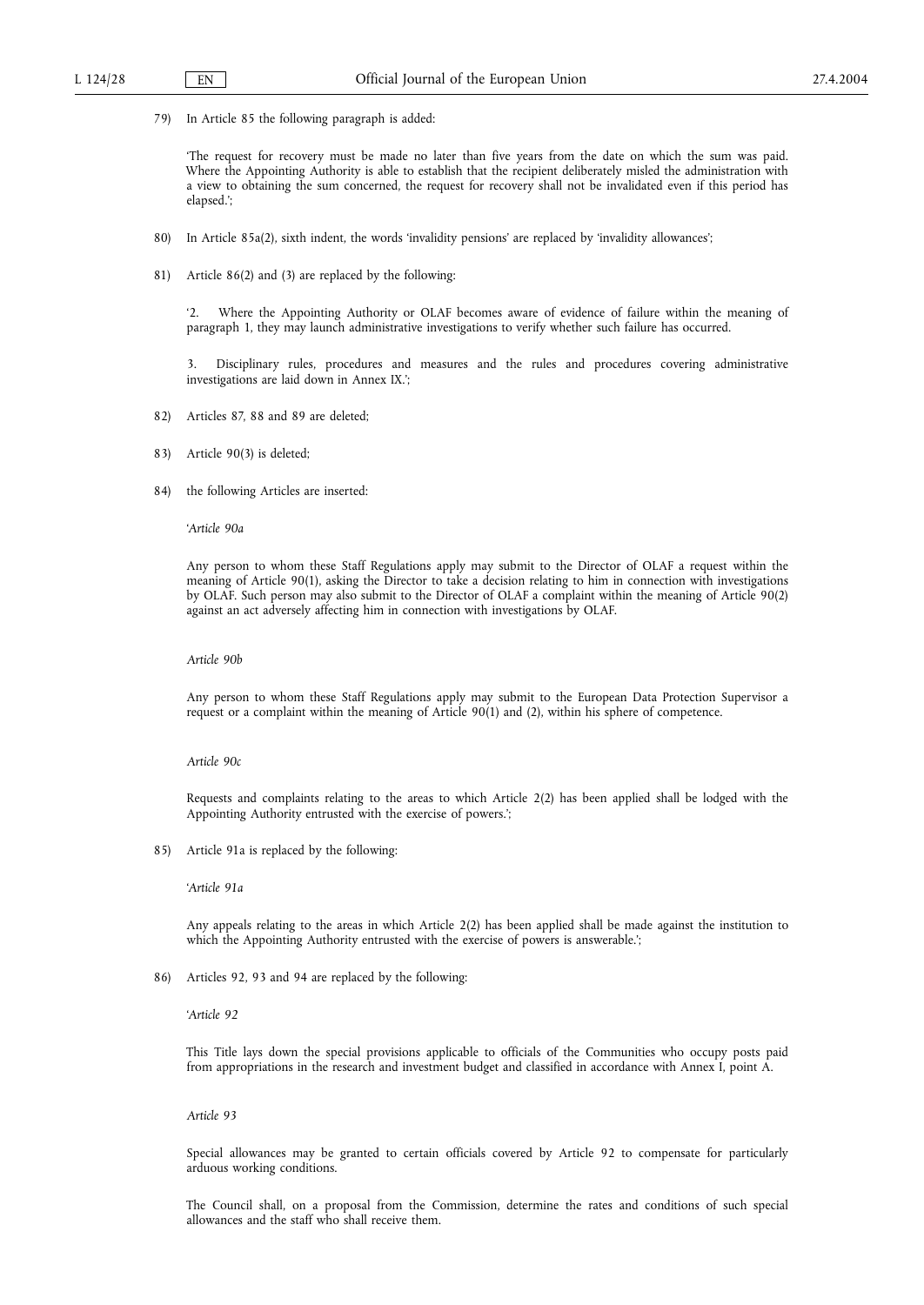79) In Article 85 the following paragraph is added:

'The request for recovery must be made no later than five years from the date on which the sum was paid. Where the Appointing Authority is able to establish that the recipient deliberately misled the administration with a view to obtaining the sum concerned, the request for recovery shall not be invalidated even if this period has elapsed.';

80) In Article 85a(2), sixth indent, the words 'invalidity pensions' are replaced by 'invalidity allowances';

81) Article 86(2) and (3) are replaced by the following:

'2. Where the Appointing Authority or OLAF becomes aware of evidence of failure within the meaning of paragraph 1, they may launch administrative investigations to verify whether such failure has occurred.

3. Disciplinary rules, procedures and measures and the rules and procedures covering administrative investigations are laid down in Annex IX.';

82) Articles 87, 88 and 89 are deleted;

83) Article 90(3) is deleted;

84) the following Articles are inserted:

'*Article 90a*

Any person to whom these Staff Regulations apply may submit to the Director of OLAF a request within the meaning of Article 90(1), asking the Director to take a decision relating to him in connection with investigations by OLAF. Such person may also submit to the Director of OLAF a complaint within the meaning of Article 90(2) against an act adversely affecting him in connection with investigations by OLAF.

*Article 90b*

Any person to whom these Staff Regulations apply may submit to the European Data Protection Supervisor a request or a complaint within the meaning of Article 90(1) and (2), within his sphere of competence.

*Article 90c*

Requests and complaints relating to the areas to which Article 2(2) has been applied shall be lodged with the Appointing Authority entrusted with the exercise of powers.';

85) Article 91a is replaced by the following:

'*Article 91a*

Any appeals relating to the areas in which Article 2(2) has been applied shall be made against the institution to which the Appointing Authority entrusted with the exercise of powers is answerable.';

86) Articles 92, 93 and 94 are replaced by the following:

'*Article 92*

This Title lays down the special provisions applicable to officials of the Communities who occupy posts paid from appropriations in the research and investment budget and classified in accordance with Annex I, point A.

*Article 93*

Special allowances may be granted to certain officials covered by Article 92 to compensate for particularly arduous working conditions.

The Council shall, on a proposal from the Commission, determine the rates and conditions of such special allowances and the staff who shall receive them.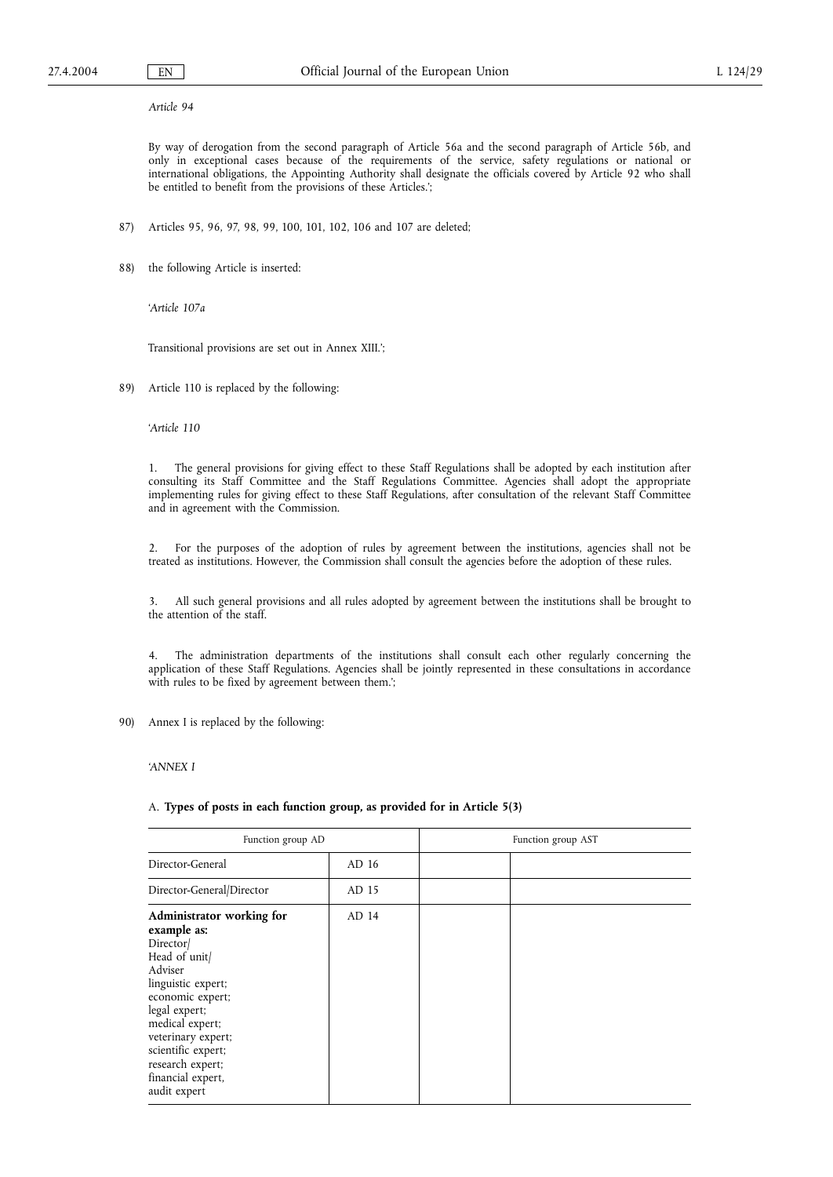*Article 94*

By way of derogation from the second paragraph of Article 56a and the second paragraph of Article 56b, and only in exceptional cases because of the requirements of the service, safety regulations or national or international obligations, the Appointing Authority shall designate the officials covered by Article 92 who shall be entitled to benefit from the provisions of these Articles.';

87) Articles 95, 96, 97, 98, 99, 100, 101, 102, 106 and 107 are deleted;

88) the following Article is inserted:

'*Article 107a*

Transitional provisions are set out in Annex XIII.';

89) Article 110 is replaced by the following:

'*Article 110*

1. The general provisions for giving effect to these Staff Regulations shall be adopted by each institution after consulting its Staff Committee and the Staff Regulations Committee. Agencies shall adopt the appropriate implementing rules for giving effect to these Staff Regulations, after consultation of the relevant Staff Committee and in agreement with the Commission.

2. For the purposes of the adoption of rules by agreement between the institutions, agencies shall not be treated as institutions. However, the Commission shall consult the agencies before the adoption of these rules.

3. All such general provisions and all rules adopted by agreement between the institutions shall be brought to the attention of the staff.

4. The administration departments of the institutions shall consult each other regularly concerning the application of these Staff Regulations. Agencies shall be jointly represented in these consultations in accordance with rules to be fixed by agreement between them.';

90) Annex I is replaced by the following:

'*ANNEX I*

A. **Types of posts in each function group, as provided for in Article 5(3)**

| Function group AD | | Function group AST | |
|---|---|---|---|
| Director-General | AD 16 | | |
| Director-General/Director | AD 15 | | |
| **Administrator working for example as:** Director/ Head of unit/ Adviser linguistic expert; economic expert; legal expert; medical expert; veterinary expert; scientific expert; research expert; financial expert, audit expert | AD 14 | | |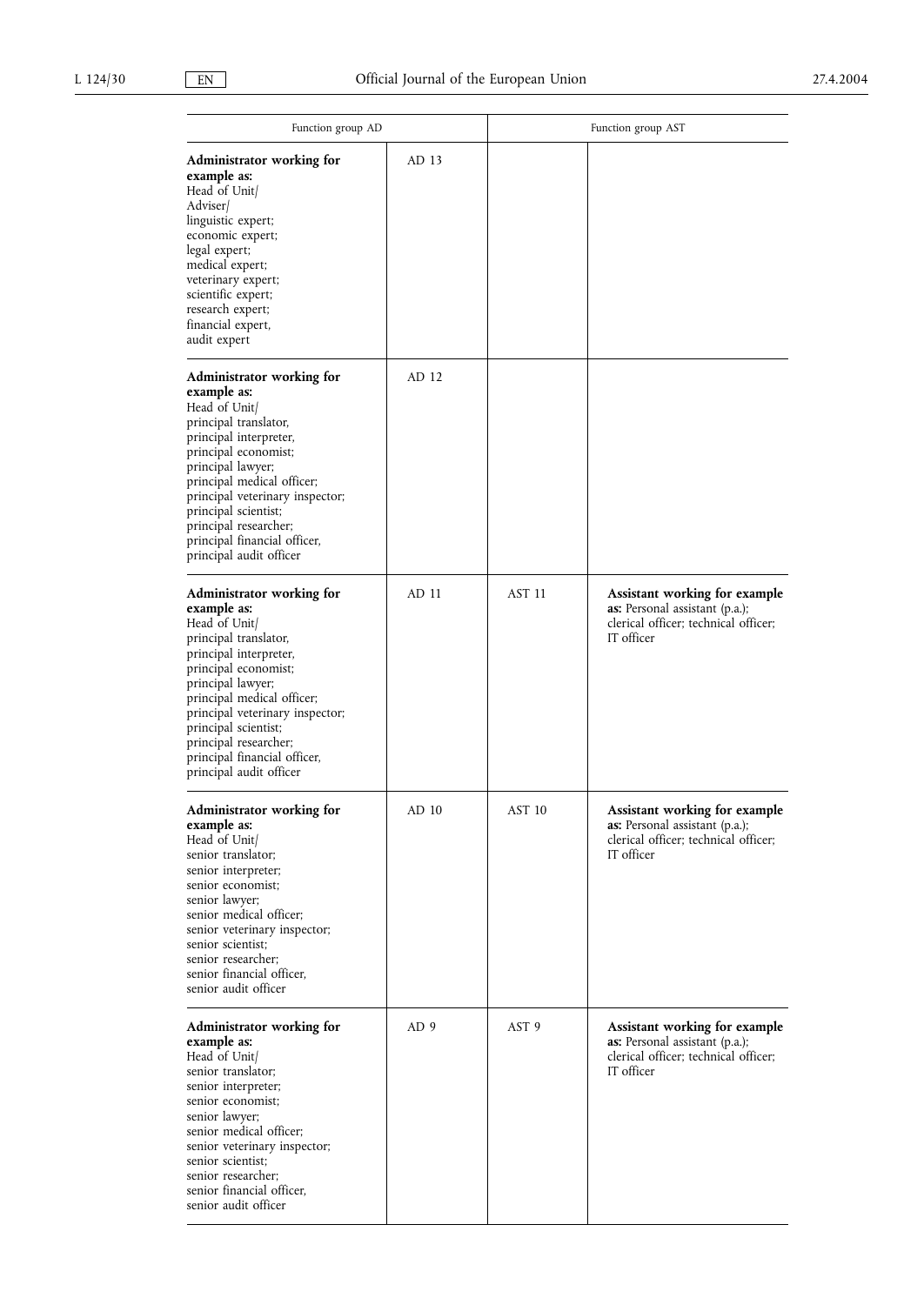| Function group AD | | Function group AST | |
|---|---|---|---|
| **Administrator working for example as:** Head of Unit/ Adviser/ linguistic expert; economic expert; legal expert; medical expert; veterinary expert; scientific expert; research expert; financial expert, audit expert | AD 13 | | |
| **Administrator working for example as:** Head of Unit/ principal translator, principal interpreter, principal economist; principal lawyer; principal medical officer; principal veterinary inspector; principal scientist; principal researcher; principal financial officer, principal audit officer | AD 12 | | |
| **Administrator working for example as:** Head of Unit/ principal translator, principal interpreter, principal economist; principal lawyer; principal medical officer; principal veterinary inspector; principal scientist; principal researcher; principal financial officer, principal audit officer | AD 11 | AST 11 | **Assistant working for example as:** Personal assistant (p.a.); clerical officer; technical officer; IT officer |
| **Administrator working for example as:** Head of Unit/ senior translator; senior interpreter; senior economist; senior lawyer; senior medical officer; senior veterinary inspector; senior scientist; senior researcher; senior financial officer, senior audit officer | AD 10 | AST 10 | **Assistant working for example as:** Personal assistant (p.a.); clerical officer; technical officer; IT officer |
| **Administrator working for example as:** Head of Unit/ senior translator; senior interpreter; senior economist; senior lawyer; senior medical officer; senior veterinary inspector; senior scientist; senior researcher; senior financial officer, senior audit officer | AD 9 | AST 9 | **Assistant working for example as:** Personal assistant (p.a.); clerical officer; technical officer; IT officer |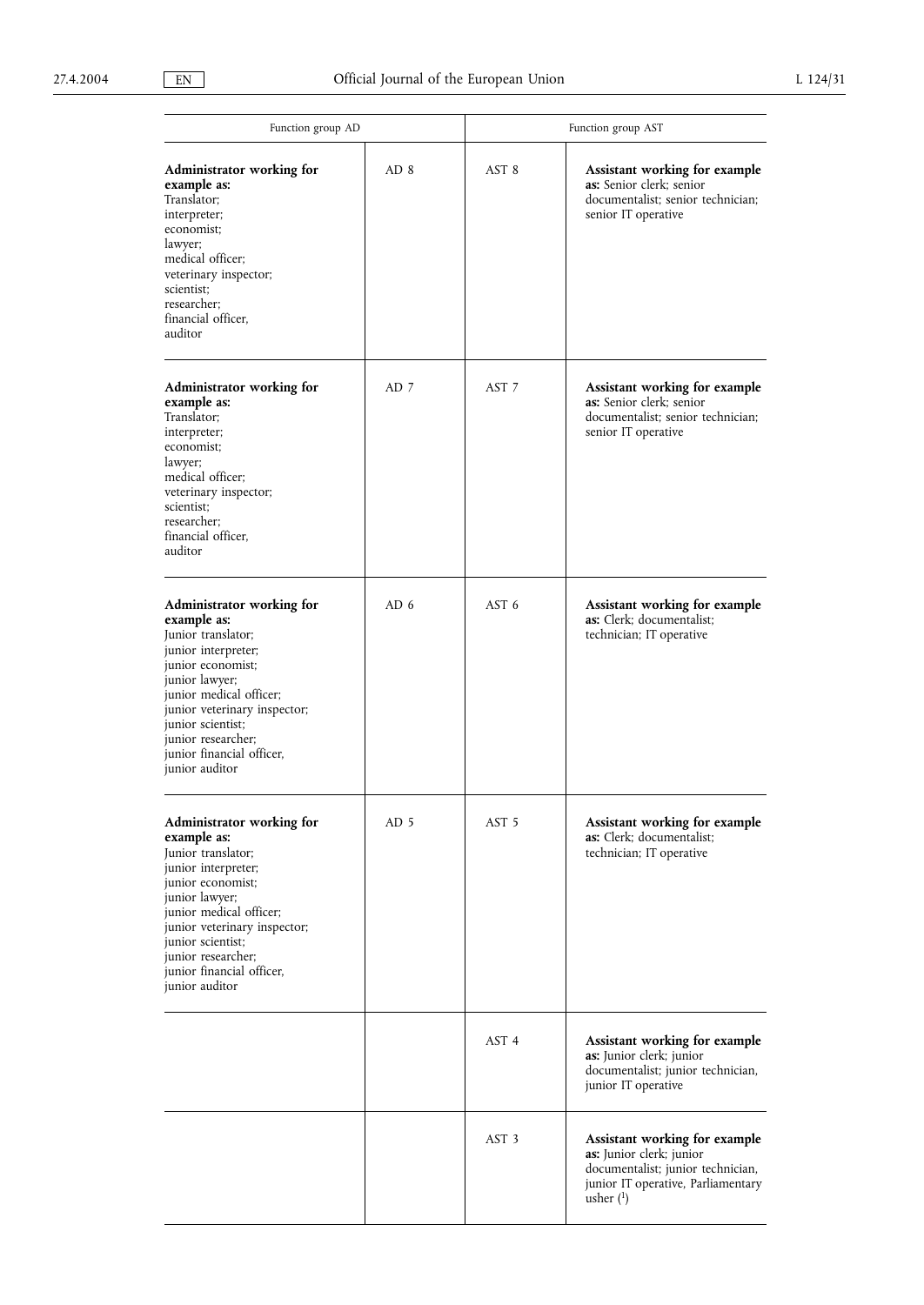| Function group AD | | Function group AST | |
|---|---|---|---|
| **Administrator working for example as:** Translator; interpreter; economist; lawyer; medical officer; veterinary inspector; scientist; researcher; financial officer, auditor | AD 8 | AST 8 | **Assistant working for example as:** Senior clerk; senior documentalist; senior technician; senior IT operative |
| **Administrator working for example as:** Translator; interpreter; economist; lawyer; medical officer; veterinary inspector; scientist; researcher; financial officer, auditor | AD 7 | AST 7 | **Assistant working for example as:** Senior clerk; senior documentalist; senior technician; senior IT operative |
| **Administrator working for example as:** Junior translator; junior interpreter; junior economist; junior lawyer; junior medical officer; junior veterinary inspector; junior scientist; junior researcher; junior financial officer, junior auditor | AD 6 | AST 6 | **Assistant working for example as:** Clerk; documentalist; technician; IT operative |
| **Administrator working for example as:** Junior translator; junior interpreter; junior economist; junior lawyer; junior medical officer; junior veterinary inspector; junior scientist; junior researcher; junior financial officer, junior auditor | AD 5 | AST 5 | **Assistant working for example as:** Clerk; documentalist; technician; IT operative |
| | | AST 4 | **Assistant working for example as:** Junior clerk; junior documentalist; junior technician, junior IT operative |
| | | AST 3 | **Assistant working for example as:** Junior clerk; junior documentalist; junior technician, junior IT operative, Parliamentary usher [1] |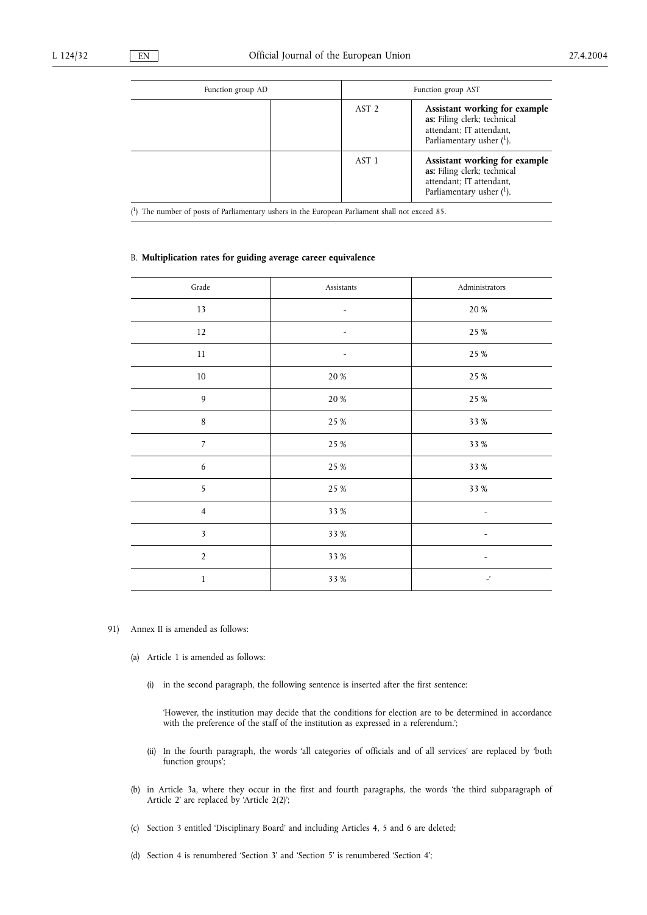| Function group AD | | Function group AST | |
|---|---|---|---|
| | | AST 2 | **Assistant working for example as:** Filing clerk; technical attendant; IT attendant, Parliamentary usher [1]. |
| | | AST 1 | **Assistant working for example as:** Filing clerk; technical attendant; IT attendant, Parliamentary usher [1]. |

[1] The number of posts of Parliamentary ushers in the European Parliament shall not exceed 85.

B. **Multiplication rates for guiding average career equivalence**

| Grade | Assistants | Administrators |
|---|---|---|
| 13 | - | 20 % |
| 12 | - | 25 % |
| 11 | - | 25 % |
| 10 | 20 % | 25 % |
| 9 | 20 % | 25 % |
| 8 | 25 % | 33 % |
| 7 | 25 % | 33 % |
| 6 | 25 % | 33 % |
| 5 | 25 % | 33 % |
| 4 | 33 % | - |
| 3 | 33 % | - |
| 2 | 33 % | - |
| 1 | 33 % | -' |

91) Annex II is amended as follows:

(a) Article 1 is amended as follows:

(i) in the second paragraph, the following sentence is inserted after the first sentence:

'However, the institution may decide that the conditions for election are to be determined in accordance with the preference of the staff of the institution as expressed in a referendum.';

(ii) In the fourth paragraph, the words 'all categories of officials and of all services' are replaced by 'both function groups';

(b) in Article 3a, where they occur in the first and fourth paragraphs, the words 'the third subparagraph of Article 2' are replaced by 'Article 2(2)';

(c) Section 3 entitled 'Disciplinary Board' and including Articles 4, 5 and 6 are deleted;

(d) Section 4 is renumbered 'Section 3' and 'Section 5' is renumbered 'Section 4';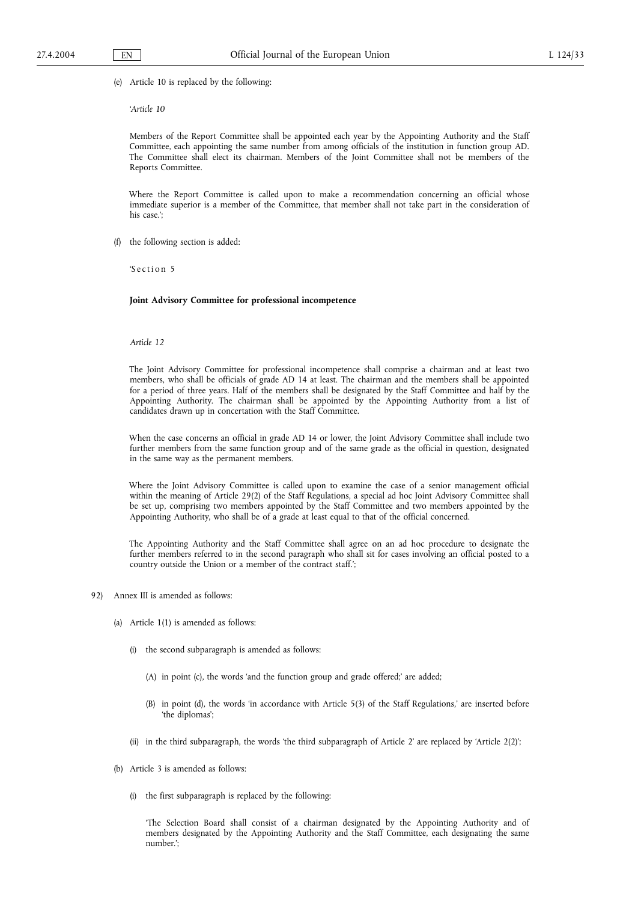(e) Article 10 is replaced by the following:

'*Article 10*

Members of the Report Committee shall be appointed each year by the Appointing Authority and the Staff Committee, each appointing the same number from among officials of the institution in function group AD. The Committee shall elect its chairman. Members of the Joint Committee shall not be members of the Reports Committee.

Where the Report Committee is called upon to make a recommendation concerning an official whose immediate superior is a member of the Committee, that member shall not take part in the consideration of his case.';

(f) the following section is added:

'Section 5

**Joint Advisory Committee for professional incompetence**

*Article 12*

The Joint Advisory Committee for professional incompetence shall comprise a chairman and at least two members, who shall be officials of grade AD 14 at least. The chairman and the members shall be appointed for a period of three years. Half of the members shall be designated by the Staff Committee and half by the Appointing Authority. The chairman shall be appointed by the Appointing Authority from a list of candidates drawn up in concertation with the Staff Committee.

When the case concerns an official in grade AD 14 or lower, the Joint Advisory Committee shall include two further members from the same function group and of the same grade as the official in question, designated in the same way as the permanent members.

Where the Joint Advisory Committee is called upon to examine the case of a senior management official within the meaning of Article 29(2) of the Staff Regulations, a special ad hoc Joint Advisory Committee shall be set up, comprising two members appointed by the Staff Committee and two members appointed by the Appointing Authority, who shall be of a grade at least equal to that of the official concerned.

The Appointing Authority and the Staff Committee shall agree on an ad hoc procedure to designate the further members referred to in the second paragraph who shall sit for cases involving an official posted to a country outside the Union or a member of the contract staff.';

92) Annex III is amended as follows:

(a) Article 1(1) is amended as follows:

(i) the second subparagraph is amended as follows:

(A) in point (c), the words 'and the function group and grade offered;' are added;

(B) in point (d), the words 'in accordance with Article 5(3) of the Staff Regulations,' are inserted before 'the diplomas';

(ii) in the third subparagraph, the words 'the third subparagraph of Article 2' are replaced by 'Article 2(2)';

(b) Article 3 is amended as follows:

(i) the first subparagraph is replaced by the following:

'The Selection Board shall consist of a chairman designated by the Appointing Authority and of members designated by the Appointing Authority and the Staff Committee, each designating the same number.';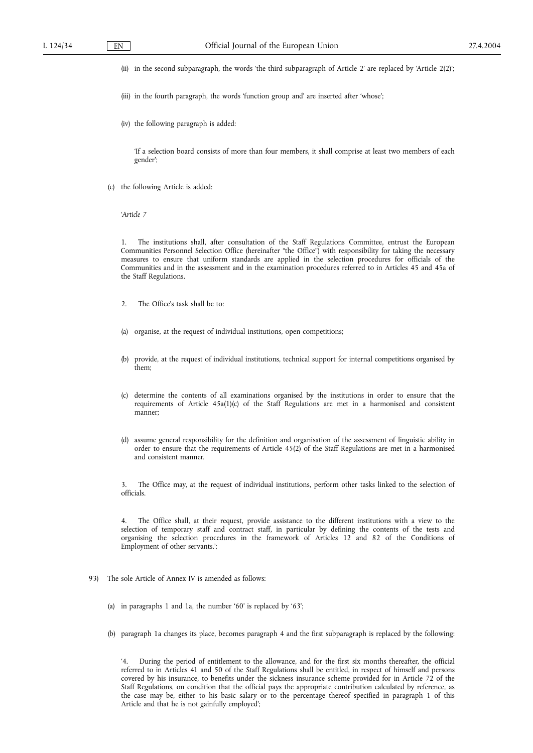(ii) in the second subparagraph, the words 'the third subparagraph of Article 2' are replaced by 'Article 2(2)';

(iii) in the fourth paragraph, the words 'function group and' are inserted after 'whose';

(iv) the following paragraph is added:

'If a selection board consists of more than four members, it shall comprise at least two members of each gender';

(c) the following Article is added:

'*Article 7*

1. The institutions shall, after consultation of the Staff Regulations Committee, entrust the European Communities Personnel Selection Office (hereinafter "the Office") with responsibility for taking the necessary measures to ensure that uniform standards are applied in the selection procedures for officials of the Communities and in the assessment and in the examination procedures referred to in Articles 45 and 45a of the Staff Regulations.

2. The Office's task shall be to:

(a) organise, at the request of individual institutions, open competitions;

(b) provide, at the request of individual institutions, technical support for internal competitions organised by them;

(c) determine the contents of all examinations organised by the institutions in order to ensure that the requirements of Article 45a(1)(c) of the Staff Regulations are met in a harmonised and consistent manner;

(d) assume general responsibility for the definition and organisation of the assessment of linguistic ability in order to ensure that the requirements of Article 45(2) of the Staff Regulations are met in a harmonised and consistent manner.

3. The Office may, at the request of individual institutions, perform other tasks linked to the selection of officials.

4. The Office shall, at their request, provide assistance to the different institutions with a view to the selection of temporary staff and contract staff, in particular by defining the contents of the tests and organising the selection procedures in the framework of Articles 12 and 82 of the Conditions of Employment of other servants.';

93) The sole Article of Annex IV is amended as follows:

(a) in paragraphs 1 and 1a, the number '60' is replaced by '63';

(b) paragraph 1a changes its place, becomes paragraph 4 and the first subparagraph is replaced by the following:

'4. During the period of entitlement to the allowance, and for the first six months thereafter, the official referred to in Articles 41 and 50 of the Staff Regulations shall be entitled, in respect of himself and persons covered by his insurance, to benefits under the sickness insurance scheme provided for in Article 72 of the Staff Regulations, on condition that the official pays the appropriate contribution calculated by reference, as the case may be, either to his basic salary or to the percentage thereof specified in paragraph 1 of this Article and that he is not gainfully employed';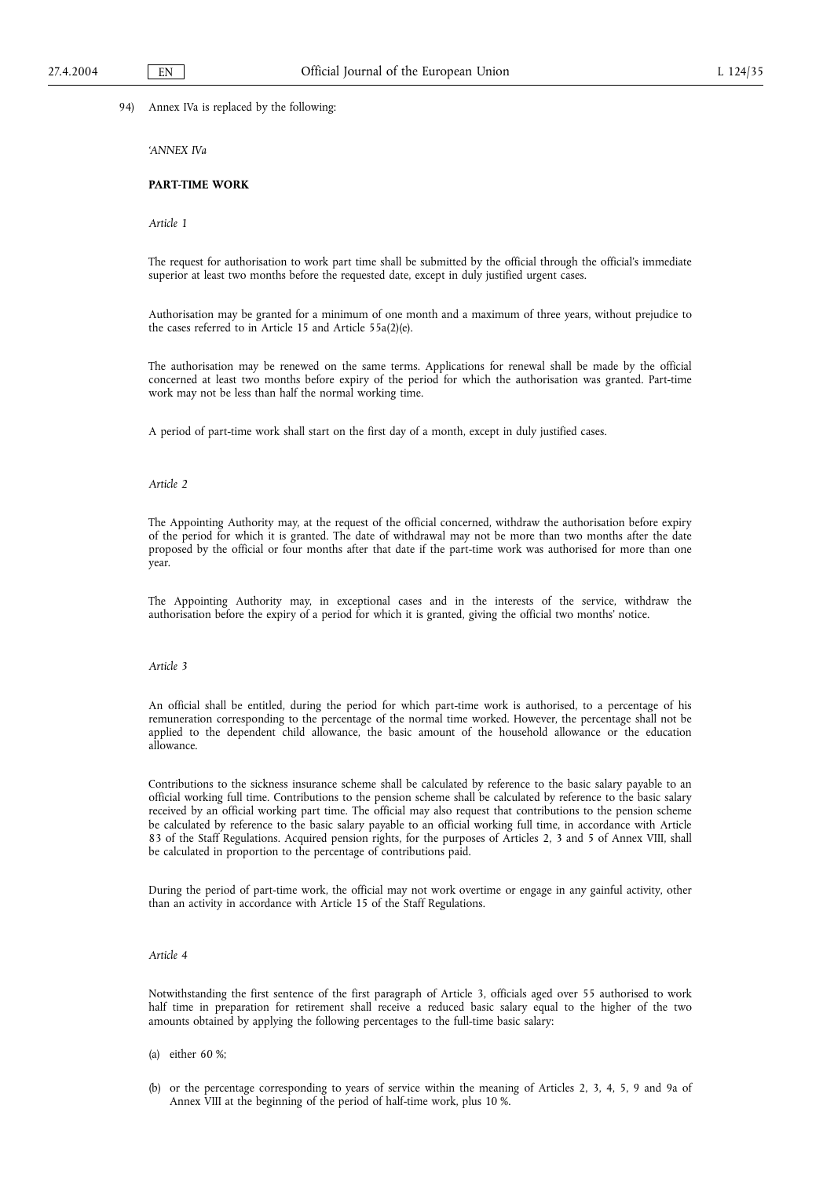94) Annex IVa is replaced by the following:

*'ANNEX IVa*

**PART-TIME WORK**

*Article 1*

The request for authorisation to work part time shall be submitted by the official through the official's immediate superior at least two months before the requested date, except in duly justified urgent cases.

Authorisation may be granted for a minimum of one month and a maximum of three years, without prejudice to the cases referred to in Article 15 and Article 55a(2)(e).

The authorisation may be renewed on the same terms. Applications for renewal shall be made by the official concerned at least two months before expiry of the period for which the authorisation was granted. Part-time work may not be less than half the normal working time.

A period of part-time work shall start on the first day of a month, except in duly justified cases.

*Article 2*

The Appointing Authority may, at the request of the official concerned, withdraw the authorisation before expiry of the period for which it is granted. The date of withdrawal may not be more than two months after the date proposed by the official or four months after that date if the part-time work was authorised for more than one year.

The Appointing Authority may, in exceptional cases and in the interests of the service, withdraw the authorisation before the expiry of a period for which it is granted, giving the official two months' notice.

*Article 3*

An official shall be entitled, during the period for which part-time work is authorised, to a percentage of his remuneration corresponding to the percentage of the normal time worked. However, the percentage shall not be applied to the dependent child allowance, the basic amount of the household allowance or the education allowance.

Contributions to the sickness insurance scheme shall be calculated by reference to the basic salary payable to an official working full time. Contributions to the pension scheme shall be calculated by reference to the basic salary received by an official working part time. The official may also request that contributions to the pension scheme be calculated by reference to the basic salary payable to an official working full time, in accordance with Article 83 of the Staff Regulations. Acquired pension rights, for the purposes of Articles 2, 3 and 5 of Annex VIII, shall be calculated in proportion to the percentage of contributions paid.

During the period of part-time work, the official may not work overtime or engage in any gainful activity, other than an activity in accordance with Article 15 of the Staff Regulations.

*Article 4*

Notwithstanding the first sentence of the first paragraph of Article 3, officials aged over 55 authorised to work half time in preparation for retirement shall receive a reduced basic salary equal to the higher of the two amounts obtained by applying the following percentages to the full-time basic salary:

(a) either 60 %;

(b) or the percentage corresponding to years of service within the meaning of Articles 2, 3, 4, 5, 9 and 9a of Annex VIII at the beginning of the period of half-time work, plus 10 %.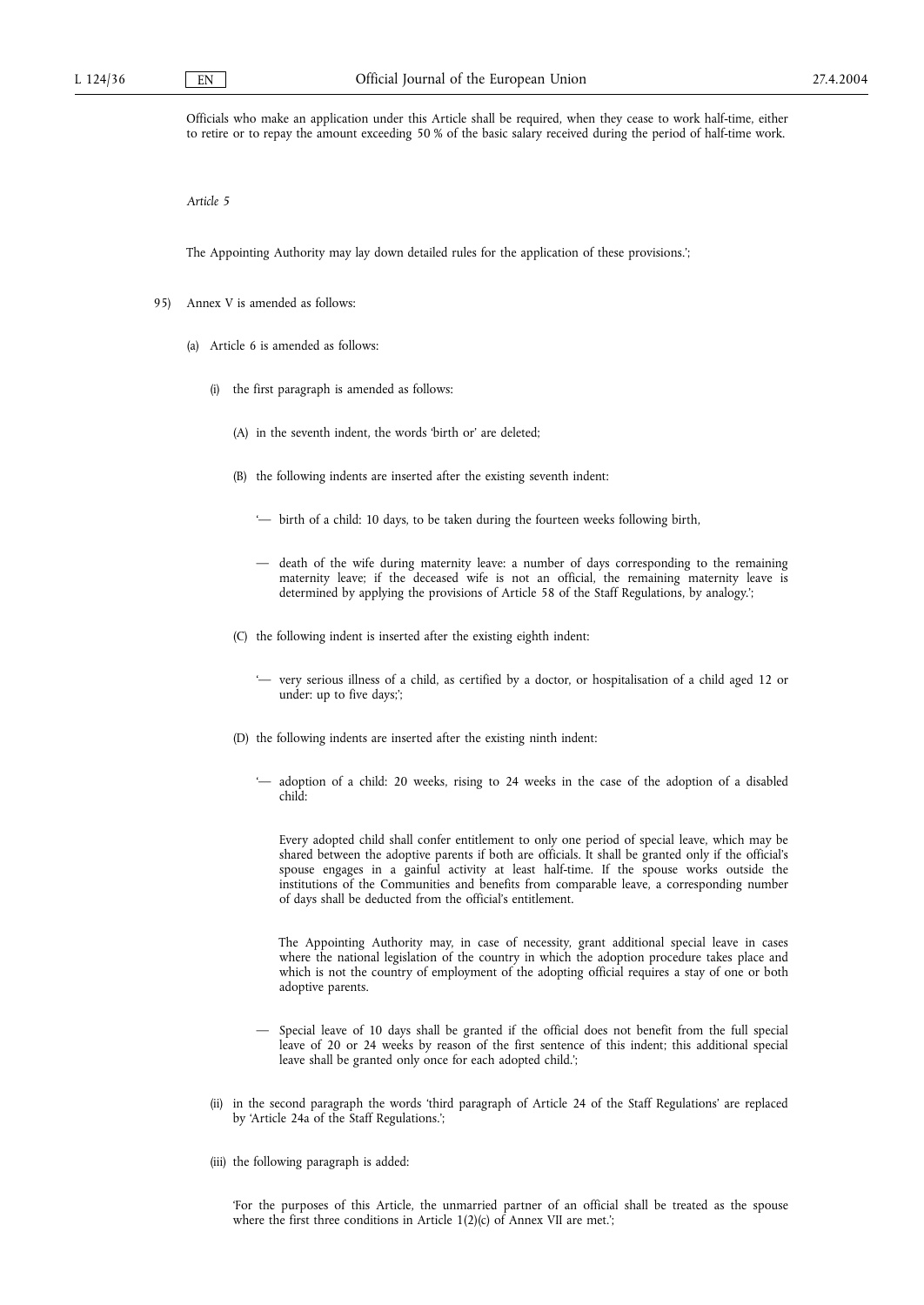Officials who make an application under this Article shall be required, when they cease to work half-time, either to retire or to repay the amount exceeding 50 % of the basic salary received during the period of half-time work.

*Article 5*

The Appointing Authority may lay down detailed rules for the application of these provisions.';

95) Annex V is amended as follows:

(a) Article 6 is amended as follows:

(i) the first paragraph is amended as follows:

(A) in the seventh indent, the words 'birth or' are deleted;

(B) the following indents are inserted after the existing seventh indent:

'— birth of a child: 10 days, to be taken during the fourteen weeks following birth,

— death of the wife during maternity leave: a number of days corresponding to the remaining maternity leave; if the deceased wife is not an official, the remaining maternity leave is determined by applying the provisions of Article 58 of the Staff Regulations, by analogy.';

(C) the following indent is inserted after the existing eighth indent:

'— very serious illness of a child, as certified by a doctor, or hospitalisation of a child aged 12 or under: up to five days;';

(D) the following indents are inserted after the existing ninth indent:

'— adoption of a child: 20 weeks, rising to 24 weeks in the case of the adoption of a disabled child:

Every adopted child shall confer entitlement to only one period of special leave, which may be shared between the adoptive parents if both are officials. It shall be granted only if the official's spouse engages in a gainful activity at least half-time. If the spouse works outside the institutions of the Communities and benefits from comparable leave, a corresponding number of days shall be deducted from the official's entitlement.

The Appointing Authority may, in case of necessity, grant additional special leave in cases where the national legislation of the country in which the adoption procedure takes place and which is not the country of employment of the adopting official requires a stay of one or both adoptive parents.

— Special leave of 10 days shall be granted if the official does not benefit from the full special leave of 20 or 24 weeks by reason of the first sentence of this indent; this additional special leave shall be granted only once for each adopted child.';

(ii) in the second paragraph the words 'third paragraph of Article 24 of the Staff Regulations' are replaced by 'Article 24a of the Staff Regulations.';

(iii) the following paragraph is added:

'For the purposes of this Article, the unmarried partner of an official shall be treated as the spouse where the first three conditions in Article 1(2)(c) of Annex VII are met.';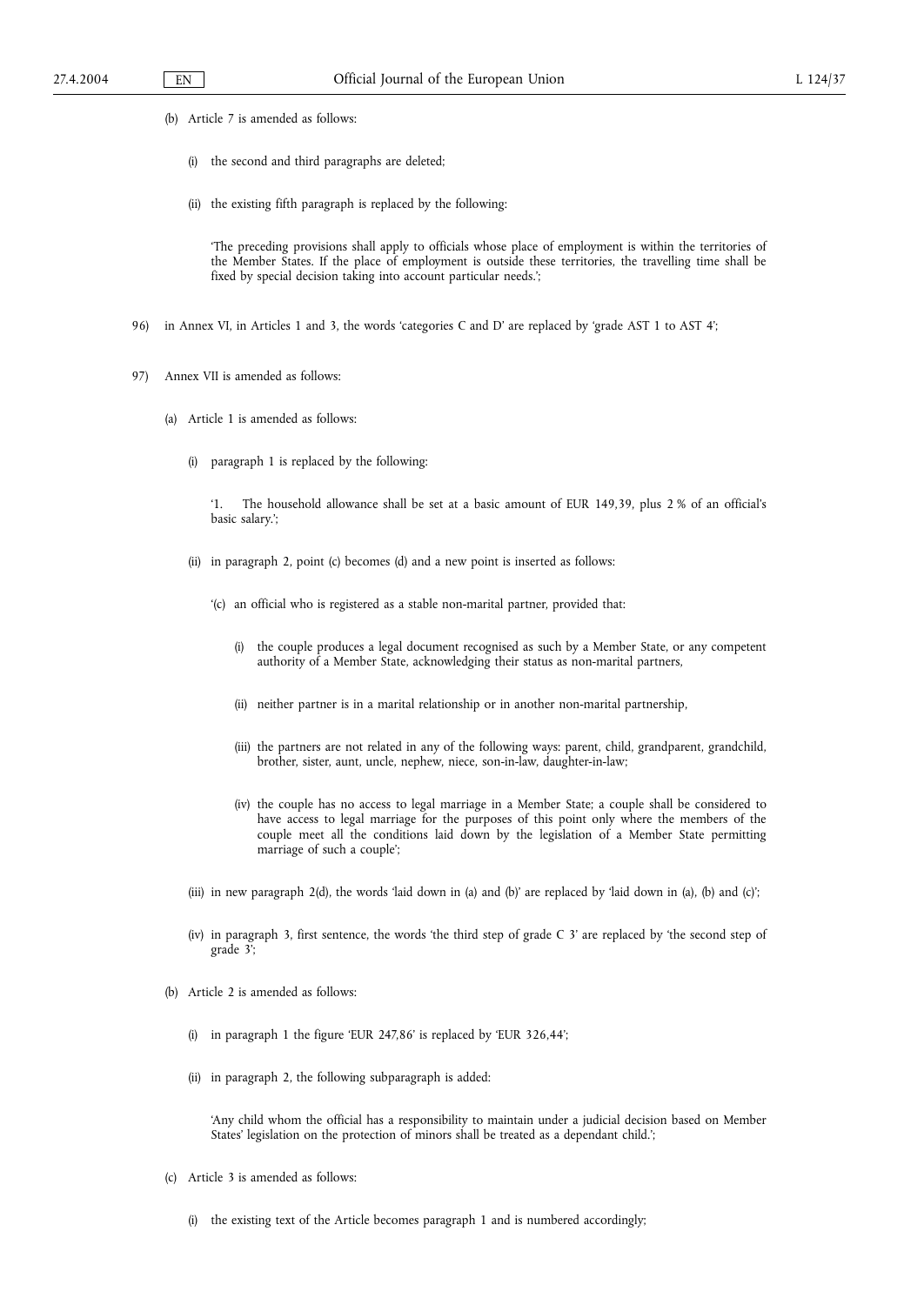(b) Article 7 is amended as follows:

(i) the second and third paragraphs are deleted;

(ii) the existing fifth paragraph is replaced by the following:

'The preceding provisions shall apply to officials whose place of employment is within the territories of the Member States. If the place of employment is outside these territories, the travelling time shall be fixed by special decision taking into account particular needs.';

96) in Annex VI, in Articles 1 and 3, the words 'categories C and D' are replaced by 'grade AST 1 to AST 4';

97) Annex VII is amended as follows:

(a) Article 1 is amended as follows:

(i) paragraph 1 is replaced by the following:

'1. The household allowance shall be set at a basic amount of EUR 149,39, plus 2 % of an official's basic salary.';

(ii) in paragraph 2, point (c) becomes (d) and a new point is inserted as follows:

'(c) an official who is registered as a stable non-marital partner, provided that:

(i) the couple produces a legal document recognised as such by a Member State, or any competent authority of a Member State, acknowledging their status as non-marital partners,

(ii) neither partner is in a marital relationship or in another non-marital partnership,

(iii) the partners are not related in any of the following ways: parent, child, grandparent, grandchild, brother, sister, aunt, uncle, nephew, niece, son-in-law, daughter-in-law;

(iv) the couple has no access to legal marriage in a Member State; a couple shall be considered to have access to legal marriage for the purposes of this point only where the members of the couple meet all the conditions laid down by the legislation of a Member State permitting marriage of such a couple';

(iii) in new paragraph 2(d), the words 'laid down in (a) and (b)' are replaced by 'laid down in (a), (b) and (c)';

(iv) in paragraph 3, first sentence, the words 'the third step of grade C 3' are replaced by 'the second step of grade 3';

(b) Article 2 is amended as follows:

(i) in paragraph 1 the figure 'EUR 247,86' is replaced by 'EUR 326,44';

(ii) in paragraph 2, the following subparagraph is added:

'Any child whom the official has a responsibility to maintain under a judicial decision based on Member States' legislation on the protection of minors shall be treated as a dependant child.';

(c) Article 3 is amended as follows:

(i) the existing text of the Article becomes paragraph 1 and is numbered accordingly;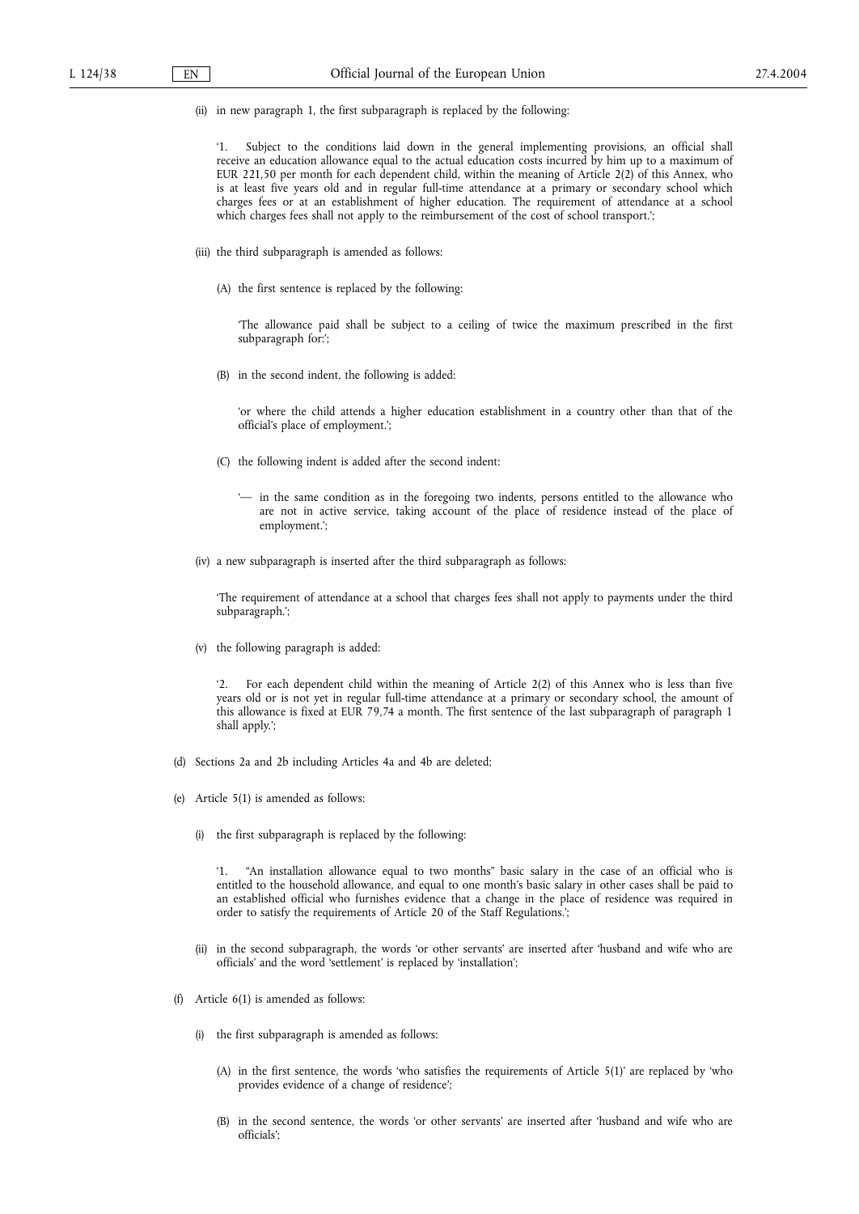(ii) in new paragraph 1, the first subparagraph is replaced by the following:

'1. Subject to the conditions laid down in the general implementing provisions, an official shall receive an education allowance equal to the actual education costs incurred by him up to a maximum of EUR 221,50 per month for each dependent child, within the meaning of Article 2(2) of this Annex, who is at least five years old and in regular full-time attendance at a primary or secondary school which charges fees or at an establishment of higher education. The requirement of attendance at a school which charges fees shall not apply to the reimbursement of the cost of school transport.';

(iii) the third subparagraph is amended as follows:

(A) the first sentence is replaced by the following:

'The allowance paid shall be subject to a ceiling of twice the maximum prescribed in the first subparagraph for:';

(B) in the second indent, the following is added:

'or where the child attends a higher education establishment in a country other than that of the official's place of employment.';

(C) the following indent is added after the second indent:

'— in the same condition as in the foregoing two indents, persons entitled to the allowance who are not in active service, taking account of the place of residence instead of the place of employment.';

(iv) a new subparagraph is inserted after the third subparagraph as follows:

'The requirement of attendance at a school that charges fees shall not apply to payments under the third subparagraph.';

(v) the following paragraph is added:

'2. For each dependent child within the meaning of Article 2(2) of this Annex who is less than five years old or is not yet in regular full-time attendance at a primary or secondary school, the amount of this allowance is fixed at EUR 79,74 a month. The first sentence of the last subparagraph of paragraph 1 shall apply.';

(d) Sections 2a and 2b including Articles 4a and 4b are deleted;

(e) Article 5(1) is amended as follows:

(i) the first subparagraph is replaced by the following:

'1. "An installation allowance equal to two months" basic salary in the case of an official who is entitled to the household allowance, and equal to one month's basic salary in other cases shall be paid to an established official who furnishes evidence that a change in the place of residence was required in order to satisfy the requirements of Article 20 of the Staff Regulations.';

(ii) in the second subparagraph, the words 'or other servants' are inserted after 'husband and wife who are officials' and the word 'settlement' is replaced by 'installation';

(f) Article 6(1) is amended as follows:

(i) the first subparagraph is amended as follows:

(A) in the first sentence, the words 'who satisfies the requirements of Article 5(1)' are replaced by 'who provides evidence of a change of residence';

(B) in the second sentence, the words 'or other servants' are inserted after 'husband and wife who are officials';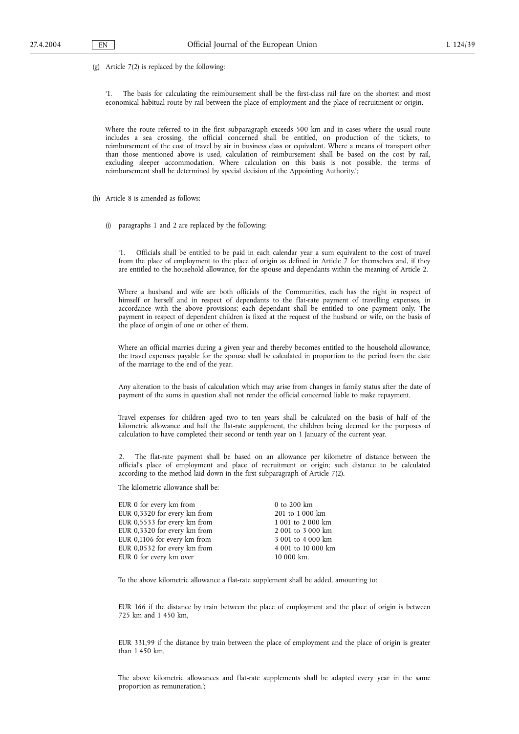(g) Article 7(2) is replaced by the following:

'1. The basis for calculating the reimbursement shall be the first-class rail fare on the shortest and most economical habitual route by rail between the place of employment and the place of recruitment or origin.

Where the route referred to in the first subparagraph exceeds 500 km and in cases where the usual route includes a sea crossing, the official concerned shall be entitled, on production of the tickets, to reimbursement of the cost of travel by air in business class or equivalent. Where a means of transport other than those mentioned above is used, calculation of reimbursement shall be based on the cost by rail, excluding sleeper accommodation. Where calculation on this basis is not possible, the terms of reimbursement shall be determined by special decision of the Appointing Authority.';

(h) Article 8 is amended as follows:

(i) paragraphs 1 and 2 are replaced by the following:

'1. Officials shall be entitled to be paid in each calendar year a sum equivalent to the cost of travel from the place of employment to the place of origin as defined in Article 7 for themselves and, if they are entitled to the household allowance, for the spouse and dependants within the meaning of Article 2.

Where a husband and wife are both officials of the Communities, each has the right in respect of himself or herself and in respect of dependants to the flat-rate payment of travelling expenses, in accordance with the above provisions; each dependant shall be entitled to one payment only. The payment in respect of dependent children is fixed at the request of the husband or wife, on the basis of the place of origin of one or other of them.

Where an official marries during a given year and thereby becomes entitled to the household allowance, the travel expenses payable for the spouse shall be calculated in proportion to the period from the date of the marriage to the end of the year.

Any alteration to the basis of calculation which may arise from changes in family status after the date of payment of the sums in question shall not render the official concerned liable to make repayment.

Travel expenses for children aged two to ten years shall be calculated on the basis of half of the kilometric allowance and half the flat-rate supplement, the children being deemed for the purposes of calculation to have completed their second or tenth year on 1 January of the current year.

2. The flat-rate payment shall be based on an allowance per kilometre of distance between the official's place of employment and place of recruitment or origin; such distance to be calculated according to the method laid down in the first subparagraph of Article 7(2).

The kilometric allowance shall be:

| | |
|---|---|
| EUR 0 for every km from | 0 to 200 km |
| EUR 0,3320 for every km from | 201 to 1 000 km |
| EUR 0,5533 for every km from | 1 001 to 2 000 km |
| EUR 0,3320 for every km from | 2 001 to 3 000 km |
| EUR 0,1106 for every km from | 3 001 to 4 000 km |
| EUR 0,0532 for every km from | 4 001 to 10 000 km |
| EUR 0 for every km over | 10 000 km. |

To the above kilometric allowance a flat-rate supplement shall be added, amounting to:

EUR 166 if the distance by train between the place of employment and the place of origin is between 725 km and 1 450 km,

EUR 331,99 if the distance by train between the place of employment and the place of origin is greater than 1 450 km,

The above kilometric allowances and flat-rate supplements shall be adapted every year in the same proportion as remuneration.';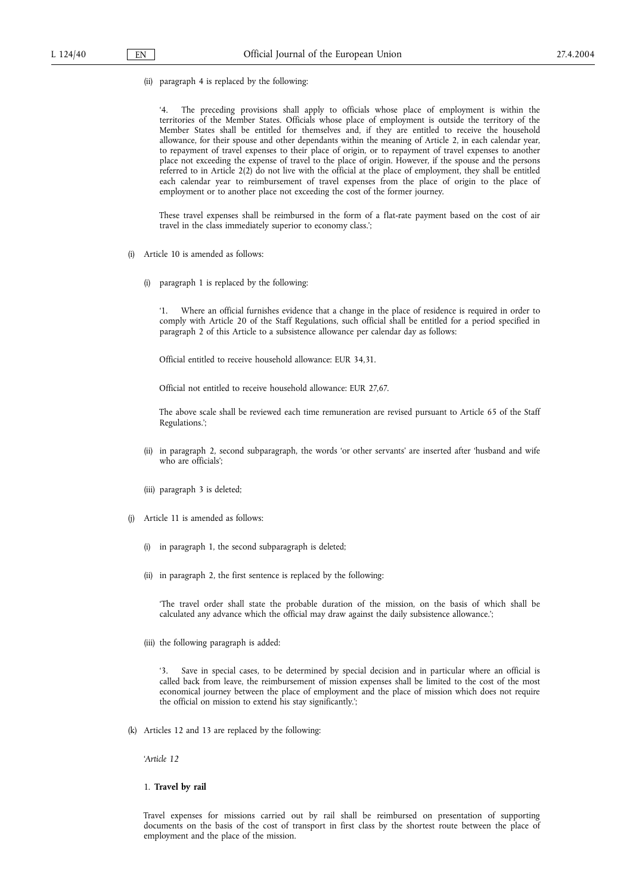(ii) paragraph 4 is replaced by the following:

'4. The preceding provisions shall apply to officials whose place of employment is within the territories of the Member States. Officials whose place of employment is outside the territory of the Member States shall be entitled for themselves and, if they are entitled to receive the household allowance, for their spouse and other dependants within the meaning of Article 2, in each calendar year, to repayment of travel expenses to their place of origin, or to repayment of travel expenses to another place not exceeding the expense of travel to the place of origin. However, if the spouse and the persons referred to in Article 2(2) do not live with the official at the place of employment, they shall be entitled each calendar year to reimbursement of travel expenses from the place of origin to the place of employment or to another place not exceeding the cost of the former journey.

These travel expenses shall be reimbursed in the form of a flat-rate payment based on the cost of air travel in the class immediately superior to economy class.';

(i) Article 10 is amended as follows:

(i) paragraph 1 is replaced by the following:

'1. Where an official furnishes evidence that a change in the place of residence is required in order to comply with Article 20 of the Staff Regulations, such official shall be entitled for a period specified in paragraph 2 of this Article to a subsistence allowance per calendar day as follows:

Official entitled to receive household allowance: EUR 34,31.

Official not entitled to receive household allowance: EUR 27,67.

The above scale shall be reviewed each time remuneration are revised pursuant to Article 65 of the Staff Regulations.';

(ii) in paragraph 2, second subparagraph, the words 'or other servants' are inserted after 'husband and wife who are officials';

(iii) paragraph 3 is deleted;

(j) Article 11 is amended as follows:

(i) in paragraph 1, the second subparagraph is deleted;

(ii) in paragraph 2, the first sentence is replaced by the following:

'The travel order shall state the probable duration of the mission, on the basis of which shall be calculated any advance which the official may draw against the daily subsistence allowance.';

(iii) the following paragraph is added:

'3. Save in special cases, to be determined by special decision and in particular where an official is called back from leave, the reimbursement of mission expenses shall be limited to the cost of the most economical journey between the place of employment and the place of mission which does not require the official on mission to extend his stay significantly.';

(k) Articles 12 and 13 are replaced by the following:

'*Article 12*

1. **Travel by rail**

Travel expenses for missions carried out by rail shall be reimbursed on presentation of supporting documents on the basis of the cost of transport in first class by the shortest route between the place of employment and the place of the mission.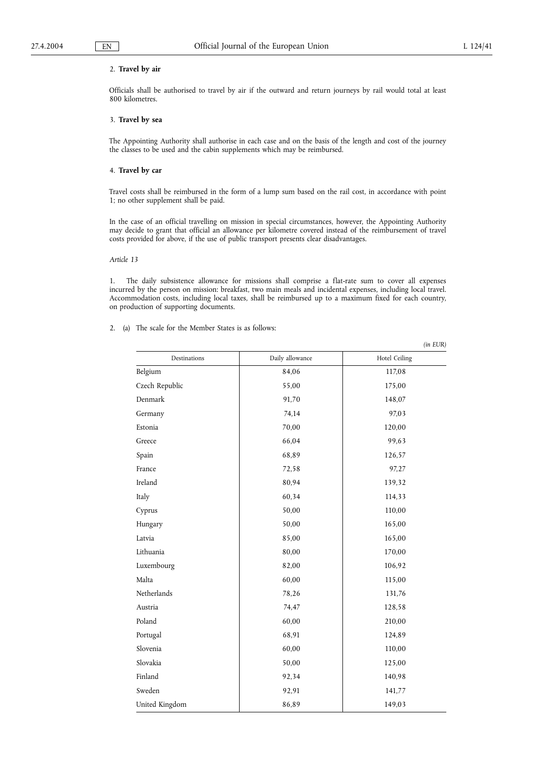2. **Travel by air**

Officials shall be authorised to travel by air if the outward and return journeys by rail would total at least 800 kilometres.

3. **Travel by sea**

The Appointing Authority shall authorise in each case and on the basis of the length and cost of the journey the classes to be used and the cabin supplements which may be reimbursed.

4. **Travel by car**

Travel costs shall be reimbursed in the form of a lump sum based on the rail cost, in accordance with point 1; no other supplement shall be paid.

In the case of an official travelling on mission in special circumstances, however, the Appointing Authority may decide to grant that official an allowance per kilometre covered instead of the reimbursement of travel costs provided for above, if the use of public transport presents clear disadvantages.

*Article 13*

1. The daily subsistence allowance for missions shall comprise a flat-rate sum to cover all expenses incurred by the person on mission: breakfast, two main meals and incidental expenses, including local travel. Accommodation costs, including local taxes, shall be reimbursed up to a maximum fixed for each country, on production of supporting documents.

2. (a) The scale for the Member States is as follows:

*(in EUR)*

| Destinations | Daily allowance | Hotel Ceiling |
|---|---|---|
| Belgium | 84,06 | 117,08 |
| Czech Republic | 55,00 | 175,00 |
| Denmark | 91,70 | 148,07 |
| Germany | 74,14 | 97,03 |
| Estonia | 70,00 | 120,00 |
| Greece | 66,04 | 99,63 |
| Spain | 68,89 | 126,57 |
| France | 72,58 | 97,27 |
| Ireland | 80,94 | 139,32 |
| Italy | 60,34 | 114,33 |
| Cyprus | 50,00 | 110,00 |
| Hungary | 50,00 | 165,00 |
| Latvia | 85,00 | 165,00 |
| Lithuania | 80,00 | 170,00 |
| Luxembourg | 82,00 | 106,92 |
| Malta | 60,00 | 115,00 |
| Netherlands | 78,26 | 131,76 |
| Austria | 74,47 | 128,58 |
| Poland | 60,00 | 210,00 |
| Portugal | 68,91 | 124,89 |
| Slovenia | 60,00 | 110,00 |
| Slovakia | 50,00 | 125,00 |
| Finland | 92,34 | 140,98 |
| Sweden | 92,91 | 141,77 |
| United Kingdom | 86,89 | 149,03 |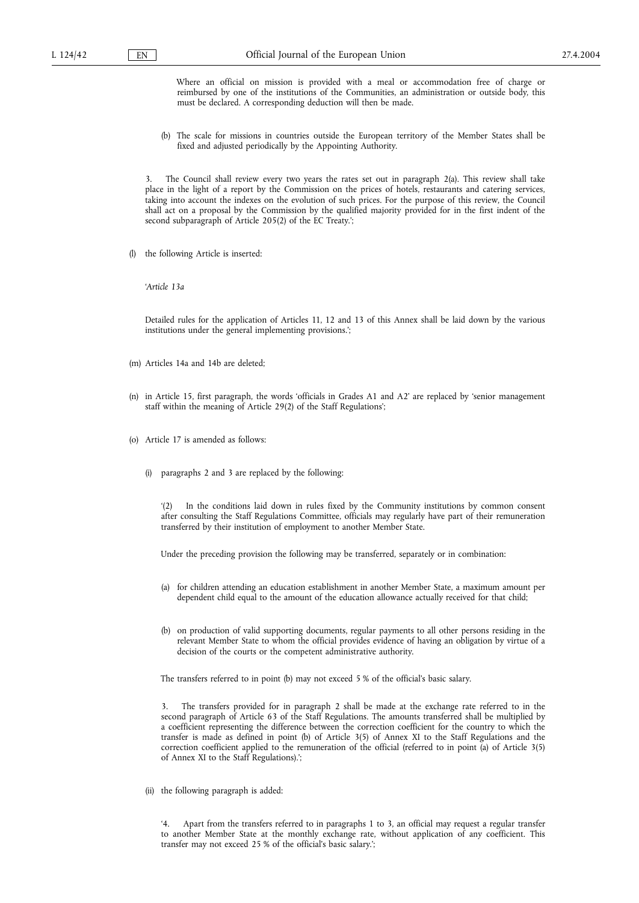Where an official on mission is provided with a meal or accommodation free of charge or reimbursed by one of the institutions of the Communities, an administration or outside body, this must be declared. A corresponding deduction will then be made.

(b) The scale for missions in countries outside the European territory of the Member States shall be fixed and adjusted periodically by the Appointing Authority.

3. The Council shall review every two years the rates set out in paragraph 2(a). This review shall take place in the light of a report by the Commission on the prices of hotels, restaurants and catering services, taking into account the indexes on the evolution of such prices. For the purpose of this review, the Council shall act on a proposal by the Commission by the qualified majority provided for in the first indent of the second subparagraph of Article 205(2) of the EC Treaty.';

(l) the following Article is inserted:

'*Article 13a*

Detailed rules for the application of Articles 11, 12 and 13 of this Annex shall be laid down by the various institutions under the general implementing provisions.';

(m) Articles 14a and 14b are deleted;

(n) in Article 15, first paragraph, the words 'officials in Grades A1 and A2' are replaced by 'senior management staff within the meaning of Article 29(2) of the Staff Regulations';

(o) Article 17 is amended as follows:

(i) paragraphs 2 and 3 are replaced by the following:

'(2) In the conditions laid down in rules fixed by the Community institutions by common consent after consulting the Staff Regulations Committee, officials may regularly have part of their remuneration transferred by their institution of employment to another Member State.

Under the preceding provision the following may be transferred, separately or in combination:

(a) for children attending an education establishment in another Member State, a maximum amount per dependent child equal to the amount of the education allowance actually received for that child;

(b) on production of valid supporting documents, regular payments to all other persons residing in the relevant Member State to whom the official provides evidence of having an obligation by virtue of a decision of the courts or the competent administrative authority.

The transfers referred to in point (b) may not exceed 5 % of the official's basic salary.

3. The transfers provided for in paragraph 2 shall be made at the exchange rate referred to in the second paragraph of Article 63 of the Staff Regulations. The amounts transferred shall be multiplied by a coefficient representing the difference between the correction coefficient for the country to which the transfer is made as defined in point (b) of Article 3(5) of Annex XI to the Staff Regulations and the correction coefficient applied to the remuneration of the official (referred to in point (a) of Article 3(5) of Annex XI to the Staff Regulations).';

(ii) the following paragraph is added:

'4. Apart from the transfers referred to in paragraphs 1 to 3, an official may request a regular transfer to another Member State at the monthly exchange rate, without application of any coefficient. This transfer may not exceed 25 % of the official's basic salary.';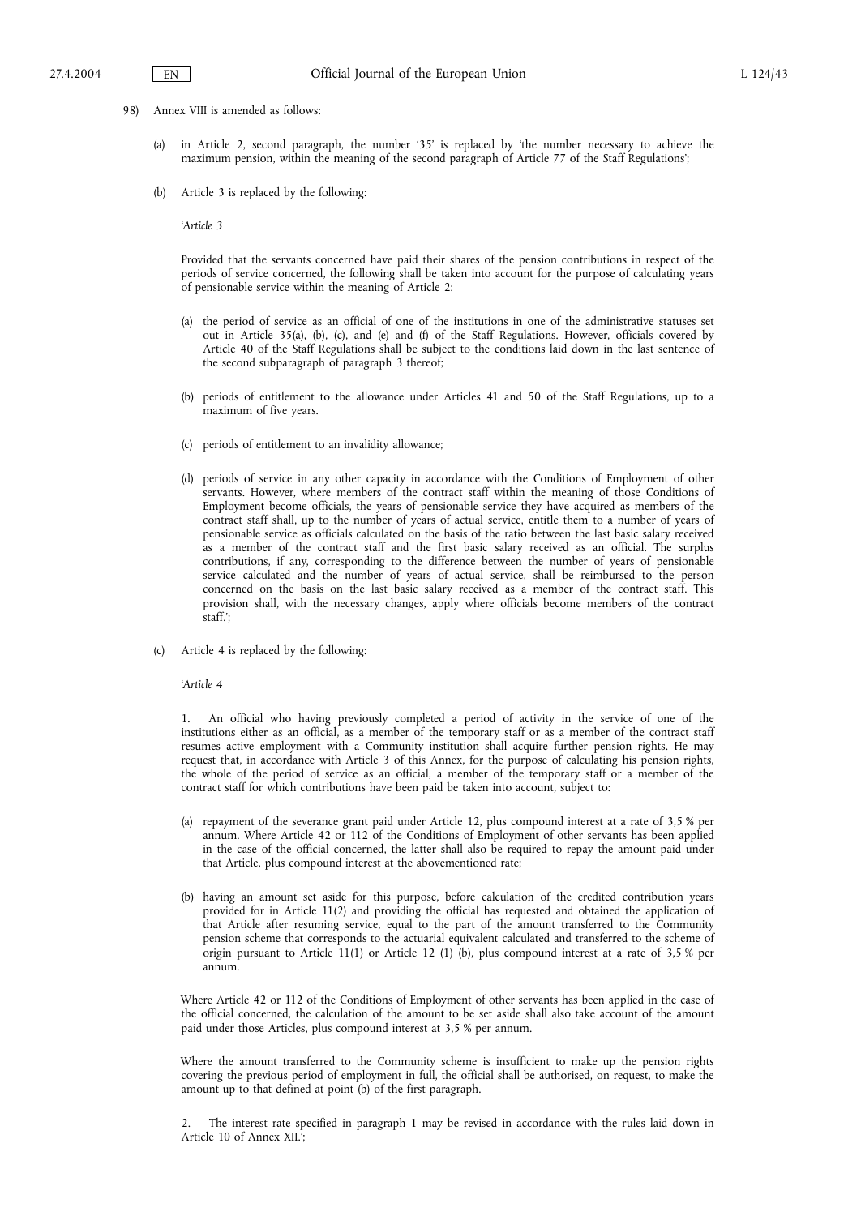98) Annex VIII is amended as follows:

(a) in Article 2, second paragraph, the number '35' is replaced by 'the number necessary to achieve the maximum pension, within the meaning of the second paragraph of Article 77 of the Staff Regulations';

(b) Article 3 is replaced by the following:

'*Article 3*

Provided that the servants concerned have paid their shares of the pension contributions in respect of the periods of service concerned, the following shall be taken into account for the purpose of calculating years of pensionable service within the meaning of Article 2:

(a) the period of service as an official of one of the institutions in one of the administrative statuses set out in Article 35(a), (b), (c), and (e) and (f) of the Staff Regulations. However, officials covered by Article 40 of the Staff Regulations shall be subject to the conditions laid down in the last sentence of the second subparagraph of paragraph 3 thereof;

(b) periods of entitlement to the allowance under Articles 41 and 50 of the Staff Regulations, up to a maximum of five years.

(c) periods of entitlement to an invalidity allowance;

(d) periods of service in any other capacity in accordance with the Conditions of Employment of other servants. However, where members of the contract staff within the meaning of those Conditions of Employment become officials, the years of pensionable service they have acquired as members of the contract staff shall, up to the number of years of actual service, entitle them to a number of years of pensionable service as officials calculated on the basis of the ratio between the last basic salary received as a member of the contract staff and the first basic salary received as an official. The surplus contributions, if any, corresponding to the difference between the number of years of pensionable service calculated and the number of years of actual service, shall be reimbursed to the person concerned on the basis on the last basic salary received as a member of the contract staff. This provision shall, with the necessary changes, apply where officials become members of the contract staff.';

(c) Article 4 is replaced by the following:

'*Article 4*

1. An official who having previously completed a period of activity in the service of one of the institutions either as an official, as a member of the temporary staff or as a member of the contract staff resumes active employment with a Community institution shall acquire further pension rights. He may request that, in accordance with Article 3 of this Annex, for the purpose of calculating his pension rights, the whole of the period of service as an official, a member of the temporary staff or a member of the contract staff for which contributions have been paid be taken into account, subject to:

(a) repayment of the severance grant paid under Article 12, plus compound interest at a rate of 3,5 % per annum. Where Article 42 or 112 of the Conditions of Employment of other servants has been applied in the case of the official concerned, the latter shall also be required to repay the amount paid under that Article, plus compound interest at the abovementioned rate;

(b) having an amount set aside for this purpose, before calculation of the credited contribution years provided for in Article 11(2) and providing the official has requested and obtained the application of that Article after resuming service, equal to the part of the amount transferred to the Community pension scheme that corresponds to the actuarial equivalent calculated and transferred to the scheme of origin pursuant to Article 11(1) or Article 12 (1) (b), plus compound interest at a rate of 3,5 % per annum.

Where Article 42 or 112 of the Conditions of Employment of other servants has been applied in the case of the official concerned, the calculation of the amount to be set aside shall also take account of the amount paid under those Articles, plus compound interest at 3,5 % per annum.

Where the amount transferred to the Community scheme is insufficient to make up the pension rights covering the previous period of employment in full, the official shall be authorised, on request, to make the amount up to that defined at point (b) of the first paragraph.

2. The interest rate specified in paragraph 1 may be revised in accordance with the rules laid down in Article 10 of Annex XII.';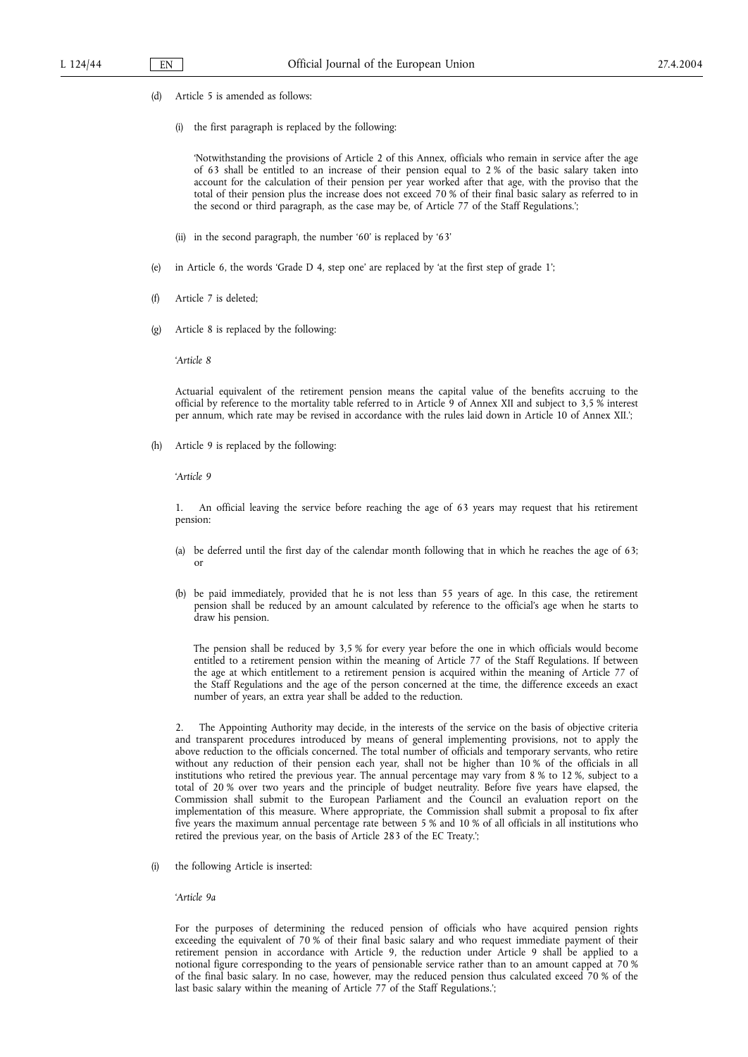(d) Article 5 is amended as follows:

(i) the first paragraph is replaced by the following:

'Notwithstanding the provisions of Article 2 of this Annex, officials who remain in service after the age of 63 shall be entitled to an increase of their pension equal to 2 % of the basic salary taken into account for the calculation of their pension per year worked after that age, with the proviso that the total of their pension plus the increase does not exceed 70 % of their final basic salary as referred to in the second or third paragraph, as the case may be, of Article 77 of the Staff Regulations.';

(ii) in the second paragraph, the number '60' is replaced by '63'

(e) in Article 6, the words 'Grade D 4, step one' are replaced by 'at the first step of grade 1';

(f) Article 7 is deleted;

(g) Article 8 is replaced by the following:

'*Article 8*

Actuarial equivalent of the retirement pension means the capital value of the benefits accruing to the official by reference to the mortality table referred to in Article 9 of Annex XII and subject to 3,5 % interest per annum, which rate may be revised in accordance with the rules laid down in Article 10 of Annex XII.';

(h) Article 9 is replaced by the following:

'*Article 9*

1. An official leaving the service before reaching the age of 63 years may request that his retirement pension:

(a) be deferred until the first day of the calendar month following that in which he reaches the age of 63; or

(b) be paid immediately, provided that he is not less than 55 years of age. In this case, the retirement pension shall be reduced by an amount calculated by reference to the official's age when he starts to draw his pension.

The pension shall be reduced by 3,5 % for every year before the one in which officials would become entitled to a retirement pension within the meaning of Article 77 of the Staff Regulations. If between the age at which entitlement to a retirement pension is acquired within the meaning of Article 77 of the Staff Regulations and the age of the person concerned at the time, the difference exceeds an exact number of years, an extra year shall be added to the reduction.

2. The Appointing Authority may decide, in the interests of the service on the basis of objective criteria and transparent procedures introduced by means of general implementing provisions, not to apply the above reduction to the officials concerned. The total number of officials and temporary servants, who retire without any reduction of their pension each year, shall not be higher than 10 % of the officials in all institutions who retired the previous year. The annual percentage may vary from 8 % to 12 %, subject to a total of 20 % over two years and the principle of budget neutrality. Before five years have elapsed, the Commission shall submit to the European Parliament and the Council an evaluation report on the implementation of this measure. Where appropriate, the Commission shall submit a proposal to fix after five years the maximum annual percentage rate between 5 % and 10 % of all officials in all institutions who retired the previous year, on the basis of Article 283 of the EC Treaty.';

(i) the following Article is inserted:

'*Article 9a*

For the purposes of determining the reduced pension of officials who have acquired pension rights exceeding the equivalent of 70 % of their final basic salary and who request immediate payment of their retirement pension in accordance with Article 9, the reduction under Article 9 shall be applied to a notional figure corresponding to the years of pensionable service rather than to an amount capped at 70 % of the final basic salary. In no case, however, may the reduced pension thus calculated exceed 70 % of the last basic salary within the meaning of Article 77 of the Staff Regulations.';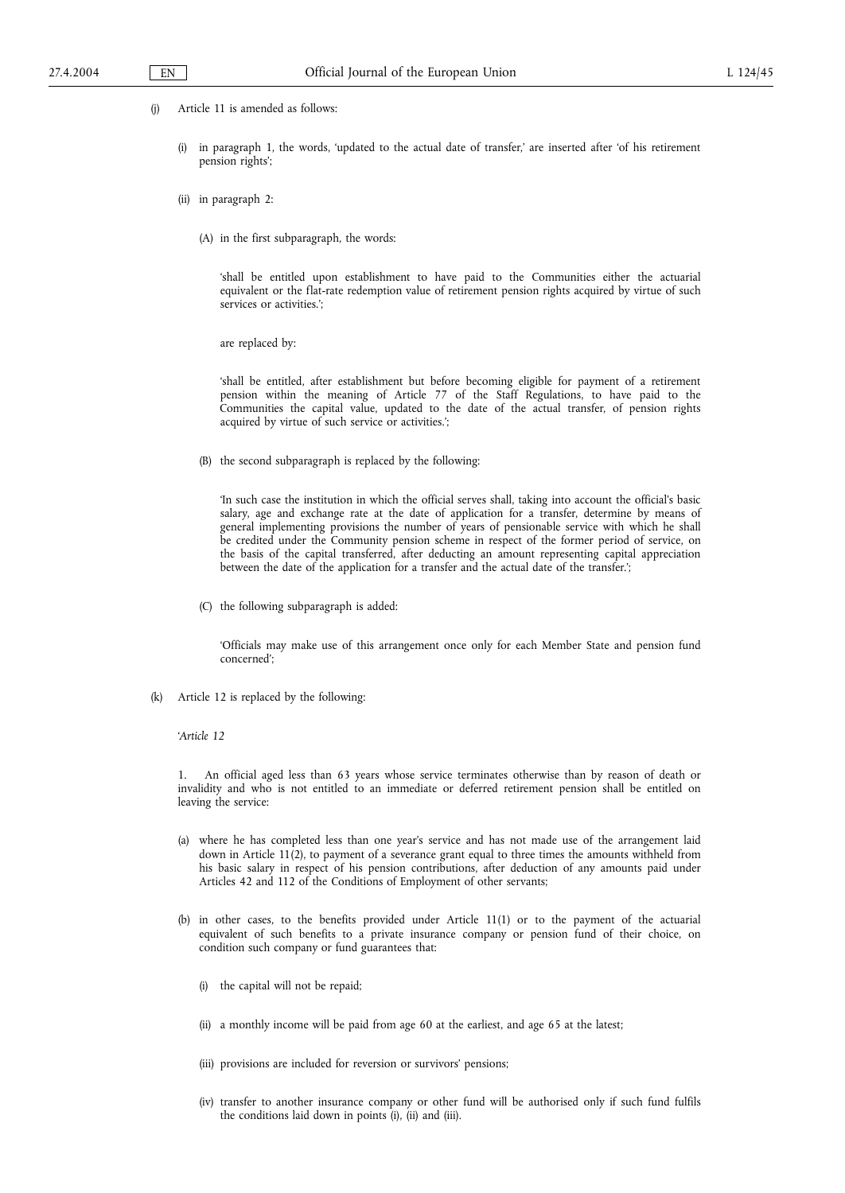(j) Article 11 is amended as follows:

(i) in paragraph 1, the words, 'updated to the actual date of transfer,' are inserted after 'of his retirement pension rights';

(ii) in paragraph 2:

(A) in the first subparagraph, the words:

'shall be entitled upon establishment to have paid to the Communities either the actuarial equivalent or the flat-rate redemption value of retirement pension rights acquired by virtue of such services or activities.';

are replaced by:

'shall be entitled, after establishment but before becoming eligible for payment of a retirement pension within the meaning of Article 77 of the Staff Regulations, to have paid to the Communities the capital value, updated to the date of the actual transfer, of pension rights acquired by virtue of such service or activities.';

(B) the second subparagraph is replaced by the following:

'In such case the institution in which the official serves shall, taking into account the official's basic salary, age and exchange rate at the date of application for a transfer, determine by means of general implementing provisions the number of years of pensionable service with which he shall be credited under the Community pension scheme in respect of the former period of service, on the basis of the capital transferred, after deducting an amount representing capital appreciation between the date of the application for a transfer and the actual date of the transfer.';

(C) the following subparagraph is added:

'Officials may make use of this arrangement once only for each Member State and pension fund concerned';

(k) Article 12 is replaced by the following:

'*Article 12*

1. An official aged less than 63 years whose service terminates otherwise than by reason of death or invalidity and who is not entitled to an immediate or deferred retirement pension shall be entitled on leaving the service:

(a) where he has completed less than one year's service and has not made use of the arrangement laid down in Article 11(2), to payment of a severance grant equal to three times the amounts withheld from his basic salary in respect of his pension contributions, after deduction of any amounts paid under Articles 42 and 112 of the Conditions of Employment of other servants;

(b) in other cases, to the benefits provided under Article 11(1) or to the payment of the actuarial equivalent of such benefits to a private insurance company or pension fund of their choice, on condition such company or fund guarantees that:

(i) the capital will not be repaid;

(ii) a monthly income will be paid from age 60 at the earliest, and age 65 at the latest;

(iii) provisions are included for reversion or survivors' pensions;

(iv) transfer to another insurance company or other fund will be authorised only if such fund fulfils the conditions laid down in points (i), (ii) and (iii).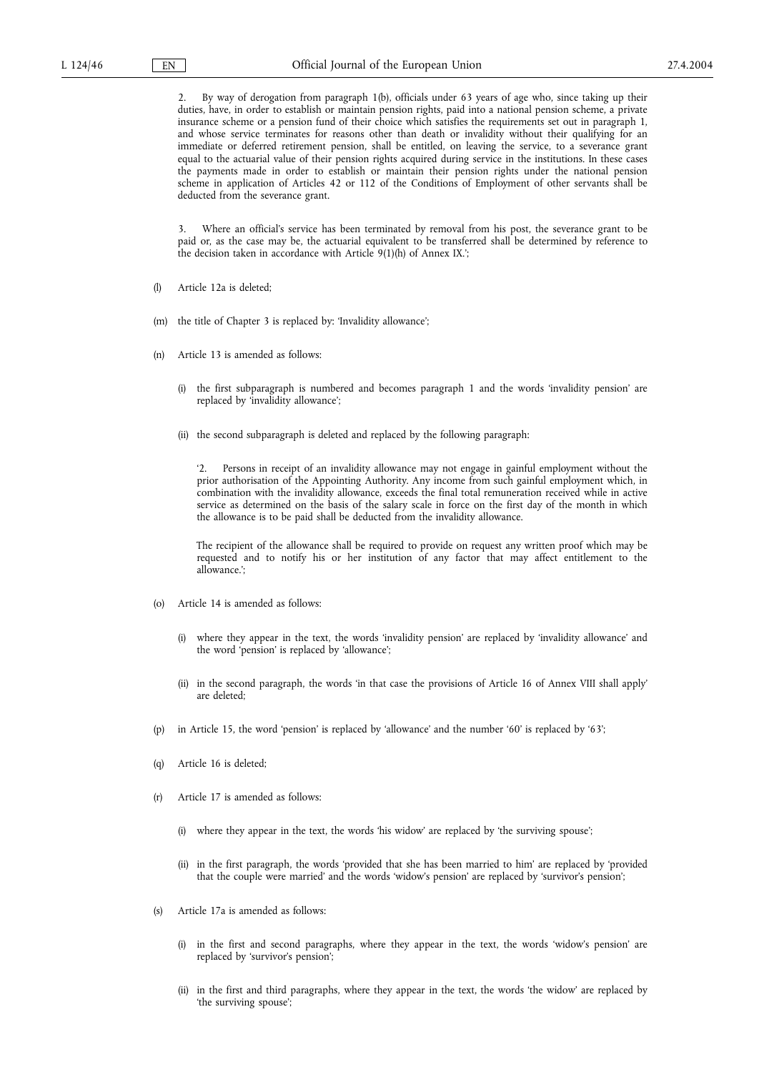2. By way of derogation from paragraph 1(b), officials under 63 years of age who, since taking up their duties, have, in order to establish or maintain pension rights, paid into a national pension scheme, a private insurance scheme or a pension fund of their choice which satisfies the requirements set out in paragraph 1, and whose service terminates for reasons other than death or invalidity without their qualifying for an immediate or deferred retirement pension, shall be entitled, on leaving the service, to a severance grant equal to the actuarial value of their pension rights acquired during service in the institutions. In these cases the payments made in order to establish or maintain their pension rights under the national pension scheme in application of Articles 42 or 112 of the Conditions of Employment of other servants shall be deducted from the severance grant.

3. Where an official's service has been terminated by removal from his post, the severance grant to be paid or, as the case may be, the actuarial equivalent to be transferred shall be determined by reference to the decision taken in accordance with Article 9(1)(h) of Annex IX.';

(l) Article 12a is deleted;

(m) the title of Chapter 3 is replaced by: 'Invalidity allowance';

(n) Article 13 is amended as follows:

(i) the first subparagraph is numbered and becomes paragraph 1 and the words 'invalidity pension' are replaced by 'invalidity allowance';

(ii) the second subparagraph is deleted and replaced by the following paragraph:

'2. Persons in receipt of an invalidity allowance may not engage in gainful employment without the prior authorisation of the Appointing Authority. Any income from such gainful employment which, in combination with the invalidity allowance, exceeds the final total remuneration received while in active service as determined on the basis of the salary scale in force on the first day of the month in which the allowance is to be paid shall be deducted from the invalidity allowance.

The recipient of the allowance shall be required to provide on request any written proof which may be requested and to notify his or her institution of any factor that may affect entitlement to the allowance.';

(o) Article 14 is amended as follows:

(i) where they appear in the text, the words 'invalidity pension' are replaced by 'invalidity allowance' and the word 'pension' is replaced by 'allowance';

(ii) in the second paragraph, the words 'in that case the provisions of Article 16 of Annex VIII shall apply' are deleted;

(p) in Article 15, the word 'pension' is replaced by 'allowance' and the number '60' is replaced by '63';

(q) Article 16 is deleted;

(r) Article 17 is amended as follows:

(i) where they appear in the text, the words 'his widow' are replaced by 'the surviving spouse';

(ii) in the first paragraph, the words 'provided that she has been married to him' are replaced by 'provided that the couple were married' and the words 'widow's pension' are replaced by 'survivor's pension';

(s) Article 17a is amended as follows:

(i) in the first and second paragraphs, where they appear in the text, the words 'widow's pension' are replaced by 'survivor's pension';

(ii) in the first and third paragraphs, where they appear in the text, the words 'the widow' are replaced by 'the surviving spouse';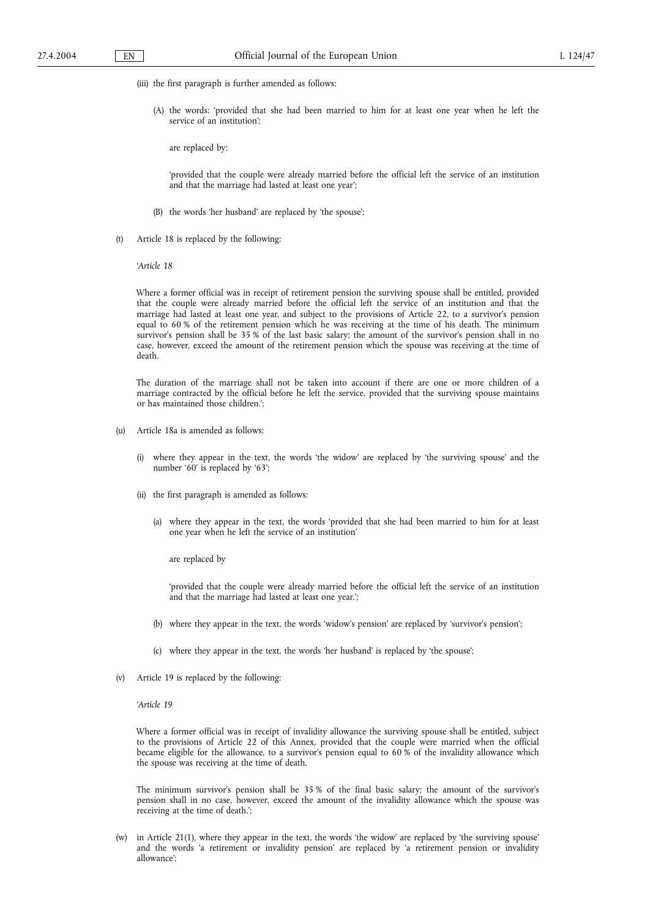(iii) the first paragraph is further amended as follows:

(A) the words: 'provided that she had been married to him for at least one year when he left the service of an institution';

are replaced by:

'provided that the couple were already married before the official left the service of an institution and that the marriage had lasted at least one year';

(B) the words 'her husband' are replaced by 'the spouse';

(t) Article 18 is replaced by the following:

'*Article 18*

Where a former official was in receipt of retirement pension the surviving spouse shall be entitled, provided that the couple were already married before the official left the service of an institution and that the marriage had lasted at least one year, and subject to the provisions of Article 22, to a survivor's pension equal to 60 % of the retirement pension which he was receiving at the time of his death. The minimum survivor's pension shall be 35 % of the last basic salary; the amount of the survivor's pension shall in no case, however, exceed the amount of the retirement pension which the spouse was receiving at the time of death.

The duration of the marriage shall not be taken into account if there are one or more children of a marriage contracted by the official before he left the service, provided that the surviving spouse maintains or has maintained those children.';

(u) Article 18a is amended as follows:

(i) where they appear in the text, the words 'the widow' are replaced by 'the surviving spouse' and the number '60' is replaced by '63';

(ii) the first paragraph is amended as follows:

(a) where they appear in the text, the words 'provided that she had been married to him for at least one year when he left the service of an institution'

are replaced by

'provided that the couple were already married before the official left the service of an institution and that the marriage had lasted at least one year.';

(b) where they appear in the text, the words 'widow's pension' are replaced by 'survivor's pension';

(c) where they appear in the text, the words 'her husband' is replaced by 'the spouse';

(v) Article 19 is replaced by the following:

'*Article 19*

Where a former official was in receipt of invalidity allowance the surviving spouse shall be entitled, subject to the provisions of Article 22 of this Annex, provided that the couple were married when the official became eligible for the allowance, to a survivor's pension equal to 60 % of the invalidity allowance which the spouse was receiving at the time of death.

The minimum survivor's pension shall be 35 % of the final basic salary; the amount of the survivor's pension shall in no case, however, exceed the amount of the invalidity allowance which the spouse was receiving at the time of death.';

(w) in Article 21(1), where they appear in the text, the words 'the widow' are replaced by 'the surviving spouse' and the words 'a retirement or invalidity pension' are replaced by 'a retirement pension or invalidity allowance';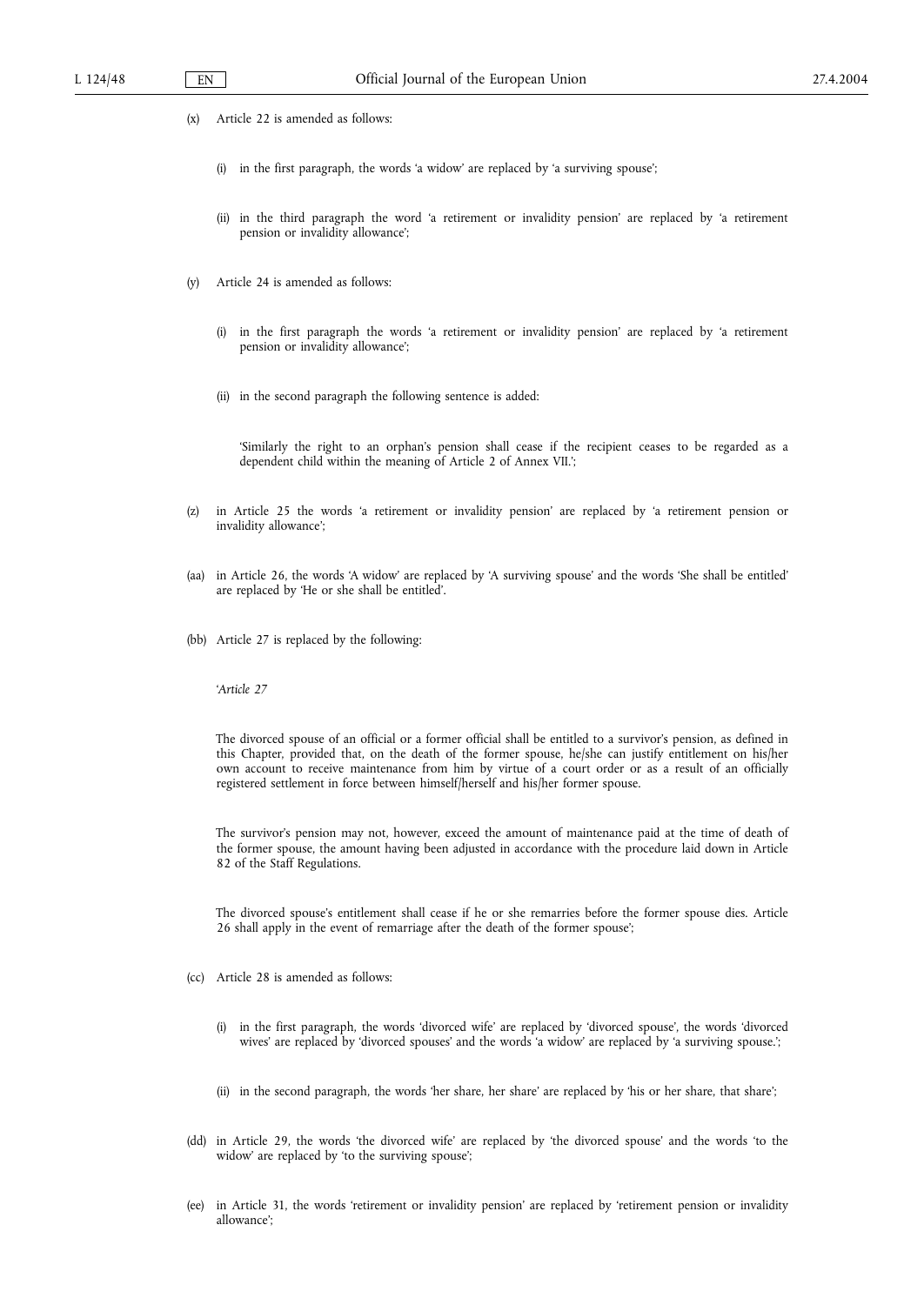(x) Article 22 is amended as follows:

(i) in the first paragraph, the words 'a widow' are replaced by 'a surviving spouse';

(ii) in the third paragraph the word 'a retirement or invalidity pension' are replaced by 'a retirement pension or invalidity allowance';

(y) Article 24 is amended as follows:

(i) in the first paragraph the words 'a retirement or invalidity pension' are replaced by 'a retirement pension or invalidity allowance';

(ii) in the second paragraph the following sentence is added:

'Similarly the right to an orphan's pension shall cease if the recipient ceases to be regarded as a dependent child within the meaning of Article 2 of Annex VII.';

(z) in Article 25 the words 'a retirement or invalidity pension' are replaced by 'a retirement pension or invalidity allowance';

(aa) in Article 26, the words 'A widow' are replaced by 'A surviving spouse' and the words 'She shall be entitled' are replaced by 'He or she shall be entitled'.

(bb) Article 27 is replaced by the following:

'*Article 27*

The divorced spouse of an official or a former official shall be entitled to a survivor's pension, as defined in this Chapter, provided that, on the death of the former spouse, he/she can justify entitlement on his/her own account to receive maintenance from him by virtue of a court order or as a result of an officially registered settlement in force between himself/herself and his/her former spouse.

The survivor's pension may not, however, exceed the amount of maintenance paid at the time of death of the former spouse, the amount having been adjusted in accordance with the procedure laid down in Article 82 of the Staff Regulations.

The divorced spouse's entitlement shall cease if he or she remarries before the former spouse dies. Article 26 shall apply in the event of remarriage after the death of the former spouse';

(cc) Article 28 is amended as follows:

(i) in the first paragraph, the words 'divorced wife' are replaced by 'divorced spouse', the words 'divorced wives' are replaced by 'divorced spouses' and the words 'a widow' are replaced by 'a surviving spouse.';

(ii) in the second paragraph, the words 'her share, her share' are replaced by 'his or her share, that share';

(dd) in Article 29, the words 'the divorced wife' are replaced by 'the divorced spouse' and the words 'to the widow' are replaced by 'to the surviving spouse';

(ee) in Article 31, the words 'retirement or invalidity pension' are replaced by 'retirement pension or invalidity allowance';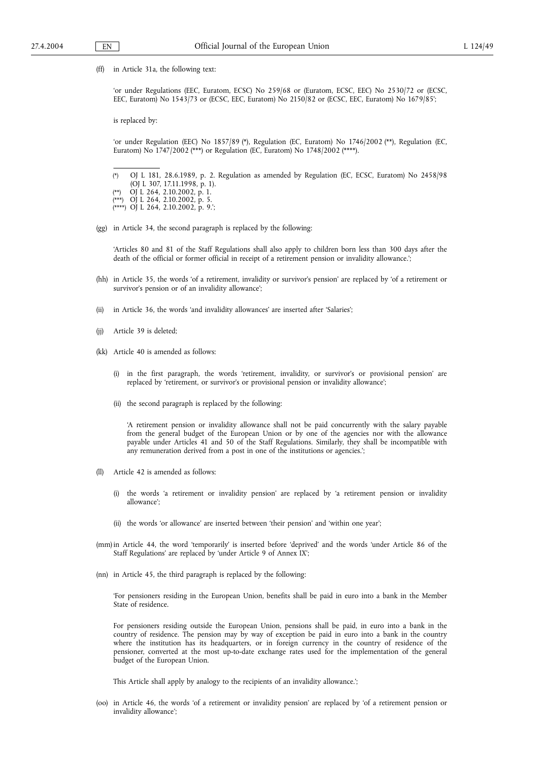(ff) in Article 31a, the following text:

'or under Regulations (EEC, Euratom, ECSC) No 259/68 or (Euratom, ECSC, EEC) No 2530/72 or (ECSC, EEC, Euratom) No 1543/73 or (ECSC, EEC, Euratom) No 2150/82 or (ECSC, EEC, Euratom) No 1679/85';

is replaced by:

'or under Regulation (EEC) No 1857/89 (*), Regulation (EC, Euratom) No 1746/2002 (**), Regulation (EC, Euratom) No 1747/2002 (***) or Regulation (EC, Euratom) No 1748/2002 (****).

(*) OJ L 181, 28.6.1989, p. 2. Regulation as amended by Regulation (EC, ECSC, Euratom) No 2458/98 (OJ L 307, 17.11.1998, p. 1).
(**) OJ L 264, 2.10.2002, p. 1.
(***) OJ L 264, 2.10.2002, p. 5.
(****) OJ L 264, 2.10.2002, p. 9.';

(gg) in Article 34, the second paragraph is replaced by the following:

'Articles 80 and 81 of the Staff Regulations shall also apply to children born less than 300 days after the death of the official or former official in receipt of a retirement pension or invalidity allowance.';

(hh) in Article 35, the words 'of a retirement, invalidity or survivor's pension' are replaced by 'of a retirement or survivor's pension or of an invalidity allowance';

(ii) in Article 36, the words 'and invalidity allowances' are inserted after 'Salaries';

(jj) Article 39 is deleted;

(kk) Article 40 is amended as follows:

(i) in the first paragraph, the words 'retirement, invalidity, or survivor's or provisional pension' are replaced by 'retirement, or survivor's or provisional pension or invalidity allowance';

(ii) the second paragraph is replaced by the following:

'A retirement pension or invalidity allowance shall not be paid concurrently with the salary payable from the general budget of the European Union or by one of the agencies nor with the allowance payable under Articles 41 and 50 of the Staff Regulations. Similarly, they shall be incompatible with any remuneration derived from a post in one of the institutions or agencies.';

(ll) Article 42 is amended as follows:

(i) the words 'a retirement or invalidity pension' are replaced by 'a retirement pension or invalidity allowance';

(ii) the words 'or allowance' are inserted between 'their pension' and 'within one year';

(mm) in Article 44, the word 'temporarily' is inserted before 'deprived' and the words 'under Article 86 of the Staff Regulations' are replaced by 'under Article 9 of Annex IX';

(nn) in Article 45, the third paragraph is replaced by the following:

'For pensioners residing in the European Union, benefits shall be paid in euro into a bank in the Member State of residence.

For pensioners residing outside the European Union, pensions shall be paid, in euro into a bank in the country of residence. The pension may by way of exception be paid in euro into a bank in the country where the institution has its headquarters, or in foreign currency in the country of residence of the pensioner, converted at the most up-to-date exchange rates used for the implementation of the general budget of the European Union.

This Article shall apply by analogy to the recipients of an invalidity allowance.';

(oo) in Article 46, the words 'of a retirement or invalidity pension' are replaced by 'of a retirement pension or invalidity allowance';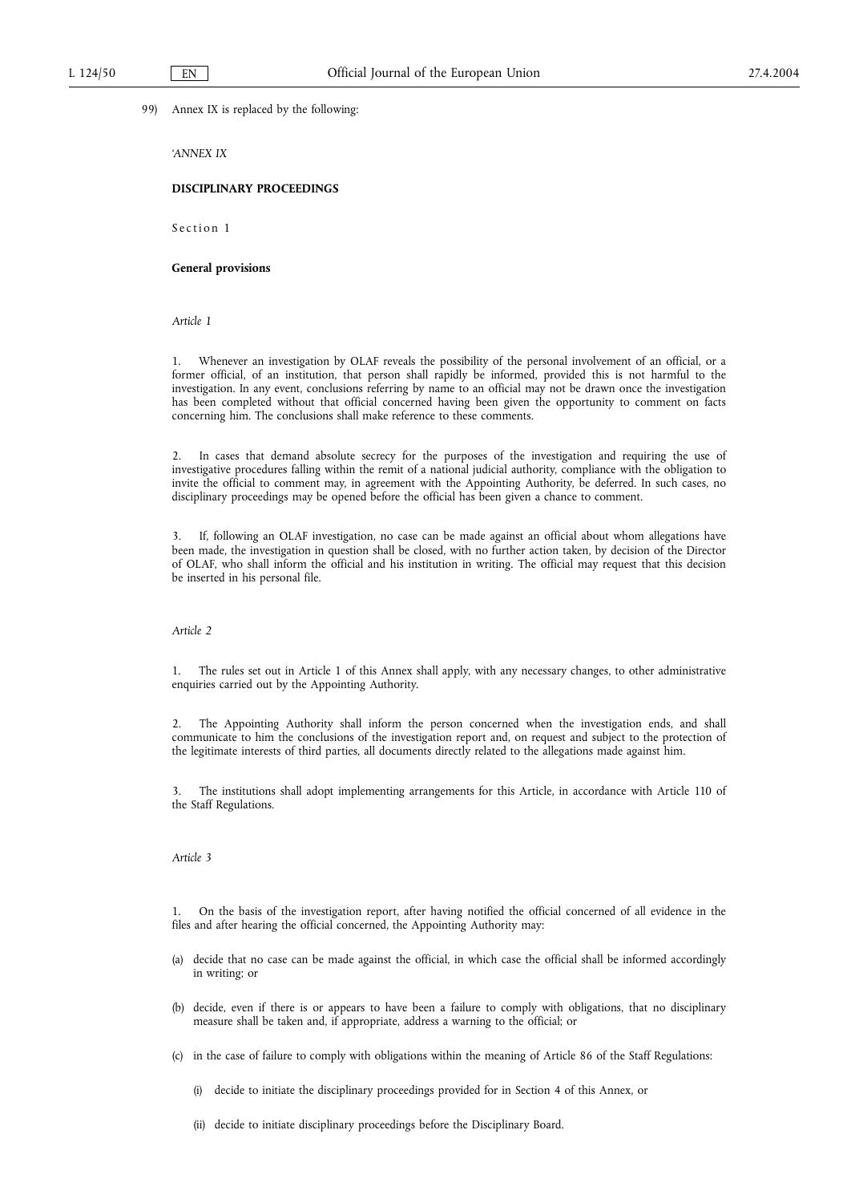99) Annex IX is replaced by the following:

'*ANNEX IX*

**DISCIPLINARY PROCEEDINGS**

Section 1

**General provisions**

*Article 1*

1. Whenever an investigation by OLAF reveals the possibility of the personal involvement of an official, or a former official, of an institution, that person shall rapidly be informed, provided this is not harmful to the investigation. In any event, conclusions referring by name to an official may not be drawn once the investigation has been completed without that official concerned having been given the opportunity to comment on facts concerning him. The conclusions shall make reference to these comments.

2. In cases that demand absolute secrecy for the purposes of the investigation and requiring the use of investigative procedures falling within the remit of a national judicial authority, compliance with the obligation to invite the official to comment may, in agreement with the Appointing Authority, be deferred. In such cases, no disciplinary proceedings may be opened before the official has been given a chance to comment.

3. If, following an OLAF investigation, no case can be made against an official about whom allegations have been made, the investigation in question shall be closed, with no further action taken, by decision of the Director of OLAF, who shall inform the official and his institution in writing. The official may request that this decision be inserted in his personal file.

*Article 2*

1. The rules set out in Article 1 of this Annex shall apply, with any necessary changes, to other administrative enquiries carried out by the Appointing Authority.

2. The Appointing Authority shall inform the person concerned when the investigation ends, and shall communicate to him the conclusions of the investigation report and, on request and subject to the protection of the legitimate interests of third parties, all documents directly related to the allegations made against him.

3. The institutions shall adopt implementing arrangements for this Article, in accordance with Article 110 of the Staff Regulations.

*Article 3*

1. On the basis of the investigation report, after having notified the official concerned of all evidence in the files and after hearing the official concerned, the Appointing Authority may:

(a) decide that no case can be made against the official, in which case the official shall be informed accordingly in writing; or

(b) decide, even if there is or appears to have been a failure to comply with obligations, that no disciplinary measure shall be taken and, if appropriate, address a warning to the official; or

(c) in the case of failure to comply with obligations within the meaning of Article 86 of the Staff Regulations:

  (i) decide to initiate the disciplinary proceedings provided for in Section 4 of this Annex, or

  (ii) decide to initiate disciplinary proceedings before the Disciplinary Board.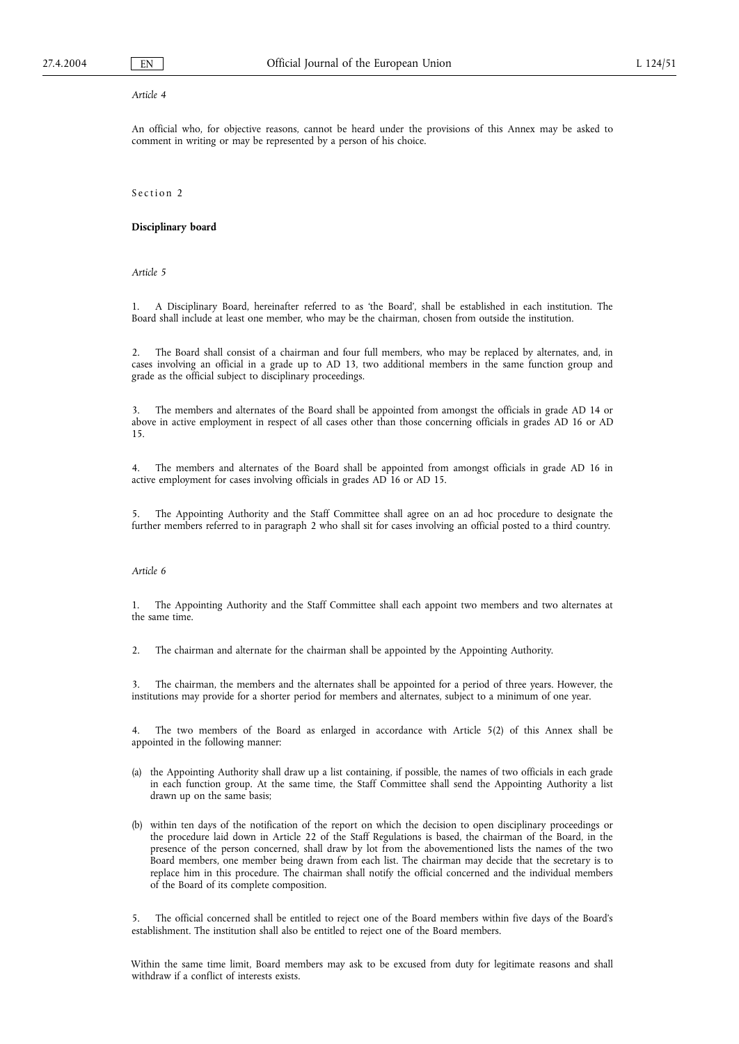*Article 4*

An official who, for objective reasons, cannot be heard under the provisions of this Annex may be asked to comment in writing or may be represented by a person of his choice.

Section 2

**Disciplinary board**

*Article 5*

1. A Disciplinary Board, hereinafter referred to as 'the Board', shall be established in each institution. The Board shall include at least one member, who may be the chairman, chosen from outside the institution.

2. The Board shall consist of a chairman and four full members, who may be replaced by alternates, and, in cases involving an official in a grade up to AD 13, two additional members in the same function group and grade as the official subject to disciplinary proceedings.

3. The members and alternates of the Board shall be appointed from amongst the officials in grade AD 14 or above in active employment in respect of all cases other than those concerning officials in grades AD 16 or AD 15.

4. The members and alternates of the Board shall be appointed from amongst officials in grade AD 16 in active employment for cases involving officials in grades AD 16 or AD 15.

5. The Appointing Authority and the Staff Committee shall agree on an ad hoc procedure to designate the further members referred to in paragraph 2 who shall sit for cases involving an official posted to a third country.

*Article 6*

1. The Appointing Authority and the Staff Committee shall each appoint two members and two alternates at the same time.

2. The chairman and alternate for the chairman shall be appointed by the Appointing Authority.

3. The chairman, the members and the alternates shall be appointed for a period of three years. However, the institutions may provide for a shorter period for members and alternates, subject to a minimum of one year.

4. The two members of the Board as enlarged in accordance with Article 5(2) of this Annex shall be appointed in the following manner:

(a) the Appointing Authority shall draw up a list containing, if possible, the names of two officials in each grade in each function group. At the same time, the Staff Committee shall send the Appointing Authority a list drawn up on the same basis;

(b) within ten days of the notification of the report on which the decision to open disciplinary proceedings or the procedure laid down in Article 22 of the Staff Regulations is based, the chairman of the Board, in the presence of the person concerned, shall draw by lot from the abovementioned lists the names of the two Board members, one member being drawn from each list. The chairman may decide that the secretary is to replace him in this procedure. The chairman shall notify the official concerned and the individual members of the Board of its complete composition.

5. The official concerned shall be entitled to reject one of the Board members within five days of the Board's establishment. The institution shall also be entitled to reject one of the Board members.

Within the same time limit, Board members may ask to be excused from duty for legitimate reasons and shall withdraw if a conflict of interests exists.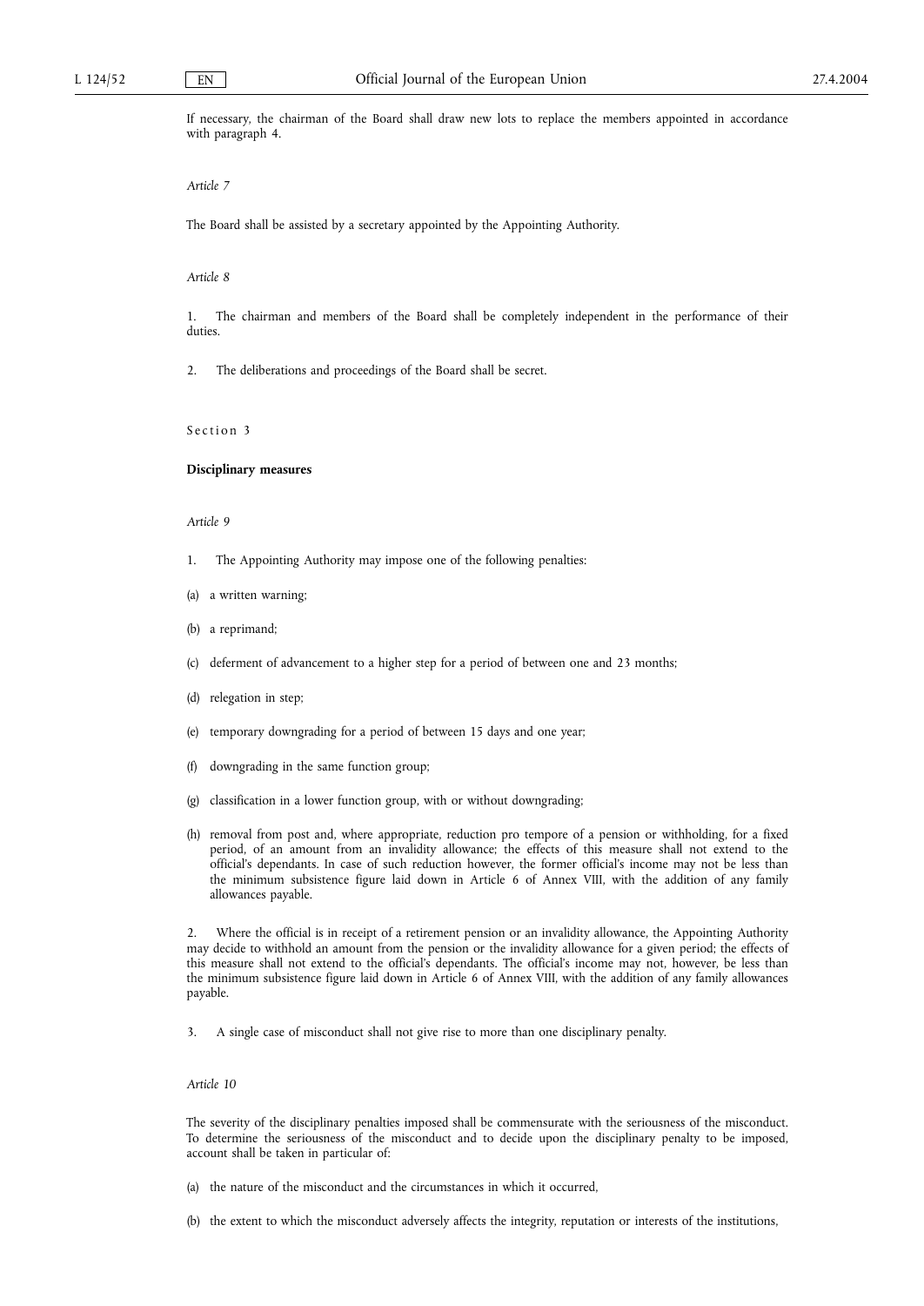If necessary, the chairman of the Board shall draw new lots to replace the members appointed in accordance with paragraph 4.

*Article 7*

The Board shall be assisted by a secretary appointed by the Appointing Authority.

*Article 8*

1. The chairman and members of the Board shall be completely independent in the performance of their duties.

2. The deliberations and proceedings of the Board shall be secret.

Section 3

**Disciplinary measures**

*Article 9*

1. The Appointing Authority may impose one of the following penalties:

(a) a written warning;

(b) a reprimand;

(c) deferment of advancement to a higher step for a period of between one and 23 months;

(d) relegation in step;

(e) temporary downgrading for a period of between 15 days and one year;

(f) downgrading in the same function group;

(g) classification in a lower function group, with or without downgrading;

(h) removal from post and, where appropriate, reduction pro tempore of a pension or withholding, for a fixed period, of an amount from an invalidity allowance; the effects of this measure shall not extend to the official's dependants. In case of such reduction however, the former official's income may not be less than the minimum subsistence figure laid down in Article 6 of Annex VIII, with the addition of any family allowances payable.

2. Where the official is in receipt of a retirement pension or an invalidity allowance, the Appointing Authority may decide to withhold an amount from the pension or the invalidity allowance for a given period; the effects of this measure shall not extend to the official's dependants. The official's income may not, however, be less than the minimum subsistence figure laid down in Article 6 of Annex VIII, with the addition of any family allowances payable.

3. A single case of misconduct shall not give rise to more than one disciplinary penalty.

*Article 10*

The severity of the disciplinary penalties imposed shall be commensurate with the seriousness of the misconduct. To determine the seriousness of the misconduct and to decide upon the disciplinary penalty to be imposed, account shall be taken in particular of:

(a) the nature of the misconduct and the circumstances in which it occurred,

(b) the extent to which the misconduct adversely affects the integrity, reputation or interests of the institutions,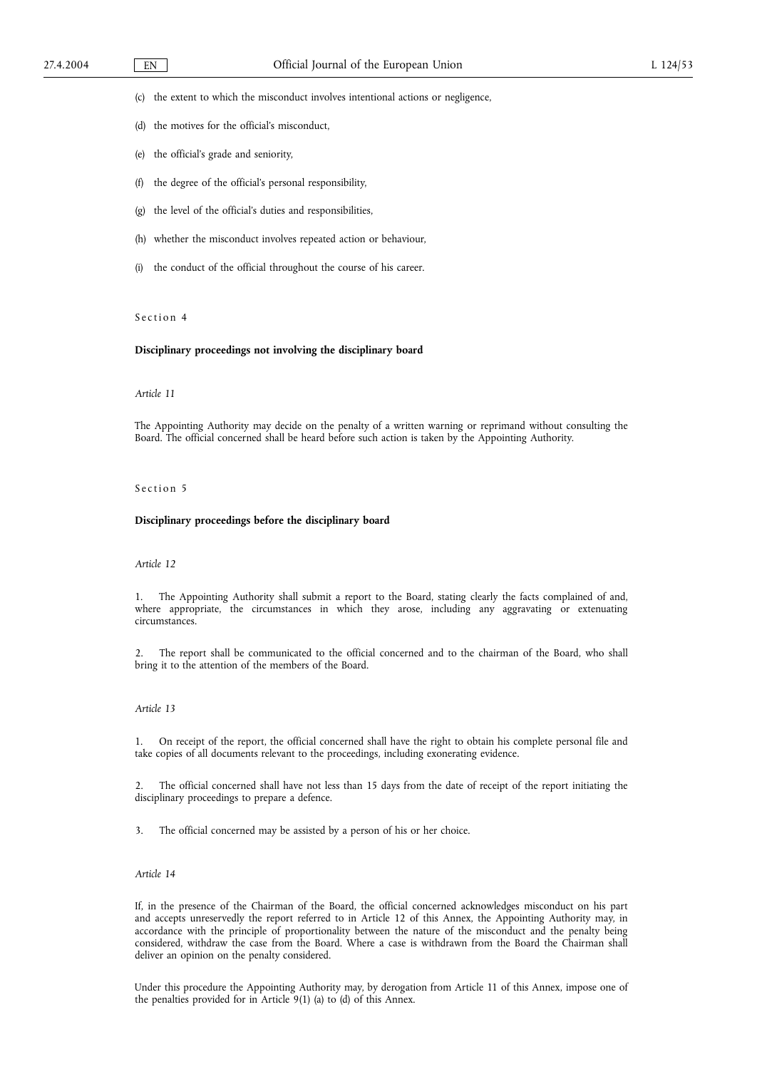(c) the extent to which the misconduct involves intentional actions or negligence,

(d) the motives for the official's misconduct,

(e) the official's grade and seniority,

(f) the degree of the official's personal responsibility,

(g) the level of the official's duties and responsibilities,

(h) whether the misconduct involves repeated action or behaviour,

(i) the conduct of the official throughout the course of his career.

Section 4

**Disciplinary proceedings not involving the disciplinary board**

*Article 11*

The Appointing Authority may decide on the penalty of a written warning or reprimand without consulting the Board. The official concerned shall be heard before such action is taken by the Appointing Authority.

Section 5

**Disciplinary proceedings before the disciplinary board**

*Article 12*

1. The Appointing Authority shall submit a report to the Board, stating clearly the facts complained of and, where appropriate, the circumstances in which they arose, including any aggravating or extenuating circumstances.

2. The report shall be communicated to the official concerned and to the chairman of the Board, who shall bring it to the attention of the members of the Board.

*Article 13*

1. On receipt of the report, the official concerned shall have the right to obtain his complete personal file and take copies of all documents relevant to the proceedings, including exonerating evidence.

2. The official concerned shall have not less than 15 days from the date of receipt of the report initiating the disciplinary proceedings to prepare a defence.

3. The official concerned may be assisted by a person of his or her choice.

*Article 14*

If, in the presence of the Chairman of the Board, the official concerned acknowledges misconduct on his part and accepts unreservedly the report referred to in Article 12 of this Annex, the Appointing Authority may, in accordance with the principle of proportionality between the nature of the misconduct and the penalty being considered, withdraw the case from the Board. Where a case is withdrawn from the Board the Chairman shall deliver an opinion on the penalty considered.

Under this procedure the Appointing Authority may, by derogation from Article 11 of this Annex, impose one of the penalties provided for in Article 9(1) (a) to (d) of this Annex.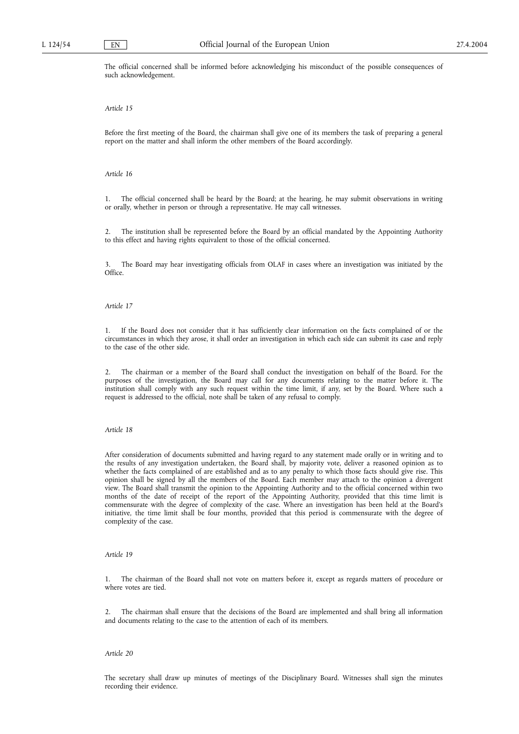The official concerned shall be informed before acknowledging his misconduct of the possible consequences of such acknowledgement.

*Article 15*

Before the first meeting of the Board, the chairman shall give one of its members the task of preparing a general report on the matter and shall inform the other members of the Board accordingly.

*Article 16*

1. The official concerned shall be heard by the Board; at the hearing, he may submit observations in writing or orally, whether in person or through a representative. He may call witnesses.

2. The institution shall be represented before the Board by an official mandated by the Appointing Authority to this effect and having rights equivalent to those of the official concerned.

3. The Board may hear investigating officials from OLAF in cases where an investigation was initiated by the Office.

*Article 17*

1. If the Board does not consider that it has sufficiently clear information on the facts complained of or the circumstances in which they arose, it shall order an investigation in which each side can submit its case and reply to the case of the other side.

2. The chairman or a member of the Board shall conduct the investigation on behalf of the Board. For the purposes of the investigation, the Board may call for any documents relating to the matter before it. The institution shall comply with any such request within the time limit, if any, set by the Board. Where such a request is addressed to the official, note shall be taken of any refusal to comply.

*Article 18*

After consideration of documents submitted and having regard to any statement made orally or in writing and to the results of any investigation undertaken, the Board shall, by majority vote, deliver a reasoned opinion as to whether the facts complained of are established and as to any penalty to which those facts should give rise. This opinion shall be signed by all the members of the Board. Each member may attach to the opinion a divergent view. The Board shall transmit the opinion to the Appointing Authority and to the official concerned within two months of the date of receipt of the report of the Appointing Authority, provided that this time limit is commensurate with the degree of complexity of the case. Where an investigation has been held at the Board's initiative, the time limit shall be four months, provided that this period is commensurate with the degree of complexity of the case.

*Article 19*

1. The chairman of the Board shall not vote on matters before it, except as regards matters of procedure or where votes are tied.

2. The chairman shall ensure that the decisions of the Board are implemented and shall bring all information and documents relating to the case to the attention of each of its members.

*Article 20*

The secretary shall draw up minutes of meetings of the Disciplinary Board. Witnesses shall sign the minutes recording their evidence.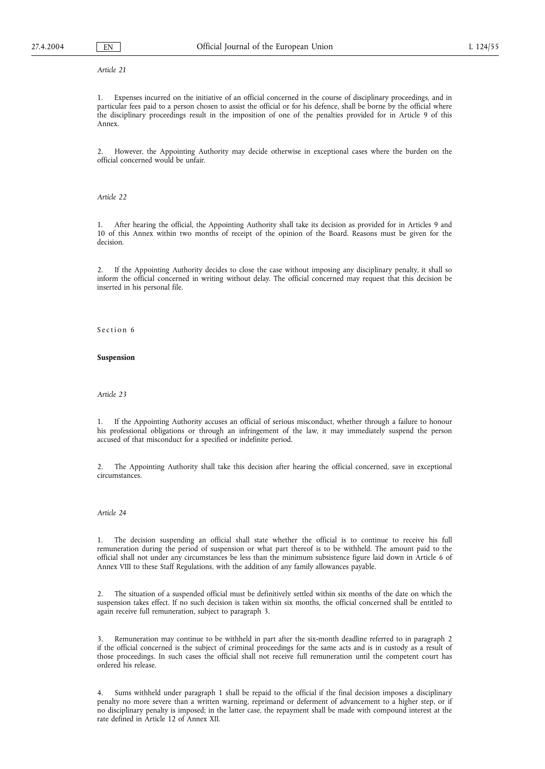*Article 21*

1. Expenses incurred on the initiative of an official concerned in the course of disciplinary proceedings, and in particular fees paid to a person chosen to assist the official or for his defence, shall be borne by the official where the disciplinary proceedings result in the imposition of one of the penalties provided for in Article 9 of this Annex.

2. However, the Appointing Authority may decide otherwise in exceptional cases where the burden on the official concerned would be unfair.

*Article 22*

1. After hearing the official, the Appointing Authority shall take its decision as provided for in Articles 9 and 10 of this Annex within two months of receipt of the opinion of the Board. Reasons must be given for the decision.

2. If the Appointing Authority decides to close the case without imposing any disciplinary penalty, it shall so inform the official concerned in writing without delay. The official concerned may request that this decision be inserted in his personal file.

Section 6

**Suspension**

*Article 23*

1. If the Appointing Authority accuses an official of serious misconduct, whether through a failure to honour his professional obligations or through an infringement of the law, it may immediately suspend the person accused of that misconduct for a specified or indefinite period.

2. The Appointing Authority shall take this decision after hearing the official concerned, save in exceptional circumstances.

*Article 24*

1. The decision suspending an official shall state whether the official is to continue to receive his full remuneration during the period of suspension or what part thereof is to be withheld. The amount paid to the official shall not under any circumstances be less than the minimum subsistence figure laid down in Article 6 of Annex VIII to these Staff Regulations, with the addition of any family allowances payable.

2. The situation of a suspended official must be definitively settled within six months of the date on which the suspension takes effect. If no such decision is taken within six months, the official concerned shall be entitled to again receive full remuneration, subject to paragraph 3.

3. Remuneration may continue to be withheld in part after the six-month deadline referred to in paragraph 2 if the official concerned is the subject of criminal proceedings for the same acts and is in custody as a result of those proceedings. In such cases the official shall not receive full remuneration until the competent court has ordered his release.

4. Sums withheld under paragraph 1 shall be repaid to the official if the final decision imposes a disciplinary penalty no more severe than a written warning, reprimand or deferment of advancement to a higher step, or if no disciplinary penalty is imposed; in the latter case, the repayment shall be made with compound interest at the rate defined in Article 12 of Annex XII.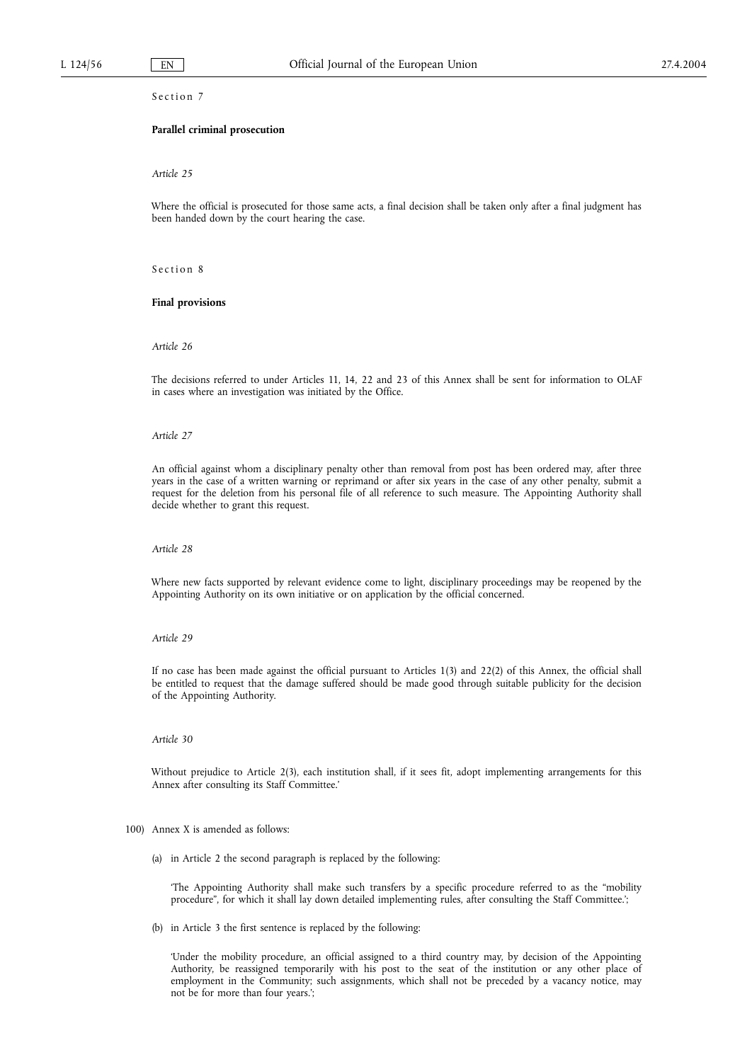Section 7

**Parallel criminal prosecution**

*Article 25*

Where the official is prosecuted for those same acts, a final decision shall be taken only after a final judgment has been handed down by the court hearing the case.

Section 8

**Final provisions**

*Article 26*

The decisions referred to under Articles 11, 14, 22 and 23 of this Annex shall be sent for information to OLAF in cases where an investigation was initiated by the Office.

*Article 27*

An official against whom a disciplinary penalty other than removal from post has been ordered may, after three years in the case of a written warning or reprimand or after six years in the case of any other penalty, submit a request for the deletion from his personal file of all reference to such measure. The Appointing Authority shall decide whether to grant this request.

*Article 28*

Where new facts supported by relevant evidence come to light, disciplinary proceedings may be reopened by the Appointing Authority on its own initiative or on application by the official concerned.

*Article 29*

If no case has been made against the official pursuant to Articles 1(3) and 22(2) of this Annex, the official shall be entitled to request that the damage suffered should be made good through suitable publicity for the decision of the Appointing Authority.

*Article 30*

Without prejudice to Article 2(3), each institution shall, if it sees fit, adopt implementing arrangements for this Annex after consulting its Staff Committee.'

100) Annex X is amended as follows:

(a) in Article 2 the second paragraph is replaced by the following:

'The Appointing Authority shall make such transfers by a specific procedure referred to as the "mobility procedure", for which it shall lay down detailed implementing rules, after consulting the Staff Committee.';

(b) in Article 3 the first sentence is replaced by the following:

'Under the mobility procedure, an official assigned to a third country may, by decision of the Appointing Authority, be reassigned temporarily with his post to the seat of the institution or any other place of employment in the Community; such assignments, which shall not be preceded by a vacancy notice, may not be for more than four years.';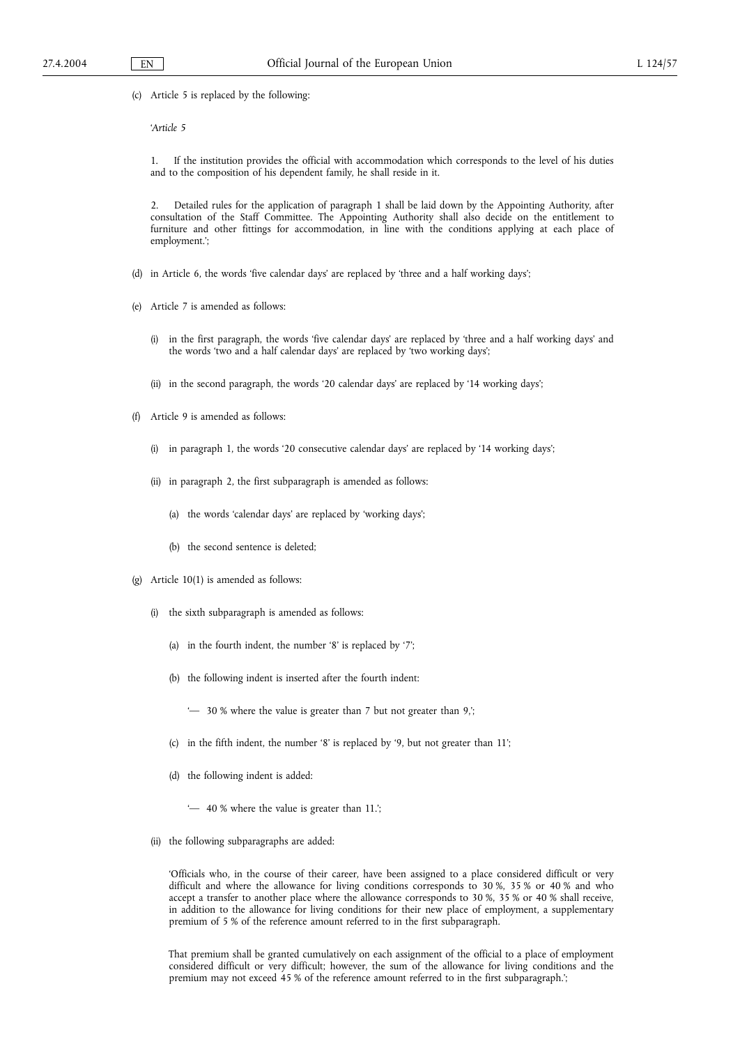(c) Article 5 is replaced by the following:

'*Article 5*

1. If the institution provides the official with accommodation which corresponds to the level of his duties and to the composition of his dependent family, he shall reside in it.

2. Detailed rules for the application of paragraph 1 shall be laid down by the Appointing Authority, after consultation of the Staff Committee. The Appointing Authority shall also decide on the entitlement to furniture and other fittings for accommodation, in line with the conditions applying at each place of employment.';

(d) in Article 6, the words 'five calendar days' are replaced by 'three and a half working days';

(e) Article 7 is amended as follows:

  (i) in the first paragraph, the words 'five calendar days' are replaced by 'three and a half working days' and the words 'two and a half calendar days' are replaced by 'two working days';

  (ii) in the second paragraph, the words '20 calendar days' are replaced by '14 working days';

(f) Article 9 is amended as follows:

  (i) in paragraph 1, the words '20 consecutive calendar days' are replaced by '14 working days';

  (ii) in paragraph 2, the first subparagraph is amended as follows:

    (a) the words 'calendar days' are replaced by 'working days';

    (b) the second sentence is deleted;

(g) Article 10(1) is amended as follows:

  (i) the sixth subparagraph is amended as follows:

    (a) in the fourth indent, the number '8' is replaced by '7';

    (b) the following indent is inserted after the fourth indent:

      '— 30 % where the value is greater than 7 but not greater than 9,';

    (c) in the fifth indent, the number '8' is replaced by '9, but not greater than 11';

    (d) the following indent is added:

      '— 40 % where the value is greater than 11.';

  (ii) the following subparagraphs are added:

  'Officials who, in the course of their career, have been assigned to a place considered difficult or very difficult and where the allowance for living conditions corresponds to 30 %, 35 % or 40 % and who accept a transfer to another place where the allowance corresponds to 30 %, 35 % or 40 % shall receive, in addition to the allowance for living conditions for their new place of employment, a supplementary premium of 5 % of the reference amount referred to in the first subparagraph.

  That premium shall be granted cumulatively on each assignment of the official to a place of employment considered difficult or very difficult; however, the sum of the allowance for living conditions and the premium may not exceed 45 % of the reference amount referred to in the first subparagraph.';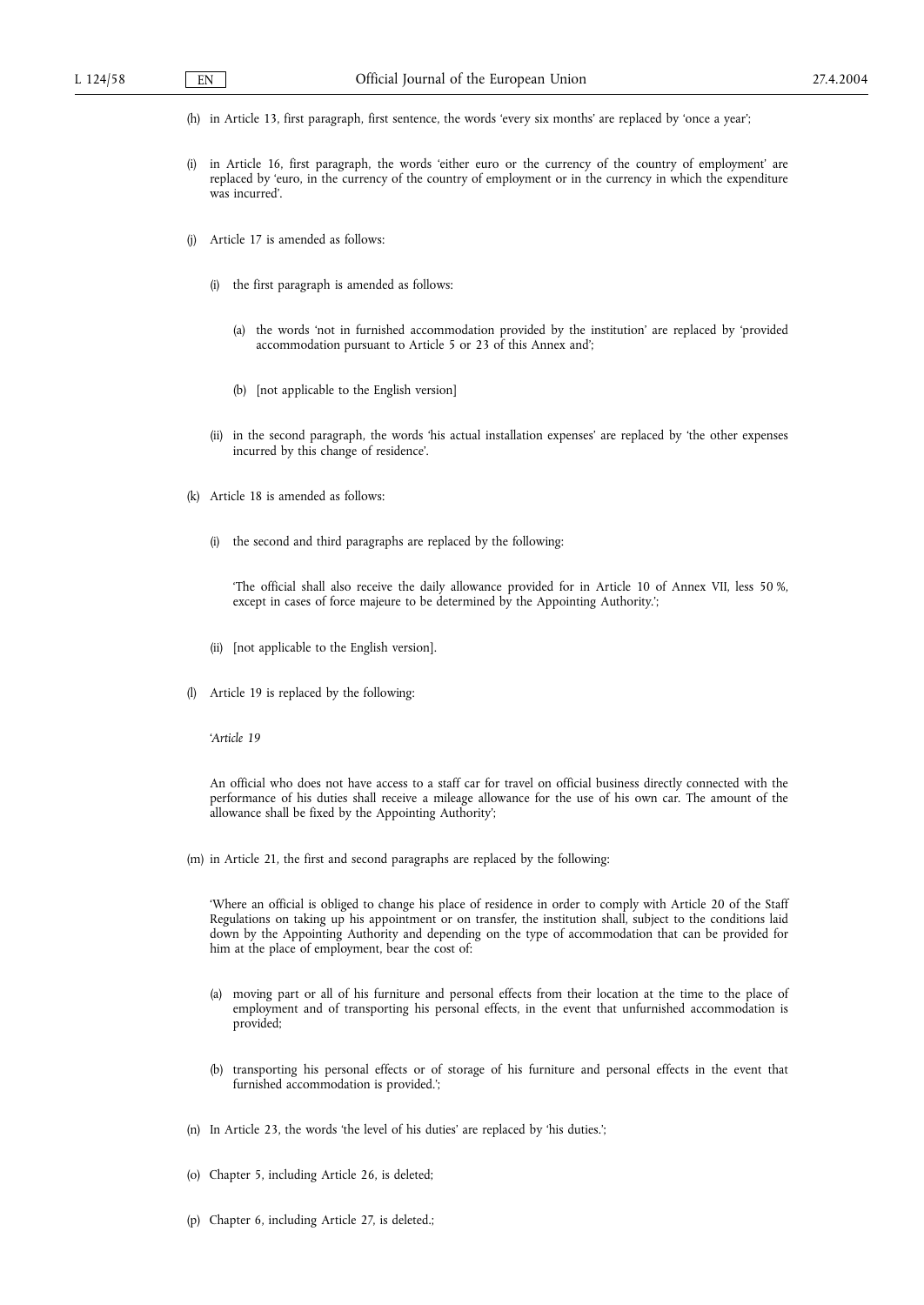(h) in Article 13, first paragraph, first sentence, the words 'every six months' are replaced by 'once a year';

(i) in Article 16, first paragraph, the words 'either euro or the currency of the country of employment' are replaced by 'euro, in the currency of the country of employment or in the currency in which the expenditure was incurred'.

(j) Article 17 is amended as follows:

   (i) the first paragraph is amended as follows:

      (a) the words 'not in furnished accommodation provided by the institution' are replaced by 'provided accommodation pursuant to Article 5 or 23 of this Annex and';

      (b) [not applicable to the English version]

   (ii) in the second paragraph, the words 'his actual installation expenses' are replaced by 'the other expenses incurred by this change of residence'.

(k) Article 18 is amended as follows:

   (i) the second and third paragraphs are replaced by the following:

   'The official shall also receive the daily allowance provided for in Article 10 of Annex VII, less 50 %, except in cases of force majeure to be determined by the Appointing Authority.';

   (ii) [not applicable to the English version].

(l) Article 19 is replaced by the following:

   '*Article 19*

   An official who does not have access to a staff car for travel on official business directly connected with the performance of his duties shall receive a mileage allowance for the use of his own car. The amount of the allowance shall be fixed by the Appointing Authority';

(m) in Article 21, the first and second paragraphs are replaced by the following:

   'Where an official is obliged to change his place of residence in order to comply with Article 20 of the Staff Regulations on taking up his appointment or on transfer, the institution shall, subject to the conditions laid down by the Appointing Authority and depending on the type of accommodation that can be provided for him at the place of employment, bear the cost of:

   (a) moving part or all of his furniture and personal effects from their location at the time to the place of employment and of transporting his personal effects, in the event that unfurnished accommodation is provided;

   (b) transporting his personal effects or of storage of his furniture and personal effects in the event that furnished accommodation is provided.';

(n) In Article 23, the words 'the level of his duties' are replaced by 'his duties.';

(o) Chapter 5, including Article 26, is deleted;

(p) Chapter 6, including Article 27, is deleted.;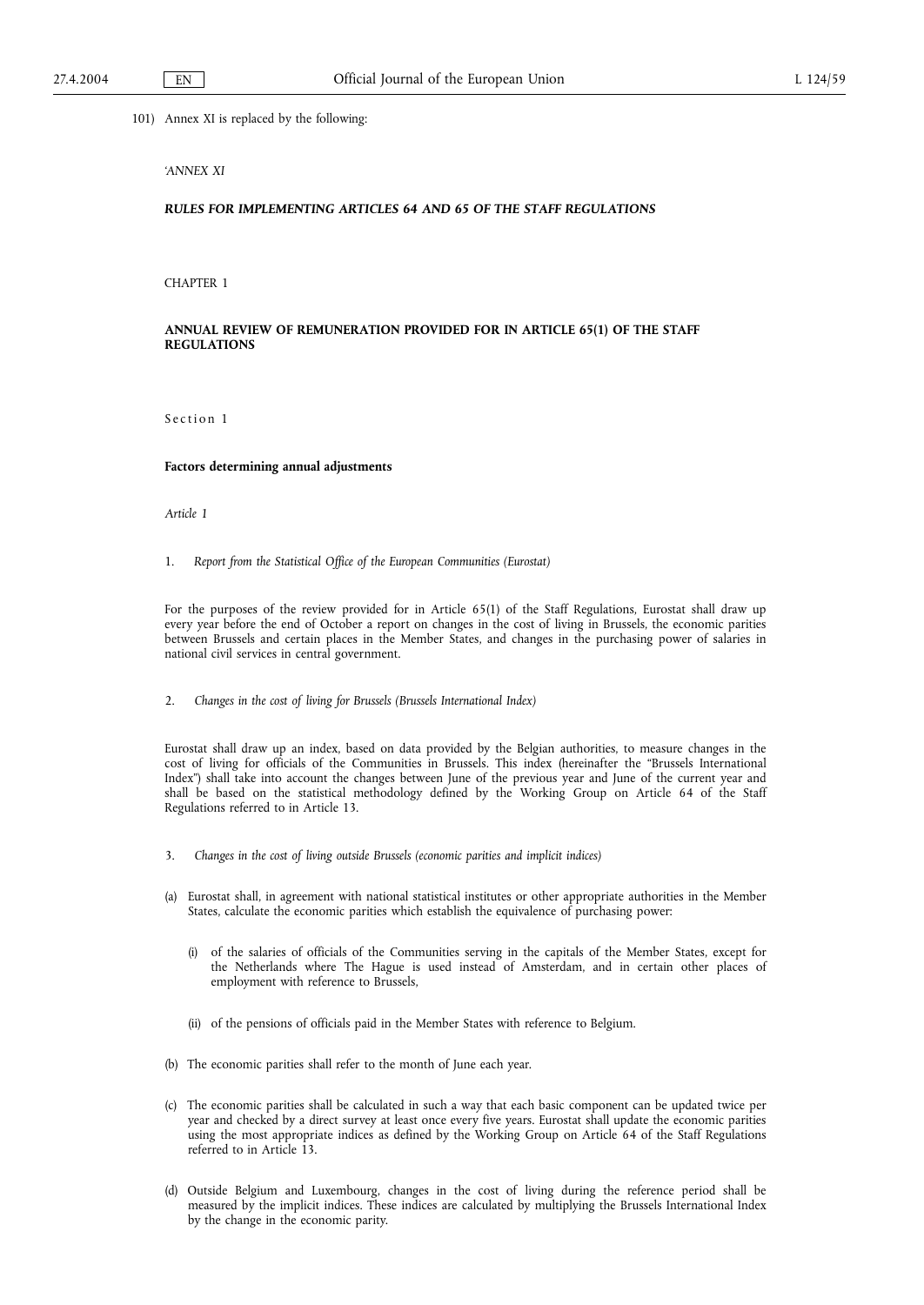101) Annex XI is replaced by the following:

'*ANNEX XI*

***RULES FOR IMPLEMENTING ARTICLES 64 AND 65 OF THE STAFF REGULATIONS***

CHAPTER 1

**ANNUAL REVIEW OF REMUNERATION PROVIDED FOR IN ARTICLE 65(1) OF THE STAFF REGULATIONS**

Section 1

**Factors determining annual adjustments**

*Article 1*

1. *Report from the Statistical Office of the European Communities (Eurostat)*

For the purposes of the review provided for in Article 65(1) of the Staff Regulations, Eurostat shall draw up every year before the end of October a report on changes in the cost of living in Brussels, the economic parities between Brussels and certain places in the Member States, and changes in the purchasing power of salaries in national civil services in central government.

2. *Changes in the cost of living for Brussels (Brussels International Index)*

Eurostat shall draw up an index, based on data provided by the Belgian authorities, to measure changes in the cost of living for officials of the Communities in Brussels. This index (hereinafter the "Brussels International Index") shall take into account the changes between June of the previous year and June of the current year and shall be based on the statistical methodology defined by the Working Group on Article 64 of the Staff Regulations referred to in Article 13.

3. *Changes in the cost of living outside Brussels (economic parities and implicit indices)*

(a) Eurostat shall, in agreement with national statistical institutes or other appropriate authorities in the Member States, calculate the economic parities which establish the equivalence of purchasing power:

   (i) of the salaries of officials of the Communities serving in the capitals of the Member States, except for the Netherlands where The Hague is used instead of Amsterdam, and in certain other places of employment with reference to Brussels,

   (ii) of the pensions of officials paid in the Member States with reference to Belgium.

(b) The economic parities shall refer to the month of June each year.

(c) The economic parities shall be calculated in such a way that each basic component can be updated twice per year and checked by a direct survey at least once every five years. Eurostat shall update the economic parities using the most appropriate indices as defined by the Working Group on Article 64 of the Staff Regulations referred to in Article 13.

(d) Outside Belgium and Luxembourg, changes in the cost of living during the reference period shall be measured by the implicit indices. These indices are calculated by multiplying the Brussels International Index by the change in the economic parity.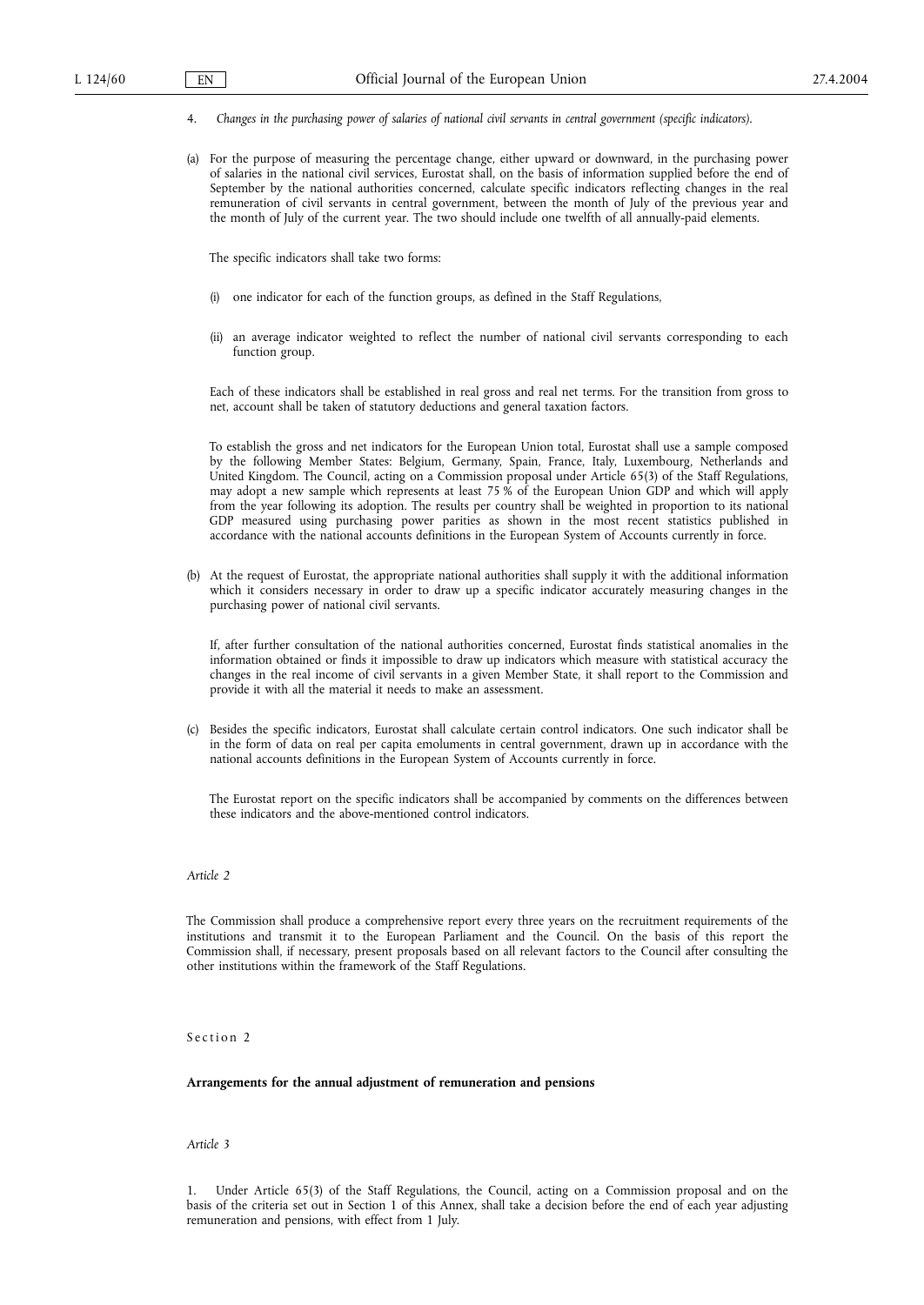4. *Changes in the purchasing power of salaries of national civil servants in central government (specific indicators).*

(a) For the purpose of measuring the percentage change, either upward or downward, in the purchasing power of salaries in the national civil services, Eurostat shall, on the basis of information supplied before the end of September by the national authorities concerned, calculate specific indicators reflecting changes in the real remuneration of civil servants in central government, between the month of July of the previous year and the month of July of the current year. The two should include one twelfth of all annually-paid elements.

The specific indicators shall take two forms:

(i) one indicator for each of the function groups, as defined in the Staff Regulations,

(ii) an average indicator weighted to reflect the number of national civil servants corresponding to each function group.

Each of these indicators shall be established in real gross and real net terms. For the transition from gross to net, account shall be taken of statutory deductions and general taxation factors.

To establish the gross and net indicators for the European Union total, Eurostat shall use a sample composed by the following Member States: Belgium, Germany, Spain, France, Italy, Luxembourg, Netherlands and United Kingdom. The Council, acting on a Commission proposal under Article 65(3) of the Staff Regulations, may adopt a new sample which represents at least 75 % of the European Union GDP and which will apply from the year following its adoption. The results per country shall be weighted in proportion to its national GDP measured using purchasing power parities as shown in the most recent statistics published in accordance with the national accounts definitions in the European System of Accounts currently in force.

(b) At the request of Eurostat, the appropriate national authorities shall supply it with the additional information which it considers necessary in order to draw up a specific indicator accurately measuring changes in the purchasing power of national civil servants.

If, after further consultation of the national authorities concerned, Eurostat finds statistical anomalies in the information obtained or finds it impossible to draw up indicators which measure with statistical accuracy the changes in the real income of civil servants in a given Member State, it shall report to the Commission and provide it with all the material it needs to make an assessment.

(c) Besides the specific indicators, Eurostat shall calculate certain control indicators. One such indicator shall be in the form of data on real per capita emoluments in central government, drawn up in accordance with the national accounts definitions in the European System of Accounts currently in force.

The Eurostat report on the specific indicators shall be accompanied by comments on the differences between these indicators and the above-mentioned control indicators.

*Article 2*

The Commission shall produce a comprehensive report every three years on the recruitment requirements of the institutions and transmit it to the European Parliament and the Council. On the basis of this report the Commission shall, if necessary, present proposals based on all relevant factors to the Council after consulting the other institutions within the framework of the Staff Regulations.

Section 2

**Arrangements for the annual adjustment of remuneration and pensions**

*Article 3*

1. Under Article 65(3) of the Staff Regulations, the Council, acting on a Commission proposal and on the basis of the criteria set out in Section 1 of this Annex, shall take a decision before the end of each year adjusting remuneration and pensions, with effect from 1 July.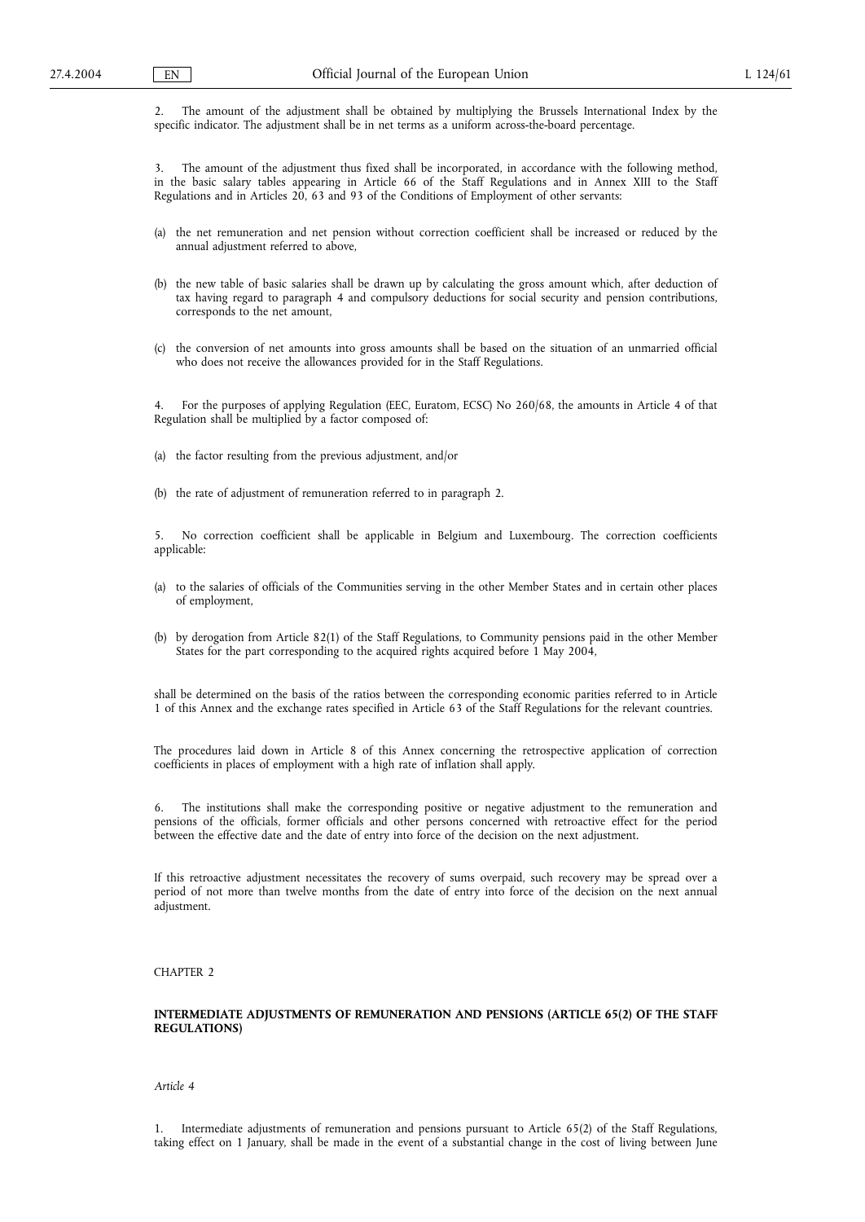2. The amount of the adjustment shall be obtained by multiplying the Brussels International Index by the specific indicator. The adjustment shall be in net terms as a uniform across-the-board percentage.

3. The amount of the adjustment thus fixed shall be incorporated, in accordance with the following method, in the basic salary tables appearing in Article 66 of the Staff Regulations and in Annex XIII to the Staff Regulations and in Articles 20, 63 and 93 of the Conditions of Employment of other servants:

(a) the net remuneration and net pension without correction coefficient shall be increased or reduced by the annual adjustment referred to above,

(b) the new table of basic salaries shall be drawn up by calculating the gross amount which, after deduction of tax having regard to paragraph 4 and compulsory deductions for social security and pension contributions, corresponds to the net amount,

(c) the conversion of net amounts into gross amounts shall be based on the situation of an unmarried official who does not receive the allowances provided for in the Staff Regulations.

4. For the purposes of applying Regulation (EEC, Euratom, ECSC) No 260/68, the amounts in Article 4 of that Regulation shall be multiplied by a factor composed of:

(a) the factor resulting from the previous adjustment, and/or

(b) the rate of adjustment of remuneration referred to in paragraph 2.

5. No correction coefficient shall be applicable in Belgium and Luxembourg. The correction coefficients applicable:

(a) to the salaries of officials of the Communities serving in the other Member States and in certain other places of employment,

(b) by derogation from Article 82(1) of the Staff Regulations, to Community pensions paid in the other Member States for the part corresponding to the acquired rights acquired before 1 May 2004,

shall be determined on the basis of the ratios between the corresponding economic parities referred to in Article 1 of this Annex and the exchange rates specified in Article 63 of the Staff Regulations for the relevant countries.

The procedures laid down in Article 8 of this Annex concerning the retrospective application of correction coefficients in places of employment with a high rate of inflation shall apply.

6. The institutions shall make the corresponding positive or negative adjustment to the remuneration and pensions of the officials, former officials and other persons concerned with retroactive effect for the period between the effective date and the date of entry into force of the decision on the next adjustment.

If this retroactive adjustment necessitates the recovery of sums overpaid, such recovery may be spread over a period of not more than twelve months from the date of entry into force of the decision on the next annual adjustment.

CHAPTER 2

**INTERMEDIATE ADJUSTMENTS OF REMUNERATION AND PENSIONS (ARTICLE 65(2) OF THE STAFF REGULATIONS)**

*Article 4*

1. Intermediate adjustments of remuneration and pensions pursuant to Article 65(2) of the Staff Regulations, taking effect on 1 January, shall be made in the event of a substantial change in the cost of living between June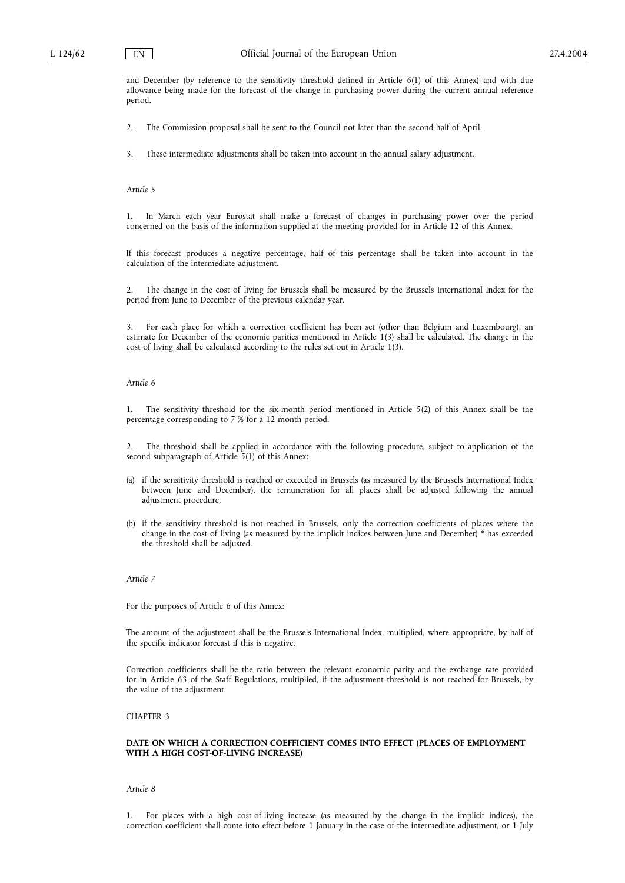and December (by reference to the sensitivity threshold defined in Article 6(1) of this Annex) and with due allowance being made for the forecast of the change in purchasing power during the current annual reference period.

2. The Commission proposal shall be sent to the Council not later than the second half of April.

3. These intermediate adjustments shall be taken into account in the annual salary adjustment.

*Article 5*

1. In March each year Eurostat shall make a forecast of changes in purchasing power over the period concerned on the basis of the information supplied at the meeting provided for in Article 12 of this Annex.

If this forecast produces a negative percentage, half of this percentage shall be taken into account in the calculation of the intermediate adjustment.

2. The change in the cost of living for Brussels shall be measured by the Brussels International Index for the period from June to December of the previous calendar year.

3. For each place for which a correction coefficient has been set (other than Belgium and Luxembourg), an estimate for December of the economic parities mentioned in Article 1(3) shall be calculated. The change in the cost of living shall be calculated according to the rules set out in Article 1(3).

*Article 6*

1. The sensitivity threshold for the six-month period mentioned in Article 5(2) of this Annex shall be the percentage corresponding to 7 % for a 12 month period.

2. The threshold shall be applied in accordance with the following procedure, subject to application of the second subparagraph of Article 5(1) of this Annex:

(a) if the sensitivity threshold is reached or exceeded in Brussels (as measured by the Brussels International Index between June and December), the remuneration for all places shall be adjusted following the annual adjustment procedure,

(b) if the sensitivity threshold is not reached in Brussels, only the correction coefficients of places where the change in the cost of living (as measured by the implicit indices between June and December) * has exceeded the threshold shall be adjusted.

*Article 7*

For the purposes of Article 6 of this Annex:

The amount of the adjustment shall be the Brussels International Index, multiplied, where appropriate, by half of the specific indicator forecast if this is negative.

Correction coefficients shall be the ratio between the relevant economic parity and the exchange rate provided for in Article 63 of the Staff Regulations, multiplied, if the adjustment threshold is not reached for Brussels, by the value of the adjustment.

CHAPTER 3

**DATE ON WHICH A CORRECTION COEFFICIENT COMES INTO EFFECT (PLACES OF EMPLOYMENT WITH A HIGH COST-OF-LIVING INCREASE)**

*Article 8*

1. For places with a high cost-of-living increase (as measured by the change in the implicit indices), the correction coefficient shall come into effect before 1 January in the case of the intermediate adjustment, or 1 July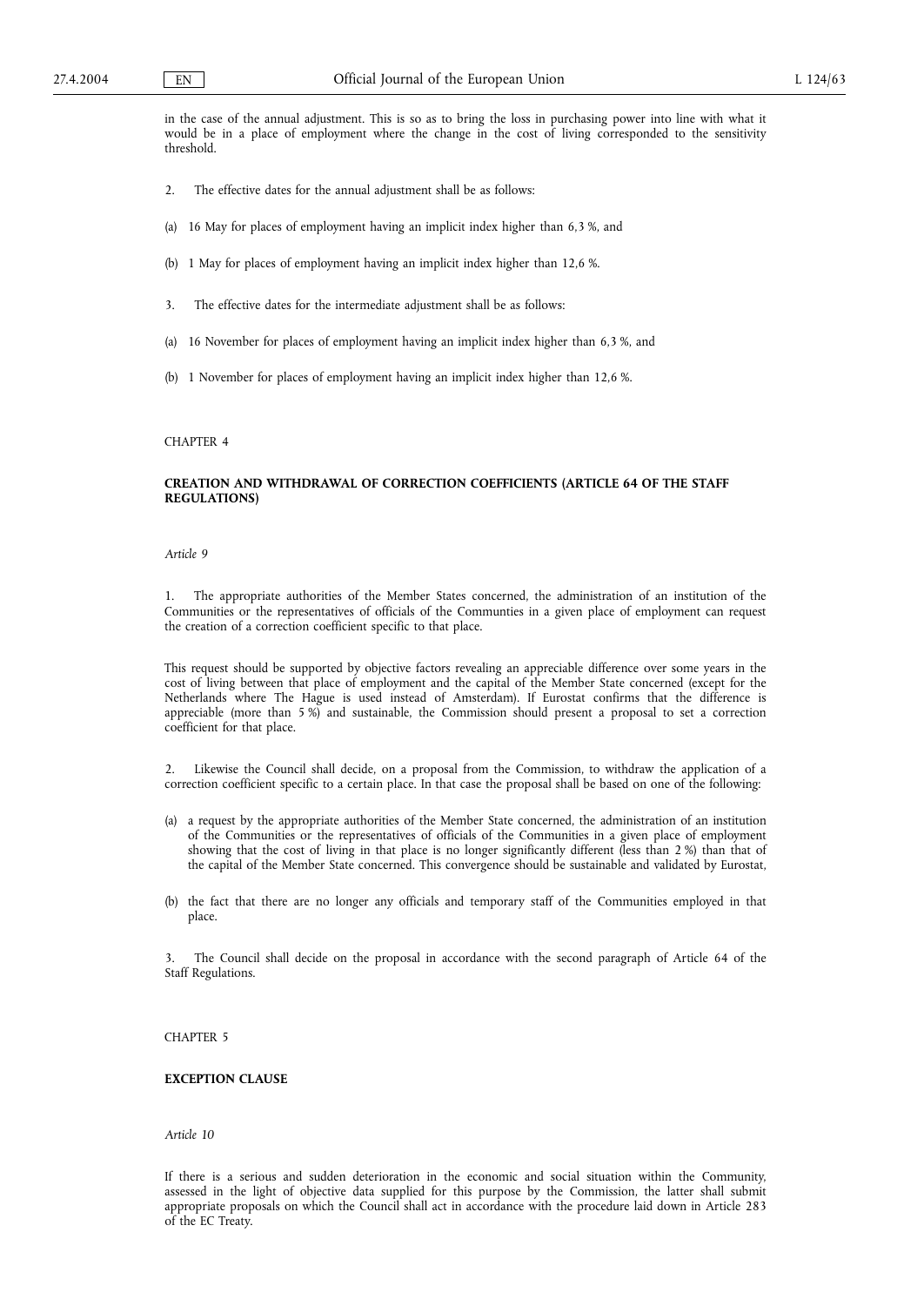in the case of the annual adjustment. This is so as to bring the loss in purchasing power into line with what it would be in a place of employment where the change in the cost of living corresponded to the sensitivity threshold.

2. The effective dates for the annual adjustment shall be as follows:

(a) 16 May for places of employment having an implicit index higher than 6,3 %, and

(b) 1 May for places of employment having an implicit index higher than 12,6 %.

3. The effective dates for the intermediate adjustment shall be as follows:

(a) 16 November for places of employment having an implicit index higher than 6,3 %, and

(b) 1 November for places of employment having an implicit index higher than 12,6 %.

CHAPTER 4

## CREATION AND WITHDRAWAL OF CORRECTION COEFFICIENTS (ARTICLE 64 OF THE STAFF REGULATIONS)

*Article 9*

1. The appropriate authorities of the Member States concerned, the administration of an institution of the Communities or the representatives of officials of the Communties in a given place of employment can request the creation of a correction coefficient specific to that place.

This request should be supported by objective factors revealing an appreciable difference over some years in the cost of living between that place of employment and the capital of the Member State concerned (except for the Netherlands where The Hague is used instead of Amsterdam). If Eurostat confirms that the difference is appreciable (more than 5 %) and sustainable, the Commission should present a proposal to set a correction coefficient for that place.

2. Likewise the Council shall decide, on a proposal from the Commission, to withdraw the application of a correction coefficient specific to a certain place. In that case the proposal shall be based on one of the following:

(a) a request by the appropriate authorities of the Member State concerned, the administration of an institution of the Communities or the representatives of officials of the Communities in a given place of employment showing that the cost of living in that place is no longer significantly different (less than 2 %) than that of the capital of the Member State concerned. This convergence should be sustainable and validated by Eurostat,

(b) the fact that there are no longer any officials and temporary staff of the Communities employed in that place.

3. The Council shall decide on the proposal in accordance with the second paragraph of Article 64 of the Staff Regulations.

CHAPTER 5

## EXCEPTION CLAUSE

*Article 10*

If there is a serious and sudden deterioration in the economic and social situation within the Community, assessed in the light of objective data supplied for this purpose by the Commission, the latter shall submit appropriate proposals on which the Council shall act in accordance with the procedure laid down in Article 283 of the EC Treaty.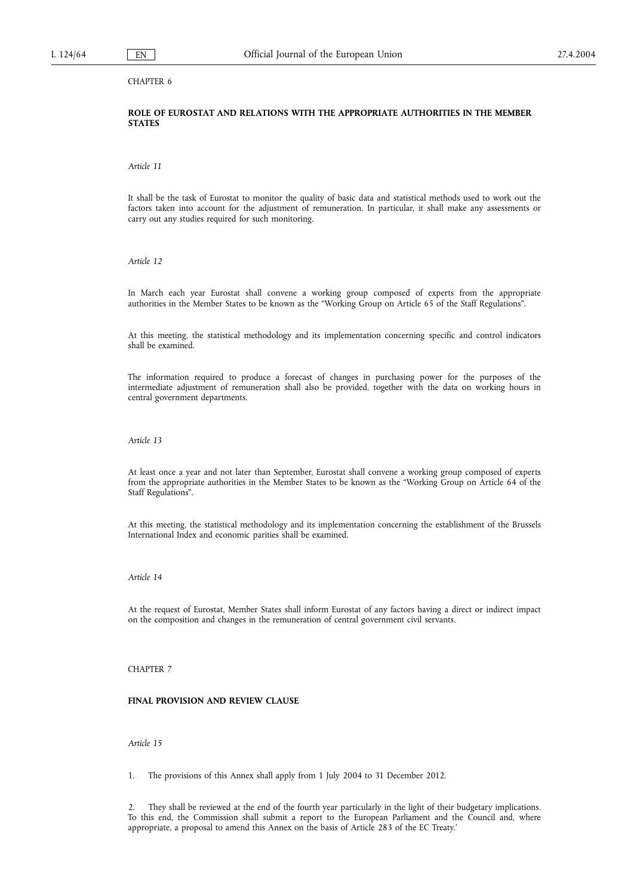CHAPTER 6

**ROLE OF EUROSTAT AND RELATIONS WITH THE APPROPRIATE AUTHORITIES IN THE MEMBER STATES**

*Article 11*

It shall be the task of Eurostat to monitor the quality of basic data and statistical methods used to work out the factors taken into account for the adjustment of remuneration. In particular, it shall make any assessments or carry out any studies required for such monitoring.

*Article 12*

In March each year Eurostat shall convene a working group composed of experts from the appropriate authorities in the Member States to be known as the "Working Group on Article 65 of the Staff Regulations".

At this meeting, the statistical methodology and its implementation concerning specific and control indicators shall be examined.

The information required to produce a forecast of changes in purchasing power for the purposes of the intermediate adjustment of remuneration shall also be provided, together with the data on working hours in central government departments.

*Article 13*

At least once a year and not later than September, Eurostat shall convene a working group composed of experts from the appropriate authorities in the Member States to be known as the "Working Group on Article 64 of the Staff Regulations".

At this meeting, the statistical methodology and its implementation concerning the establishment of the Brussels International Index and economic parities shall be examined.

*Article 14*

At the request of Eurostat, Member States shall inform Eurostat of any factors having a direct or indirect impact on the composition and changes in the remuneration of central government civil servants.

CHAPTER 7

**FINAL PROVISION AND REVIEW CLAUSE**

*Article 15*

1. The provisions of this Annex shall apply from 1 July 2004 to 31 December 2012.

2. They shall be reviewed at the end of the fourth year particularly in the light of their budgetary implications. To this end, the Commission shall submit a report to the European Parliament and the Council and, where appropriate, a proposal to amend this Annex on the basis of Article 283 of the EC Treaty.'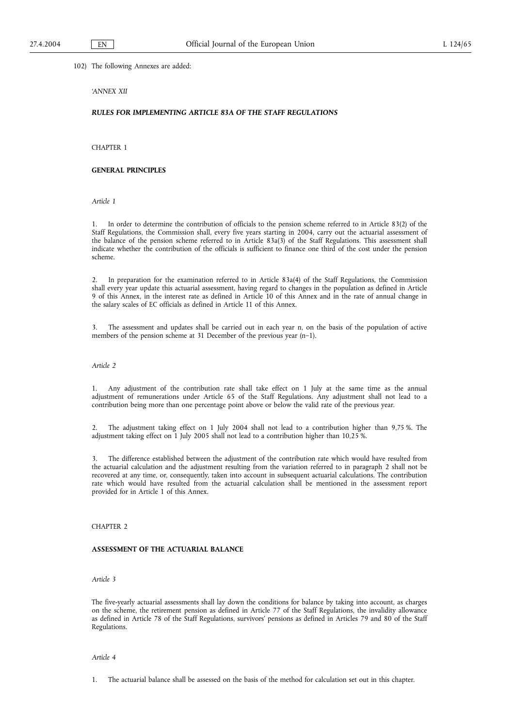102) The following Annexes are added:

*'ANNEX XII*

***RULES FOR IMPLEMENTING ARTICLE 83A OF THE STAFF REGULATIONS***

CHAPTER 1

**GENERAL PRINCIPLES**

*Article 1*

1. In order to determine the contribution of officials to the pension scheme referred to in Article 83(2) of the Staff Regulations, the Commission shall, every five years starting in 2004, carry out the actuarial assessment of the balance of the pension scheme referred to in Article 83a(3) of the Staff Regulations. This assessment shall indicate whether the contribution of the officials is sufficient to finance one third of the cost under the pension scheme.

2. In preparation for the examination referred to in Article 83a(4) of the Staff Regulations, the Commission shall every year update this actuarial assessment, having regard to changes in the population as defined in Article 9 of this Annex, in the interest rate as defined in Article 10 of this Annex and in the rate of annual change in the salary scales of EC officials as defined in Article 11 of this Annex.

3. The assessment and updates shall be carried out in each year n, on the basis of the population of active members of the pension scheme at 31 December of the previous year (n−1).

*Article 2*

1. Any adjustment of the contribution rate shall take effect on 1 July at the same time as the annual adjustment of remunerations under Article 65 of the Staff Regulations. Any adjustment shall not lead to a contribution being more than one percentage point above or below the valid rate of the previous year.

2. The adjustment taking effect on 1 July 2004 shall not lead to a contribution higher than 9,75 %. The adjustment taking effect on 1 July 2005 shall not lead to a contribution higher than 10,25 %.

3. The difference established between the adjustment of the contribution rate which would have resulted from the actuarial calculation and the adjustment resulting from the variation referred to in paragraph 2 shall not be recovered at any time, or, consequently, taken into account in subsequent actuarial calculations. The contribution rate which would have resulted from the actuarial calculation shall be mentioned in the assessment report provided for in Article 1 of this Annex.

CHAPTER 2

**ASSESSMENT OF THE ACTUARIAL BALANCE**

*Article 3*

The five-yearly actuarial assessments shall lay down the conditions for balance by taking into account, as charges on the scheme, the retirement pension as defined in Article 77 of the Staff Regulations, the invalidity allowance as defined in Article 78 of the Staff Regulations, survivors' pensions as defined in Articles 79 and 80 of the Staff Regulations.

*Article 4*

1. The actuarial balance shall be assessed on the basis of the method for calculation set out in this chapter.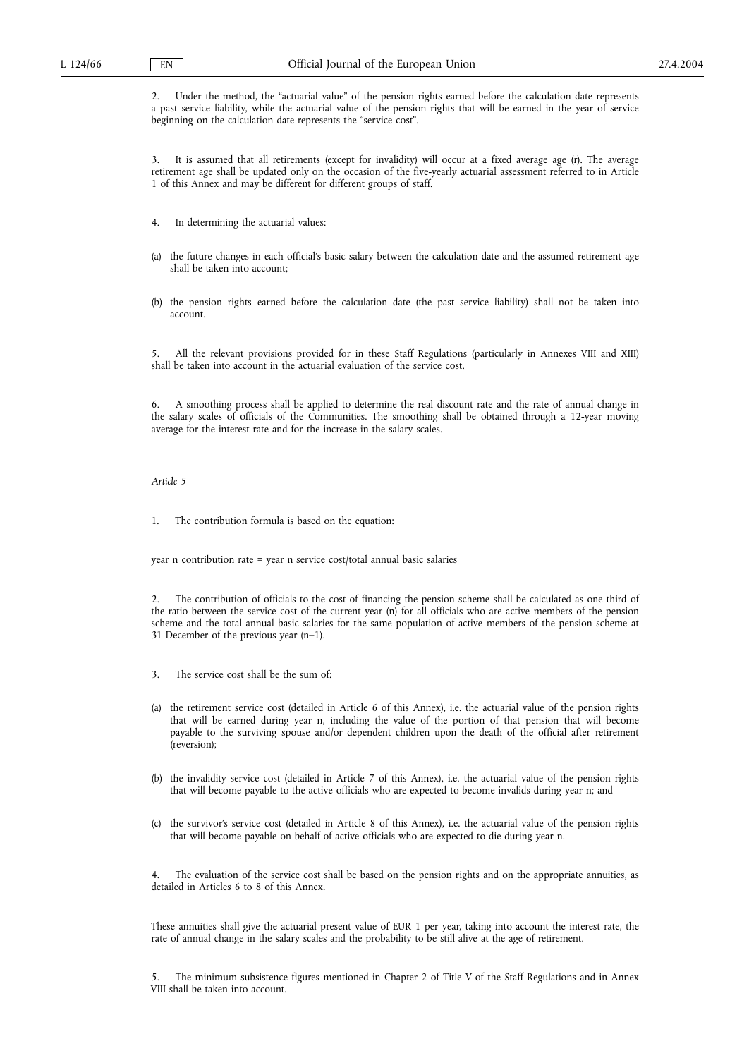2. Under the method, the "actuarial value" of the pension rights earned before the calculation date represents a past service liability, while the actuarial value of the pension rights that will be earned in the year of service beginning on the calculation date represents the "service cost".

3. It is assumed that all retirements (except for invalidity) will occur at a fixed average age (r). The average retirement age shall be updated only on the occasion of the five-yearly actuarial assessment referred to in Article 1 of this Annex and may be different for different groups of staff.

4. In determining the actuarial values:

(a) the future changes in each official's basic salary between the calculation date and the assumed retirement age shall be taken into account;

(b) the pension rights earned before the calculation date (the past service liability) shall not be taken into account.

5. All the relevant provisions provided for in these Staff Regulations (particularly in Annexes VIII and XIII) shall be taken into account in the actuarial evaluation of the service cost.

6. A smoothing process shall be applied to determine the real discount rate and the rate of annual change in the salary scales of officials of the Communities. The smoothing shall be obtained through a 12-year moving average for the interest rate and for the increase in the salary scales.

*Article 5*

1. The contribution formula is based on the equation:

year n contribution rate = year n service cost/total annual basic salaries

2. The contribution of officials to the cost of financing the pension scheme shall be calculated as one third of the ratio between the service cost of the current year (n) for all officials who are active members of the pension scheme and the total annual basic salaries for the same population of active members of the pension scheme at 31 December of the previous year (n–1).

3. The service cost shall be the sum of:

(a) the retirement service cost (detailed in Article 6 of this Annex), i.e. the actuarial value of the pension rights that will be earned during year n, including the value of the portion of that pension that will become payable to the surviving spouse and/or dependent children upon the death of the official after retirement (reversion);

(b) the invalidity service cost (detailed in Article 7 of this Annex), i.e. the actuarial value of the pension rights that will become payable to the active officials who are expected to become invalids during year n; and

(c) the survivor's service cost (detailed in Article 8 of this Annex), i.e. the actuarial value of the pension rights that will become payable on behalf of active officials who are expected to die during year n.

4. The evaluation of the service cost shall be based on the pension rights and on the appropriate annuities, as detailed in Articles 6 to 8 of this Annex.

These annuities shall give the actuarial present value of EUR 1 per year, taking into account the interest rate, the rate of annual change in the salary scales and the probability to be still alive at the age of retirement.

5. The minimum subsistence figures mentioned in Chapter 2 of Title V of the Staff Regulations and in Annex VIII shall be taken into account.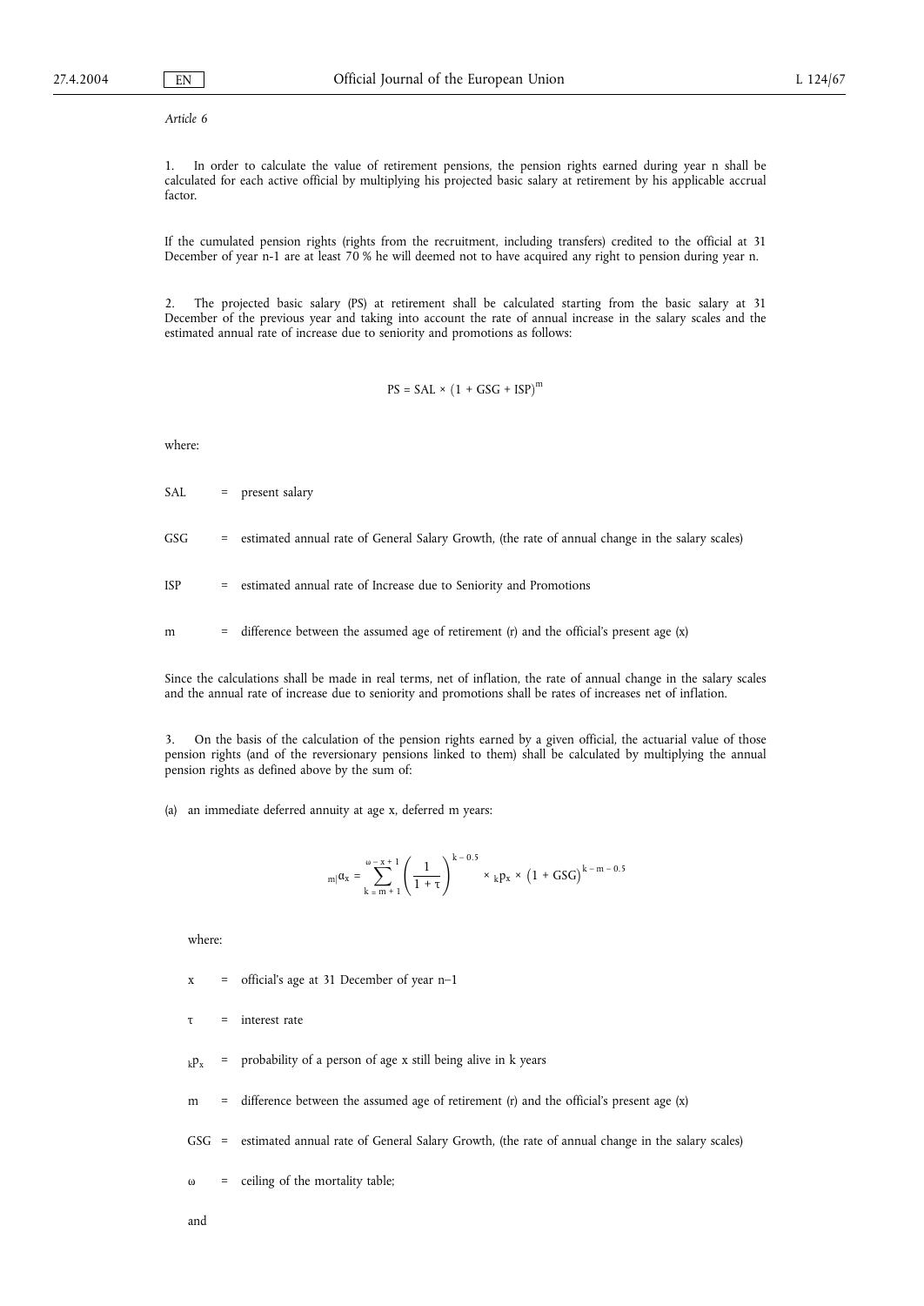*Article 6*

1. In order to calculate the value of retirement pensions, the pension rights earned during year n shall be calculated for each active official by multiplying his projected basic salary at retirement by his applicable accrual factor.

If the cumulated pension rights (rights from the recruitment, including transfers) credited to the official at 31 December of year n-1 are at least 70 % he will deemed not to have acquired any right to pension during year n.

2. The projected basic salary (PS) at retirement shall be calculated starting from the basic salary at 31 December of the previous year and taking into account the rate of annual increase in the salary scales and the estimated annual rate of increase due to seniority and promotions as follows:

$$PS = SAL \times (1 + GSG + ISP)^{m}$$

where:

SAL = present salary

GSG = estimated annual rate of General Salary Growth, (the rate of annual change in the salary scales)

ISP = estimated annual rate of Increase due to Seniority and Promotions

m = difference between the assumed age of retirement (r) and the official's present age (x)

Since the calculations shall be made in real terms, net of inflation, the rate of annual change in the salary scales and the annual rate of increase due to seniority and promotions shall be rates of increases net of inflation.

3. On the basis of the calculation of the pension rights earned by a given official, the actuarial value of those pension rights (and of the reversionary pensions linked to them) shall be calculated by multiplying the annual pension rights as defined above by the sum of:

(a) an immediate deferred annuity at age x, deferred m years:

$$_{m|}\alpha_{x} = \sum_{k=m+1}^{\omega-x+1} \left(\frac{1}{1+\tau}\right)^{k-0.5} \times {}_{k}p_{x} \times \left(1 + GSG\right)^{k-m-0.5}$$

where:

x = official's age at 31 December of year n–1

$\tau$ = interest rate

${}_{k}p_{x}$ = probability of a person of age x still being alive in k years

m = difference between the assumed age of retirement (r) and the official's present age (x)

GSG = estimated annual rate of General Salary Growth, (the rate of annual change in the salary scales)

$\omega$ = ceiling of the mortality table;

and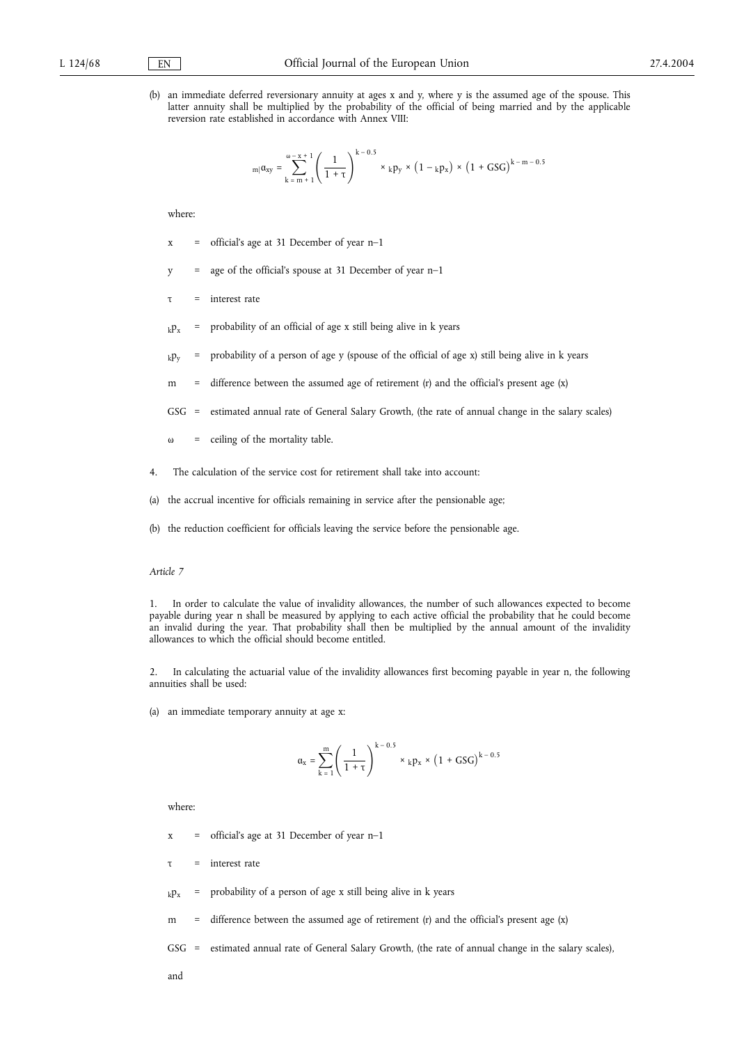(b) an immediate deferred reversionary annuity at ages x and y, where y is the assumed age of the spouse. This latter annuity shall be multiplied by the probability of the official of being married and by the applicable reversion rate established in accordance with Annex VIII:

$$ {}_{m|}\alpha_{xy} = \sum_{k=m+1}^{\omega - x + 1} \left( \frac{1}{1+\tau} \right)^{k-0.5} \times {}_{k}p_{y} \times \left(1 - {}_{k}p_{x}\right) \times \left(1 + \mathrm{GSG}\right)^{k-m-0.5} $$

where:

- $x$ = official's age at 31 December of year n–1
- $y$ = age of the official's spouse at 31 December of year n–1
- $\tau$ = interest rate
- ${}_{k}p_{x}$ = probability of an official of age x still being alive in k years
- ${}_{k}p_{y}$ = probability of a person of age y (spouse of the official of age x) still being alive in k years
- $m$ = difference between the assumed age of retirement (r) and the official's present age (x)
- GSG = estimated annual rate of General Salary Growth, (the rate of annual change in the salary scales)
- $\omega$ = ceiling of the mortality table.

4. The calculation of the service cost for retirement shall take into account:

(a) the accrual incentive for officials remaining in service after the pensionable age;

(b) the reduction coefficient for officials leaving the service before the pensionable age.

*Article 7*

1. In order to calculate the value of invalidity allowances, the number of such allowances expected to become payable during year n shall be measured by applying to each active official the probability that he could become an invalid during the year. That probability shall then be multiplied by the annual amount of the invalidity allowances to which the official should become entitled.

2. In calculating the actuarial value of the invalidity allowances first becoming payable in year n, the following annuities shall be used:

(a) an immediate temporary annuity at age x:

$$ \alpha_{x} = \sum_{k=1}^{m} \left( \frac{1}{1+\tau} \right)^{k-0.5} \times {}_{k}p_{x} \times \left(1 + \mathrm{GSG}\right)^{k-0.5} $$

where:

- $x$ = official's age at 31 December of year n–1
- $\tau$ = interest rate
- ${}_{k}p_{x}$ = probability of a person of age x still being alive in k years
- $m$ = difference between the assumed age of retirement (r) and the official's present age (x)
- GSG = estimated annual rate of General Salary Growth, (the rate of annual change in the salary scales),

and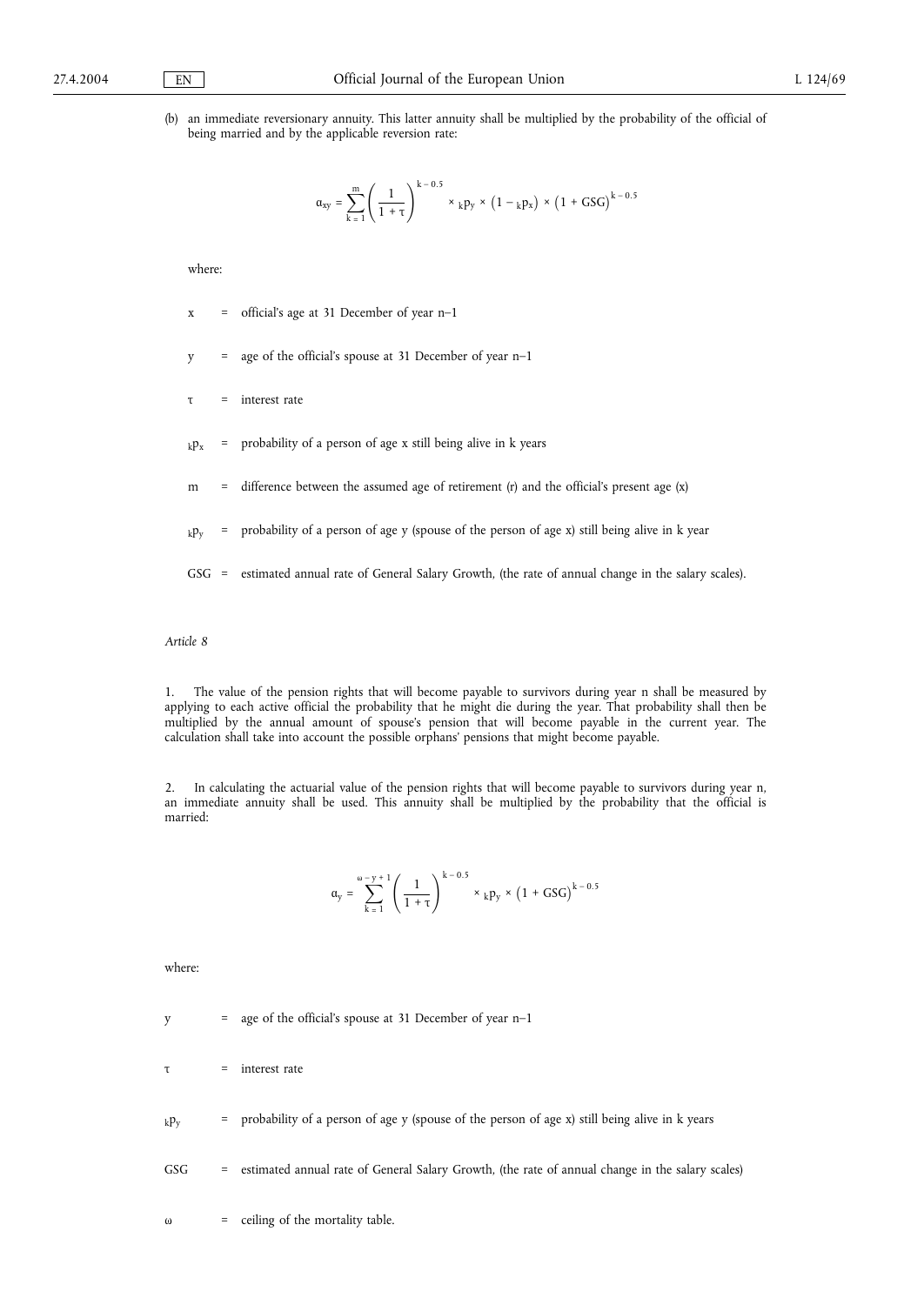(b) an immediate reversionary annuity. This latter annuity shall be multiplied by the probability of the official of being married and by the applicable reversion rate:

$$a_{xy} = \sum_{k=1}^{m} \left( \frac{1}{1+\tau} \right)^{k-0.5} \times {}_kp_y \times \left(1 - {}_kp_x\right) \times \left(1 + \mathrm{GSG}\right)^{k-0.5}$$

where:

$x$ = official's age at 31 December of year n–1

$y$ = age of the official's spouse at 31 December of year n–1

$\tau$ = interest rate

${}_kp_x$ = probability of a person of age x still being alive in k years

$m$ = difference between the assumed age of retirement (r) and the official's present age (x)

${}_kp_y$ = probability of a person of age y (spouse of the person of age x) still being alive in k year

GSG = estimated annual rate of General Salary Growth, (the rate of annual change in the salary scales).

*Article 8*

1. The value of the pension rights that will become payable to survivors during year n shall be measured by applying to each active official the probability that he might die during the year. That probability shall then be multiplied by the annual amount of spouse's pension that will become payable in the current year. The calculation shall take into account the possible orphans' pensions that might become payable.

2. In calculating the actuarial value of the pension rights that will become payable to survivors during year n, an immediate annuity shall be used. This annuity shall be multiplied by the probability that the official is married:

$$a_y = \sum_{k=1}^{\omega-y+1} \left( \frac{1}{1+\tau} \right)^{k-0.5} \times {}_kp_y \times \left(1 + \mathrm{GSG}\right)^{k-0.5}$$

where:

$y$ = age of the official's spouse at 31 December of year n–1

$\tau$ = interest rate

${}_kp_y$ = probability of a person of age y (spouse of the person of age x) still being alive in k years

GSG = estimated annual rate of General Salary Growth, (the rate of annual change in the salary scales)

$\omega$ = ceiling of the mortality table.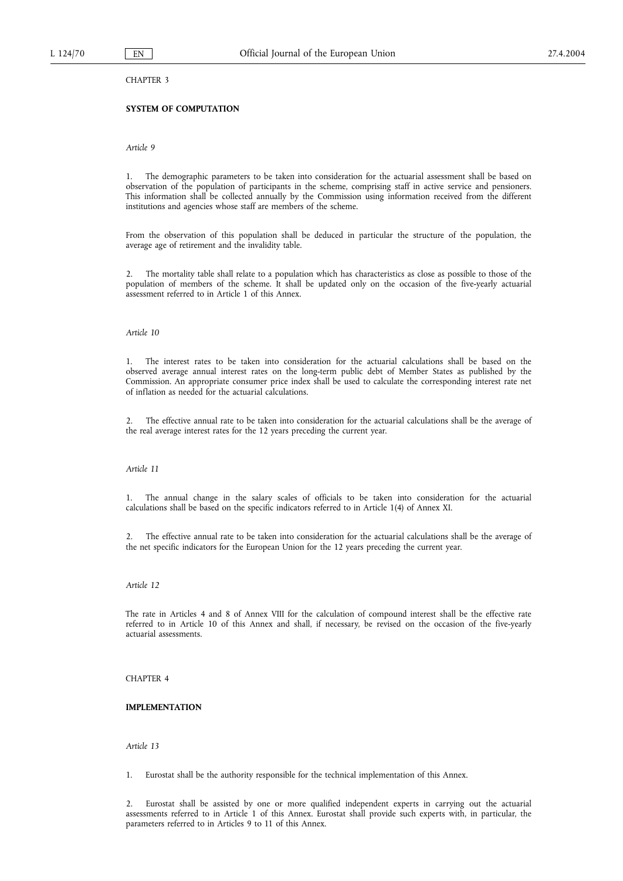CHAPTER 3

## SYSTEM OF COMPUTATION

*Article 9*

1. The demographic parameters to be taken into consideration for the actuarial assessment shall be based on observation of the population of participants in the scheme, comprising staff in active service and pensioners. This information shall be collected annually by the Commission using information received from the different institutions and agencies whose staff are members of the scheme.

From the observation of this population shall be deduced in particular the structure of the population, the average age of retirement and the invalidity table.

2. The mortality table shall relate to a population which has characteristics as close as possible to those of the population of members of the scheme. It shall be updated only on the occasion of the five-yearly actuarial assessment referred to in Article 1 of this Annex.

*Article 10*

1. The interest rates to be taken into consideration for the actuarial calculations shall be based on the observed average annual interest rates on the long-term public debt of Member States as published by the Commission. An appropriate consumer price index shall be used to calculate the corresponding interest rate net of inflation as needed for the actuarial calculations.

2. The effective annual rate to be taken into consideration for the actuarial calculations shall be the average of the real average interest rates for the 12 years preceding the current year.

*Article 11*

1. The annual change in the salary scales of officials to be taken into consideration for the actuarial calculations shall be based on the specific indicators referred to in Article 1(4) of Annex XI.

2. The effective annual rate to be taken into consideration for the actuarial calculations shall be the average of the net specific indicators for the European Union for the 12 years preceding the current year.

*Article 12*

The rate in Articles 4 and 8 of Annex VIII for the calculation of compound interest shall be the effective rate referred to in Article 10 of this Annex and shall, if necessary, be revised on the occasion of the five-yearly actuarial assessments.

CHAPTER 4

## IMPLEMENTATION

*Article 13*

1. Eurostat shall be the authority responsible for the technical implementation of this Annex.

2. Eurostat shall be assisted by one or more qualified independent experts in carrying out the actuarial assessments referred to in Article 1 of this Annex. Eurostat shall provide such experts with, in particular, the parameters referred to in Articles 9 to 11 of this Annex.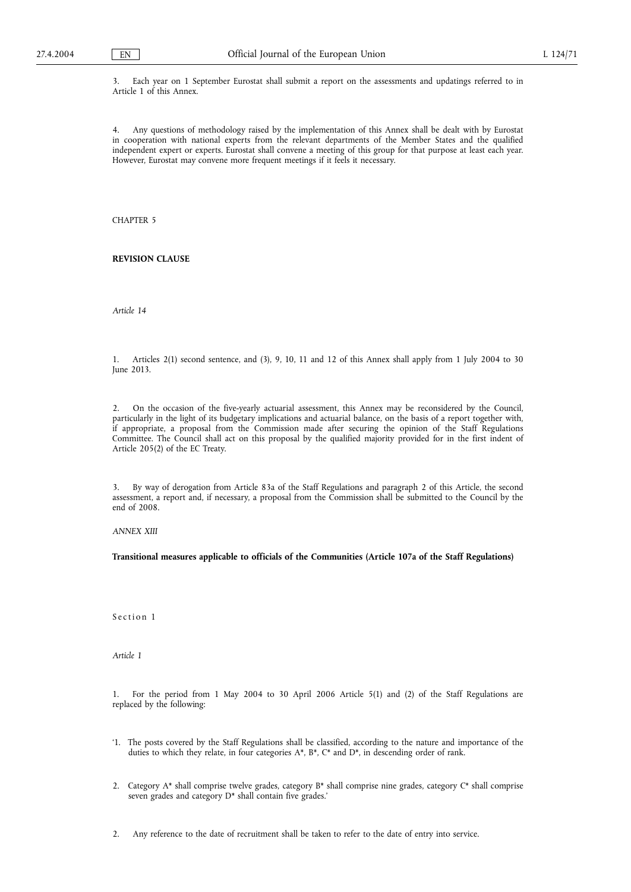3. Each year on 1 September Eurostat shall submit a report on the assessments and updatings referred to in Article 1 of this Annex.

4. Any questions of methodology raised by the implementation of this Annex shall be dealt with by Eurostat in cooperation with national experts from the relevant departments of the Member States and the qualified independent expert or experts. Eurostat shall convene a meeting of this group for that purpose at least each year. However, Eurostat may convene more frequent meetings if it feels it necessary.

CHAPTER 5

**REVISION CLAUSE**

*Article 14*

1. Articles 2(1) second sentence, and (3), 9, 10, 11 and 12 of this Annex shall apply from 1 July 2004 to 30 June 2013.

2. On the occasion of the five-yearly actuarial assessment, this Annex may be reconsidered by the Council, particularly in the light of its budgetary implications and actuarial balance, on the basis of a report together with, if appropriate, a proposal from the Commission made after securing the opinion of the Staff Regulations Committee. The Council shall act on this proposal by the qualified majority provided for in the first indent of Article 205(2) of the EC Treaty.

3. By way of derogation from Article 83a of the Staff Regulations and paragraph 2 of this Article, the second assessment, a report and, if necessary, a proposal from the Commission shall be submitted to the Council by the end of 2008.

*ANNEX XIII*

**Transitional measures applicable to officials of the Communities (Article 107a of the Staff Regulations)**

Section 1

*Article 1*

1. For the period from 1 May 2004 to 30 April 2006 Article 5(1) and (2) of the Staff Regulations are replaced by the following:

'1. The posts covered by the Staff Regulations shall be classified, according to the nature and importance of the duties to which they relate, in four categories A*, B*, C* and D*, in descending order of rank.

2. Category A* shall comprise twelve grades, category B* shall comprise nine grades, category C* shall comprise seven grades and category D* shall contain five grades.'

2. Any reference to the date of recruitment shall be taken to refer to the date of entry into service.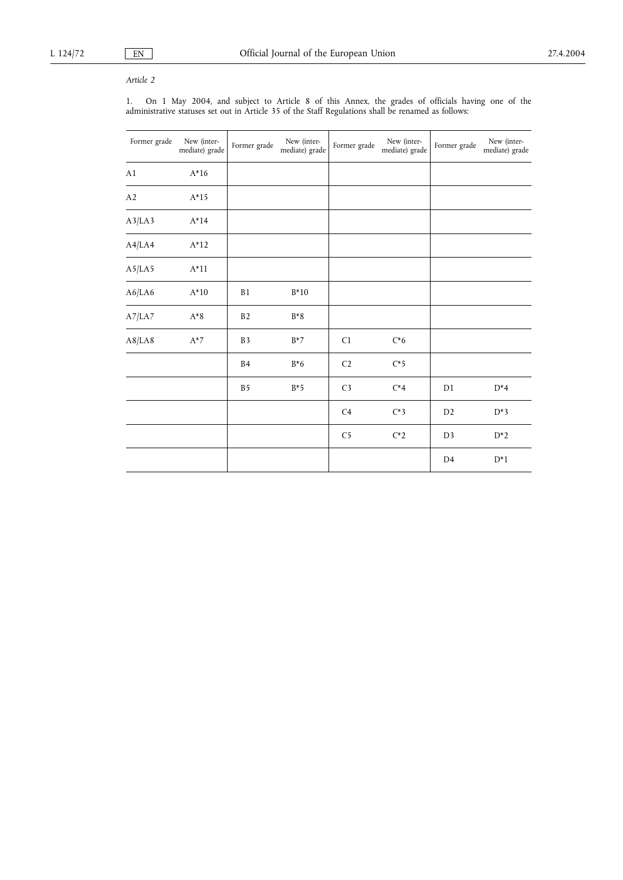*Article 2*

1. On 1 May 2004, and subject to Article 8 of this Annex, the grades of officials having one of the administrative statuses set out in Article 35 of the Staff Regulations shall be renamed as follows:

| Former grade | New (intermediate) grade | Former grade | New (intermediate) grade | Former grade | New (intermediate) grade | Former grade | New (intermediate) grade |
|---|---|---|---|---|---|---|---|
| A1 | A*16 | | | | | | |
| A2 | A*15 | | | | | | |
| A3/LA3 | A*14 | | | | | | |
| A4/LA4 | A*12 | | | | | | |
| A5/LA5 | A*11 | | | | | | |
| A6/LA6 | A*10 | B1 | B*10 | | | | |
| A7/LA7 | A*8 | B2 | B*8 | | | | |
| A8/LA8 | A*7 | B3 | B*7 | C1 | C*6 | | |
| | | B4 | B*6 | C2 | C*5 | | |
| | | B5 | B*5 | C3 | C*4 | D1 | D*4 |
| | | | | C4 | C*3 | D2 | D*3 |
| | | | | C5 | C*2 | D3 | D*2 |
| | | | | | | D4 | D*1 |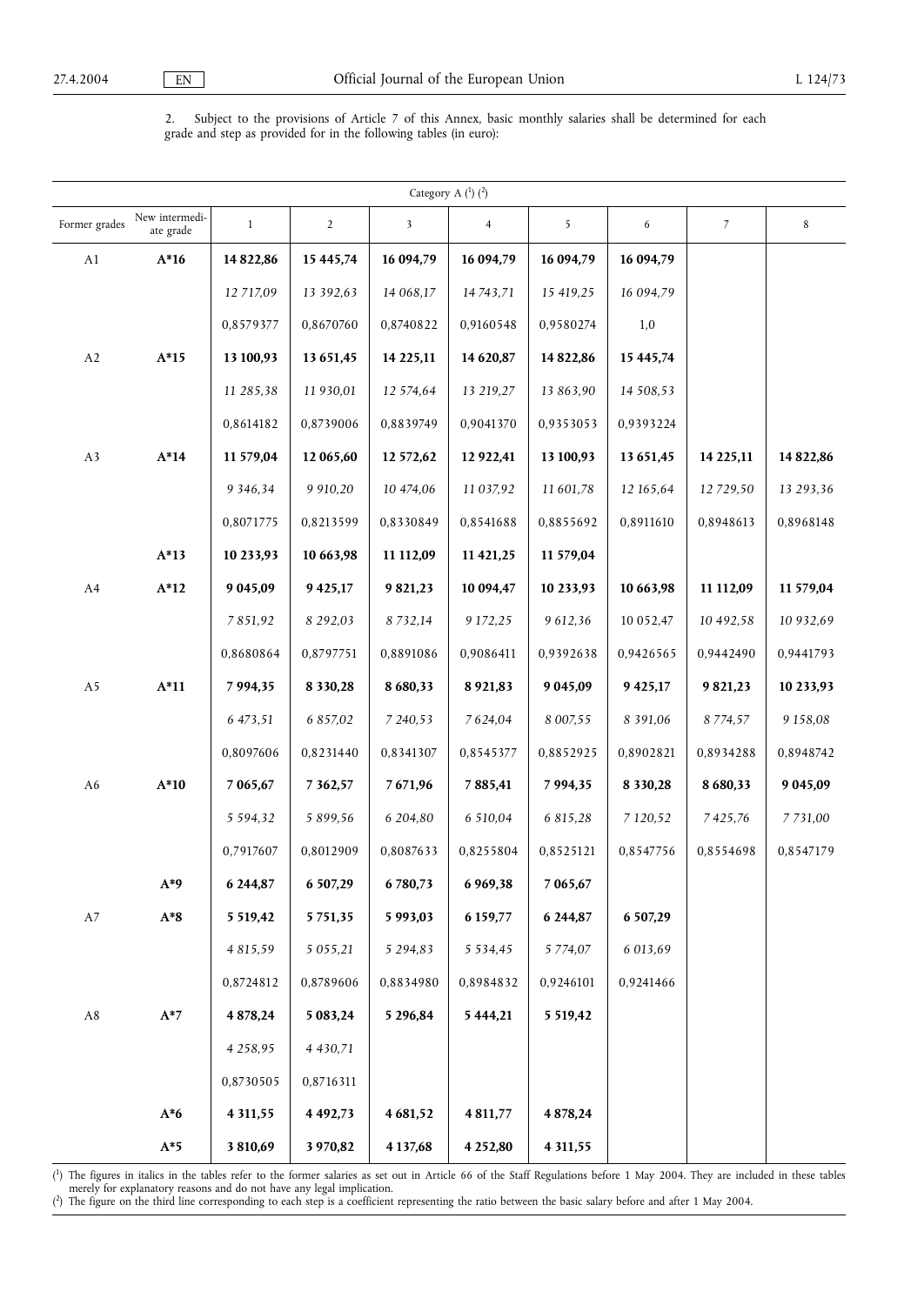2. Subject to the provisions of Article 7 of this Annex, basic monthly salaries shall be determined for each grade and step as provided for in the following tables (in euro):

| Category A [1] [2] | | | | | | | | | |
|---|---|---|---|---|---|---|---|---|---|
| Former grades | New intermediate grade | 1 | 2 | 3 | 4 | 5 | 6 | 7 | 8 |
| A1 | **A*16** | **14 822,86** | **15 445,74** | **16 094,79** | **16 094,79** | **16 094,79** | **16 094,79** | | |
| | | *12 717,09* | *13 392,63* | *14 068,17* | *14 743,71* | *15 419,25* | *16 094,79* | | |
| | | 0,8579377 | 0,8670760 | 0,8740822 | 0,9160548 | 0,9580274 | 1,0 | | |
| A2 | **A*15** | **13 100,93** | **13 651,45** | **14 225,11** | **14 620,87** | **14 822,86** | **15 445,74** | | |
| | | *11 285,38* | *11 930,01* | *12 574,64* | *13 219,27* | *13 863,90* | *14 508,53* | | |
| | | 0,8614182 | 0,8739006 | 0,8839749 | 0,9041370 | 0,9353053 | 0,9393224 | | |
| A3 | **A*14** | **11 579,04** | **12 065,60** | **12 572,62** | **12 922,41** | **13 100,93** | **13 651,45** | **14 225,11** | **14 822,86** |
| | | *9 346,34* | *9 910,20* | *10 474,06* | *11 037,92* | *11 601,78* | *12 165,64* | *12 729,50* | *13 293,36* |
| | | 0,8071775 | 0,8213599 | 0,8330849 | 0,8541688 | 0,8855692 | 0,8911610 | 0,8948613 | 0,8968148 |
| | **A*13** | **10 233,93** | **10 663,98** | **11 112,09** | **11 421,25** | **11 579,04** | | | |
| A4 | **A*12** | **9 045,09** | **9 425,17** | **9 821,23** | **10 094,47** | **10 233,93** | **10 663,98** | **11 112,09** | **11 579,04** |
| | | *7 851,92* | *8 292,03* | *8 732,14* | *9 172,25* | *9 612,36* | *10 052,47* | *10 492,58* | *10 932,69* |
| | | 0,8680864 | 0,8797751 | 0,8891086 | 0,9086411 | 0,9392638 | 0,9426565 | 0,9442490 | 0,9441793 |
| A5 | **A*11** | **7 994,35** | **8 330,28** | **8 680,33** | **8 921,83** | **9 045,09** | **9 425,17** | **9 821,23** | **10 233,93** |
| | | *6 473,51* | *6 857,02* | *7 240,53* | *7 624,04* | *8 007,55* | *8 391,06* | *8 774,57* | *9 158,08* |
| | | 0,8097606 | 0,8231440 | 0,8341307 | 0,8545377 | 0,8852925 | 0,8902821 | 0,8934288 | 0,8948742 |
| A6 | **A*10** | **7 065,67** | **7 362,57** | **7 671,96** | **7 885,41** | **7 994,35** | **8 330,28** | **8 680,33** | **9 045,09** |
| | | *5 594,32* | *5 899,56* | *6 204,80* | *6 510,04* | *6 815,28* | *7 120,52* | *7 425,76* | *7 731,00* |
| | | 0,7917607 | 0,8012909 | 0,8087633 | 0,8255804 | 0,8525121 | 0,8547756 | 0,8554698 | 0,8547179 |
| | **A*9** | **6 244,87** | **6 507,29** | **6 780,73** | **6 969,38** | **7 065,67** | | | |
| A7 | **A*8** | **5 519,42** | **5 751,35** | **5 993,03** | **6 159,77** | **6 244,87** | **6 507,29** | | |
| | | *4 815,59* | *5 055,21* | *5 294,83* | *5 534,45* | *5 774,07* | *6 013,69* | | |
| | | 0,8724812 | 0,8789606 | 0,8834980 | 0,8984832 | 0,9246101 | 0,9241466 | | |
| A8 | **A*7** | **4 878,24** | **5 083,24** | **5 296,84** | **5 444,21** | **5 519,42** | | | |
| | | *4 258,95* | *4 430,71* | | | | | | |
| | | 0,8730505 | 0,8716311 | | | | | | |
| | **A*6** | **4 311,55** | **4 492,73** | **4 681,52** | **4 811,77** | **4 878,24** | | | |
| | **A*5** | **3 810,69** | **3 970,82** | **4 137,68** | **4 252,80** | **4 311,55** | | | |

[1] The figures in italics in the tables refer to the former salaries as set out in Article 66 of the Staff Regulations before 1 May 2004. They are included in these tables merely for explanatory reasons and do not have any legal implication.

[2] The figure on the third line corresponding to each step is a coefficient representing the ratio between the basic salary before and after 1 May 2004.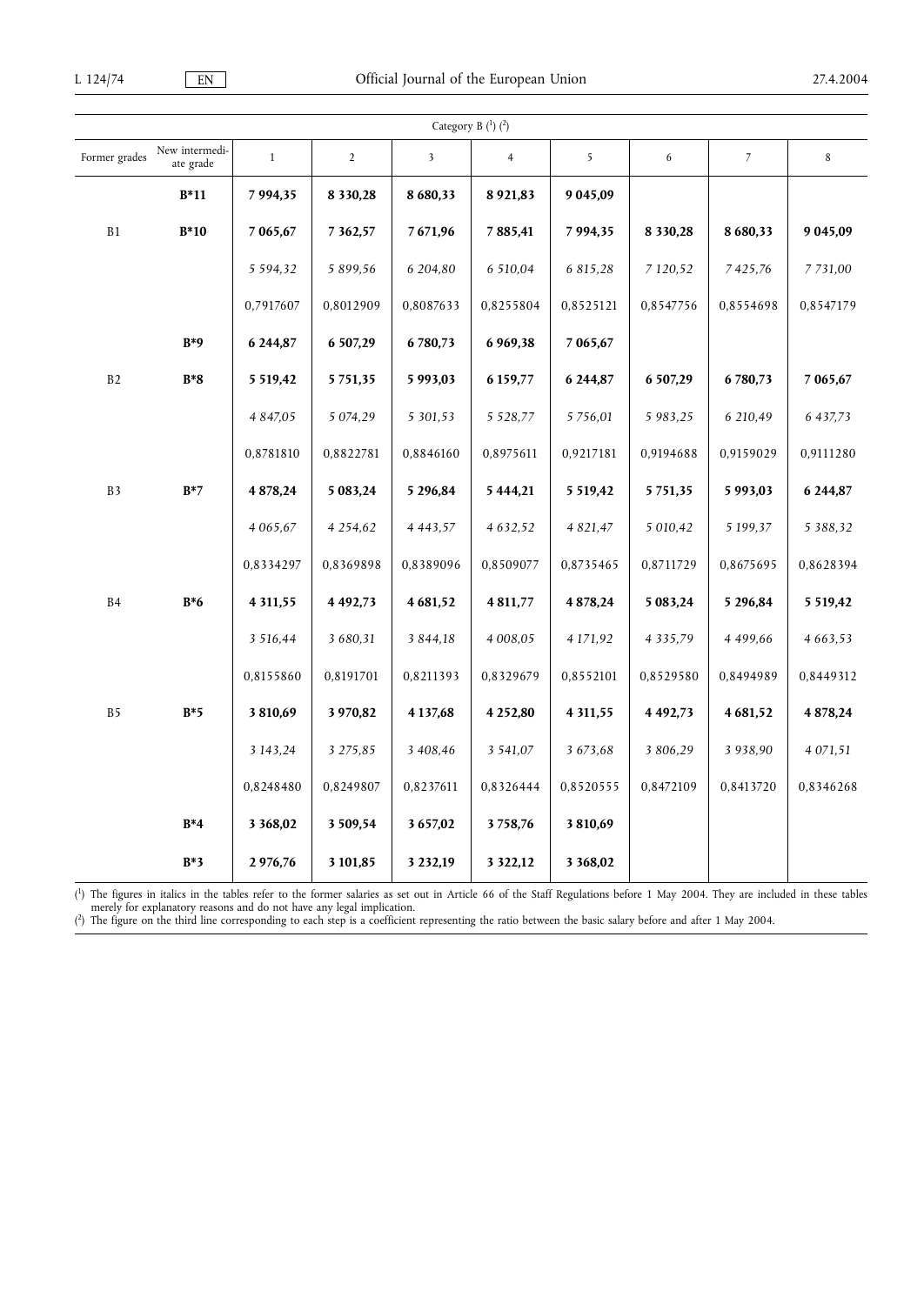| Category B (1) (2) | | | | | | | | | |
|---|---|---|---|---|---|---|---|---|---|
| Former grades | New intermediate grade | 1 | 2 | 3 | 4 | 5 | 6 | 7 | 8 |
| | **B*11** | **7 994,35** | **8 330,28** | **8 680,33** | **8 921,83** | **9 045,09** | | | |
| B1 | **B*10** | **7 065,67** | **7 362,57** | **7 671,96** | **7 885,41** | **7 994,35** | **8 330,28** | **8 680,33** | **9 045,09** |
| | | *5 594,32* | *5 899,56* | *6 204,80* | *6 510,04* | *6 815,28* | *7 120,52* | *7 425,76* | *7 731,00* |
| | | 0,7917607 | 0,8012909 | 0,8087633 | 0,8255804 | 0,8525121 | 0,8547756 | 0,8554698 | 0,8547179 |
| | **B*9** | **6 244,87** | **6 507,29** | **6 780,73** | **6 969,38** | **7 065,67** | | | |
| B2 | **B*8** | **5 519,42** | **5 751,35** | **5 993,03** | **6 159,77** | **6 244,87** | **6 507,29** | **6 780,73** | **7 065,67** |
| | | *4 847,05* | *5 074,29* | *5 301,53* | *5 528,77* | *5 756,01* | *5 983,25* | *6 210,49* | *6 437,73* |
| | | 0,8781810 | 0,8822781 | 0,8846160 | 0,8975611 | 0,9217181 | 0,9194688 | 0,9159029 | 0,9111280 |
| B3 | **B*7** | **4 878,24** | **5 083,24** | **5 296,84** | **5 444,21** | **5 519,42** | **5 751,35** | **5 993,03** | **6 244,87** |
| | | *4 065,67* | *4 254,62* | *4 443,57* | *4 632,52* | *4 821,47* | *5 010,42* | *5 199,37* | *5 388,32* |
| | | 0,8334297 | 0,8369898 | 0,8389096 | 0,8509077 | 0,8735465 | 0,8711729 | 0,8675695 | 0,8628394 |
| B4 | **B*6** | **4 311,55** | **4 492,73** | **4 681,52** | **4 811,77** | **4 878,24** | **5 083,24** | **5 296,84** | **5 519,42** |
| | | *3 516,44* | *3 680,31* | *3 844,18* | *4 008,05* | *4 171,92* | *4 335,79* | *4 499,66* | *4 663,53* |
| | | 0,8155860 | 0,8191701 | 0,8211393 | 0,8329679 | 0,8552101 | 0,8529580 | 0,8494989 | 0,8449312 |
| B5 | **B*5** | **3 810,69** | **3 970,82** | **4 137,68** | **4 252,80** | **4 311,55** | **4 492,73** | **4 681,52** | **4 878,24** |
| | | *3 143,24* | *3 275,85* | *3 408,46* | *3 541,07* | *3 673,68* | *3 806,29* | *3 938,90* | *4 071,51* |
| | | 0,8248480 | 0,8249807 | 0,8237611 | 0,8326444 | 0,8520555 | 0,8472109 | 0,8413720 | 0,8346268 |
| | **B*4** | **3 368,02** | **3 509,54** | **3 657,02** | **3 758,76** | **3 810,69** | | | |
| | **B*3** | **2 976,76** | **3 101,85** | **3 232,19** | **3 322,12** | **3 368,02** | | | |

(1) The figures in italics in the tables refer to the former salaries as set out in Article 66 of the Staff Regulations before 1 May 2004. They are included in these tables merely for explanatory reasons and do not have any legal implication.
(2) The figure on the third line corresponding to each step is a coefficient representing the ratio between the basic salary before and after 1 May 2004.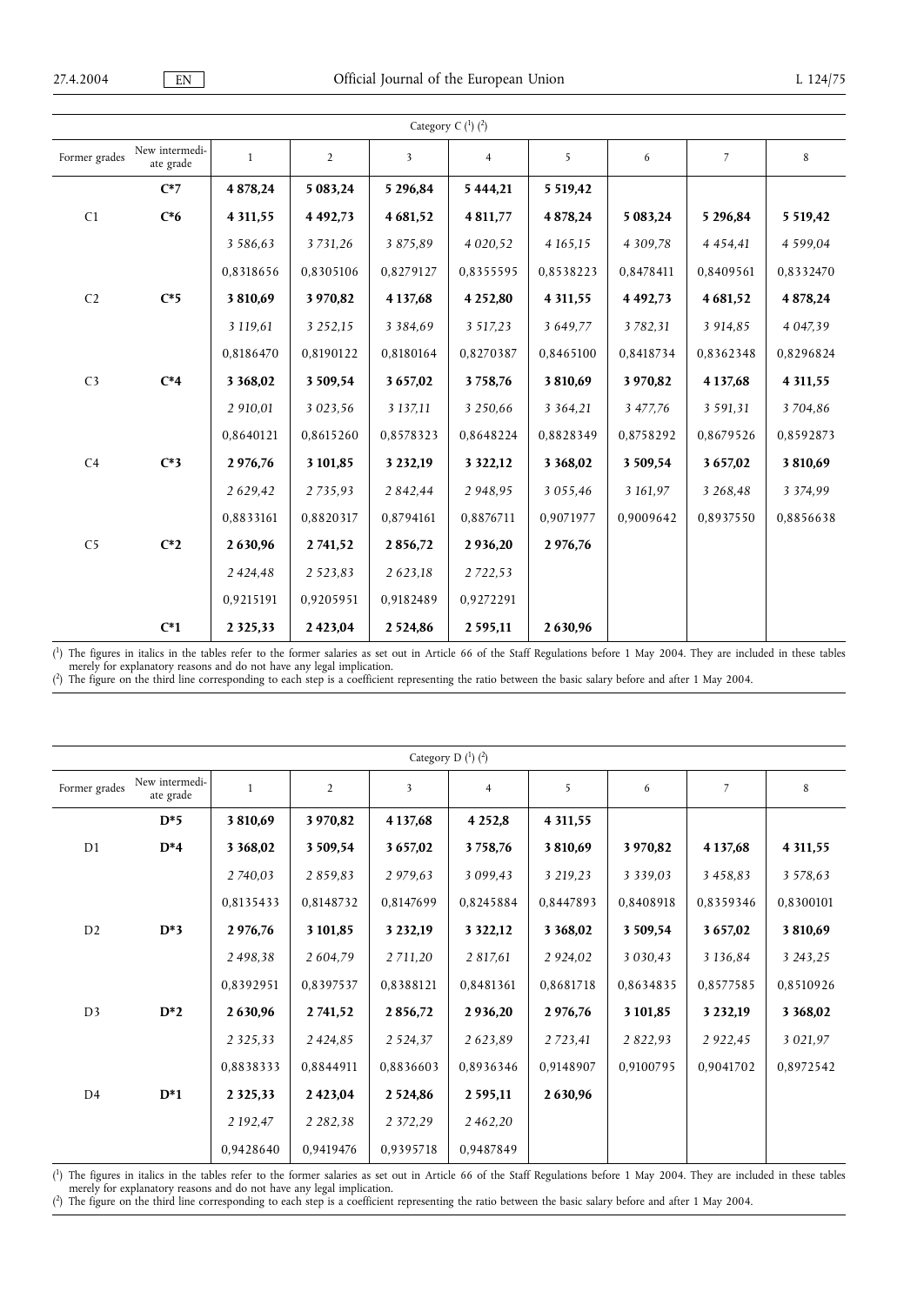| Category C (1) (2) | | | | | | | | | |
|---|---|---|---|---|---|---|---|---|---|
| Former grades | New intermediate grade | 1 | 2 | 3 | 4 | 5 | 6 | 7 | 8 |
| | **C*7** | **4 878,24** | **5 083,24** | **5 296,84** | **5 444,21** | **5 519,42** | | | |
| C1 | **C*6** | **4 311,55** | **4 492,73** | **4 681,52** | **4 811,77** | **4 878,24** | **5 083,24** | **5 296,84** | **5 519,42** |
| | | *3 586,63* | *3 731,26* | *3 875,89* | *4 020,52* | *4 165,15* | *4 309,78* | *4 454,41* | *4 599,04* |
| | | 0,8318656 | 0,8305106 | 0,8279127 | 0,8355595 | 0,8538223 | 0,8478411 | 0,8409561 | 0,8332470 |
| C2 | **C*5** | **3 810,69** | **3 970,82** | **4 137,68** | **4 252,80** | **4 311,55** | **4 492,73** | **4 681,52** | **4 878,24** |
| | | *3 119,61* | *3 252,15* | *3 384,69* | *3 517,23* | *3 649,77* | *3 782,31* | *3 914,85* | *4 047,39* |
| | | 0,8186470 | 0,8190122 | 0,8180164 | 0,8270387 | 0,8465100 | 0,8418734 | 0,8362348 | 0,8296824 |
| C3 | **C*4** | **3 368,02** | **3 509,54** | **3 657,02** | **3 758,76** | **3 810,69** | **3 970,82** | **4 137,68** | **4 311,55** |
| | | *2 910,01* | *3 023,56* | *3 137,11* | *3 250,66* | *3 364,21* | *3 477,76* | *3 591,31* | *3 704,86* |
| | | 0,8640121 | 0,8615260 | 0,8578323 | 0,8648224 | 0,8828349 | 0,8758292 | 0,8679526 | 0,8592873 |
| C4 | **C*3** | **2 976,76** | **3 101,85** | **3 232,19** | **3 322,12** | **3 368,02** | **3 509,54** | **3 657,02** | **3 810,69** |
| | | *2 629,42* | *2 735,93* | *2 842,44* | *2 948,95* | *3 055,46* | *3 161,97* | *3 268,48* | *3 374,99* |
| | | 0,8833161 | 0,8820317 | 0,8794161 | 0,8876711 | 0,9071977 | 0,9009642 | 0,8937550 | 0,8856638 |
| C5 | **C*2** | **2 630,96** | **2 741,52** | **2 856,72** | **2 936,20** | **2 976,76** | | | |
| | | *2 424,48* | *2 523,83* | *2 623,18* | *2 722,53* | | | | |
| | | 0,9215191 | 0,9205951 | 0,9182489 | 0,9272291 | | | | |
| | **C*1** | **2 325,33** | **2 423,04** | **2 524,86** | **2 595,11** | **2 630,96** | | | |

(1) The figures in italics in the tables refer to the former salaries as set out in Article 66 of the Staff Regulations before 1 May 2004. They are included in these tables merely for explanatory reasons and do not have any legal implication.
(2) The figure on the third line corresponding to each step is a coefficient representing the ratio between the basic salary before and after 1 May 2004.

| Category D (1) (2) | | | | | | | | | |
|---|---|---|---|---|---|---|---|---|---|
| Former grades | New intermediate grade | 1 | 2 | 3 | 4 | 5 | 6 | 7 | 8 |
| | **D*5** | **3 810,69** | **3 970,82** | **4 137,68** | **4 252,8** | **4 311,55** | | | |
| D1 | **D*4** | **3 368,02** | **3 509,54** | **3 657,02** | **3 758,76** | **3 810,69** | **3 970,82** | **4 137,68** | **4 311,55** |
| | | *2 740,03* | *2 859,83* | *2 979,63* | *3 099,43* | *3 219,23* | *3 339,03* | *3 458,83* | *3 578,63* |
| | | 0,8135433 | 0,8148732 | 0,8147699 | 0,8245884 | 0,8447893 | 0,8408918 | 0,8359346 | 0,8300101 |
| D2 | **D*3** | **2 976,76** | **3 101,85** | **3 232,19** | **3 322,12** | **3 368,02** | **3 509,54** | **3 657,02** | **3 810,69** |
| | | *2 498,38* | *2 604,79* | *2 711,20* | *2 817,61* | *2 924,02* | *3 030,43* | *3 136,84* | *3 243,25* |
| | | 0,8392951 | 0,8397537 | 0,8388121 | 0,8481361 | 0,8681718 | 0,8634835 | 0,8577585 | 0,8510926 |
| D3 | **D*2** | **2 630,96** | **2 741,52** | **2 856,72** | **2 936,20** | **2 976,76** | **3 101,85** | **3 232,19** | **3 368,02** |
| | | *2 325,33* | *2 424,85* | *2 524,37* | *2 623,89* | *2 723,41* | *2 822,93* | *2 922,45* | *3 021,97* |
| | | 0,8838333 | 0,8844911 | 0,8836603 | 0,8936346 | 0,9148907 | 0,9100795 | 0,9041702 | 0,8972542 |
| D4 | **D*1** | **2 325,33** | **2 423,04** | **2 524,86** | **2 595,11** | **2 630,96** | | | |
| | | *2 192,47* | *2 282,38* | *2 372,29* | *2 462,20* | | | | |
| | | 0,9428640 | 0,9419476 | 0,9395718 | 0,9487849 | | | | |

(1) The figures in italics in the tables refer to the former salaries as set out in Article 66 of the Staff Regulations before 1 May 2004. They are included in these tables merely for explanatory reasons and do not have any legal implication.
(2) The figure on the third line corresponding to each step is a coefficient representing the ratio between the basic salary before and after 1 May 2004.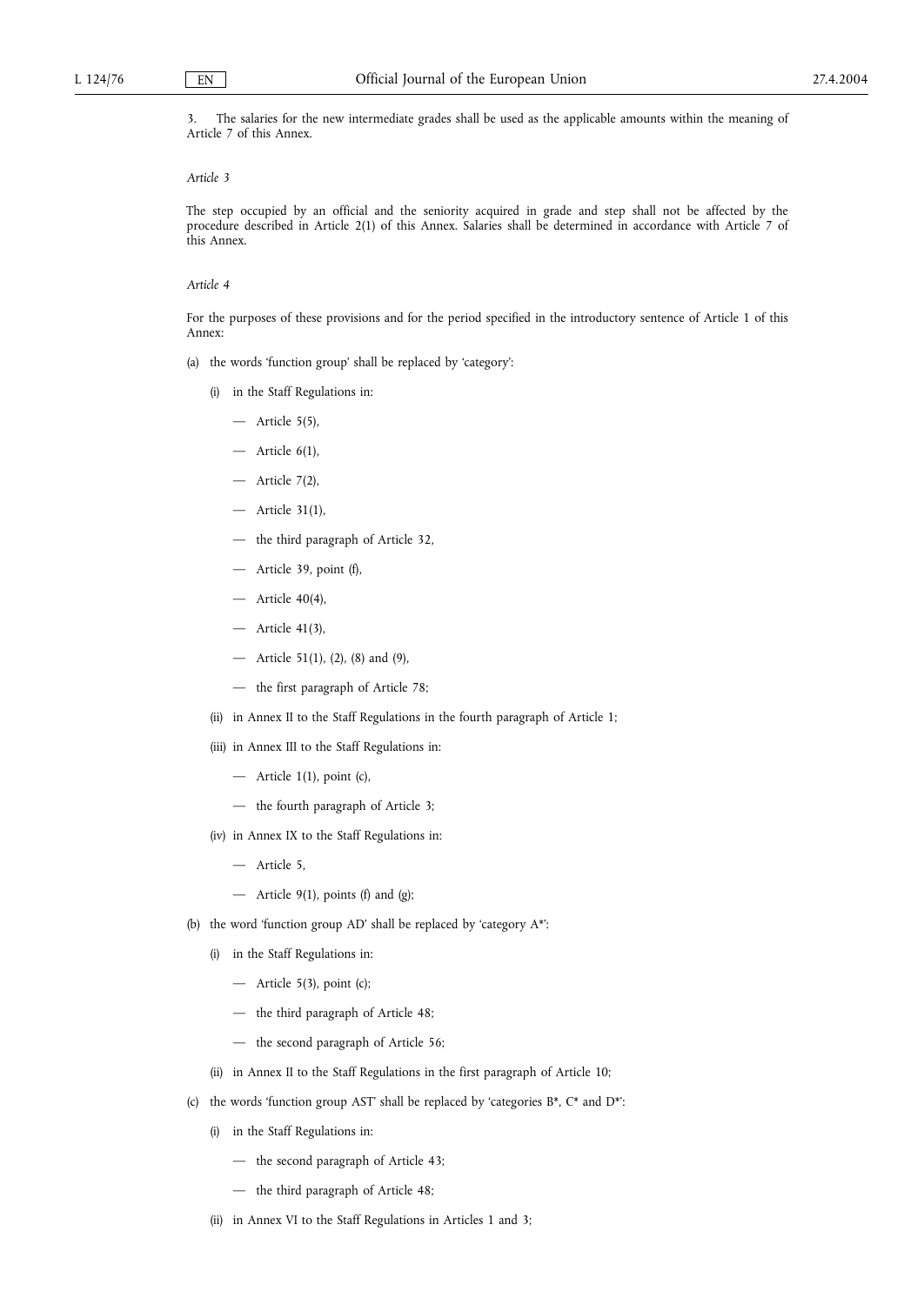3. The salaries for the new intermediate grades shall be used as the applicable amounts within the meaning of Article 7 of this Annex.

*Article 3*

The step occupied by an official and the seniority acquired in grade and step shall not be affected by the procedure described in Article 2(1) of this Annex. Salaries shall be determined in accordance with Article 7 of this Annex.

*Article 4*

For the purposes of these provisions and for the period specified in the introductory sentence of Article 1 of this Annex:

(a) the words 'function group' shall be replaced by 'category':

 (i) in the Staff Regulations in:

 — Article 5(5),

 — Article 6(1),

 — Article 7(2),

 — Article 31(1),

 — the third paragraph of Article 32,

 — Article 39, point (f),

 — Article 40(4),

 — Article 41(3),

 — Article 51(1), (2), (8) and (9),

 — the first paragraph of Article 78;

 (ii) in Annex II to the Staff Regulations in the fourth paragraph of Article 1;

 (iii) in Annex III to the Staff Regulations in:

 — Article 1(1), point (c),

 — the fourth paragraph of Article 3;

 (iv) in Annex IX to the Staff Regulations in:

 — Article 5,

 — Article 9(1), points (f) and (g);

(b) the word 'function group AD' shall be replaced by 'category A*':

 (i) in the Staff Regulations in:

 — Article 5(3), point (c);

 — the third paragraph of Article 48;

 — the second paragraph of Article 56;

 (ii) in Annex II to the Staff Regulations in the first paragraph of Article 10;

(c) the words 'function group AST' shall be replaced by 'categories B*, C* and D*':

 (i) in the Staff Regulations in:

 — the second paragraph of Article 43;

 — the third paragraph of Article 48;

 (ii) in Annex VI to the Staff Regulations in Articles 1 and 3;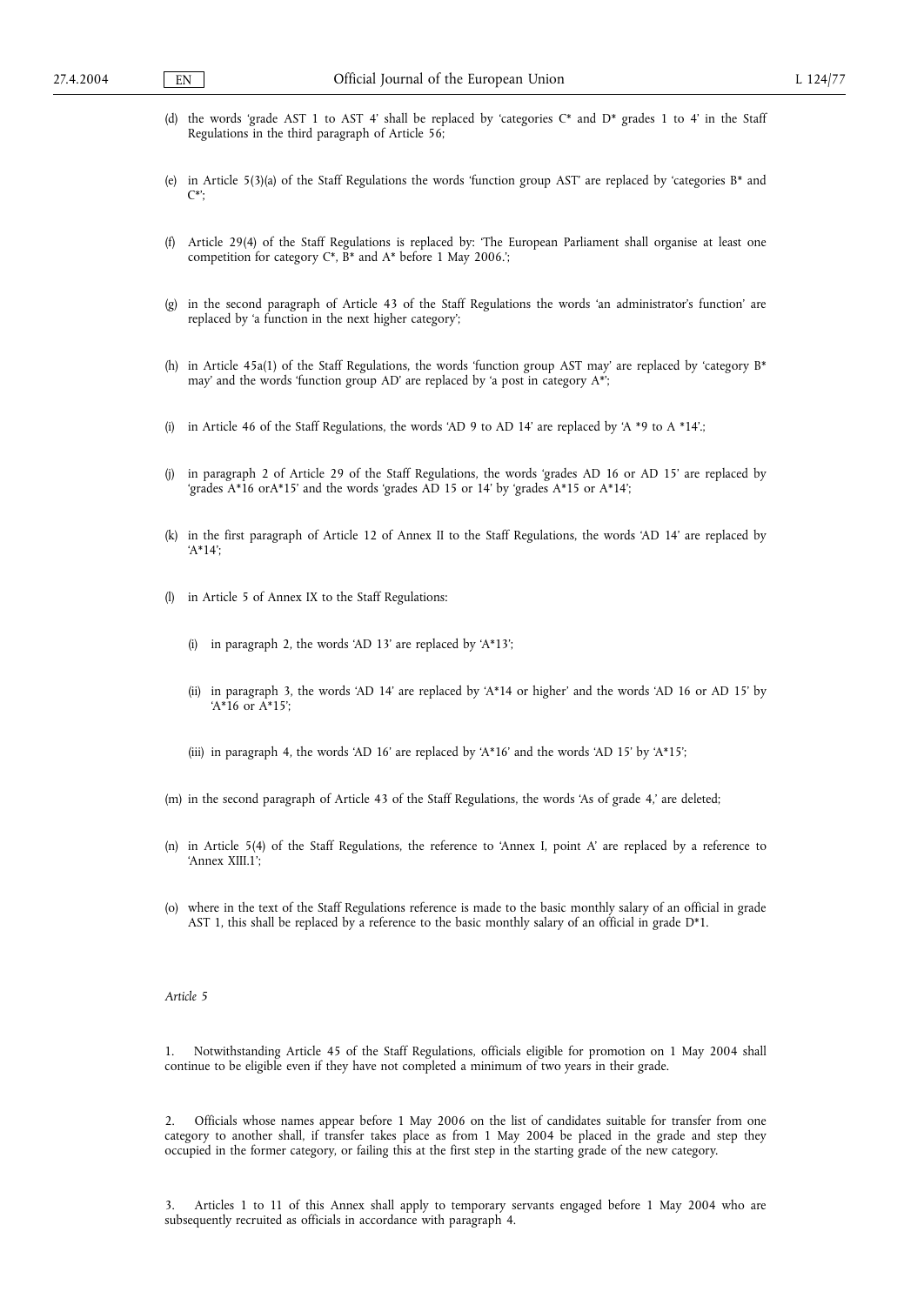(d) the words 'grade AST 1 to AST 4' shall be replaced by 'categories C* and D* grades 1 to 4' in the Staff Regulations in the third paragraph of Article 56;

(e) in Article 5(3)(a) of the Staff Regulations the words 'function group AST' are replaced by 'categories B* and C*';

(f) Article 29(4) of the Staff Regulations is replaced by: 'The European Parliament shall organise at least one competition for category C*, B* and A* before 1 May 2006.';

(g) in the second paragraph of Article 43 of the Staff Regulations the words 'an administrator's function' are replaced by 'a function in the next higher category';

(h) in Article 45a(1) of the Staff Regulations, the words 'function group AST may' are replaced by 'category B* may' and the words 'function group AD' are replaced by 'a post in category A*';

(i) in Article 46 of the Staff Regulations, the words 'AD 9 to AD 14' are replaced by 'A *9 to A *14'.;

(j) in paragraph 2 of Article 29 of the Staff Regulations, the words 'grades AD 16 or AD 15' are replaced by 'grades A*16 orA*15' and the words 'grades AD 15 or 14' by 'grades A*15 or A*14';

(k) in the first paragraph of Article 12 of Annex II to the Staff Regulations, the words 'AD 14' are replaced by 'A*14';

(l) in Article 5 of Annex IX to the Staff Regulations:

   (i) in paragraph 2, the words 'AD 13' are replaced by 'A*13';

   (ii) in paragraph 3, the words 'AD 14' are replaced by 'A*14 or higher' and the words 'AD 16 or AD 15' by 'A*16 or A*15';

   (iii) in paragraph 4, the words 'AD 16' are replaced by 'A*16' and the words 'AD 15' by 'A*15';

(m) in the second paragraph of Article 43 of the Staff Regulations, the words 'As of grade 4,' are deleted;

(n) in Article 5(4) of the Staff Regulations, the reference to 'Annex I, point A' are replaced by a reference to 'Annex XIII.1';

(o) where in the text of the Staff Regulations reference is made to the basic monthly salary of an official in grade AST 1, this shall be replaced by a reference to the basic monthly salary of an official in grade D*1.

*Article 5*

1. Notwithstanding Article 45 of the Staff Regulations, officials eligible for promotion on 1 May 2004 shall continue to be eligible even if they have not completed a minimum of two years in their grade.

2. Officials whose names appear before 1 May 2006 on the list of candidates suitable for transfer from one category to another shall, if transfer takes place as from 1 May 2004 be placed in the grade and step they occupied in the former category, or failing this at the first step in the starting grade of the new category.

3. Articles 1 to 11 of this Annex shall apply to temporary servants engaged before 1 May 2004 who are subsequently recruited as officials in accordance with paragraph 4.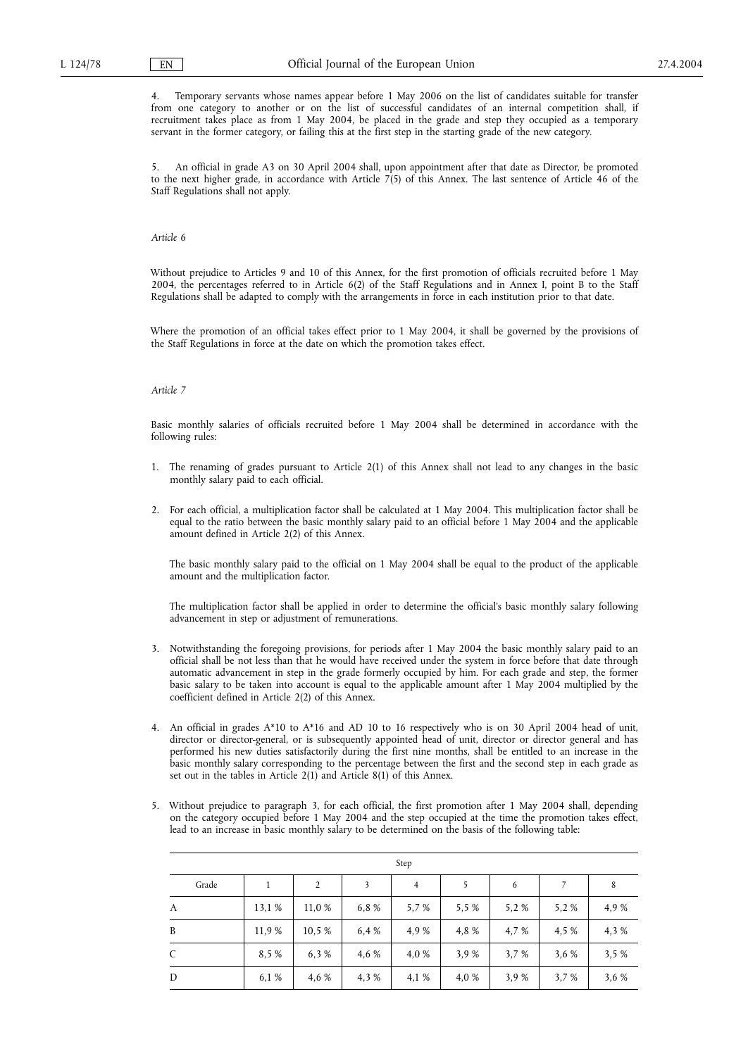4. Temporary servants whose names appear before 1 May 2006 on the list of candidates suitable for transfer from one category to another or on the list of successful candidates of an internal competition shall, if recruitment takes place as from 1 May 2004, be placed in the grade and step they occupied as a temporary servant in the former category, or failing this at the first step in the starting grade of the new category.

5. An official in grade A3 on 30 April 2004 shall, upon appointment after that date as Director, be promoted to the next higher grade, in accordance with Article 7(5) of this Annex. The last sentence of Article 46 of the Staff Regulations shall not apply.

*Article 6*

Without prejudice to Articles 9 and 10 of this Annex, for the first promotion of officials recruited before 1 May 2004, the percentages referred to in Article 6(2) of the Staff Regulations and in Annex I, point B to the Staff Regulations shall be adapted to comply with the arrangements in force in each institution prior to that date.

Where the promotion of an official takes effect prior to 1 May 2004, it shall be governed by the provisions of the Staff Regulations in force at the date on which the promotion takes effect.

*Article 7*

Basic monthly salaries of officials recruited before 1 May 2004 shall be determined in accordance with the following rules:

1. The renaming of grades pursuant to Article 2(1) of this Annex shall not lead to any changes in the basic monthly salary paid to each official.

2. For each official, a multiplication factor shall be calculated at 1 May 2004. This multiplication factor shall be equal to the ratio between the basic monthly salary paid to an official before 1 May 2004 and the applicable amount defined in Article 2(2) of this Annex.

   The basic monthly salary paid to the official on 1 May 2004 shall be equal to the product of the applicable amount and the multiplication factor.

   The multiplication factor shall be applied in order to determine the official's basic monthly salary following advancement in step or adjustment of remunerations.

3. Notwithstanding the foregoing provisions, for periods after 1 May 2004 the basic monthly salary paid to an official shall be not less than that he would have received under the system in force before that date through automatic advancement in step in the grade formerly occupied by him. For each grade and step, the former basic salary to be taken into account is equal to the applicable amount after 1 May 2004 multiplied by the coefficient defined in Article 2(2) of this Annex.

4. An official in grades A*10 to A*16 and AD 10 to 16 respectively who is on 30 April 2004 head of unit, director or director-general, or is subsequently appointed head of unit, director or director general and has performed his new duties satisfactorily during the first nine months, shall be entitled to an increase in the basic monthly salary corresponding to the percentage between the first and the second step in each grade as set out in the tables in Article 2(1) and Article 8(1) of this Annex.

5. Without prejudice to paragraph 3, for each official, the first promotion after 1 May 2004 shall, depending on the category occupied before 1 May 2004 and the step occupied at the time the promotion takes effect, lead to an increase in basic monthly salary to be determined on the basis of the following table:

|  | Step | | | | | | | |
|---|---|---|---|---|---|---|---|---|
| Grade | 1 | 2 | 3 | 4 | 5 | 6 | 7 | 8 |
| A | 13,1 % | 11,0 % | 6,8 % | 5,7 % | 5,5 % | 5,2 % | 5,2 % | 4,9 % |
| B | 11,9 % | 10,5 % | 6,4 % | 4,9 % | 4,8 % | 4,7 % | 4,5 % | 4,3 % |
| C | 8,5 % | 6,3 % | 4,6 % | 4,0 % | 3,9 % | 3,7 % | 3,6 % | 3,5 % |
| D | 6,1 % | 4,6 % | 4,3 % | 4,1 % | 4,0 % | 3,9 % | 3,7 % | 3,6 % |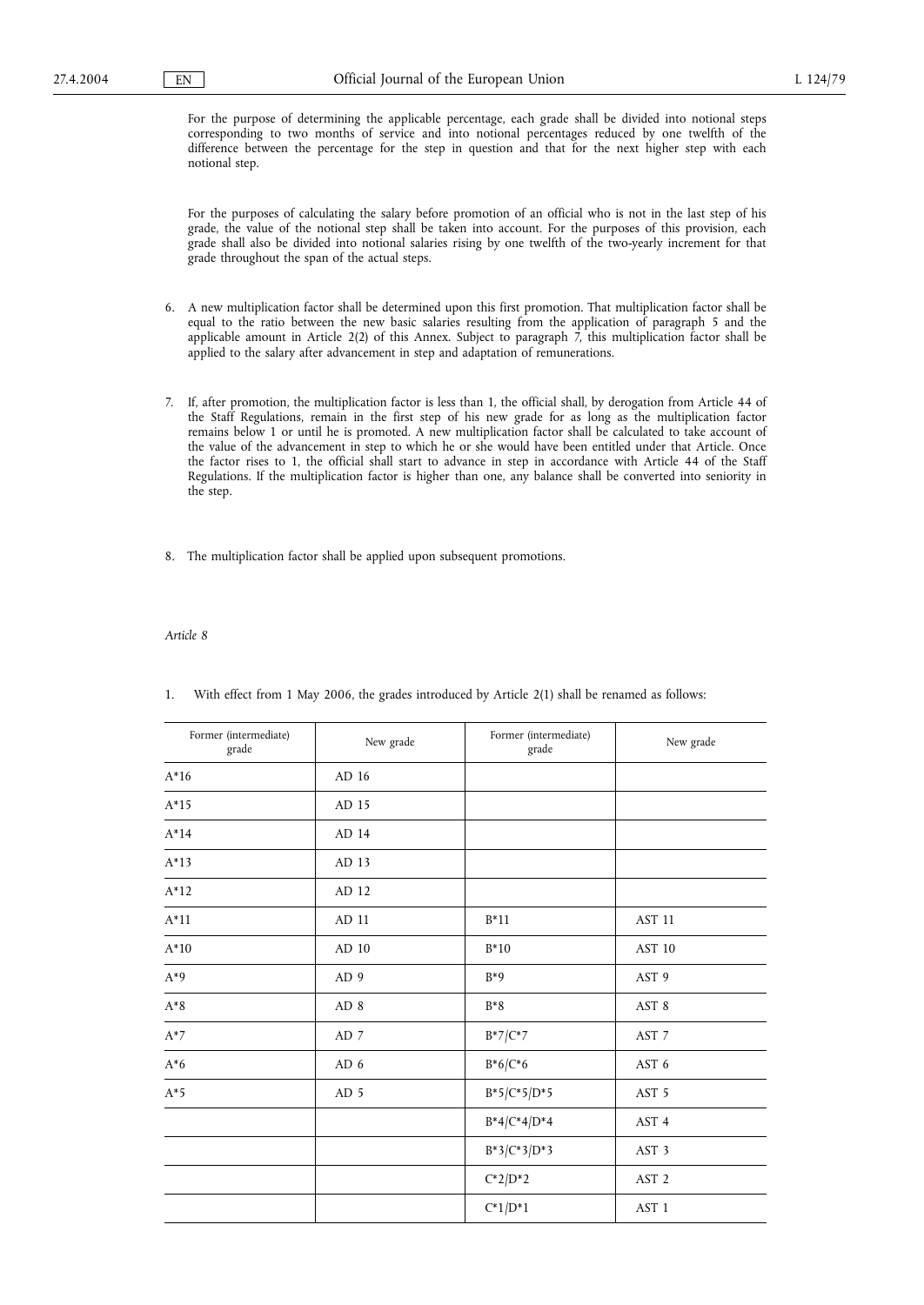For the purpose of determining the applicable percentage, each grade shall be divided into notional steps corresponding to two months of service and into notional percentages reduced by one twelfth of the difference between the percentage for the step in question and that for the next higher step with each notional step.

For the purposes of calculating the salary before promotion of an official who is not in the last step of his grade, the value of the notional step shall be taken into account. For the purposes of this provision, each grade shall also be divided into notional salaries rising by one twelfth of the two-yearly increment for that grade throughout the span of the actual steps.

6. A new multiplication factor shall be determined upon this first promotion. That multiplication factor shall be equal to the ratio between the new basic salaries resulting from the application of paragraph 5 and the applicable amount in Article 2(2) of this Annex. Subject to paragraph 7, this multiplication factor shall be applied to the salary after advancement in step and adaptation of remunerations.

7. If, after promotion, the multiplication factor is less than 1, the official shall, by derogation from Article 44 of the Staff Regulations, remain in the first step of his new grade for as long as the multiplication factor remains below 1 or until he is promoted. A new multiplication factor shall be calculated to take account of the value of the advancement in step to which he or she would have been entitled under that Article. Once the factor rises to 1, the official shall start to advance in step in accordance with Article 44 of the Staff Regulations. If the multiplication factor is higher than one, any balance shall be converted into seniority in the step.

8. The multiplication factor shall be applied upon subsequent promotions.

*Article 8*

1. With effect from 1 May 2006, the grades introduced by Article 2(1) shall be renamed as follows:

| Former (intermediate) grade | New grade | Former (intermediate) grade | New grade |
|---|---|---|---|
| A*16 | AD 16 | | |
| A*15 | AD 15 | | |
| A*14 | AD 14 | | |
| A*13 | AD 13 | | |
| A*12 | AD 12 | | |
| A*11 | AD 11 | B*11 | AST 11 |
| A*10 | AD 10 | B*10 | AST 10 |
| A*9 | AD 9 | B*9 | AST 9 |
| A*8 | AD 8 | B*8 | AST 8 |
| A*7 | AD 7 | B*7/C*7 | AST 7 |
| A*6 | AD 6 | B*6/C*6 | AST 6 |
| A*5 | AD 5 | B*5/C*5/D*5 | AST 5 |
| | | B*4/C*4/D*4 | AST 4 |
| | | B*3/C*3/D*3 | AST 3 |
| | | C*2/D*2 | AST 2 |
| | | C*1/D*1 | AST 1 |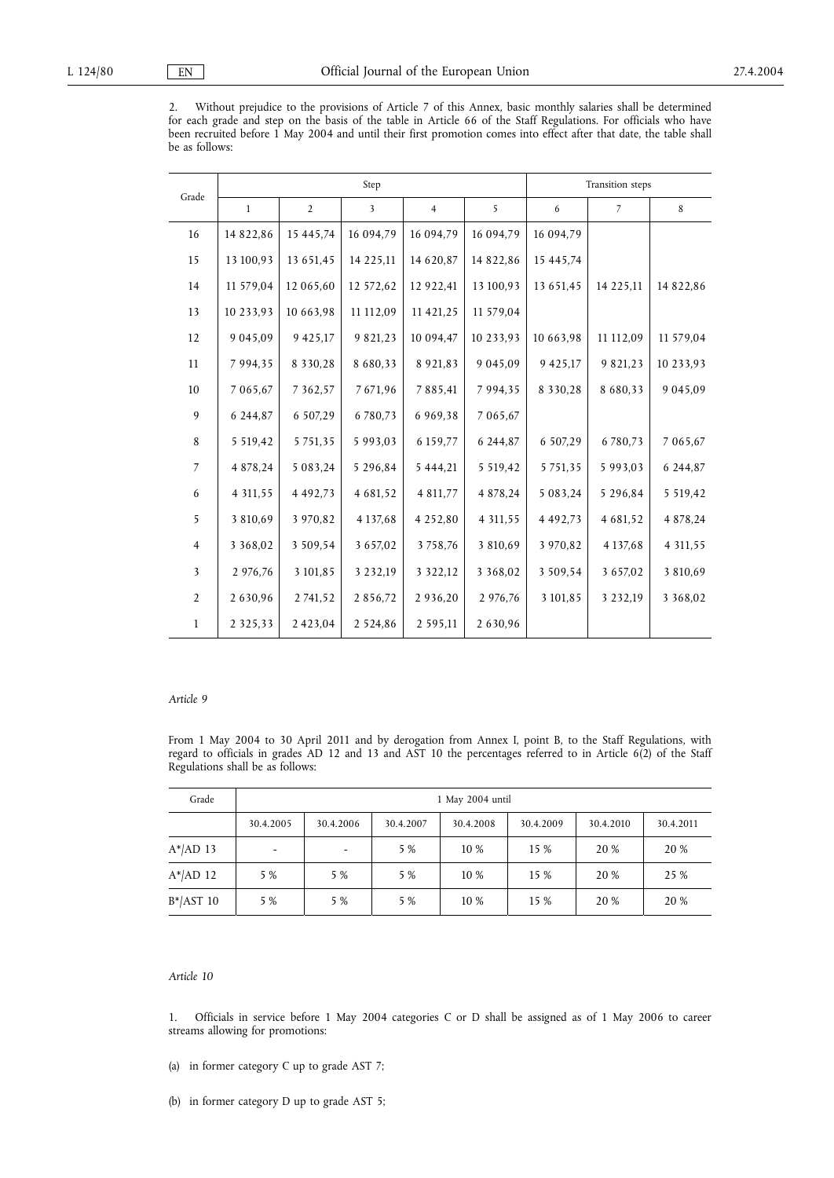2. Without prejudice to the provisions of Article 7 of this Annex, basic monthly salaries shall be determined for each grade and step on the basis of the table in Article 66 of the Staff Regulations. For officials who have been recruited before 1 May 2004 and until their first promotion comes into effect after that date, the table shall be as follows:

| Grade | Step | | | | | Transition steps | | |
|---|---|---|---|---|---|---|---|---|
| | 1 | 2 | 3 | 4 | 5 | 6 | 7 | 8 |
| 16 | 14 822,86 | 15 445,74 | 16 094,79 | 16 094,79 | 16 094,79 | 16 094,79 | | |
| 15 | 13 100,93 | 13 651,45 | 14 225,11 | 14 620,87 | 14 822,86 | 15 445,74 | | |
| 14 | 11 579,04 | 12 065,60 | 12 572,62 | 12 922,41 | 13 100,93 | 13 651,45 | 14 225,11 | 14 822,86 |
| 13 | 10 233,93 | 10 663,98 | 11 112,09 | 11 421,25 | 11 579,04 | | | |
| 12 | 9 045,09 | 9 425,17 | 9 821,23 | 10 094,47 | 10 233,93 | 10 663,98 | 11 112,09 | 11 579,04 |
| 11 | 7 994,35 | 8 330,28 | 8 680,33 | 8 921,83 | 9 045,09 | 9 425,17 | 9 821,23 | 10 233,93 |
| 10 | 7 065,67 | 7 362,57 | 7 671,96 | 7 885,41 | 7 994,35 | 8 330,28 | 8 680,33 | 9 045,09 |
| 9 | 6 244,87 | 6 507,29 | 6 780,73 | 6 969,38 | 7 065,67 | | | |
| 8 | 5 519,42 | 5 751,35 | 5 993,03 | 6 159,77 | 6 244,87 | 6 507,29 | 6 780,73 | 7 065,67 |
| 7 | 4 878,24 | 5 083,24 | 5 296,84 | 5 444,21 | 5 519,42 | 5 751,35 | 5 993,03 | 6 244,87 |
| 6 | 4 311,55 | 4 492,73 | 4 681,52 | 4 811,77 | 4 878,24 | 5 083,24 | 5 296,84 | 5 519,42 |
| 5 | 3 810,69 | 3 970,82 | 4 137,68 | 4 252,80 | 4 311,55 | 4 492,73 | 4 681,52 | 4 878,24 |
| 4 | 3 368,02 | 3 509,54 | 3 657,02 | 3 758,76 | 3 810,69 | 3 970,82 | 4 137,68 | 4 311,55 |
| 3 | 2 976,76 | 3 101,85 | 3 232,19 | 3 322,12 | 3 368,02 | 3 509,54 | 3 657,02 | 3 810,69 |
| 2 | 2 630,96 | 2 741,52 | 2 856,72 | 2 936,20 | 2 976,76 | 3 101,85 | 3 232,19 | 3 368,02 |
| 1 | 2 325,33 | 2 423,04 | 2 524,86 | 2 595,11 | 2 630,96 | | | |

*Article 9*

From 1 May 2004 to 30 April 2011 and by derogation from Annex I, point B, to the Staff Regulations, with regard to officials in grades AD 12 and 13 and AST 10 the percentages referred to in Article 6(2) of the Staff Regulations shall be as follows:

| Grade | 1 May 2004 until | | | | | | |
|---|---|---|---|---|---|---|---|
| | 30.4.2005 | 30.4.2006 | 30.4.2007 | 30.4.2008 | 30.4.2009 | 30.4.2010 | 30.4.2011 |
| A*/AD 13 | - | - | 5 % | 10 % | 15 % | 20 % | 20 % |
| A*/AD 12 | 5 % | 5 % | 5 % | 10 % | 15 % | 20 % | 25 % |
| B*/AST 10 | 5 % | 5 % | 5 % | 10 % | 15 % | 20 % | 20 % |

*Article 10*

1. Officials in service before 1 May 2004 categories C or D shall be assigned as of 1 May 2006 to career streams allowing for promotions:

(a) in former category C up to grade AST 7;

(b) in former category D up to grade AST 5;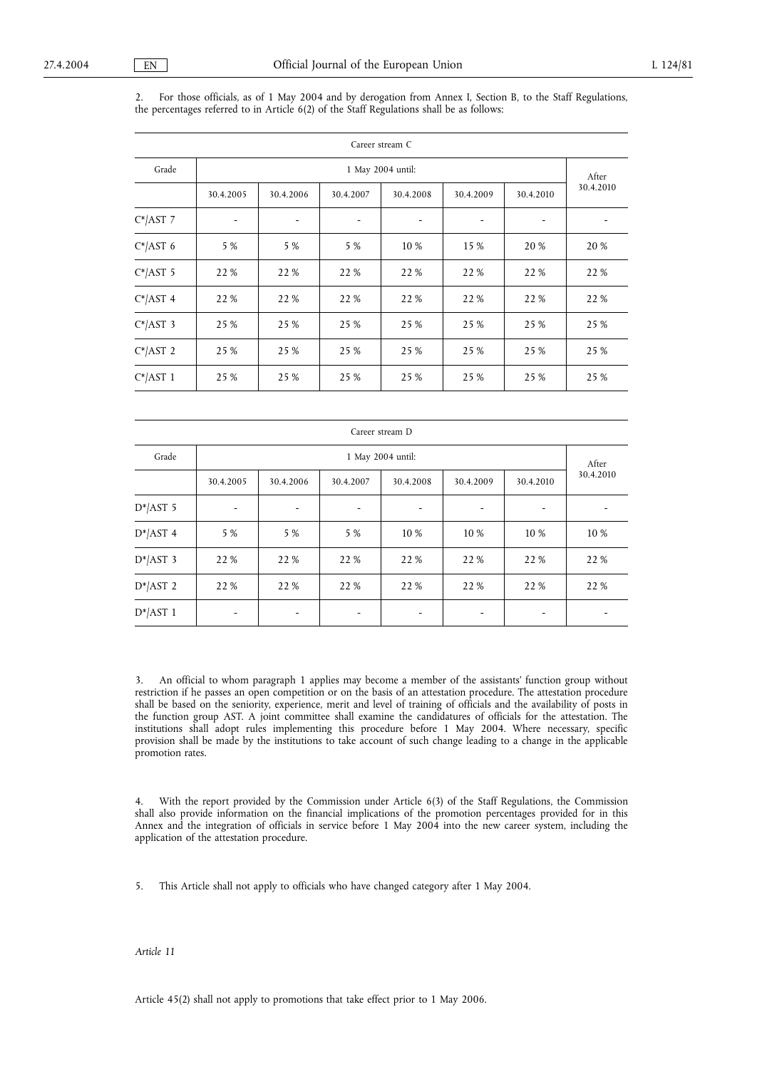2. For those officials, as of 1 May 2004 and by derogation from Annex I, Section B, to the Staff Regulations, the percentages referred to in Article 6(2) of the Staff Regulations shall be as follows:

| Career stream C | | | | | | | |
|---|---|---|---|---|---|---|---|
| Grade | 1 May 2004 until: | | | | | | After 30.4.2010 |
| | 30.4.2005 | 30.4.2006 | 30.4.2007 | 30.4.2008 | 30.4.2009 | 30.4.2010 | |
| C*/AST 7 | - | - | - | - | - | - | - |
| C*/AST 6 | 5 % | 5 % | 5 % | 10 % | 15 % | 20 % | 20 % |
| C*/AST 5 | 22 % | 22 % | 22 % | 22 % | 22 % | 22 % | 22 % |
| C*/AST 4 | 22 % | 22 % | 22 % | 22 % | 22 % | 22 % | 22 % |
| C*/AST 3 | 25 % | 25 % | 25 % | 25 % | 25 % | 25 % | 25 % |
| C*/AST 2 | 25 % | 25 % | 25 % | 25 % | 25 % | 25 % | 25 % |
| C*/AST 1 | 25 % | 25 % | 25 % | 25 % | 25 % | 25 % | 25 % |

| Career stream D | | | | | | | |
|---|---|---|---|---|---|---|---|
| Grade | 1 May 2004 until: | | | | | | After 30.4.2010 |
| | 30.4.2005 | 30.4.2006 | 30.4.2007 | 30.4.2008 | 30.4.2009 | 30.4.2010 | |
| D*/AST 5 | - | - | - | - | - | - | - |
| D*/AST 4 | 5 % | 5 % | 5 % | 10 % | 10 % | 10 % | 10 % |
| D*/AST 3 | 22 % | 22 % | 22 % | 22 % | 22 % | 22 % | 22 % |
| D*/AST 2 | 22 % | 22 % | 22 % | 22 % | 22 % | 22 % | 22 % |
| D*/AST 1 | - | - | - | - | - | - | - |

3. An official to whom paragraph 1 applies may become a member of the assistants' function group without restriction if he passes an open competition or on the basis of an attestation procedure. The attestation procedure shall be based on the seniority, experience, merit and level of training of officials and the availability of posts in the function group AST. A joint committee shall examine the candidatures of officials for the attestation. The institutions shall adopt rules implementing this procedure before 1 May 2004. Where necessary, specific provision shall be made by the institutions to take account of such change leading to a change in the applicable promotion rates.

4. With the report provided by the Commission under Article 6(3) of the Staff Regulations, the Commission shall also provide information on the financial implications of the promotion percentages provided for in this Annex and the integration of officials in service before 1 May 2004 into the new career system, including the application of the attestation procedure.

5. This Article shall not apply to officials who have changed category after 1 May 2004.

*Article 11*

Article 45(2) shall not apply to promotions that take effect prior to 1 May 2006.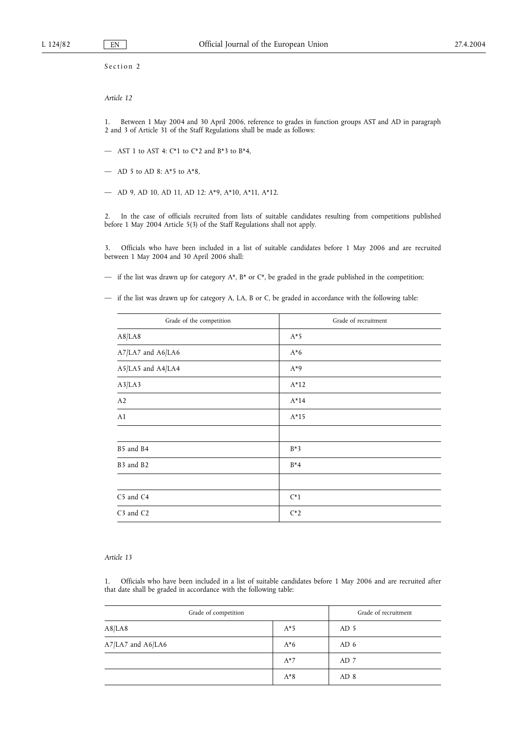Section 2

*Article 12*

1. Between 1 May 2004 and 30 April 2006, reference to grades in function groups AST and AD in paragraph 2 and 3 of Article 31 of the Staff Regulations shall be made as follows:

— AST 1 to AST 4: C*1 to C*2 and B*3 to B*4,

— AD 5 to AD 8: A*5 to A*8,

— AD 9, AD 10, AD 11, AD 12: A*9, A*10, A*11, A*12.

2. In the case of officials recruited from lists of suitable candidates resulting from competitions published before 1 May 2004 Article 5(3) of the Staff Regulations shall not apply.

3. Officials who have been included in a list of suitable candidates before 1 May 2006 and are recruited between 1 May 2004 and 30 April 2006 shall:

— if the list was drawn up for category A*, B* or C*, be graded in the grade published in the competition;

— if the list was drawn up for category A, LA, B or C, be graded in accordance with the following table:

| Grade of the competition | Grade of recruitment |
|---|---|
| A8/LA8 | A*5 |
| A7/LA7 and A6/LA6 | A*6 |
| A5/LA5 and A4/LA4 | A*9 |
| A3/LA3 | A*12 |
| A2 | A*14 |
| A1 | A*15 |
| | |
| B5 and B4 | B*3 |
| B3 and B2 | B*4 |
| | |
| C5 and C4 | C*1 |
| C3 and C2 | C*2 |

*Article 13*

1. Officials who have been included in a list of suitable candidates before 1 May 2006 and are recruited after that date shall be graded in accordance with the following table:

| Grade of competition | | Grade of recruitment |
|---|---|---|
| A8/LA8 | A*5 | AD 5 |
| A7/LA7 and A6/LA6 | A*6 | AD 6 |
| | A*7 | AD 7 |
| | A*8 | AD 8 |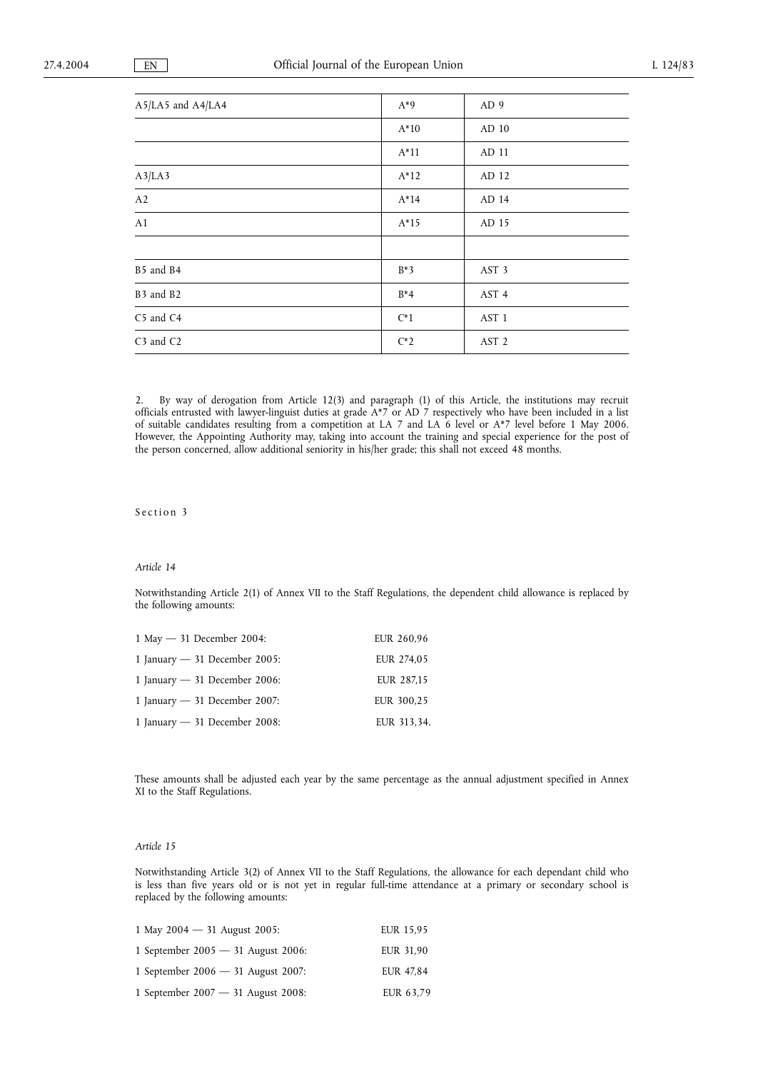| A5/LA5 and A4/LA4 | A*9 | AD 9 |
|---|---|---|
| | A*10 | AD 10 |
| | A*11 | AD 11 |
| A3/LA3 | A*12 | AD 12 |
| A2 | A*14 | AD 14 |
| A1 | A*15 | AD 15 |
| | | |
| B5 and B4 | B*3 | AST 3 |
| B3 and B2 | B*4 | AST 4 |
| C5 and C4 | C*1 | AST 1 |
| C3 and C2 | C*2 | AST 2 |

2. By way of derogation from Article 12(3) and paragraph (1) of this Article, the institutions may recruit officials entrusted with lawyer-linguist duties at grade A*7 or AD 7 respectively who have been included in a list of suitable candidates resulting from a competition at LA 7 and LA 6 level or A*7 level before 1 May 2006. However, the Appointing Authority may, taking into account the training and special experience for the post of the person concerned, allow additional seniority in his/her grade; this shall not exceed 48 months.

Section 3

*Article 14*

Notwithstanding Article 2(1) of Annex VII to the Staff Regulations, the dependent child allowance is replaced by the following amounts:

| | |
|---|---|
| 1 May — 31 December 2004: | EUR 260,96 |
| 1 January — 31 December 2005: | EUR 274,05 |
| 1 January — 31 December 2006: | EUR 287,15 |
| 1 January — 31 December 2007: | EUR 300,25 |
| 1 January — 31 December 2008: | EUR 313,34. |

These amounts shall be adjusted each year by the same percentage as the annual adjustment specified in Annex XI to the Staff Regulations.

*Article 15*

Notwithstanding Article 3(2) of Annex VII to the Staff Regulations, the allowance for each dependant child who is less than five years old or is not yet in regular full-time attendance at a primary or secondary school is replaced by the following amounts:

| | |
|---|---|
| 1 May 2004 — 31 August 2005: | EUR 15,95 |
| 1 September 2005 — 31 August 2006: | EUR 31,90 |
| 1 September 2006 — 31 August 2007: | EUR 47,84 |
| 1 September 2007 — 31 August 2008: | EUR 63,79 |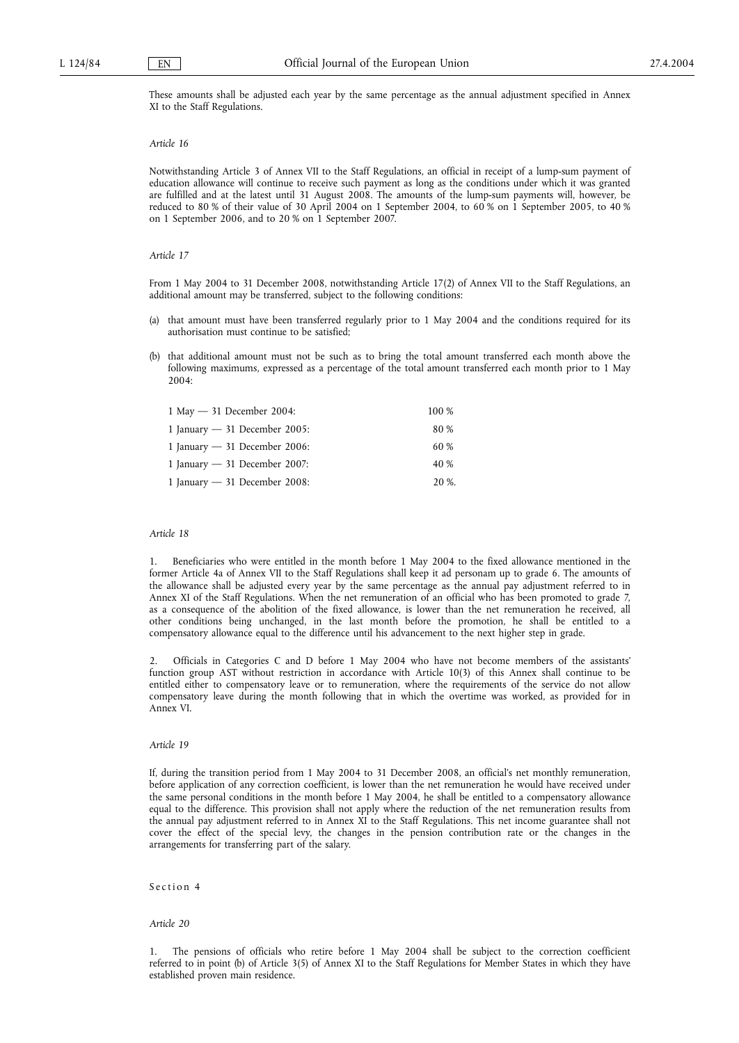These amounts shall be adjusted each year by the same percentage as the annual adjustment specified in Annex XI to the Staff Regulations.

*Article 16*

Notwithstanding Article 3 of Annex VII to the Staff Regulations, an official in receipt of a lump-sum payment of education allowance will continue to receive such payment as long as the conditions under which it was granted are fulfilled and at the latest until 31 August 2008. The amounts of the lump-sum payments will, however, be reduced to 80 % of their value of 30 April 2004 on 1 September 2004, to 60 % on 1 September 2005, to 40 % on 1 September 2006, and to 20 % on 1 September 2007.

*Article 17*

From 1 May 2004 to 31 December 2008, notwithstanding Article 17(2) of Annex VII to the Staff Regulations, an additional amount may be transferred, subject to the following conditions:

(a) that amount must have been transferred regularly prior to 1 May 2004 and the conditions required for its authorisation must continue to be satisfied;

(b) that additional amount must not be such as to bring the total amount transferred each month above the following maximums, expressed as a percentage of the total amount transferred each month prior to 1 May 2004:

| | |
|---|---|
| 1 May — 31 December 2004: | 100 % |
| 1 January — 31 December 2005: | 80 % |
| 1 January — 31 December 2006: | 60 % |
| 1 January — 31 December 2007: | 40 % |
| 1 January — 31 December 2008: | 20 %. |

*Article 18*

1. Beneficiaries who were entitled in the month before 1 May 2004 to the fixed allowance mentioned in the former Article 4a of Annex VII to the Staff Regulations shall keep it ad personam up to grade 6. The amounts of the allowance shall be adjusted every year by the same percentage as the annual pay adjustment referred to in Annex XI of the Staff Regulations. When the net remuneration of an official who has been promoted to grade 7, as a consequence of the abolition of the fixed allowance, is lower than the net remuneration he received, all other conditions being unchanged, in the last month before the promotion, he shall be entitled to a compensatory allowance equal to the difference until his advancement to the next higher step in grade.

2. Officials in Categories C and D before 1 May 2004 who have not become members of the assistants' function group AST without restriction in accordance with Article 10(3) of this Annex shall continue to be entitled either to compensatory leave or to remuneration, where the requirements of the service do not allow compensatory leave during the month following that in which the overtime was worked, as provided for in Annex VI.

*Article 19*

If, during the transition period from 1 May 2004 to 31 December 2008, an official's net monthly remuneration, before application of any correction coefficient, is lower than the net remuneration he would have received under the same personal conditions in the month before 1 May 2004, he shall be entitled to a compensatory allowance equal to the difference. This provision shall not apply where the reduction of the net remuneration results from the annual pay adjustment referred to in Annex XI to the Staff Regulations. This net income guarantee shall not cover the effect of the special levy, the changes in the pension contribution rate or the changes in the arrangements for transferring part of the salary.

Section 4

*Article 20*

1. The pensions of officials who retire before 1 May 2004 shall be subject to the correction coefficient referred to in point (b) of Article 3(5) of Annex XI to the Staff Regulations for Member States in which they have established proven main residence.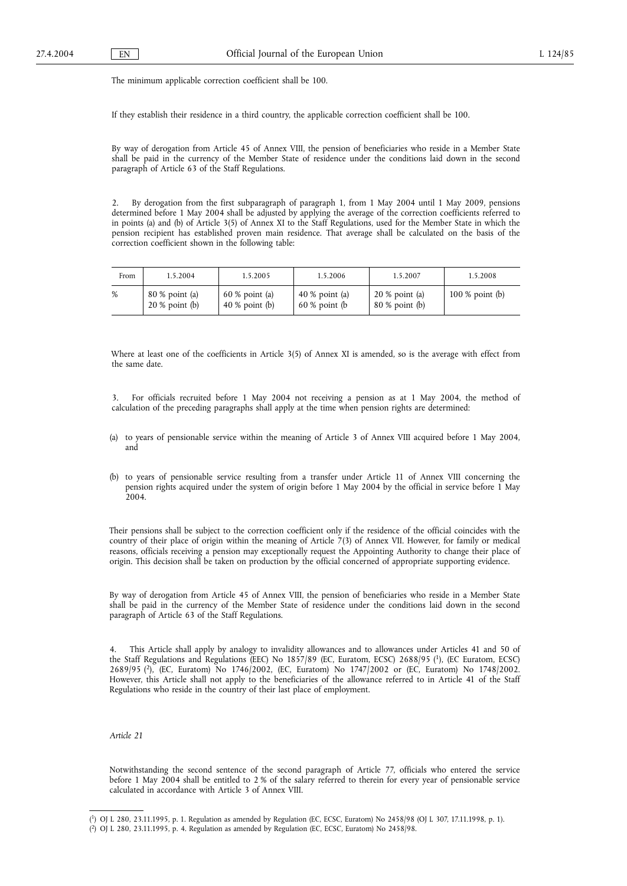The minimum applicable correction coefficient shall be 100.

If they establish their residence in a third country, the applicable correction coefficient shall be 100.

By way of derogation from Article 45 of Annex VIII, the pension of beneficiaries who reside in a Member State shall be paid in the currency of the Member State of residence under the conditions laid down in the second paragraph of Article 63 of the Staff Regulations.

2. By derogation from the first subparagraph of paragraph 1, from 1 May 2004 until 1 May 2009, pensions determined before 1 May 2004 shall be adjusted by applying the average of the correction coefficients referred to in points (a) and (b) of Article 3(5) of Annex XI to the Staff Regulations, used for the Member State in which the pension recipient has established proven main residence. That average shall be calculated on the basis of the correction coefficient shown in the following table:

| From | 1.5.2004 | 1.5.2005 | 1.5.2006 | 1.5.2007 | 1.5.2008 |
|---|---|---|---|---|---|
| % | 80 % point (a) 20 % point (b) | 60 % point (a) 40 % point (b) | 40 % point (a) 60 % point (b | 20 % point (a) 80 % point (b) | 100 % point (b) |

Where at least one of the coefficients in Article 3(5) of Annex XI is amended, so is the average with effect from the same date.

3. For officials recruited before 1 May 2004 not receiving a pension as at 1 May 2004, the method of calculation of the preceding paragraphs shall apply at the time when pension rights are determined:

(a) to years of pensionable service within the meaning of Article 3 of Annex VIII acquired before 1 May 2004, and

(b) to years of pensionable service resulting from a transfer under Article 11 of Annex VIII concerning the pension rights acquired under the system of origin before 1 May 2004 by the official in service before 1 May 2004.

Their pensions shall be subject to the correction coefficient only if the residence of the official coincides with the country of their place of origin within the meaning of Article 7(3) of Annex VII. However, for family or medical reasons, officials receiving a pension may exceptionally request the Appointing Authority to change their place of origin. This decision shall be taken on production by the official concerned of appropriate supporting evidence.

By way of derogation from Article 45 of Annex VIII, the pension of beneficiaries who reside in a Member State shall be paid in the currency of the Member State of residence under the conditions laid down in the second paragraph of Article 63 of the Staff Regulations.

4. This Article shall apply by analogy to invalidity allowances and to allowances under Articles 41 and 50 of the Staff Regulations and Regulations (EEC) No 1857/89 (EC, Euratom, ECSC) 2688/95 [1], (EC Euratom, ECSC) 2689/95 [2], (EC, Euratom) No 1746/2002, (EC, Euratom) No 1747/2002 or (EC, Euratom) No 1748/2002. However, this Article shall not apply to the beneficiaries of the allowance referred to in Article 41 of the Staff Regulations who reside in the country of their last place of employment.

*Article 21*

Notwithstanding the second sentence of the second paragraph of Article 77, officials who entered the service before 1 May 2004 shall be entitled to 2 % of the salary referred to therein for every year of pensionable service calculated in accordance with Article 3 of Annex VIII.

---

[1] OJ L 280, 23.11.1995, p. 1. Regulation as amended by Regulation (EC, ECSC, Euratom) No 2458/98 (OJ L 307, 17.11.1998, p. 1).

[2] OJ L 280, 23.11.1995, p. 4. Regulation as amended by Regulation (EC, ECSC, Euratom) No 2458/98.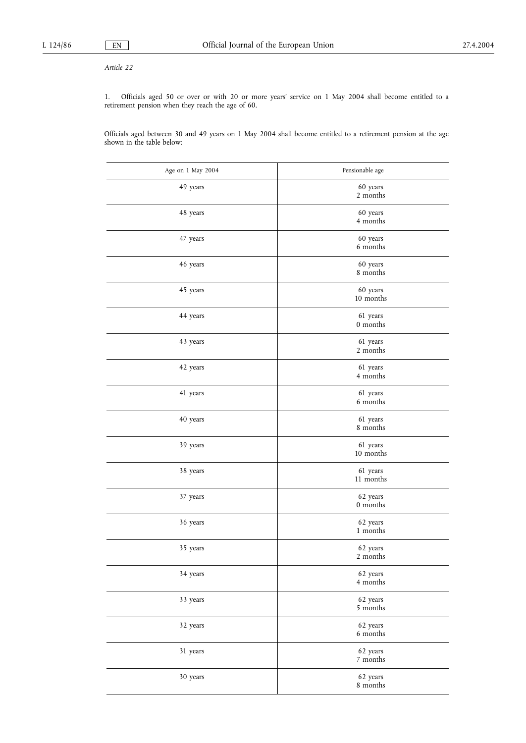*Article 22*

1. Officials aged 50 or over or with 20 or more years' service on 1 May 2004 shall become entitled to a retirement pension when they reach the age of 60.

Officials aged between 30 and 49 years on 1 May 2004 shall become entitled to a retirement pension at the age shown in the table below:

| Age on 1 May 2004 | Pensionable age |
|---|---|
| 49 years | 60 years 2 months |
| 48 years | 60 years 4 months |
| 47 years | 60 years 6 months |
| 46 years | 60 years 8 months |
| 45 years | 60 years 10 months |
| 44 years | 61 years 0 months |
| 43 years | 61 years 2 months |
| 42 years | 61 years 4 months |
| 41 years | 61 years 6 months |
| 40 years | 61 years 8 months |
| 39 years | 61 years 10 months |
| 38 years | 61 years 11 months |
| 37 years | 62 years 0 months |
| 36 years | 62 years 1 months |
| 35 years | 62 years 2 months |
| 34 years | 62 years 4 months |
| 33 years | 62 years 5 months |
| 32 years | 62 years 6 months |
| 31 years | 62 years 7 months |
| 30 years | 62 years 8 months |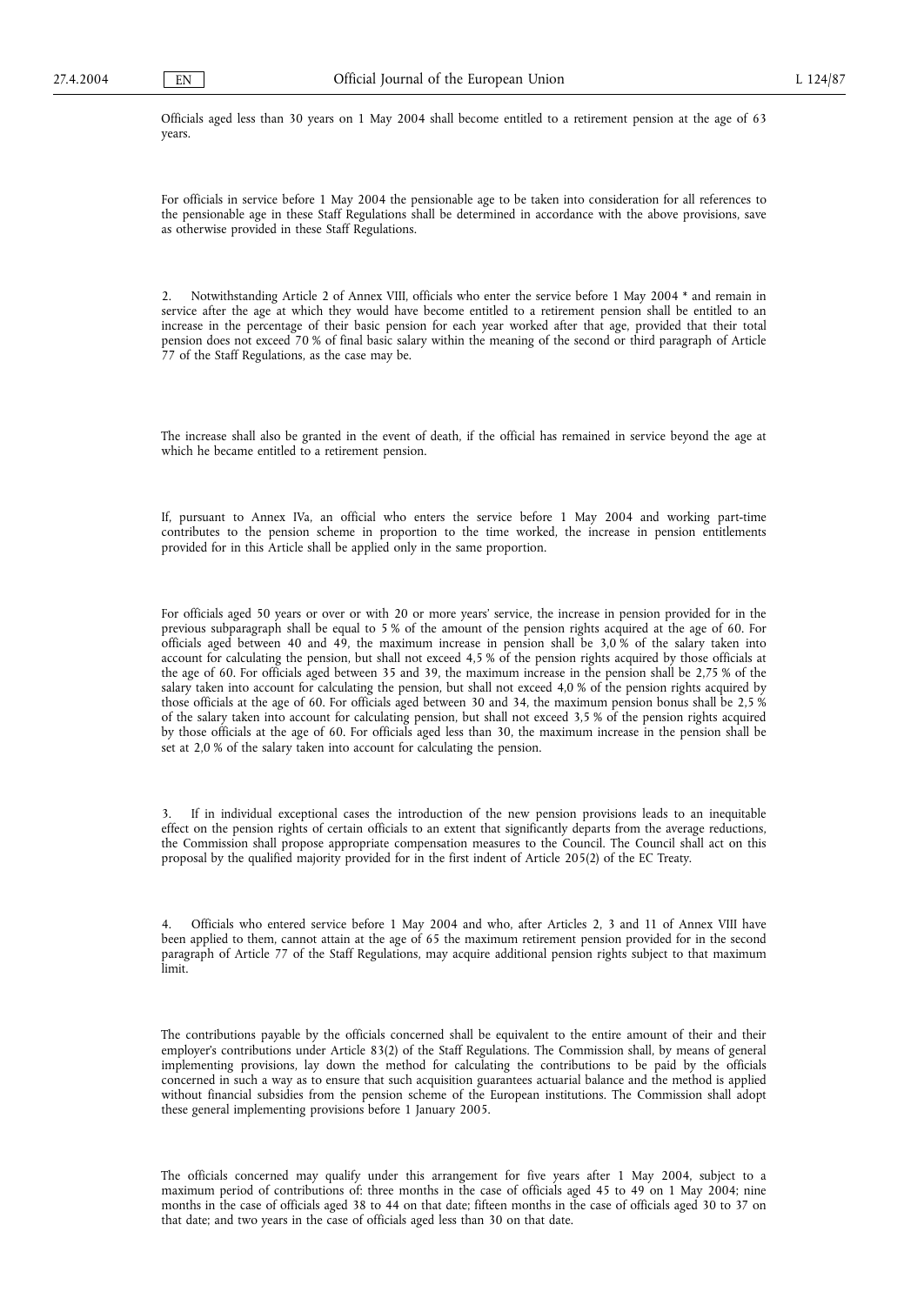Officials aged less than 30 years on 1 May 2004 shall become entitled to a retirement pension at the age of 63 years.

For officials in service before 1 May 2004 the pensionable age to be taken into consideration for all references to the pensionable age in these Staff Regulations shall be determined in accordance with the above provisions, save as otherwise provided in these Staff Regulations.

2. Notwithstanding Article 2 of Annex VIII, officials who enter the service before 1 May 2004 * and remain in service after the age at which they would have become entitled to a retirement pension shall be entitled to an increase in the percentage of their basic pension for each year worked after that age, provided that their total pension does not exceed 70 % of final basic salary within the meaning of the second or third paragraph of Article 77 of the Staff Regulations, as the case may be.

The increase shall also be granted in the event of death, if the official has remained in service beyond the age at which he became entitled to a retirement pension.

If, pursuant to Annex IVa, an official who enters the service before 1 May 2004 and working part-time contributes to the pension scheme in proportion to the time worked, the increase in pension entitlements provided for in this Article shall be applied only in the same proportion.

For officials aged 50 years or over or with 20 or more years' service, the increase in pension provided for in the previous subparagraph shall be equal to 5 % of the amount of the pension rights acquired at the age of 60. For officials aged between 40 and 49, the maximum increase in pension shall be 3,0 % of the salary taken into account for calculating the pension, but shall not exceed 4,5 % of the pension rights acquired by those officials at the age of 60. For officials aged between 35 and 39, the maximum increase in the pension shall be 2,75 % of the salary taken into account for calculating the pension, but shall not exceed 4,0 % of the pension rights acquired by those officials at the age of 60. For officials aged between 30 and 34, the maximum pension bonus shall be 2,5 % of the salary taken into account for calculating pension, but shall not exceed 3,5 % of the pension rights acquired by those officials at the age of 60. For officials aged less than 30, the maximum increase in the pension shall be set at 2,0 % of the salary taken into account for calculating the pension.

3. If in individual exceptional cases the introduction of the new pension provisions leads to an inequitable effect on the pension rights of certain officials to an extent that significantly departs from the average reductions, the Commission shall propose appropriate compensation measures to the Council. The Council shall act on this proposal by the qualified majority provided for in the first indent of Article 205(2) of the EC Treaty.

4. Officials who entered service before 1 May 2004 and who, after Articles 2, 3 and 11 of Annex VIII have been applied to them, cannot attain at the age of 65 the maximum retirement pension provided for in the second paragraph of Article 77 of the Staff Regulations, may acquire additional pension rights subject to that maximum limit.

The contributions payable by the officials concerned shall be equivalent to the entire amount of their and their employer's contributions under Article 83(2) of the Staff Regulations. The Commission shall, by means of general implementing provisions, lay down the method for calculating the contributions to be paid by the officials concerned in such a way as to ensure that such acquisition guarantees actuarial balance and the method is applied without financial subsidies from the pension scheme of the European institutions. The Commission shall adopt these general implementing provisions before 1 January 2005.

The officials concerned may qualify under this arrangement for five years after 1 May 2004, subject to a maximum period of contributions of: three months in the case of officials aged 45 to 49 on 1 May 2004; nine months in the case of officials aged 38 to 44 on that date; fifteen months in the case of officials aged 30 to 37 on that date; and two years in the case of officials aged less than 30 on that date.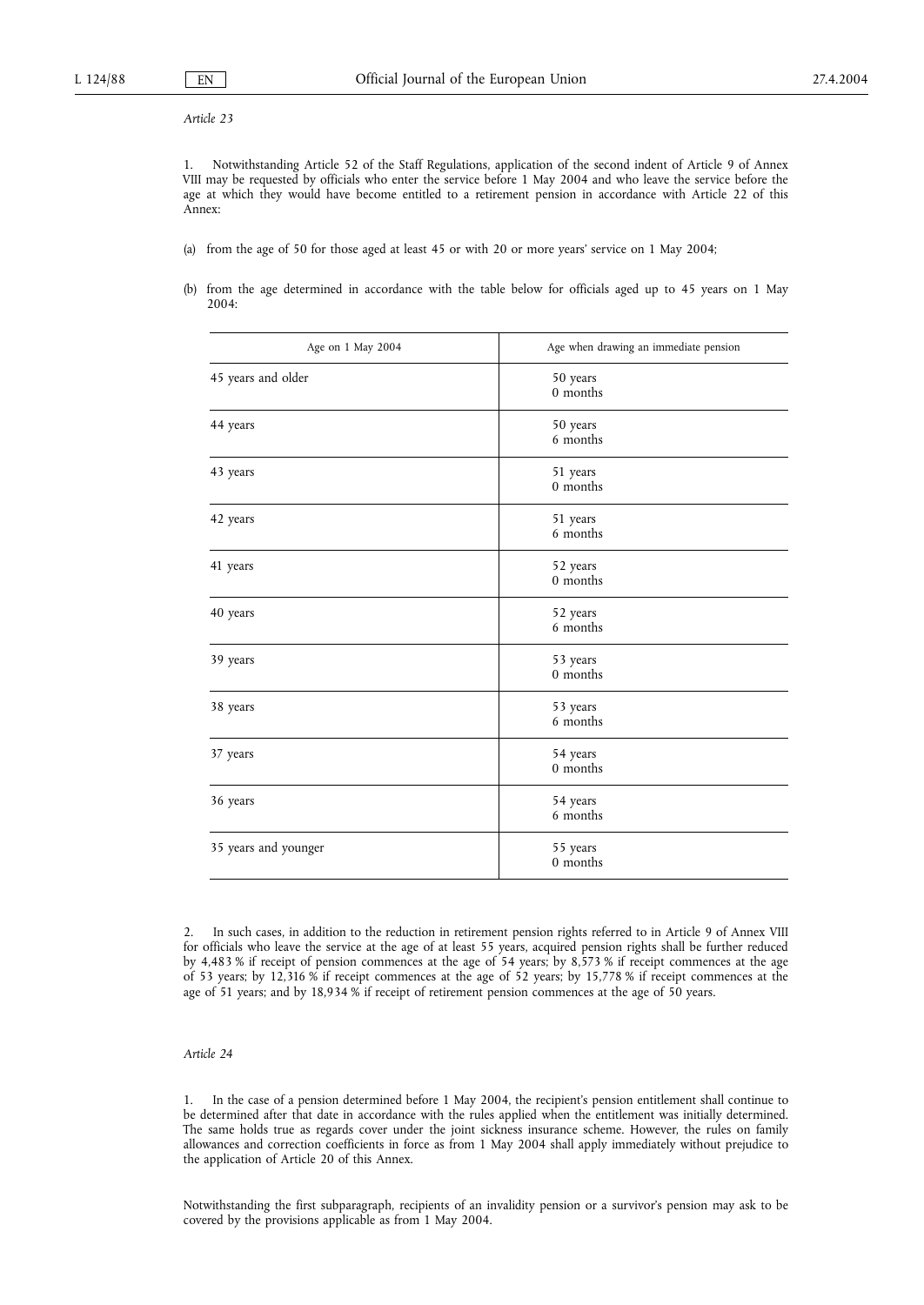*Article 23*

1. Notwithstanding Article 52 of the Staff Regulations, application of the second indent of Article 9 of Annex VIII may be requested by officials who enter the service before 1 May 2004 and who leave the service before the age at which they would have become entitled to a retirement pension in accordance with Article 22 of this Annex:

(a) from the age of 50 for those aged at least 45 or with 20 or more years' service on 1 May 2004;

(b) from the age determined in accordance with the table below for officials aged up to 45 years on 1 May 2004:

| Age on 1 May 2004 | Age when drawing an immediate pension |
|---|---|
| 45 years and older | 50 years 0 months |
| 44 years | 50 years 6 months |
| 43 years | 51 years 0 months |
| 42 years | 51 years 6 months |
| 41 years | 52 years 0 months |
| 40 years | 52 years 6 months |
| 39 years | 53 years 0 months |
| 38 years | 53 years 6 months |
| 37 years | 54 years 0 months |
| 36 years | 54 years 6 months |
| 35 years and younger | 55 years 0 months |

2. In such cases, in addition to the reduction in retirement pension rights referred to in Article 9 of Annex VIII for officials who leave the service at the age of at least 55 years, acquired pension rights shall be further reduced by 4,483 % if receipt of pension commences at the age of 54 years; by 8,573 % if receipt commences at the age of 53 years; by 12,316 % if receipt commences at the age of 52 years; by 15,778 % if receipt commences at the age of 51 years; and by 18,934 % if receipt of retirement pension commences at the age of 50 years.

*Article 24*

1. In the case of a pension determined before 1 May 2004, the recipient's pension entitlement shall continue to be determined after that date in accordance with the rules applied when the entitlement was initially determined. The same holds true as regards cover under the joint sickness insurance scheme. However, the rules on family allowances and correction coefficients in force as from 1 May 2004 shall apply immediately without prejudice to the application of Article 20 of this Annex.

Notwithstanding the first subparagraph, recipients of an invalidity pension or a survivor's pension may ask to be covered by the provisions applicable as from 1 May 2004.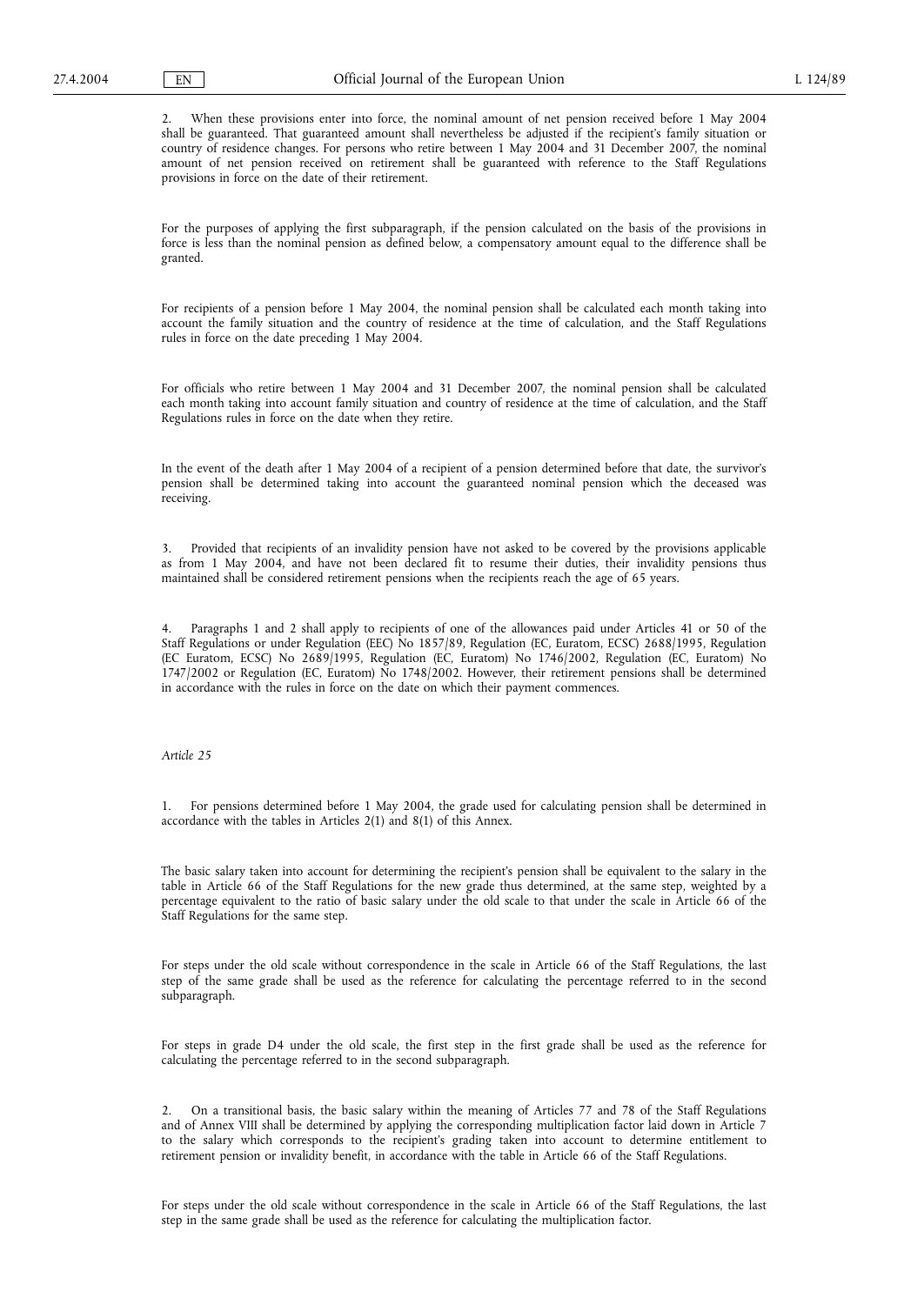2. When these provisions enter into force, the nominal amount of net pension received before 1 May 2004 shall be guaranteed. That guaranteed amount shall nevertheless be adjusted if the recipient's family situation or country of residence changes. For persons who retire between 1 May 2004 and 31 December 2007, the nominal amount of net pension received on retirement shall be guaranteed with reference to the Staff Regulations provisions in force on the date of their retirement.

For the purposes of applying the first subparagraph, if the pension calculated on the basis of the provisions in force is less than the nominal pension as defined below, a compensatory amount equal to the difference shall be granted.

For recipients of a pension before 1 May 2004, the nominal pension shall be calculated each month taking into account the family situation and the country of residence at the time of calculation, and the Staff Regulations rules in force on the date preceding 1 May 2004.

For officials who retire between 1 May 2004 and 31 December 2007, the nominal pension shall be calculated each month taking into account family situation and country of residence at the time of calculation, and the Staff Regulations rules in force on the date when they retire.

In the event of the death after 1 May 2004 of a recipient of a pension determined before that date, the survivor's pension shall be determined taking into account the guaranteed nominal pension which the deceased was receiving.

3. Provided that recipients of an invalidity pension have not asked to be covered by the provisions applicable as from 1 May 2004, and have not been declared fit to resume their duties, their invalidity pensions thus maintained shall be considered retirement pensions when the recipients reach the age of 65 years.

4. Paragraphs 1 and 2 shall apply to recipients of one of the allowances paid under Articles 41 or 50 of the Staff Regulations or under Regulation (EEC) No 1857/89, Regulation (EC, Euratom, ECSC) 2688/1995, Regulation (EC Euratom, ECSC) No 2689/1995, Regulation (EC, Euratom) No 1746/2002, Regulation (EC, Euratom) No 1747/2002 or Regulation (EC, Euratom) No 1748/2002. However, their retirement pensions shall be determined in accordance with the rules in force on the date on which their payment commences.

*Article 25*

1. For pensions determined before 1 May 2004, the grade used for calculating pension shall be determined in accordance with the tables in Articles 2(1) and 8(1) of this Annex.

The basic salary taken into account for determining the recipient's pension shall be equivalent to the salary in the table in Article 66 of the Staff Regulations for the new grade thus determined, at the same step, weighted by a percentage equivalent to the ratio of basic salary under the old scale to that under the scale in Article 66 of the Staff Regulations for the same step.

For steps under the old scale without correspondence in the scale in Article 66 of the Staff Regulations, the last step of the same grade shall be used as the reference for calculating the percentage referred to in the second subparagraph.

For steps in grade D4 under the old scale, the first step in the first grade shall be used as the reference for calculating the percentage referred to in the second subparagraph.

2. On a transitional basis, the basic salary within the meaning of Articles 77 and 78 of the Staff Regulations and of Annex VIII shall be determined by applying the corresponding multiplication factor laid down in Article 7 to the salary which corresponds to the recipient's grading taken into account to determine entitlement to retirement pension or invalidity benefit, in accordance with the table in Article 66 of the Staff Regulations.

For steps under the old scale without correspondence in the scale in Article 66 of the Staff Regulations, the last step in the same grade shall be used as the reference for calculating the multiplication factor.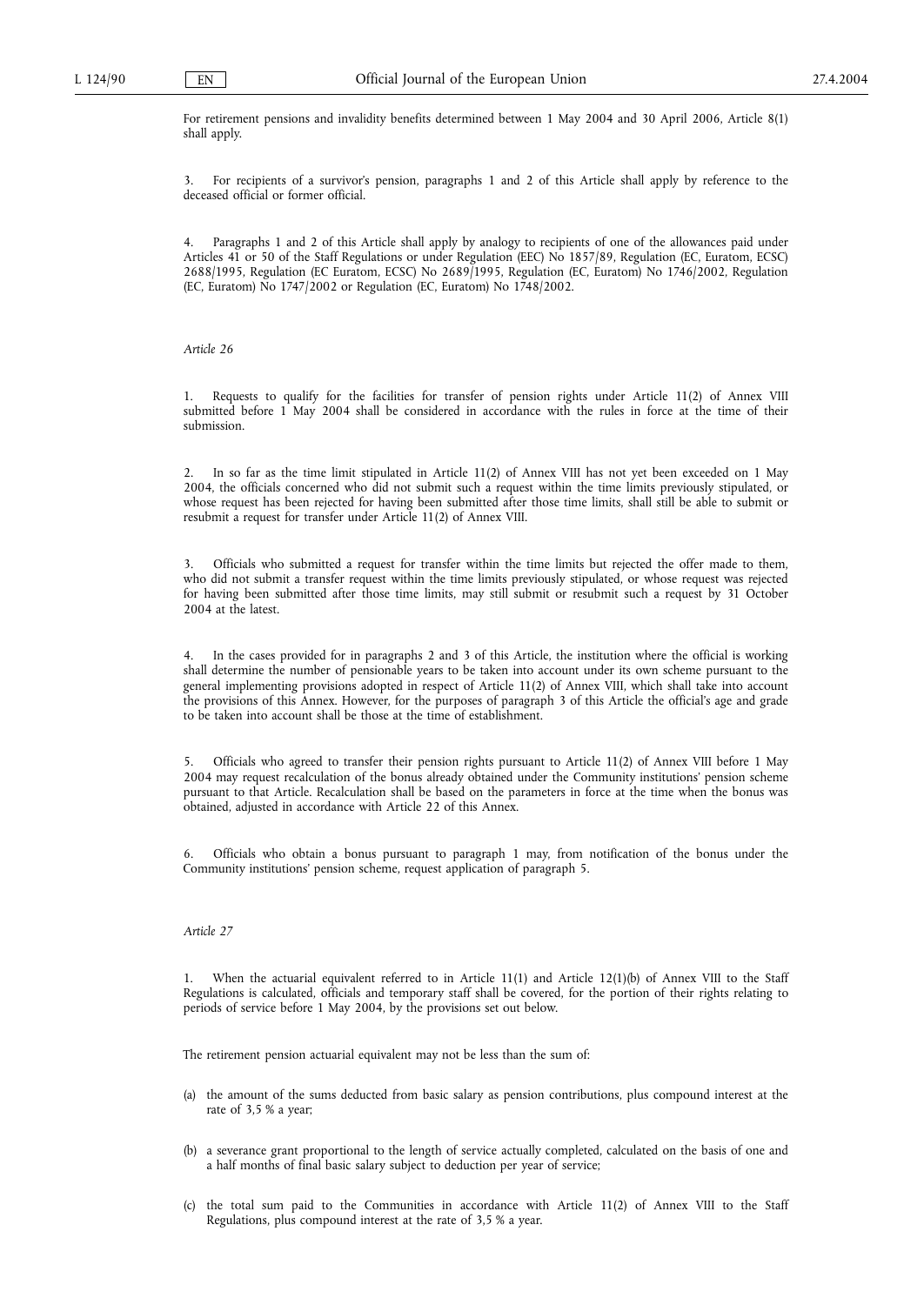For retirement pensions and invalidity benefits determined between 1 May 2004 and 30 April 2006, Article 8(1) shall apply.

3. For recipients of a survivor's pension, paragraphs 1 and 2 of this Article shall apply by reference to the deceased official or former official.

4. Paragraphs 1 and 2 of this Article shall apply by analogy to recipients of one of the allowances paid under Articles 41 or 50 of the Staff Regulations or under Regulation (EEC) No 1857/89, Regulation (EC, Euratom, ECSC) 2688/1995, Regulation (EC Euratom, ECSC) No 2689/1995, Regulation (EC, Euratom) No 1746/2002, Regulation (EC, Euratom) No 1747/2002 or Regulation (EC, Euratom) No 1748/2002.

*Article 26*

1. Requests to qualify for the facilities for transfer of pension rights under Article 11(2) of Annex VIII submitted before 1 May 2004 shall be considered in accordance with the rules in force at the time of their submission.

2. In so far as the time limit stipulated in Article 11(2) of Annex VIII has not yet been exceeded on 1 May 2004, the officials concerned who did not submit such a request within the time limits previously stipulated, or whose request has been rejected for having been submitted after those time limits, shall still be able to submit or resubmit a request for transfer under Article 11(2) of Annex VIII.

3. Officials who submitted a request for transfer within the time limits but rejected the offer made to them, who did not submit a transfer request within the time limits previously stipulated, or whose request was rejected for having been submitted after those time limits, may still submit or resubmit such a request by 31 October 2004 at the latest.

4. In the cases provided for in paragraphs 2 and 3 of this Article, the institution where the official is working shall determine the number of pensionable years to be taken into account under its own scheme pursuant to the general implementing provisions adopted in respect of Article 11(2) of Annex VIII, which shall take into account the provisions of this Annex. However, for the purposes of paragraph 3 of this Article the official's age and grade to be taken into account shall be those at the time of establishment.

5. Officials who agreed to transfer their pension rights pursuant to Article 11(2) of Annex VIII before 1 May 2004 may request recalculation of the bonus already obtained under the Community institutions' pension scheme pursuant to that Article. Recalculation shall be based on the parameters in force at the time when the bonus was obtained, adjusted in accordance with Article 22 of this Annex.

6. Officials who obtain a bonus pursuant to paragraph 1 may, from notification of the bonus under the Community institutions' pension scheme, request application of paragraph 5.

*Article 27*

1. When the actuarial equivalent referred to in Article 11(1) and Article 12(1)(b) of Annex VIII to the Staff Regulations is calculated, officials and temporary staff shall be covered, for the portion of their rights relating to periods of service before 1 May 2004, by the provisions set out below.

The retirement pension actuarial equivalent may not be less than the sum of:

(a) the amount of the sums deducted from basic salary as pension contributions, plus compound interest at the rate of 3,5 % a year;

(b) a severance grant proportional to the length of service actually completed, calculated on the basis of one and a half months of final basic salary subject to deduction per year of service;

(c) the total sum paid to the Communities in accordance with Article 11(2) of Annex VIII to the Staff Regulations, plus compound interest at the rate of 3,5 % a year.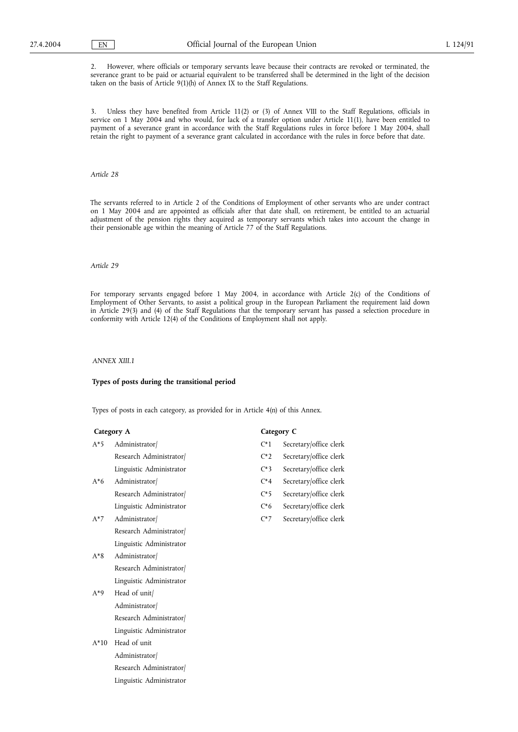2. However, where officials or temporary servants leave because their contracts are revoked or terminated, the severance grant to be paid or actuarial equivalent to be transferred shall be determined in the light of the decision taken on the basis of Article 9(1)(h) of Annex IX to the Staff Regulations.

3. Unless they have benefited from Article 11(2) or (3) of Annex VIII to the Staff Regulations, officials in service on 1 May 2004 and who would, for lack of a transfer option under Article 11(1), have been entitled to payment of a severance grant in accordance with the Staff Regulations rules in force before 1 May 2004, shall retain the right to payment of a severance grant calculated in accordance with the rules in force before that date.

*Article 28*

The servants referred to in Article 2 of the Conditions of Employment of other servants who are under contract on 1 May 2004 and are appointed as officials after that date shall, on retirement, be entitled to an actuarial adjustment of the pension rights they acquired as temporary servants which takes into account the change in their pensionable age within the meaning of Article 77 of the Staff Regulations.

*Article 29*

For temporary servants engaged before 1 May 2004, in accordance with Article 2(c) of the Conditions of Employment of Other Servants, to assist a political group in the European Parliament the requirement laid down in Article 29(3) and (4) of the Staff Regulations that the temporary servant has passed a selection procedure in conformity with Article 12(4) of the Conditions of Employment shall not apply.

*ANNEX XIII.1*

**Types of posts during the transitional period**

Types of posts in each category, as provided for in Article 4(n) of this Annex.

**Category A**

| | |
|---|---|
| A*5 | Administrator/ Research Administrator/ Linguistic Administrator |
| A*6 | Administrator/ Research Administrator/ Linguistic Administrator |
| A*7 | Administrator/ Research Administrator/ Linguistic Administrator |
| A*8 | Administrator/ Research Administrator/ Linguistic Administrator |
| A*9 | Head of unit/ Administrator/ Research Administrator/ Linguistic Administrator |
| A*10 | Head of unit Administrator/ Research Administrator/ Linguistic Administrator |

**Category C**

| | |
|---|---|
| C*1 | Secretary/office clerk |
| C*2 | Secretary/office clerk |
| C*3 | Secretary/office clerk |
| C*4 | Secretary/office clerk |
| C*5 | Secretary/office clerk |
| C*6 | Secretary/office clerk |
| C*7 | Secretary/office clerk |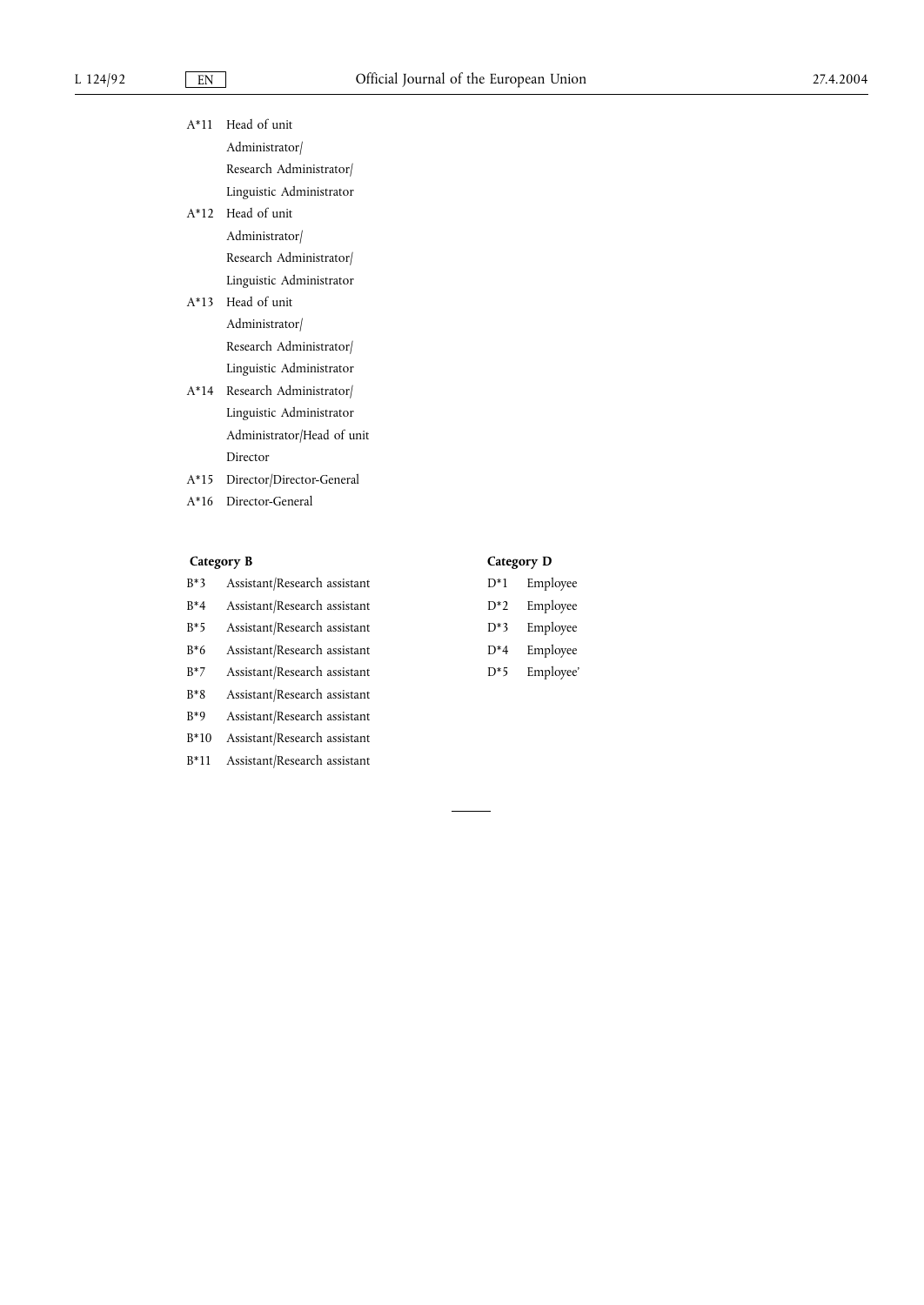| | |
|---|---|
| A*11 | Head of unit<br>Administrator/<br>Research Administrator/<br>Linguistic Administrator |
| A*12 | Head of unit<br>Administrator/<br>Research Administrator/<br>Linguistic Administrator |
| A*13 | Head of unit<br>Administrator/<br>Research Administrator/<br>Linguistic Administrator |
| A*14 | Research Administrator/<br>Linguistic Administrator<br>Administrator/Head of unit<br>Director |
| A*15 | Director/Director-General |
| A*16 | Director-General |

**Category B**

| | |
|---|---|
| B*3 | Assistant/Research assistant |
| B*4 | Assistant/Research assistant |
| B*5 | Assistant/Research assistant |
| B*6 | Assistant/Research assistant |
| B*7 | Assistant/Research assistant |
| B*8 | Assistant/Research assistant |
| B*9 | Assistant/Research assistant |
| B*10 | Assistant/Research assistant |
| B*11 | Assistant/Research assistant |

**Category D**

| | |
|---|---|
| D*1 | Employee |
| D*2 | Employee |
| D*3 | Employee |
| D*4 | Employee |
| D*5 | Employee' |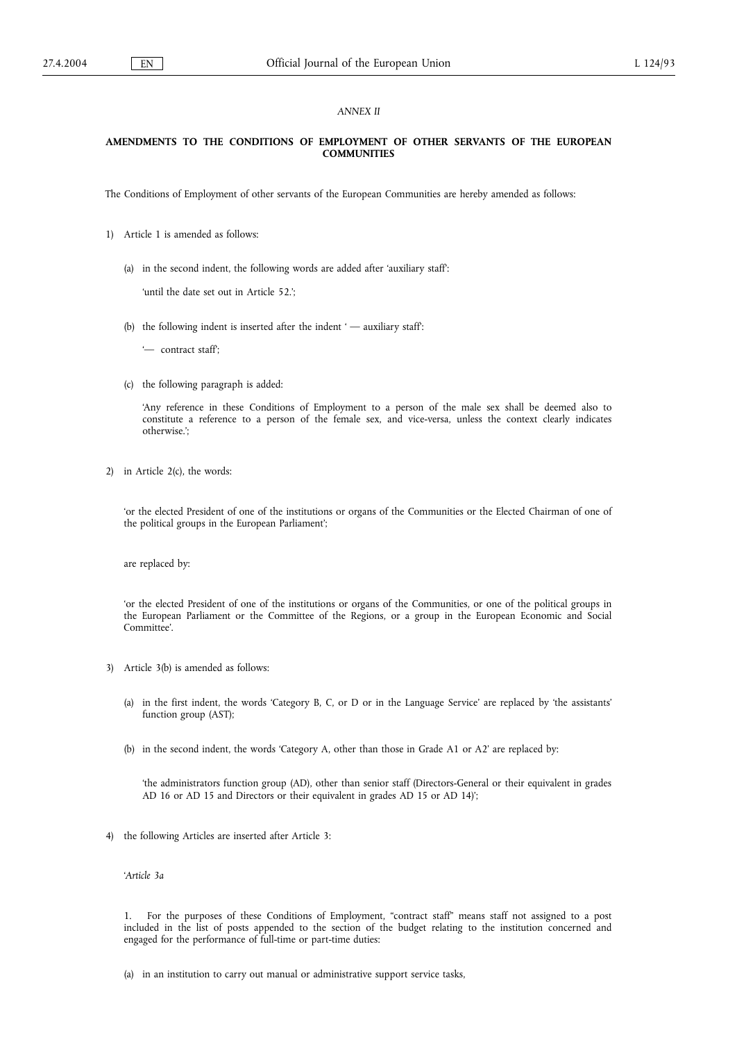*ANNEX II*

**AMENDMENTS TO THE CONDITIONS OF EMPLOYMENT OF OTHER SERVANTS OF THE EUROPEAN COMMUNITIES**

The Conditions of Employment of other servants of the European Communities are hereby amended as follows:

1) Article 1 is amended as follows:

   (a) in the second indent, the following words are added after 'auxiliary staff':

   'until the date set out in Article 52.';

   (b) the following indent is inserted after the indent ' — auxiliary staff':

   '— contract staff';

   (c) the following paragraph is added:

   'Any reference in these Conditions of Employment to a person of the male sex shall be deemed also to constitute a reference to a person of the female sex, and vice-versa, unless the context clearly indicates otherwise.';

2) in Article 2(c), the words:

   'or the elected President of one of the institutions or organs of the Communities or the Elected Chairman of one of the political groups in the European Parliament';

   are replaced by:

   'or the elected President of one of the institutions or organs of the Communities, or one of the political groups in the European Parliament or the Committee of the Regions, or a group in the European Economic and Social Committee'.

3) Article 3(b) is amended as follows:

   (a) in the first indent, the words 'Category B, C, or D or in the Language Service' are replaced by 'the assistants' function group (AST);

   (b) in the second indent, the words 'Category A, other than those in Grade A1 or A2' are replaced by:

   'the administrators function group (AD), other than senior staff (Directors-General or their equivalent in grades AD 16 or AD 15 and Directors or their equivalent in grades AD 15 or AD 14)';

4) the following Articles are inserted after Article 3:

   '*Article 3a*

   1. For the purposes of these Conditions of Employment, "contract staff" means staff not assigned to a post included in the list of posts appended to the section of the budget relating to the institution concerned and engaged for the performance of full-time or part-time duties:

   (a) in an institution to carry out manual or administrative support service tasks,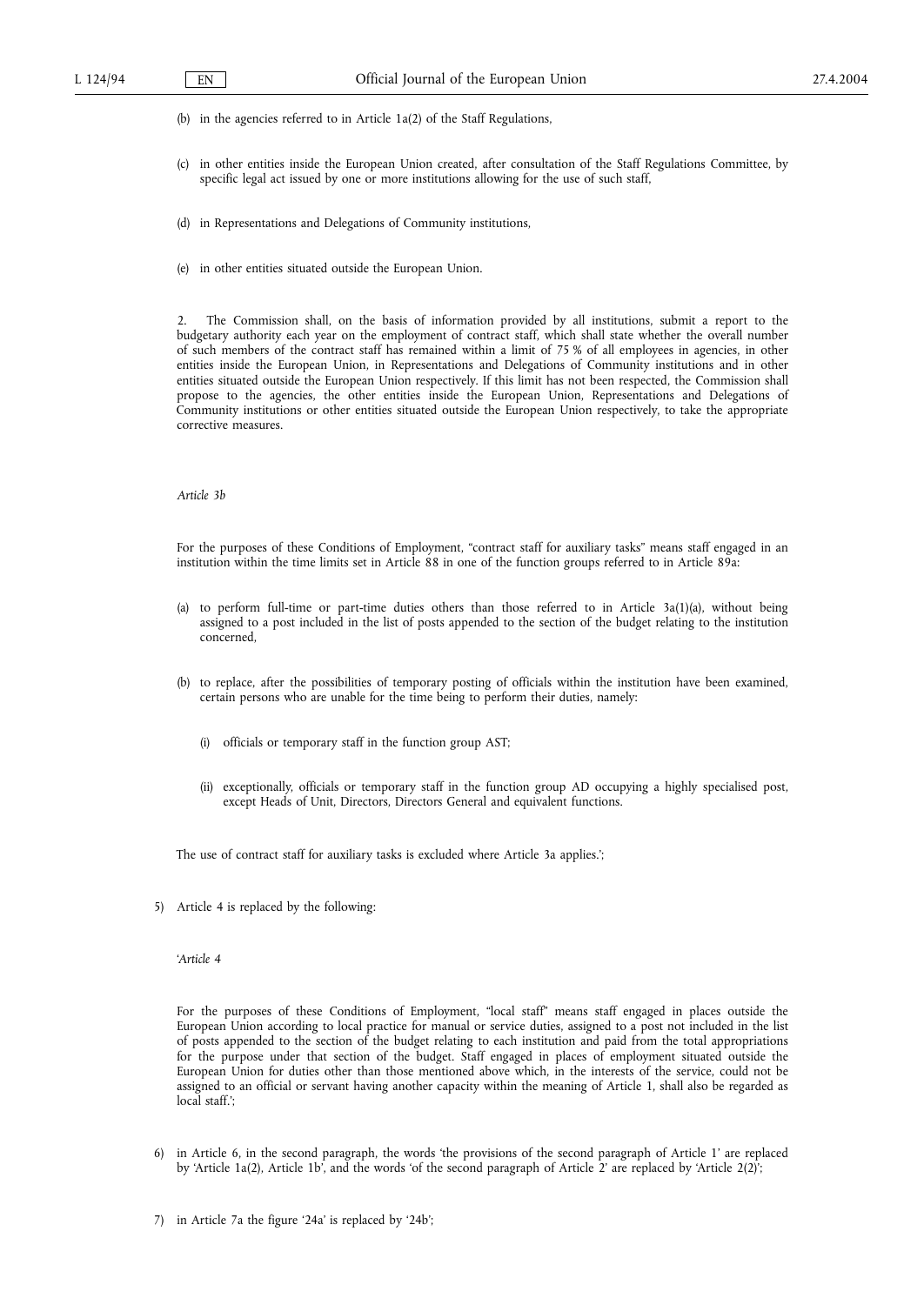(b) in the agencies referred to in Article 1a(2) of the Staff Regulations,

(c) in other entities inside the European Union created, after consultation of the Staff Regulations Committee, by specific legal act issued by one or more institutions allowing for the use of such staff,

(d) in Representations and Delegations of Community institutions,

(e) in other entities situated outside the European Union.

2. The Commission shall, on the basis of information provided by all institutions, submit a report to the budgetary authority each year on the employment of contract staff, which shall state whether the overall number of such members of the contract staff has remained within a limit of 75 % of all employees in agencies, in other entities inside the European Union, in Representations and Delegations of Community institutions and in other entities situated outside the European Union respectively. If this limit has not been respected, the Commission shall propose to the agencies, the other entities inside the European Union, Representations and Delegations of Community institutions or other entities situated outside the European Union respectively, to take the appropriate corrective measures.

*Article 3b*

For the purposes of these Conditions of Employment, "contract staff for auxiliary tasks" means staff engaged in an institution within the time limits set in Article 88 in one of the function groups referred to in Article 89a:

(a) to perform full-time or part-time duties others than those referred to in Article 3a(1)(a), without being assigned to a post included in the list of posts appended to the section of the budget relating to the institution concerned,

(b) to replace, after the possibilities of temporary posting of officials within the institution have been examined, certain persons who are unable for the time being to perform their duties, namely:

   (i) officials or temporary staff in the function group AST;

   (ii) exceptionally, officials or temporary staff in the function group AD occupying a highly specialised post, except Heads of Unit, Directors, Directors General and equivalent functions.

The use of contract staff for auxiliary tasks is excluded where Article 3a applies.';

5) Article 4 is replaced by the following:

'*Article 4*

For the purposes of these Conditions of Employment, "local staff" means staff engaged in places outside the European Union according to local practice for manual or service duties, assigned to a post not included in the list of posts appended to the section of the budget relating to each institution and paid from the total appropriations for the purpose under that section of the budget. Staff engaged in places of employment situated outside the European Union for duties other than those mentioned above which, in the interests of the service, could not be assigned to an official or servant having another capacity within the meaning of Article 1, shall also be regarded as local staff.';

6) in Article 6, in the second paragraph, the words 'the provisions of the second paragraph of Article 1' are replaced by 'Article 1a(2), Article 1b', and the words 'of the second paragraph of Article 2' are replaced by 'Article 2(2)';

7) in Article 7a the figure '24a' is replaced by '24b';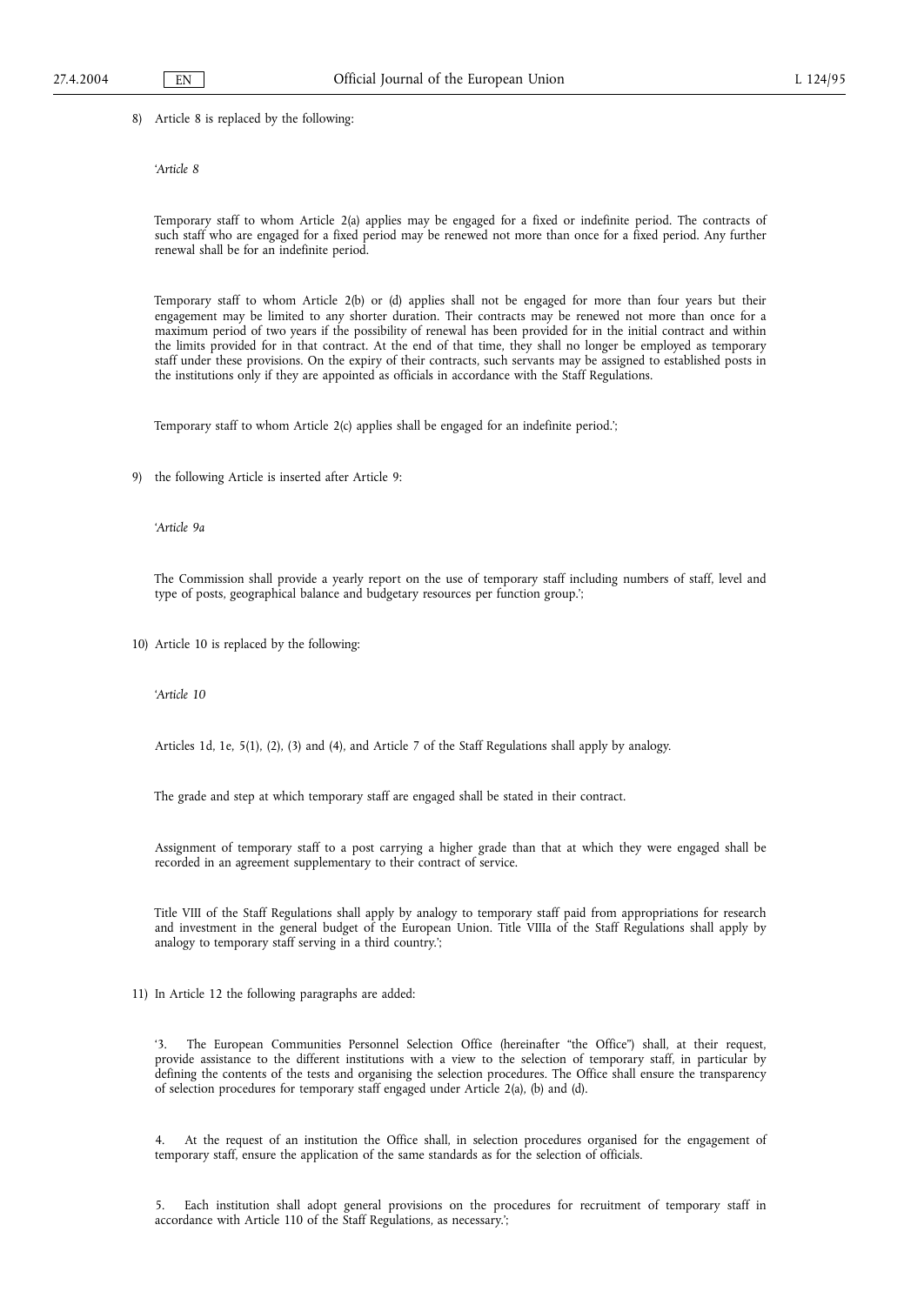8) Article 8 is replaced by the following:

'*Article 8*

Temporary staff to whom Article 2(a) applies may be engaged for a fixed or indefinite period. The contracts of such staff who are engaged for a fixed period may be renewed not more than once for a fixed period. Any further renewal shall be for an indefinite period.

Temporary staff to whom Article 2(b) or (d) applies shall not be engaged for more than four years but their engagement may be limited to any shorter duration. Their contracts may be renewed not more than once for a maximum period of two years if the possibility of renewal has been provided for in the initial contract and within the limits provided for in that contract. At the end of that time, they shall no longer be employed as temporary staff under these provisions. On the expiry of their contracts, such servants may be assigned to established posts in the institutions only if they are appointed as officials in accordance with the Staff Regulations.

Temporary staff to whom Article 2(c) applies shall be engaged for an indefinite period.';

9) the following Article is inserted after Article 9:

'*Article 9a*

The Commission shall provide a yearly report on the use of temporary staff including numbers of staff, level and type of posts, geographical balance and budgetary resources per function group.';

10) Article 10 is replaced by the following:

'*Article 10*

Articles 1d, 1e, 5(1), (2), (3) and (4), and Article 7 of the Staff Regulations shall apply by analogy.

The grade and step at which temporary staff are engaged shall be stated in their contract.

Assignment of temporary staff to a post carrying a higher grade than that at which they were engaged shall be recorded in an agreement supplementary to their contract of service.

Title VIII of the Staff Regulations shall apply by analogy to temporary staff paid from appropriations for research and investment in the general budget of the European Union. Title VIIIa of the Staff Regulations shall apply by analogy to temporary staff serving in a third country.';

11) In Article 12 the following paragraphs are added:

'3. The European Communities Personnel Selection Office (hereinafter "the Office") shall, at their request, provide assistance to the different institutions with a view to the selection of temporary staff, in particular by defining the contents of the tests and organising the selection procedures. The Office shall ensure the transparency of selection procedures for temporary staff engaged under Article 2(a), (b) and (d).

4. At the request of an institution the Office shall, in selection procedures organised for the engagement of temporary staff, ensure the application of the same standards as for the selection of officials.

5. Each institution shall adopt general provisions on the procedures for recruitment of temporary staff in accordance with Article 110 of the Staff Regulations, as necessary.';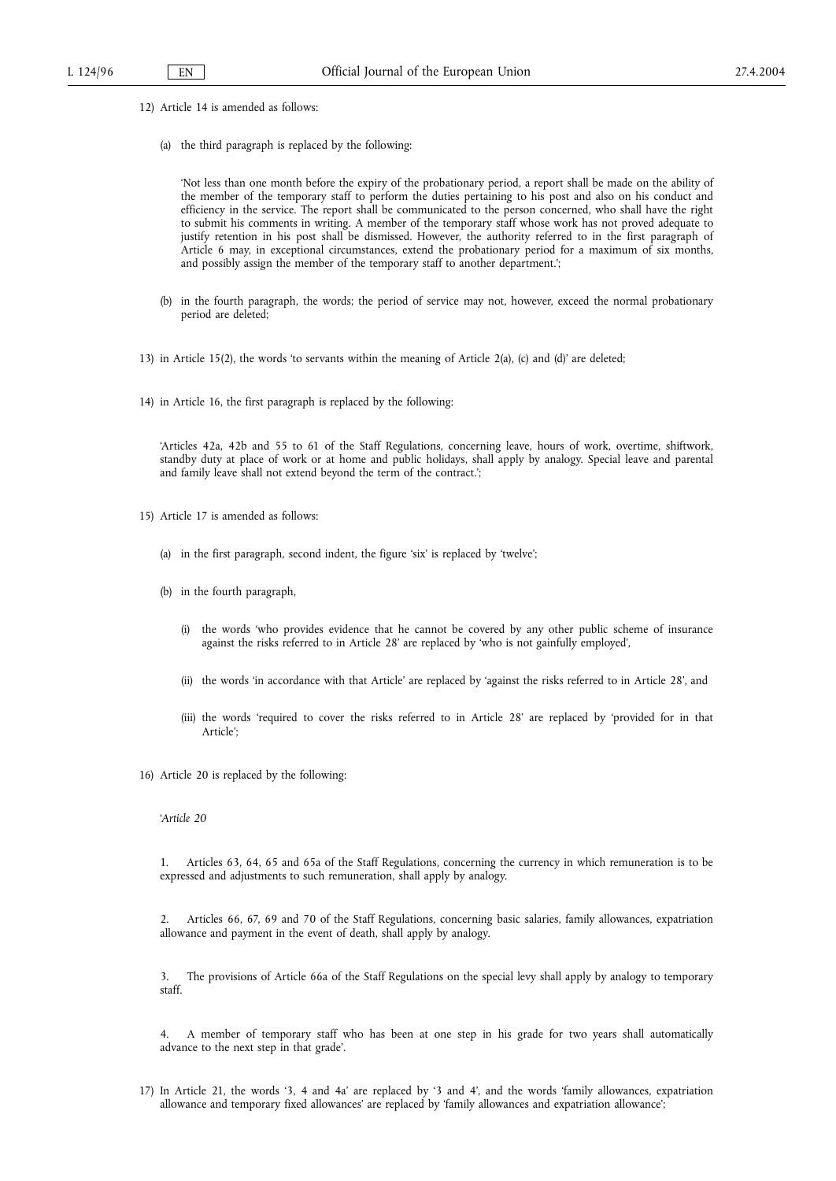12) Article 14 is amended as follows:

   (a) the third paragraph is replaced by the following:

   'Not less than one month before the expiry of the probationary period, a report shall be made on the ability of the member of the temporary staff to perform the duties pertaining to his post and also on his conduct and efficiency in the service. The report shall be communicated to the person concerned, who shall have the right to submit his comments in writing. A member of the temporary staff whose work has not proved adequate to justify retention in his post shall be dismissed. However, the authority referred to in the first paragraph of Article 6 may, in exceptional circumstances, extend the probationary period for a maximum of six months, and possibly assign the member of the temporary staff to another department.';

   (b) in the fourth paragraph, the words; the period of service may not, however, exceed the normal probationary period are deleted;

13) in Article 15(2), the words 'to servants within the meaning of Article 2(a), (c) and (d)' are deleted;

14) in Article 16, the first paragraph is replaced by the following:

   'Articles 42a, 42b and 55 to 61 of the Staff Regulations, concerning leave, hours of work, overtime, shiftwork, standby duty at place of work or at home and public holidays, shall apply by analogy. Special leave and parental and family leave shall not extend beyond the term of the contract.';

15) Article 17 is amended as follows:

   (a) in the first paragraph, second indent, the figure 'six' is replaced by 'twelve';

   (b) in the fourth paragraph,

      (i) the words 'who provides evidence that he cannot be covered by any other public scheme of insurance against the risks referred to in Article 28' are replaced by 'who is not gainfully employed',

      (ii) the words 'in accordance with that Article' are replaced by 'against the risks referred to in Article 28', and

      (iii) the words 'required to cover the risks referred to in Article 28' are replaced by 'provided for in that Article';

16) Article 20 is replaced by the following:

   '*Article 20*

   1. Articles 63, 64, 65 and 65a of the Staff Regulations, concerning the currency in which remuneration is to be expressed and adjustments to such remuneration, shall apply by analogy.

   2. Articles 66, 67, 69 and 70 of the Staff Regulations, concerning basic salaries, family allowances, expatriation allowance and payment in the event of death, shall apply by analogy.

   3. The provisions of Article 66a of the Staff Regulations on the special levy shall apply by analogy to temporary staff.

   4. A member of temporary staff who has been at one step in his grade for two years shall automatically advance to the next step in that grade'.

17) In Article 21, the words '3, 4 and 4a' are replaced by '3 and 4', and the words 'family allowances, expatriation allowance and temporary fixed allowances' are replaced by 'family allowances and expatriation allowance';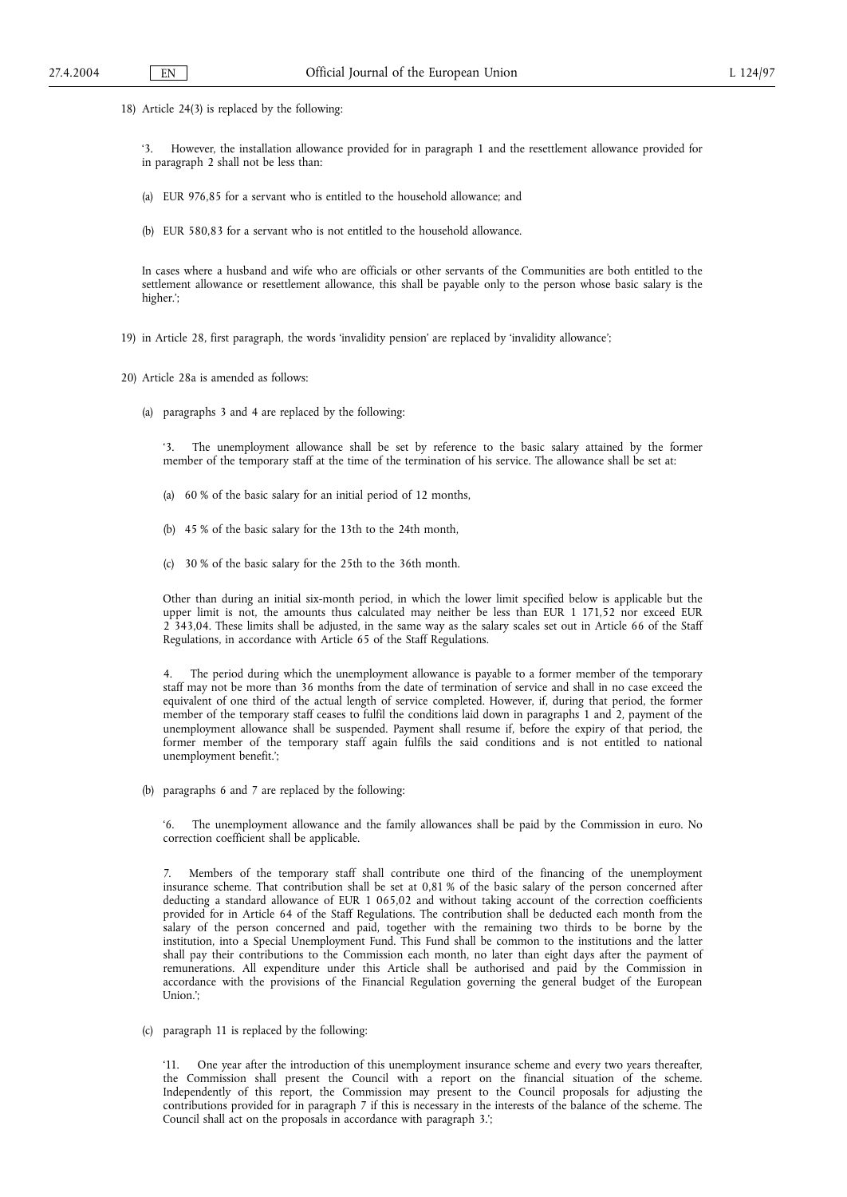18) Article 24(3) is replaced by the following:

'3. However, the installation allowance provided for in paragraph 1 and the resettlement allowance provided for in paragraph 2 shall not be less than:

(a) EUR 976,85 for a servant who is entitled to the household allowance; and

(b) EUR 580,83 for a servant who is not entitled to the household allowance.

In cases where a husband and wife who are officials or other servants of the Communities are both entitled to the settlement allowance or resettlement allowance, this shall be payable only to the person whose basic salary is the higher.';

19) in Article 28, first paragraph, the words 'invalidity pension' are replaced by 'invalidity allowance';

20) Article 28a is amended as follows:

(a) paragraphs 3 and 4 are replaced by the following:

'3. The unemployment allowance shall be set by reference to the basic salary attained by the former member of the temporary staff at the time of the termination of his service. The allowance shall be set at:

(a) 60 % of the basic salary for an initial period of 12 months,

(b) 45 % of the basic salary for the 13th to the 24th month,

(c) 30 % of the basic salary for the 25th to the 36th month.

Other than during an initial six-month period, in which the lower limit specified below is applicable but the upper limit is not, the amounts thus calculated may neither be less than EUR 1 171,52 nor exceed EUR 2 343,04. These limits shall be adjusted, in the same way as the salary scales set out in Article 66 of the Staff Regulations, in accordance with Article 65 of the Staff Regulations.

4. The period during which the unemployment allowance is payable to a former member of the temporary staff may not be more than 36 months from the date of termination of service and shall in no case exceed the equivalent of one third of the actual length of service completed. However, if, during that period, the former member of the temporary staff ceases to fulfil the conditions laid down in paragraphs 1 and 2, payment of the unemployment allowance shall be suspended. Payment shall resume if, before the expiry of that period, the former member of the temporary staff again fulfils the said conditions and is not entitled to national unemployment benefit.';

(b) paragraphs 6 and 7 are replaced by the following:

'6. The unemployment allowance and the family allowances shall be paid by the Commission in euro. No correction coefficient shall be applicable.

7. Members of the temporary staff shall contribute one third of the financing of the unemployment insurance scheme. That contribution shall be set at 0,81 % of the basic salary of the person concerned after deducting a standard allowance of EUR 1 065,02 and without taking account of the correction coefficients provided for in Article 64 of the Staff Regulations. The contribution shall be deducted each month from the salary of the person concerned and paid, together with the remaining two thirds to be borne by the institution, into a Special Unemployment Fund. This Fund shall be common to the institutions and the latter shall pay their contributions to the Commission each month, no later than eight days after the payment of remunerations. All expenditure under this Article shall be authorised and paid by the Commission in accordance with the provisions of the Financial Regulation governing the general budget of the European Union.';

(c) paragraph 11 is replaced by the following:

'11. One year after the introduction of this unemployment insurance scheme and every two years thereafter, the Commission shall present the Council with a report on the financial situation of the scheme. Independently of this report, the Commission may present to the Council proposals for adjusting the contributions provided for in paragraph 7 if this is necessary in the interests of the balance of the scheme. The Council shall act on the proposals in accordance with paragraph 3.';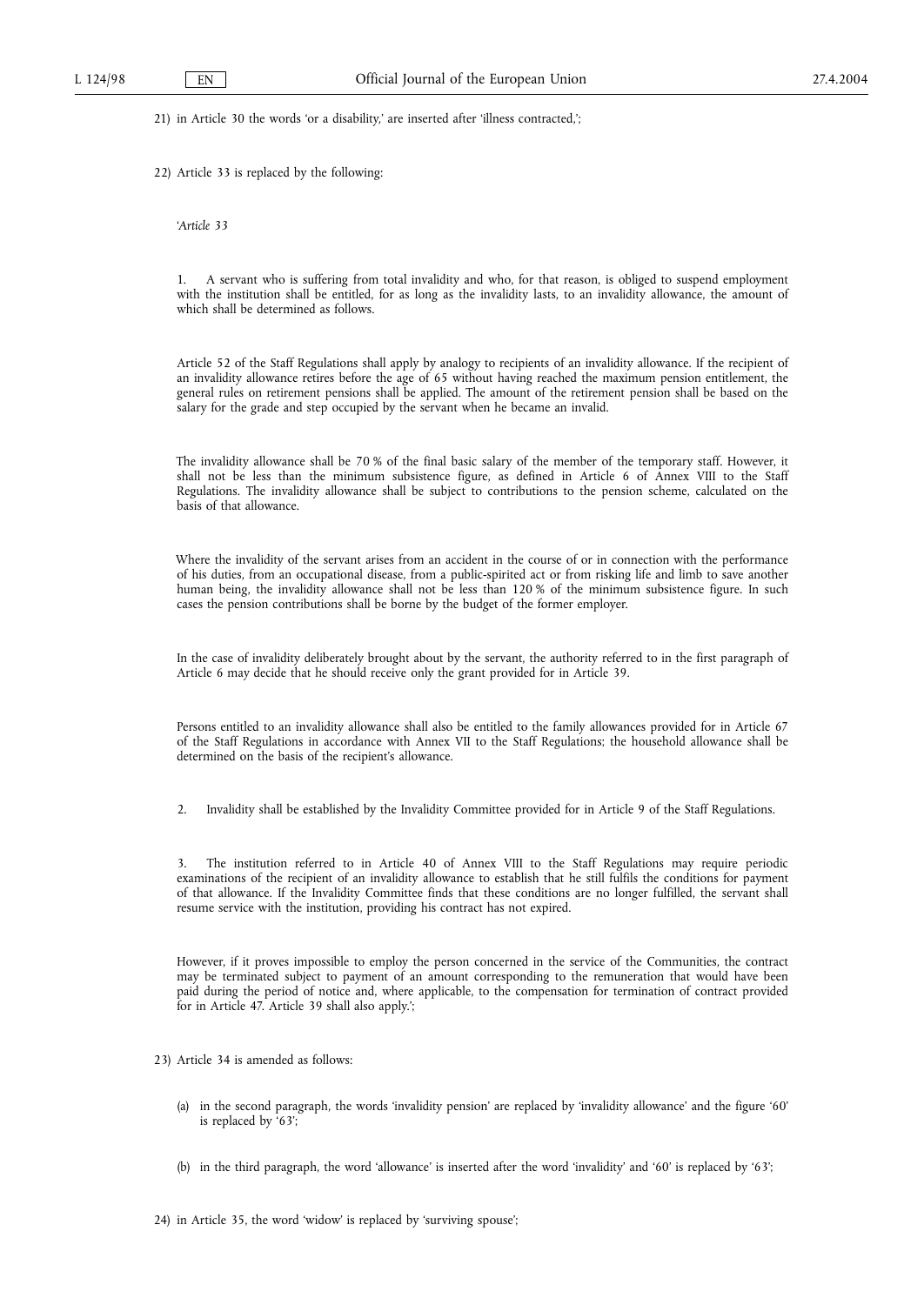21) in Article 30 the words 'or a disability,' are inserted after 'illness contracted,';

22) Article 33 is replaced by the following:

'*Article 33*

1. A servant who is suffering from total invalidity and who, for that reason, is obliged to suspend employment with the institution shall be entitled, for as long as the invalidity lasts, to an invalidity allowance, the amount of which shall be determined as follows.

Article 52 of the Staff Regulations shall apply by analogy to recipients of an invalidity allowance. If the recipient of an invalidity allowance retires before the age of 65 without having reached the maximum pension entitlement, the general rules on retirement pensions shall be applied. The amount of the retirement pension shall be based on the salary for the grade and step occupied by the servant when he became an invalid.

The invalidity allowance shall be 70 % of the final basic salary of the member of the temporary staff. However, it shall not be less than the minimum subsistence figure, as defined in Article 6 of Annex VIII to the Staff Regulations. The invalidity allowance shall be subject to contributions to the pension scheme, calculated on the basis of that allowance.

Where the invalidity of the servant arises from an accident in the course of or in connection with the performance of his duties, from an occupational disease, from a public-spirited act or from risking life and limb to save another human being, the invalidity allowance shall not be less than 120 % of the minimum subsistence figure. In such cases the pension contributions shall be borne by the budget of the former employer.

In the case of invalidity deliberately brought about by the servant, the authority referred to in the first paragraph of Article 6 may decide that he should receive only the grant provided for in Article 39.

Persons entitled to an invalidity allowance shall also be entitled to the family allowances provided for in Article 67 of the Staff Regulations in accordance with Annex VII to the Staff Regulations; the household allowance shall be determined on the basis of the recipient's allowance.

2. Invalidity shall be established by the Invalidity Committee provided for in Article 9 of the Staff Regulations.

3. The institution referred to in Article 40 of Annex VIII to the Staff Regulations may require periodic examinations of the recipient of an invalidity allowance to establish that he still fulfils the conditions for payment of that allowance. If the Invalidity Committee finds that these conditions are no longer fulfilled, the servant shall resume service with the institution, providing his contract has not expired.

However, if it proves impossible to employ the person concerned in the service of the Communities, the contract may be terminated subject to payment of an amount corresponding to the remuneration that would have been paid during the period of notice and, where applicable, to the compensation for termination of contract provided for in Article 47. Article 39 shall also apply.';

23) Article 34 is amended as follows:

(a) in the second paragraph, the words 'invalidity pension' are replaced by 'invalidity allowance' and the figure '60' is replaced by '63';

(b) in the third paragraph, the word 'allowance' is inserted after the word 'invalidity' and '60' is replaced by '63';

24) in Article 35, the word 'widow' is replaced by 'surviving spouse';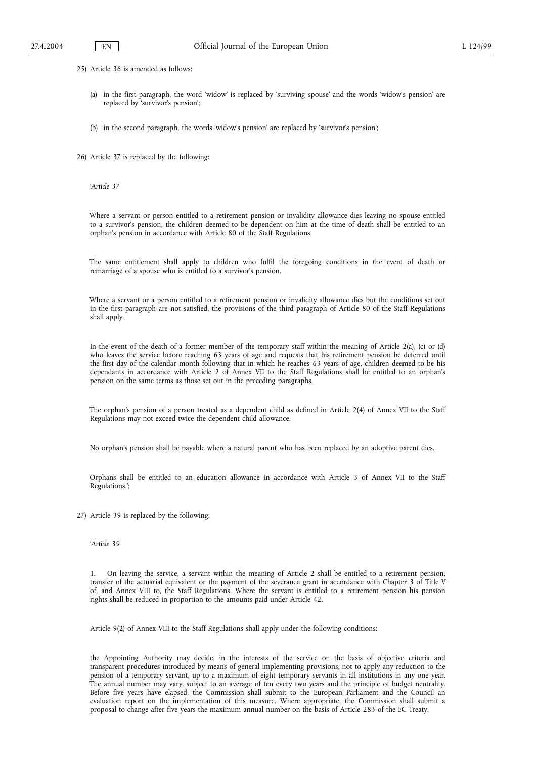25) Article 36 is amended as follows:

(a) in the first paragraph, the word 'widow' is replaced by 'surviving spouse' and the words 'widow's pension' are replaced by 'survivor's pension';

(b) in the second paragraph, the words 'widow's pension' are replaced by 'survivor's pension';

26) Article 37 is replaced by the following:

'*Article 37*

Where a servant or person entitled to a retirement pension or invalidity allowance dies leaving no spouse entitled to a survivor's pension, the children deemed to be dependent on him at the time of death shall be entitled to an orphan's pension in accordance with Article 80 of the Staff Regulations.

The same entitlement shall apply to children who fulfil the foregoing conditions in the event of death or remarriage of a spouse who is entitled to a survivor's pension.

Where a servant or a person entitled to a retirement pension or invalidity allowance dies but the conditions set out in the first paragraph are not satisfied, the provisions of the third paragraph of Article 80 of the Staff Regulations shall apply.

In the event of the death of a former member of the temporary staff within the meaning of Article 2(a), (c) or (d) who leaves the service before reaching 63 years of age and requests that his retirement pension be deferred until the first day of the calendar month following that in which he reaches 63 years of age, children deemed to be his dependants in accordance with Article 2 of Annex VII to the Staff Regulations shall be entitled to an orphan's pension on the same terms as those set out in the preceding paragraphs.

The orphan's pension of a person treated as a dependent child as defined in Article 2(4) of Annex VII to the Staff Regulations may not exceed twice the dependent child allowance.

No orphan's pension shall be payable where a natural parent who has been replaced by an adoptive parent dies.

Orphans shall be entitled to an education allowance in accordance with Article 3 of Annex VII to the Staff Regulations.';

27) Article 39 is replaced by the following:

'*Article 39*

1. On leaving the service, a servant within the meaning of Article 2 shall be entitled to a retirement pension, transfer of the actuarial equivalent or the payment of the severance grant in accordance with Chapter 3 of Title V of, and Annex VIII to, the Staff Regulations. Where the servant is entitled to a retirement pension his pension rights shall be reduced in proportion to the amounts paid under Article 42.

Article 9(2) of Annex VIII to the Staff Regulations shall apply under the following conditions:

the Appointing Authority may decide, in the interests of the service on the basis of objective criteria and transparent procedures introduced by means of general implementing provisions, not to apply any reduction to the pension of a temporary servant, up to a maximum of eight temporary servants in all institutions in any one year. The annual number may vary, subject to an average of ten every two years and the principle of budget neutrality. Before five years have elapsed, the Commission shall submit to the European Parliament and the Council an evaluation report on the implementation of this measure. Where appropriate, the Commission shall submit a proposal to change after five years the maximum annual number on the basis of Article 283 of the EC Treaty.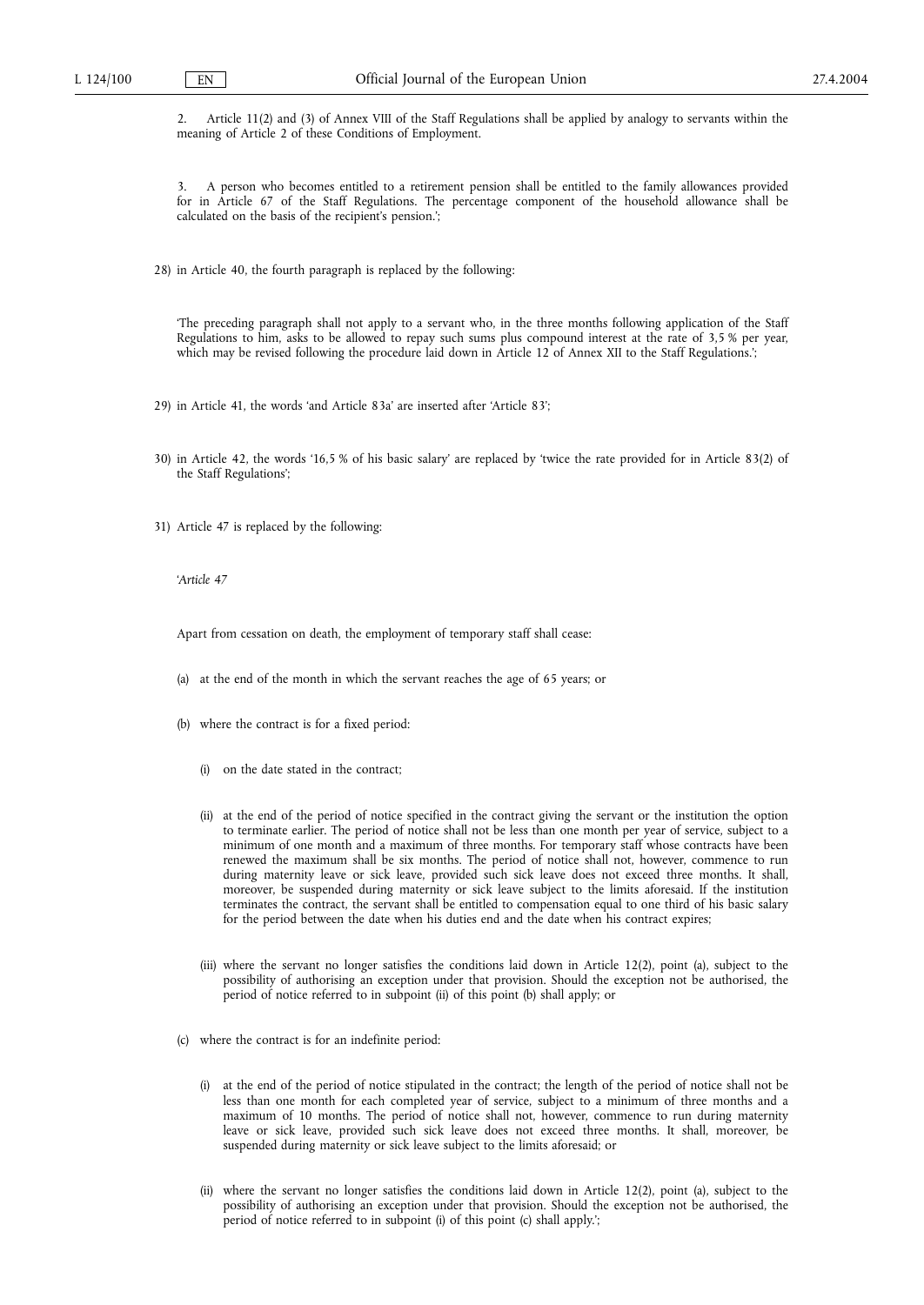2. Article 11(2) and (3) of Annex VIII of the Staff Regulations shall be applied by analogy to servants within the meaning of Article 2 of these Conditions of Employment.

3. A person who becomes entitled to a retirement pension shall be entitled to the family allowances provided for in Article 67 of the Staff Regulations. The percentage component of the household allowance shall be calculated on the basis of the recipient's pension.';

28) in Article 40, the fourth paragraph is replaced by the following:

'The preceding paragraph shall not apply to a servant who, in the three months following application of the Staff Regulations to him, asks to be allowed to repay such sums plus compound interest at the rate of 3,5 % per year, which may be revised following the procedure laid down in Article 12 of Annex XII to the Staff Regulations.';

29) in Article 41, the words 'and Article 83a' are inserted after 'Article 83';

30) in Article 42, the words '16,5 % of his basic salary' are replaced by 'twice the rate provided for in Article 83(2) of the Staff Regulations';

31) Article 47 is replaced by the following:

'*Article 47*

Apart from cessation on death, the employment of temporary staff shall cease:

(a) at the end of the month in which the servant reaches the age of 65 years; or

(b) where the contract is for a fixed period:

(i) on the date stated in the contract;

(ii) at the end of the period of notice specified in the contract giving the servant or the institution the option to terminate earlier. The period of notice shall not be less than one month per year of service, subject to a minimum of one month and a maximum of three months. For temporary staff whose contracts have been renewed the maximum shall be six months. The period of notice shall not, however, commence to run during maternity leave or sick leave, provided such sick leave does not exceed three months. It shall, moreover, be suspended during maternity or sick leave subject to the limits aforesaid. If the institution terminates the contract, the servant shall be entitled to compensation equal to one third of his basic salary for the period between the date when his duties end and the date when his contract expires;

(iii) where the servant no longer satisfies the conditions laid down in Article 12(2), point (a), subject to the possibility of authorising an exception under that provision. Should the exception not be authorised, the period of notice referred to in subpoint (ii) of this point (b) shall apply; or

(c) where the contract is for an indefinite period:

(i) at the end of the period of notice stipulated in the contract; the length of the period of notice shall not be less than one month for each completed year of service, subject to a minimum of three months and a maximum of 10 months. The period of notice shall not, however, commence to run during maternity leave or sick leave, provided such sick leave does not exceed three months. It shall, moreover, be suspended during maternity or sick leave subject to the limits aforesaid; or

(ii) where the servant no longer satisfies the conditions laid down in Article 12(2), point (a), subject to the possibility of authorising an exception under that provision. Should the exception not be authorised, the period of notice referred to in subpoint (i) of this point (c) shall apply.';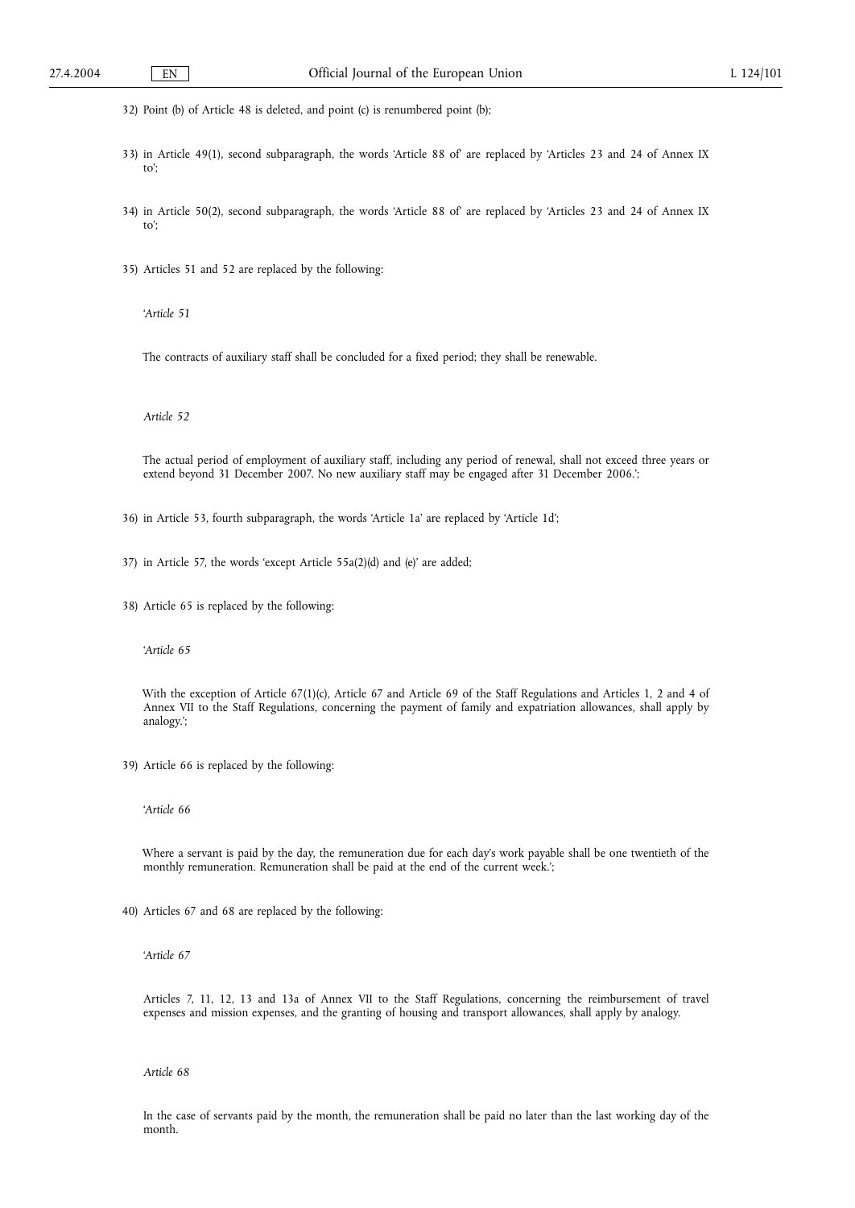32) Point (b) of Article 48 is deleted, and point (c) is renumbered point (b);

33) in Article 49(1), second subparagraph, the words 'Article 88 of' are replaced by 'Articles 23 and 24 of Annex IX to';

34) in Article 50(2), second subparagraph, the words 'Article 88 of' are replaced by 'Articles 23 and 24 of Annex IX to';

35) Articles 51 and 52 are replaced by the following:

'*Article 51*

The contracts of auxiliary staff shall be concluded for a fixed period; they shall be renewable.

*Article 52*

The actual period of employment of auxiliary staff, including any period of renewal, shall not exceed three years or extend beyond 31 December 2007. No new auxiliary staff may be engaged after 31 December 2006.';

36) in Article 53, fourth subparagraph, the words 'Article 1a' are replaced by 'Article 1d';

37) in Article 57, the words 'except Article 55a(2)(d) and (e)' are added;

38) Article 65 is replaced by the following:

'*Article 65*

With the exception of Article 67(1)(c), Article 67 and Article 69 of the Staff Regulations and Articles 1, 2 and 4 of Annex VII to the Staff Regulations, concerning the payment of family and expatriation allowances, shall apply by analogy.';

39) Article 66 is replaced by the following:

'*Article 66*

Where a servant is paid by the day, the remuneration due for each day's work payable shall be one twentieth of the monthly remuneration. Remuneration shall be paid at the end of the current week.';

40) Articles 67 and 68 are replaced by the following:

'*Article 67*

Articles 7, 11, 12, 13 and 13a of Annex VII to the Staff Regulations, concerning the reimbursement of travel expenses and mission expenses, and the granting of housing and transport allowances, shall apply by analogy.

*Article 68*

In the case of servants paid by the month, the remuneration shall be paid no later than the last working day of the month.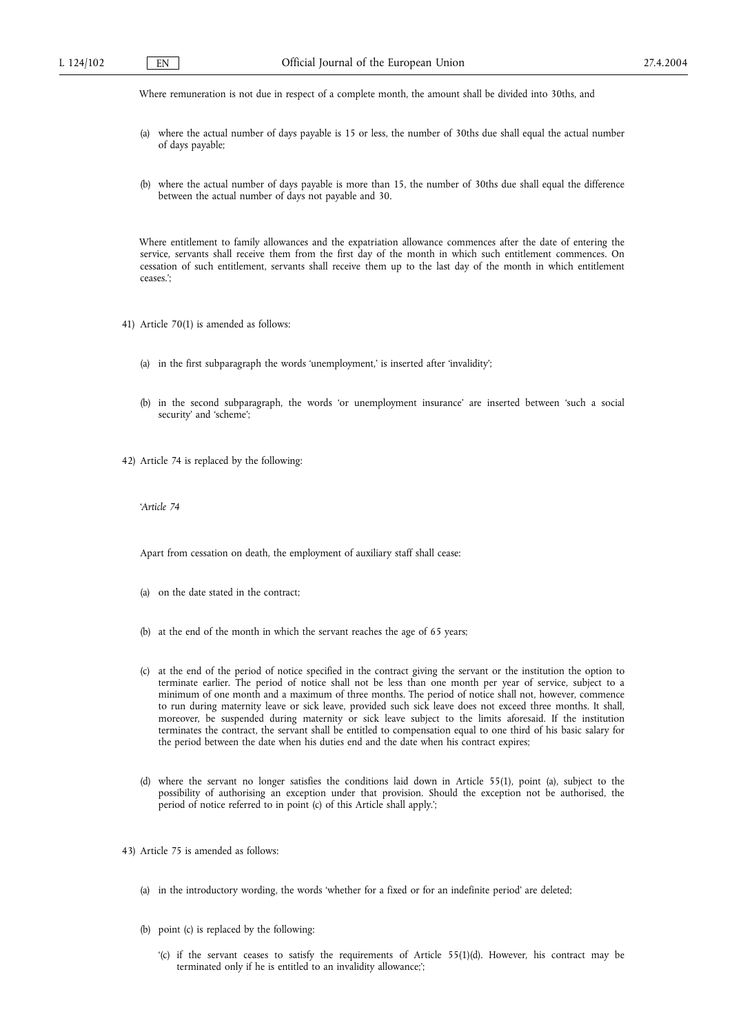Where remuneration is not due in respect of a complete month, the amount shall be divided into 30ths, and

(a) where the actual number of days payable is 15 or less, the number of 30ths due shall equal the actual number of days payable;

(b) where the actual number of days payable is more than 15, the number of 30ths due shall equal the difference between the actual number of days not payable and 30.

Where entitlement to family allowances and the expatriation allowance commences after the date of entering the service, servants shall receive them from the first day of the month in which such entitlement commences. On cessation of such entitlement, servants shall receive them up to the last day of the month in which entitlement ceases.';

41) Article 70(1) is amended as follows:

(a) in the first subparagraph the words 'unemployment,' is inserted after 'invalidity';

(b) in the second subparagraph, the words 'or unemployment insurance' are inserted between 'such a social security' and 'scheme';

42) Article 74 is replaced by the following:

'*Article 74*

Apart from cessation on death, the employment of auxiliary staff shall cease:

(a) on the date stated in the contract;

(b) at the end of the month in which the servant reaches the age of 65 years;

(c) at the end of the period of notice specified in the contract giving the servant or the institution the option to terminate earlier. The period of notice shall not be less than one month per year of service, subject to a minimum of one month and a maximum of three months. The period of notice shall not, however, commence to run during maternity leave or sick leave, provided such sick leave does not exceed three months. It shall, moreover, be suspended during maternity or sick leave subject to the limits aforesaid. If the institution terminates the contract, the servant shall be entitled to compensation equal to one third of his basic salary for the period between the date when his duties end and the date when his contract expires;

(d) where the servant no longer satisfies the conditions laid down in Article 55(1), point (a), subject to the possibility of authorising an exception under that provision. Should the exception not be authorised, the period of notice referred to in point (c) of this Article shall apply.';

43) Article 75 is amended as follows:

(a) in the introductory wording, the words 'whether for a fixed or for an indefinite period' are deleted;

(b) point (c) is replaced by the following:

'(c) if the servant ceases to satisfy the requirements of Article 55(1)(d). However, his contract may be terminated only if he is entitled to an invalidity allowance;';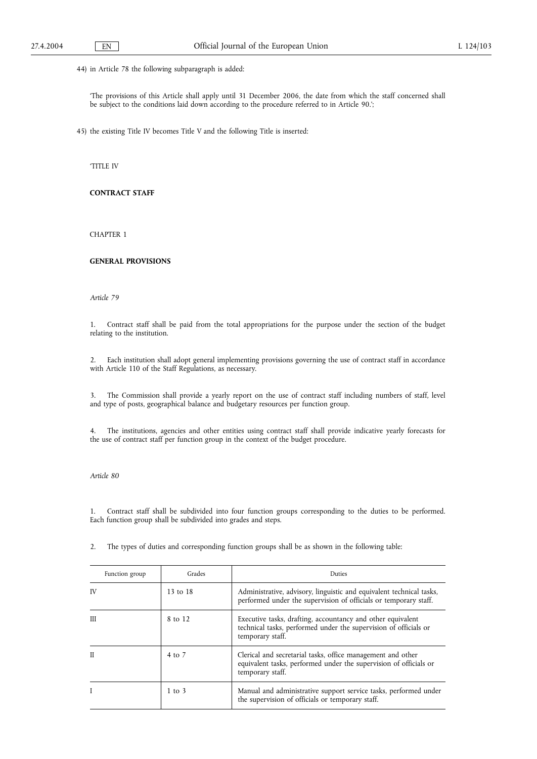44) in Article 78 the following subparagraph is added:

'The provisions of this Article shall apply until 31 December 2006, the date from which the staff concerned shall be subject to the conditions laid down according to the procedure referred to in Article 90.';

45) the existing Title IV becomes Title V and the following Title is inserted:

'TITLE IV

**CONTRACT STAFF**

CHAPTER 1

**GENERAL PROVISIONS**

*Article 79*

1. Contract staff shall be paid from the total appropriations for the purpose under the section of the budget relating to the institution.

2. Each institution shall adopt general implementing provisions governing the use of contract staff in accordance with Article 110 of the Staff Regulations, as necessary.

3. The Commission shall provide a yearly report on the use of contract staff including numbers of staff, level and type of posts, geographical balance and budgetary resources per function group.

4. The institutions, agencies and other entities using contract staff shall provide indicative yearly forecasts for the use of contract staff per function group in the context of the budget procedure.

*Article 80*

1. Contract staff shall be subdivided into four function groups corresponding to the duties to be performed. Each function group shall be subdivided into grades and steps.

2. The types of duties and corresponding function groups shall be as shown in the following table:

| Function group | Grades | Duties |
|---|---|---|
| IV | 13 to 18 | Administrative, advisory, linguistic and equivalent technical tasks, performed under the supervision of officials or temporary staff. |
| III | 8 to 12 | Executive tasks, drafting, accountancy and other equivalent technical tasks, performed under the supervision of officials or temporary staff. |
| II | 4 to 7 | Clerical and secretarial tasks, office management and other equivalent tasks, performed under the supervision of officials or temporary staff. |
| I | 1 to 3 | Manual and administrative support service tasks, performed under the supervision of officials or temporary staff. |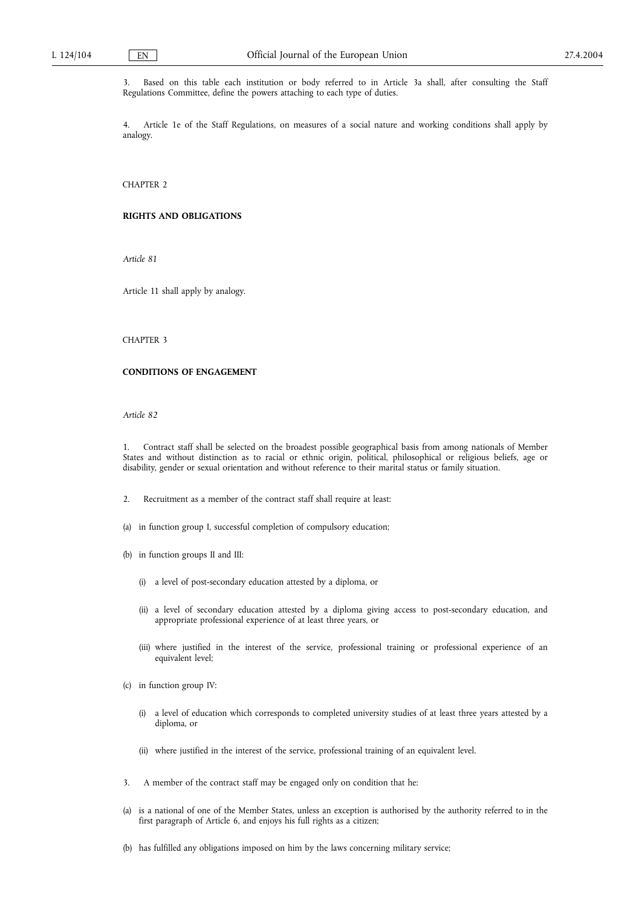3. Based on this table each institution or body referred to in Article 3a shall, after consulting the Staff Regulations Committee, define the powers attaching to each type of duties.

4. Article 1e of the Staff Regulations, on measures of a social nature and working conditions shall apply by analogy.

CHAPTER 2

**RIGHTS AND OBLIGATIONS**

*Article 81*

Article 11 shall apply by analogy.

CHAPTER 3

**CONDITIONS OF ENGAGEMENT**

*Article 82*

1. Contract staff shall be selected on the broadest possible geographical basis from among nationals of Member States and without distinction as to racial or ethnic origin, political, philosophical or religious beliefs, age or disability, gender or sexual orientation and without reference to their marital status or family situation.

2. Recruitment as a member of the contract staff shall require at least:

(a) in function group I, successful completion of compulsory education;

(b) in function groups II and III:

(i) a level of post-secondary education attested by a diploma, or

(ii) a level of secondary education attested by a diploma giving access to post-secondary education, and appropriate professional experience of at least three years, or

(iii) where justified in the interest of the service, professional training or professional experience of an equivalent level;

(c) in function group IV:

(i) a level of education which corresponds to completed university studies of at least three years attested by a diploma, or

(ii) where justified in the interest of the service, professional training of an equivalent level.

3. A member of the contract staff may be engaged only on condition that he:

(a) is a national of one of the Member States, unless an exception is authorised by the authority referred to in the first paragraph of Article 6, and enjoys his full rights as a citizen;

(b) has fulfilled any obligations imposed on him by the laws concerning military service;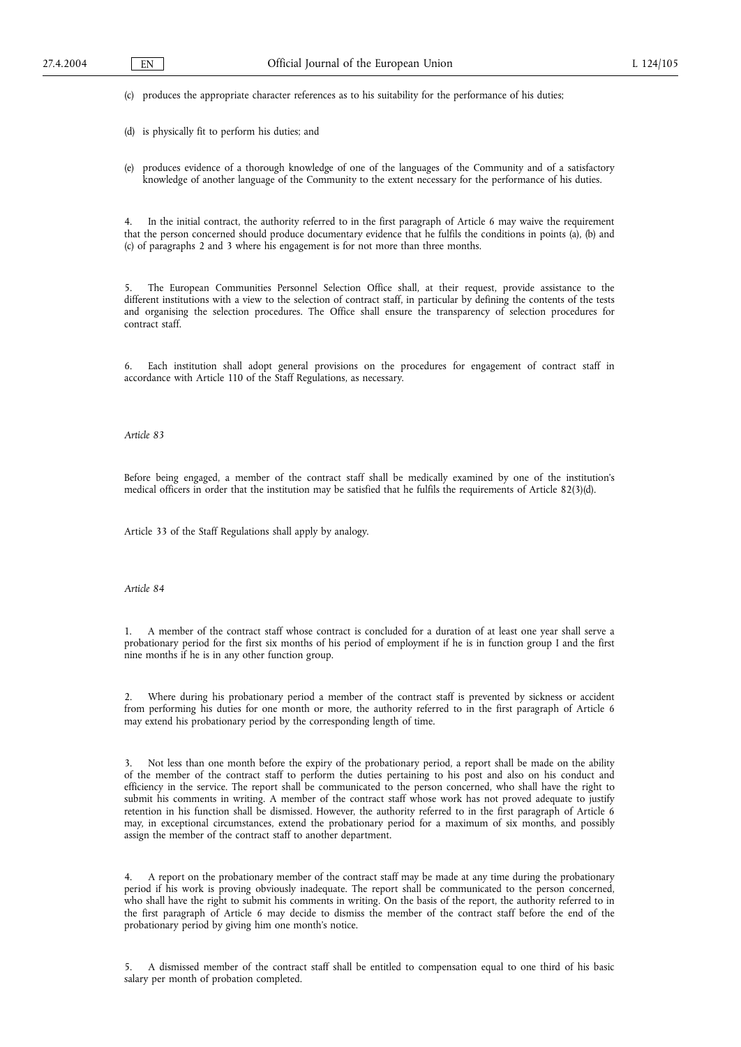(c) produces the appropriate character references as to his suitability for the performance of his duties;

(d) is physically fit to perform his duties; and

(e) produces evidence of a thorough knowledge of one of the languages of the Community and of a satisfactory knowledge of another language of the Community to the extent necessary for the performance of his duties.

4. In the initial contract, the authority referred to in the first paragraph of Article 6 may waive the requirement that the person concerned should produce documentary evidence that he fulfils the conditions in points (a), (b) and (c) of paragraphs 2 and 3 where his engagement is for not more than three months.

5. The European Communities Personnel Selection Office shall, at their request, provide assistance to the different institutions with a view to the selection of contract staff, in particular by defining the contents of the tests and organising the selection procedures. The Office shall ensure the transparency of selection procedures for contract staff.

6. Each institution shall adopt general provisions on the procedures for engagement of contract staff in accordance with Article 110 of the Staff Regulations, as necessary.

*Article 83*

Before being engaged, a member of the contract staff shall be medically examined by one of the institution's medical officers in order that the institution may be satisfied that he fulfils the requirements of Article 82(3)(d).

Article 33 of the Staff Regulations shall apply by analogy.

*Article 84*

1. A member of the contract staff whose contract is concluded for a duration of at least one year shall serve a probationary period for the first six months of his period of employment if he is in function group I and the first nine months if he is in any other function group.

2. Where during his probationary period a member of the contract staff is prevented by sickness or accident from performing his duties for one month or more, the authority referred to in the first paragraph of Article 6 may extend his probationary period by the corresponding length of time.

3. Not less than one month before the expiry of the probationary period, a report shall be made on the ability of the member of the contract staff to perform the duties pertaining to his post and also on his conduct and efficiency in the service. The report shall be communicated to the person concerned, who shall have the right to submit his comments in writing. A member of the contract staff whose work has not proved adequate to justify retention in his function shall be dismissed. However, the authority referred to in the first paragraph of Article 6 may, in exceptional circumstances, extend the probationary period for a maximum of six months, and possibly assign the member of the contract staff to another department.

4. A report on the probationary member of the contract staff may be made at any time during the probationary period if his work is proving obviously inadequate. The report shall be communicated to the person concerned, who shall have the right to submit his comments in writing. On the basis of the report, the authority referred to in the first paragraph of Article 6 may decide to dismiss the member of the contract staff before the end of the probationary period by giving him one month's notice.

5. A dismissed member of the contract staff shall be entitled to compensation equal to one third of his basic salary per month of probation completed.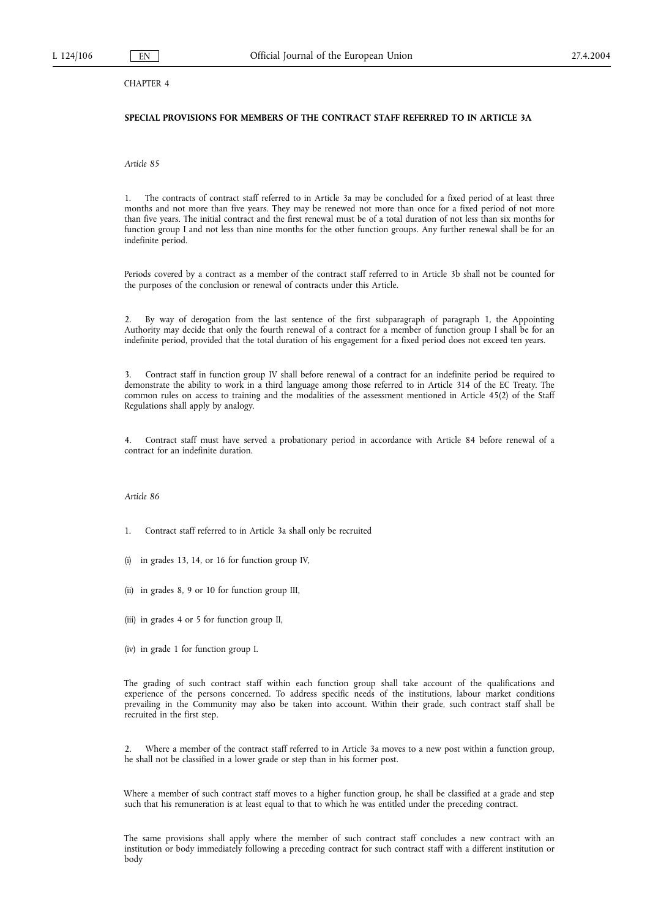CHAPTER 4

**SPECIAL PROVISIONS FOR MEMBERS OF THE CONTRACT STAFF REFERRED TO IN ARTICLE 3A**

*Article 85*

1. The contracts of contract staff referred to in Article 3a may be concluded for a fixed period of at least three months and not more than five years. They may be renewed not more than once for a fixed period of not more than five years. The initial contract and the first renewal must be of a total duration of not less than six months for function group I and not less than nine months for the other function groups. Any further renewal shall be for an indefinite period.

Periods covered by a contract as a member of the contract staff referred to in Article 3b shall not be counted for the purposes of the conclusion or renewal of contracts under this Article.

2. By way of derogation from the last sentence of the first subparagraph of paragraph 1, the Appointing Authority may decide that only the fourth renewal of a contract for a member of function group I shall be for an indefinite period, provided that the total duration of his engagement for a fixed period does not exceed ten years.

3. Contract staff in function group IV shall before renewal of a contract for an indefinite period be required to demonstrate the ability to work in a third language among those referred to in Article 314 of the EC Treaty. The common rules on access to training and the modalities of the assessment mentioned in Article 45(2) of the Staff Regulations shall apply by analogy.

4. Contract staff must have served a probationary period in accordance with Article 84 before renewal of a contract for an indefinite duration.

*Article 86*

1. Contract staff referred to in Article 3a shall only be recruited

(i) in grades 13, 14, or 16 for function group IV,

(ii) in grades 8, 9 or 10 for function group III,

(iii) in grades 4 or 5 for function group II,

(iv) in grade 1 for function group I.

The grading of such contract staff within each function group shall take account of the qualifications and experience of the persons concerned. To address specific needs of the institutions, labour market conditions prevailing in the Community may also be taken into account. Within their grade, such contract staff shall be recruited in the first step.

2. Where a member of the contract staff referred to in Article 3a moves to a new post within a function group, he shall not be classified in a lower grade or step than in his former post.

Where a member of such contract staff moves to a higher function group, he shall be classified at a grade and step such that his remuneration is at least equal to that to which he was entitled under the preceding contract.

The same provisions shall apply where the member of such contract staff concludes a new contract with an institution or body immediately following a preceding contract for such contract staff with a different institution or body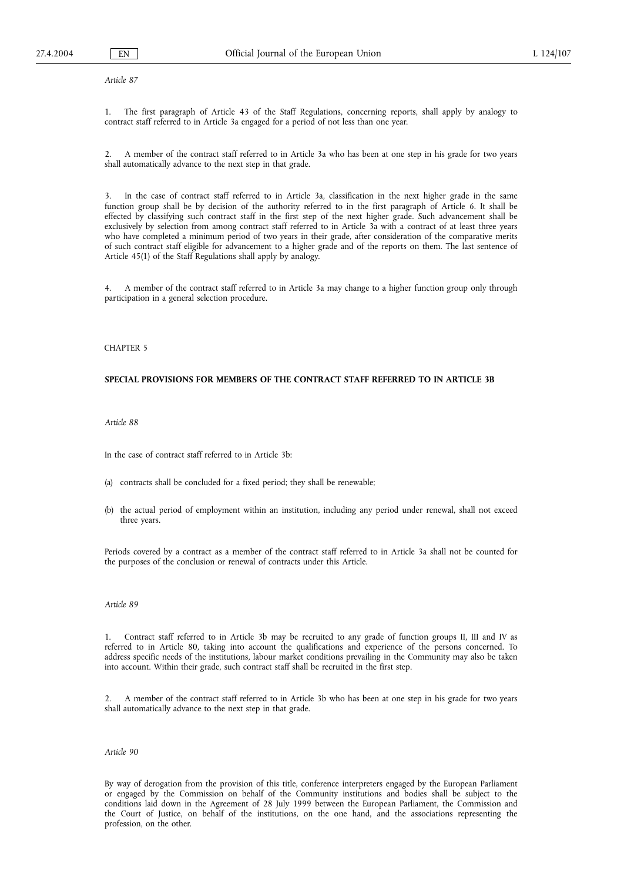*Article 87*

1. The first paragraph of Article 43 of the Staff Regulations, concerning reports, shall apply by analogy to contract staff referred to in Article 3a engaged for a period of not less than one year.

2. A member of the contract staff referred to in Article 3a who has been at one step in his grade for two years shall automatically advance to the next step in that grade.

3. In the case of contract staff referred to in Article 3a, classification in the next higher grade in the same function group shall be by decision of the authority referred to in the first paragraph of Article 6. It shall be effected by classifying such contract staff in the first step of the next higher grade. Such advancement shall be exclusively by selection from among contract staff referred to in Article 3a with a contract of at least three years who have completed a minimum period of two years in their grade, after consideration of the comparative merits of such contract staff eligible for advancement to a higher grade and of the reports on them. The last sentence of Article 45(1) of the Staff Regulations shall apply by analogy.

4. A member of the contract staff referred to in Article 3a may change to a higher function group only through participation in a general selection procedure.

CHAPTER 5

## SPECIAL PROVISIONS FOR MEMBERS OF THE CONTRACT STAFF REFERRED TO IN ARTICLE 3B

*Article 88*

In the case of contract staff referred to in Article 3b:

(a) contracts shall be concluded for a fixed period; they shall be renewable;

(b) the actual period of employment within an institution, including any period under renewal, shall not exceed three years.

Periods covered by a contract as a member of the contract staff referred to in Article 3a shall not be counted for the purposes of the conclusion or renewal of contracts under this Article.

*Article 89*

1. Contract staff referred to in Article 3b may be recruited to any grade of function groups II, III and IV as referred to in Article 80, taking into account the qualifications and experience of the persons concerned. To address specific needs of the institutions, labour market conditions prevailing in the Community may also be taken into account. Within their grade, such contract staff shall be recruited in the first step.

2. A member of the contract staff referred to in Article 3b who has been at one step in his grade for two years shall automatically advance to the next step in that grade.

*Article 90*

By way of derogation from the provision of this title, conference interpreters engaged by the European Parliament or engaged by the Commission on behalf of the Community institutions and bodies shall be subject to the conditions laid down in the Agreement of 28 July 1999 between the European Parliament, the Commission and the Court of Justice, on behalf of the institutions, on the one hand, and the associations representing the profession, on the other.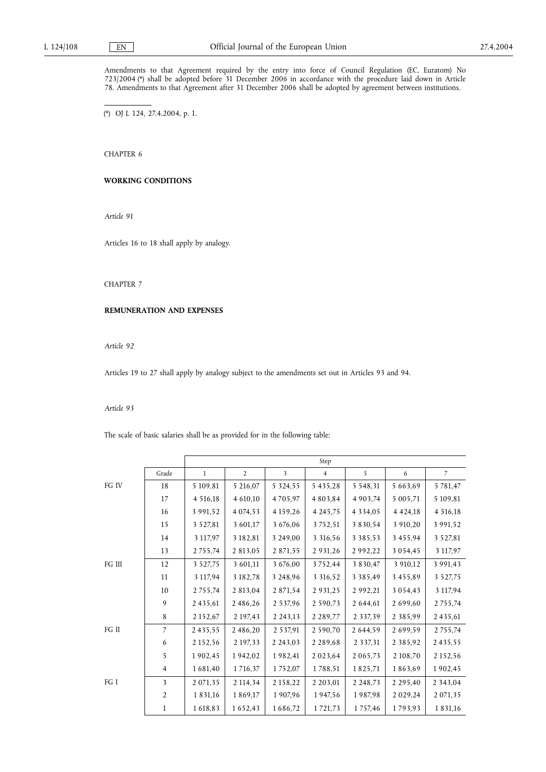Amendments to that Agreement required by the entry into force of Council Regulation (EC, Euratom) No 723/2004 (*) shall be adopted before 31 December 2006 in accordance with the procedure laid down in Article 78. Amendments to that Agreement after 31 December 2006 shall be adopted by agreement between institutions.

(*) OJ L 124, 27.4.2004, p. 1.

CHAPTER 6

**WORKING CONDITIONS**

*Article 91*

Articles 16 to 18 shall apply by analogy.

CHAPTER 7

**REMUNERATION AND EXPENSES**

*Article 92*

Articles 19 to 27 shall apply by analogy subject to the amendments set out in Articles 93 and 94.

*Article 93*

The scale of basic salaries shall be as provided for in the following table:

| | | Step | | | | | | |
|---|---|---|---|---|---|---|---|---|
| | Grade | 1 | 2 | 3 | 4 | 5 | 6 | 7 |
| FG IV | 18 | 5 109,81 | 5 216,07 | 5 324,55 | 5 435,28 | 5 548,31 | 5 663,69 | 5 781,47 |
| | 17 | 4 516,18 | 4 610,10 | 4 705,97 | 4 803,84 | 4 903,74 | 5 005,71 | 5 109,81 |
| | 16 | 3 991,52 | 4 074,53 | 4 159,26 | 4 245,75 | 4 334,05 | 4 424,18 | 4 516,18 |
| | 15 | 3 527,81 | 3 601,17 | 3 676,06 | 3 752,51 | 3 830,54 | 3 910,20 | 3 991,52 |
| | 14 | 3 117,97 | 3 182,81 | 3 249,00 | 3 316,56 | 3 385,53 | 3 455,94 | 3 527,81 |
| | 13 | 2 755,74 | 2 813,05 | 2 871,55 | 2 931,26 | 2 992,22 | 3 054,45 | 3 117,97 |
| FG III | 12 | 3 527,75 | 3 601,11 | 3 676,00 | 3 752,44 | 3 830,47 | 3 910,12 | 3 991,43 |
| | 11 | 3 117,94 | 3 182,78 | 3 248,96 | 3 316,52 | 3 385,49 | 3 455,89 | 3 527,75 |
| | 10 | 2 755,74 | 2 813,04 | 2 871,54 | 2 931,25 | 2 992,21 | 3 054,43 | 3 117,94 |
| | 9 | 2 435,61 | 2 486,26 | 2 537,96 | 2 590,73 | 2 644,61 | 2 699,60 | 2 755,74 |
| | 8 | 2 152,67 | 2 197,43 | 2 243,13 | 2 289,77 | 2 337,39 | 2 385,99 | 2 435,61 |
| FG II | 7 | 2 435,55 | 2 486,20 | 2 537,91 | 2 590,70 | 2 644,59 | 2 699,59 | 2 755,74 |
| | 6 | 2 152,56 | 2 197,33 | 2 243,03 | 2 289,68 | 2 337,31 | 2 385,92 | 2 435,55 |
| | 5 | 1 902,45 | 1 942,02 | 1 982,41 | 2 023,64 | 2 065,73 | 2 108,70 | 2 152,56 |
| | 4 | 1 681,40 | 1 716,37 | 1 752,07 | 1 788,51 | 1 825,71 | 1 863,69 | 1 902,45 |
| FG I | 3 | 2 071,35 | 2 114,34 | 2 158,22 | 2 203,01 | 2 248,73 | 2 295,40 | 2 343,04 |
| | 2 | 1 831,16 | 1 869,17 | 1 907,96 | 1 947,56 | 1 987,98 | 2 029,24 | 2 071,35 |
| | 1 | 1 618,83 | 1 652,43 | 1 686,72 | 1 721,73 | 1 757,46 | 1 793,93 | 1 831,16 |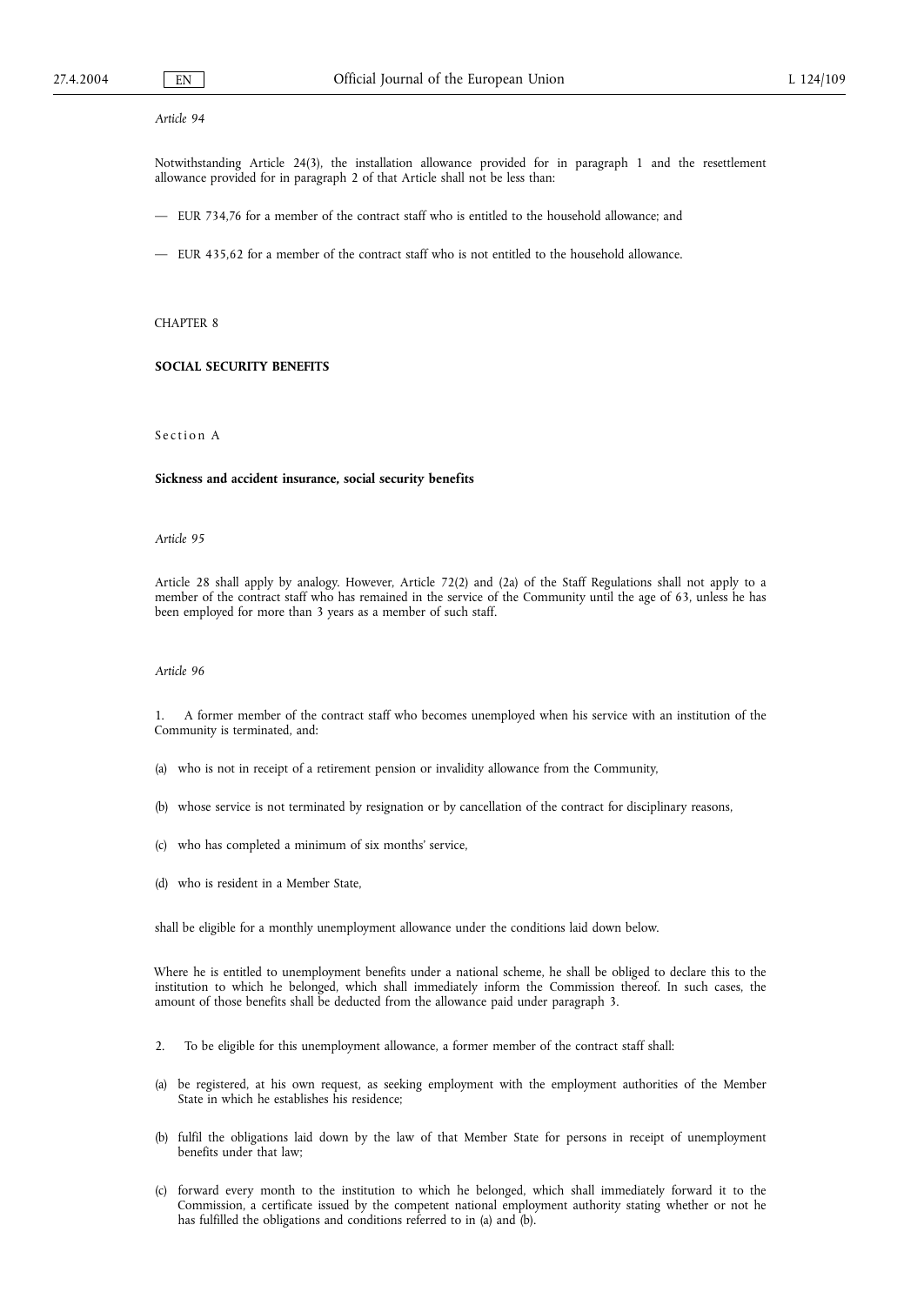*Article 94*

Notwithstanding Article 24(3), the installation allowance provided for in paragraph 1 and the resettlement allowance provided for in paragraph 2 of that Article shall not be less than:

— EUR 734,76 for a member of the contract staff who is entitled to the household allowance; and

— EUR 435,62 for a member of the contract staff who is not entitled to the household allowance.

CHAPTER 8

**SOCIAL SECURITY BENEFITS**

Section A

**Sickness and accident insurance, social security benefits**

*Article 95*

Article 28 shall apply by analogy. However, Article 72(2) and (2a) of the Staff Regulations shall not apply to a member of the contract staff who has remained in the service of the Community until the age of 63, unless he has been employed for more than 3 years as a member of such staff.

*Article 96*

1. A former member of the contract staff who becomes unemployed when his service with an institution of the Community is terminated, and:

(a) who is not in receipt of a retirement pension or invalidity allowance from the Community,

(b) whose service is not terminated by resignation or by cancellation of the contract for disciplinary reasons,

(c) who has completed a minimum of six months' service,

(d) who is resident in a Member State,

shall be eligible for a monthly unemployment allowance under the conditions laid down below.

Where he is entitled to unemployment benefits under a national scheme, he shall be obliged to declare this to the institution to which he belonged, which shall immediately inform the Commission thereof. In such cases, the amount of those benefits shall be deducted from the allowance paid under paragraph 3.

2. To be eligible for this unemployment allowance, a former member of the contract staff shall:

(a) be registered, at his own request, as seeking employment with the employment authorities of the Member State in which he establishes his residence;

(b) fulfil the obligations laid down by the law of that Member State for persons in receipt of unemployment benefits under that law;

(c) forward every month to the institution to which he belonged, which shall immediately forward it to the Commission, a certificate issued by the competent national employment authority stating whether or not he has fulfilled the obligations and conditions referred to in (a) and (b).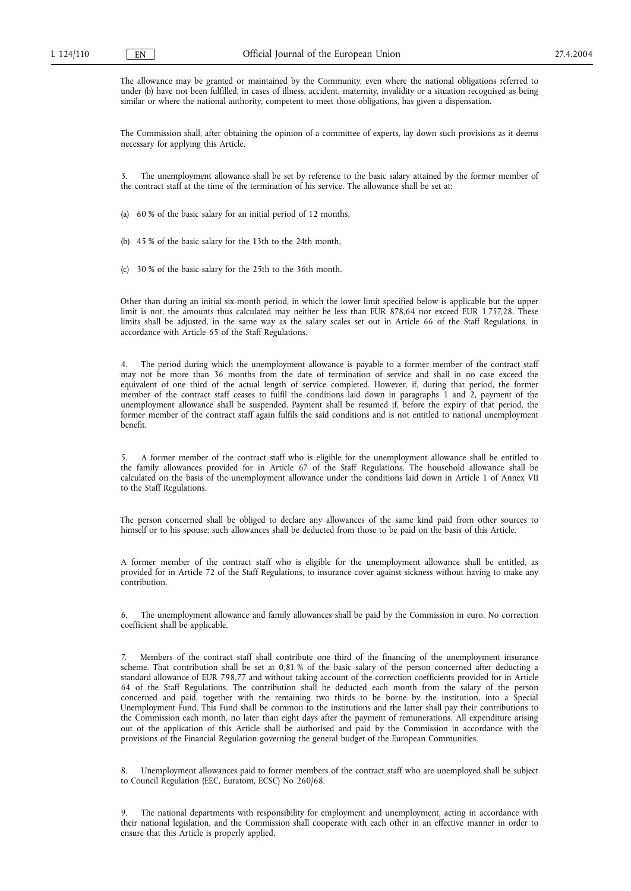The allowance may be granted or maintained by the Community, even where the national obligations referred to under (b) have not been fulfilled, in cases of illness, accident, maternity, invalidity or a situation recognised as being similar or where the national authority, competent to meet those obligations, has given a dispensation.

The Commission shall, after obtaining the opinion of a committee of experts, lay down such provisions as it deems necessary for applying this Article.

3. The unemployment allowance shall be set by reference to the basic salary attained by the former member of the contract staff at the time of the termination of his service. The allowance shall be set at:

(a) 60 % of the basic salary for an initial period of 12 months,

(b) 45 % of the basic salary for the 13th to the 24th month,

(c) 30 % of the basic salary for the 25th to the 36th month.

Other than during an initial six-month period, in which the lower limit specified below is applicable but the upper limit is not, the amounts thus calculated may neither be less than EUR 878,64 nor exceed EUR 1 757,28. These limits shall be adjusted, in the same way as the salary scales set out in Article 66 of the Staff Regulations, in accordance with Article 65 of the Staff Regulations.

4. The period during which the unemployment allowance is payable to a former member of the contract staff may not be more than 36 months from the date of termination of service and shall in no case exceed the equivalent of one third of the actual length of service completed. However, if, during that period, the former member of the contract staff ceases to fulfil the conditions laid down in paragraphs 1 and 2, payment of the unemployment allowance shall be suspended. Payment shall be resumed if, before the expiry of that period, the former member of the contract staff again fulfils the said conditions and is not entitled to national unemployment benefit.

5. A former member of the contract staff who is eligible for the unemployment allowance shall be entitled to the family allowances provided for in Article 67 of the Staff Regulations. The household allowance shall be calculated on the basis of the unemployment allowance under the conditions laid down in Article 1 of Annex VII to the Staff Regulations.

The person concerned shall be obliged to declare any allowances of the same kind paid from other sources to himself or to his spouse; such allowances shall be deducted from those to be paid on the basis of this Article.

A former member of the contract staff who is eligible for the unemployment allowance shall be entitled, as provided for in Article 72 of the Staff Regulations, to insurance cover against sickness without having to make any contribution.

6. The unemployment allowance and family allowances shall be paid by the Commission in euro. No correction coefficient shall be applicable.

7. Members of the contract staff shall contribute one third of the financing of the unemployment insurance scheme. That contribution shall be set at 0,81 % of the basic salary of the person concerned after deducting a standard allowance of EUR 798,77 and without taking account of the correction coefficients provided for in Article 64 of the Staff Regulations. The contribution shall be deducted each month from the salary of the person concerned and paid, together with the remaining two thirds to be borne by the institution, into a Special Unemployment Fund. This Fund shall be common to the institutions and the latter shall pay their contributions to the Commission each month, no later than eight days after the payment of remunerations. All expenditure arising out of the application of this Article shall be authorised and paid by the Commission in accordance with the provisions of the Financial Regulation governing the general budget of the European Communities.

8. Unemployment allowances paid to former members of the contract staff who are unemployed shall be subject to Council Regulation (EEC, Euratom, ECSC) No 260/68.

9. The national departments with responsibility for employment and unemployment, acting in accordance with their national legislation, and the Commission shall cooperate with each other in an effective manner in order to ensure that this Article is properly applied.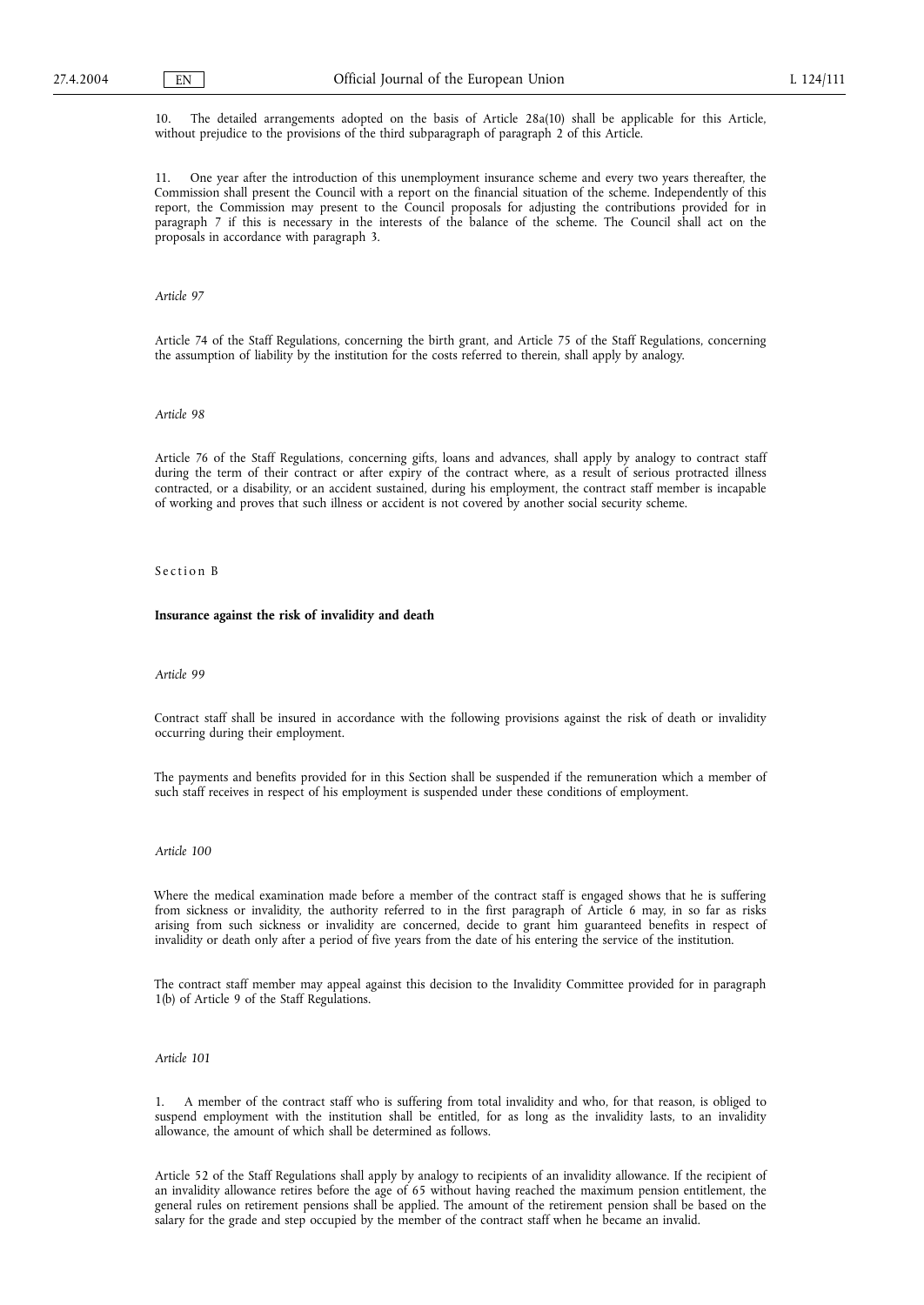10. The detailed arrangements adopted on the basis of Article 28a(10) shall be applicable for this Article, without prejudice to the provisions of the third subparagraph of paragraph 2 of this Article.

11. One year after the introduction of this unemployment insurance scheme and every two years thereafter, the Commission shall present the Council with a report on the financial situation of the scheme. Independently of this report, the Commission may present to the Council proposals for adjusting the contributions provided for in paragraph 7 if this is necessary in the interests of the balance of the scheme. The Council shall act on the proposals in accordance with paragraph 3.

*Article 97*

Article 74 of the Staff Regulations, concerning the birth grant, and Article 75 of the Staff Regulations, concerning the assumption of liability by the institution for the costs referred to therein, shall apply by analogy.

*Article 98*

Article 76 of the Staff Regulations, concerning gifts, loans and advances, shall apply by analogy to contract staff during the term of their contract or after expiry of the contract where, as a result of serious protracted illness contracted, or a disability, or an accident sustained, during his employment, the contract staff member is incapable of working and proves that such illness or accident is not covered by another social security scheme.

Section B

**Insurance against the risk of invalidity and death**

*Article 99*

Contract staff shall be insured in accordance with the following provisions against the risk of death or invalidity occurring during their employment.

The payments and benefits provided for in this Section shall be suspended if the remuneration which a member of such staff receives in respect of his employment is suspended under these conditions of employment.

*Article 100*

Where the medical examination made before a member of the contract staff is engaged shows that he is suffering from sickness or invalidity, the authority referred to in the first paragraph of Article 6 may, in so far as risks arising from such sickness or invalidity are concerned, decide to grant him guaranteed benefits in respect of invalidity or death only after a period of five years from the date of his entering the service of the institution.

The contract staff member may appeal against this decision to the Invalidity Committee provided for in paragraph 1(b) of Article 9 of the Staff Regulations.

*Article 101*

1. A member of the contract staff who is suffering from total invalidity and who, for that reason, is obliged to suspend employment with the institution shall be entitled, for as long as the invalidity lasts, to an invalidity allowance, the amount of which shall be determined as follows.

Article 52 of the Staff Regulations shall apply by analogy to recipients of an invalidity allowance. If the recipient of an invalidity allowance retires before the age of 65 without having reached the maximum pension entitlement, the general rules on retirement pensions shall be applied. The amount of the retirement pension shall be based on the salary for the grade and step occupied by the member of the contract staff when he became an invalid.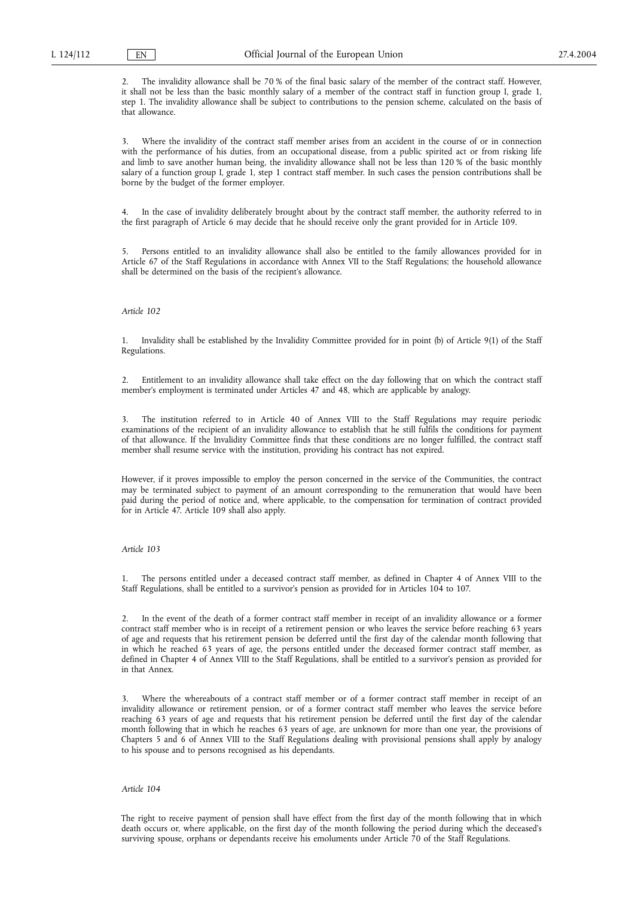2. The invalidity allowance shall be 70 % of the final basic salary of the member of the contract staff. However, it shall not be less than the basic monthly salary of a member of the contract staff in function group I, grade 1, step 1. The invalidity allowance shall be subject to contributions to the pension scheme, calculated on the basis of that allowance.

3. Where the invalidity of the contract staff member arises from an accident in the course of or in connection with the performance of his duties, from an occupational disease, from a public spirited act or from risking life and limb to save another human being, the invalidity allowance shall not be less than 120 % of the basic monthly salary of a function group I, grade 1, step 1 contract staff member. In such cases the pension contributions shall be borne by the budget of the former employer.

4. In the case of invalidity deliberately brought about by the contract staff member, the authority referred to in the first paragraph of Article 6 may decide that he should receive only the grant provided for in Article 109.

5. Persons entitled to an invalidity allowance shall also be entitled to the family allowances provided for in Article 67 of the Staff Regulations in accordance with Annex VII to the Staff Regulations; the household allowance shall be determined on the basis of the recipient's allowance.

*Article 102*

1. Invalidity shall be established by the Invalidity Committee provided for in point (b) of Article 9(1) of the Staff Regulations.

2. Entitlement to an invalidity allowance shall take effect on the day following that on which the contract staff member's employment is terminated under Articles 47 and 48, which are applicable by analogy.

3. The institution referred to in Article 40 of Annex VIII to the Staff Regulations may require periodic examinations of the recipient of an invalidity allowance to establish that he still fulfils the conditions for payment of that allowance. If the Invalidity Committee finds that these conditions are no longer fulfilled, the contract staff member shall resume service with the institution, providing his contract has not expired.

However, if it proves impossible to employ the person concerned in the service of the Communities, the contract may be terminated subject to payment of an amount corresponding to the remuneration that would have been paid during the period of notice and, where applicable, to the compensation for termination of contract provided for in Article 47. Article 109 shall also apply.

*Article 103*

1. The persons entitled under a deceased contract staff member, as defined in Chapter 4 of Annex VIII to the Staff Regulations, shall be entitled to a survivor's pension as provided for in Articles 104 to 107.

2. In the event of the death of a former contract staff member in receipt of an invalidity allowance or a former contract staff member who is in receipt of a retirement pension or who leaves the service before reaching 63 years of age and requests that his retirement pension be deferred until the first day of the calendar month following that in which he reached 63 years of age, the persons entitled under the deceased former contract staff member, as defined in Chapter 4 of Annex VIII to the Staff Regulations, shall be entitled to a survivor's pension as provided for in that Annex.

3. Where the whereabouts of a contract staff member or of a former contract staff member in receipt of an invalidity allowance or retirement pension, or of a former contract staff member who leaves the service before reaching 63 years of age and requests that his retirement pension be deferred until the first day of the calendar month following that in which he reaches 63 years of age, are unknown for more than one year, the provisions of Chapters 5 and 6 of Annex VIII to the Staff Regulations dealing with provisional pensions shall apply by analogy to his spouse and to persons recognised as his dependants.

*Article 104*

The right to receive payment of pension shall have effect from the first day of the month following that in which death occurs or, where applicable, on the first day of the month following the period during which the deceased's surviving spouse, orphans or dependants receive his emoluments under Article 70 of the Staff Regulations.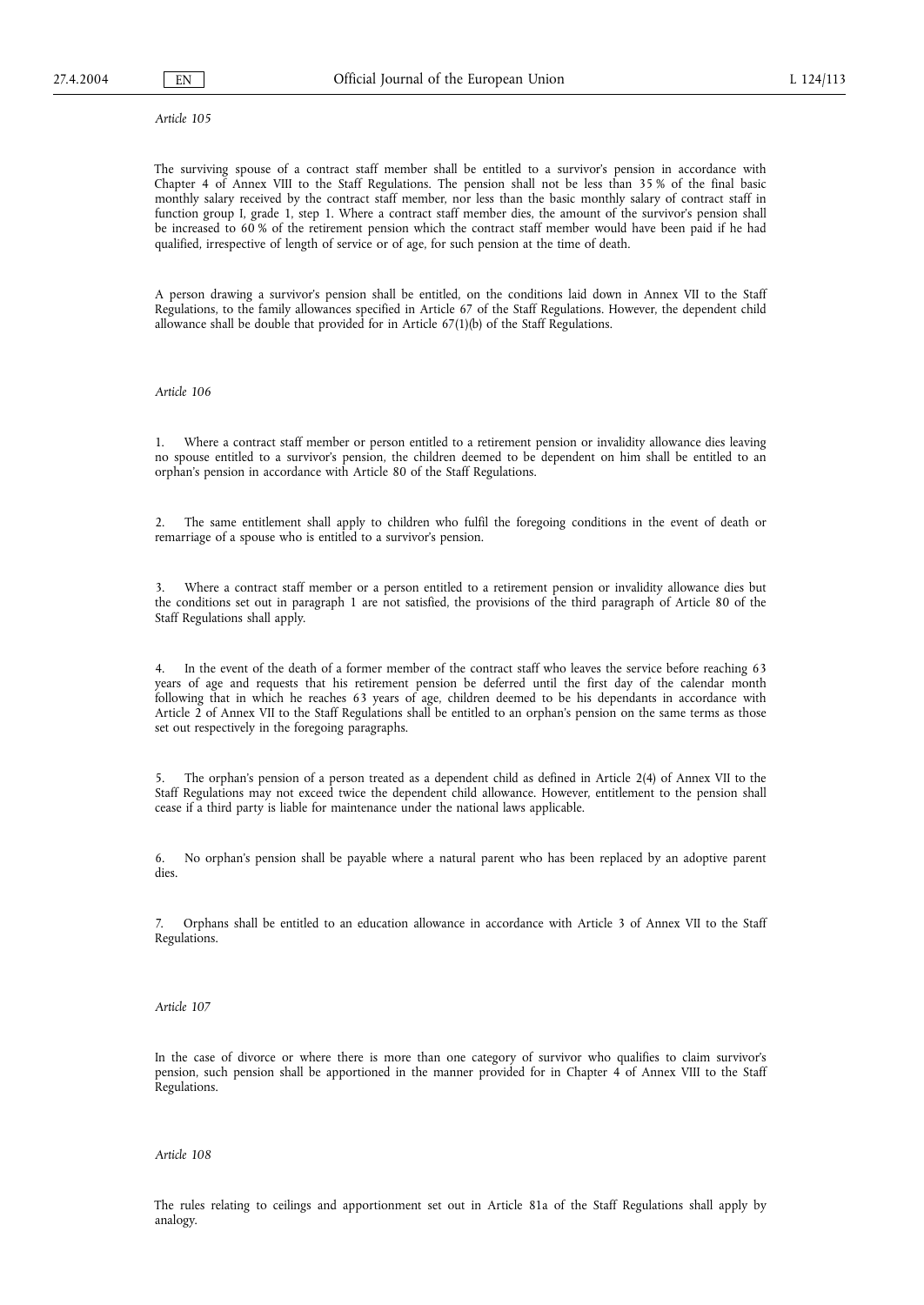*Article 105*

The surviving spouse of a contract staff member shall be entitled to a survivor's pension in accordance with Chapter 4 of Annex VIII to the Staff Regulations. The pension shall not be less than 35 % of the final basic monthly salary received by the contract staff member, nor less than the basic monthly salary of contract staff in function group I, grade 1, step 1. Where a contract staff member dies, the amount of the survivor's pension shall be increased to 60 % of the retirement pension which the contract staff member would have been paid if he had qualified, irrespective of length of service or of age, for such pension at the time of death.

A person drawing a survivor's pension shall be entitled, on the conditions laid down in Annex VII to the Staff Regulations, to the family allowances specified in Article 67 of the Staff Regulations. However, the dependent child allowance shall be double that provided for in Article 67(1)(b) of the Staff Regulations.

*Article 106*

1. Where a contract staff member or person entitled to a retirement pension or invalidity allowance dies leaving no spouse entitled to a survivor's pension, the children deemed to be dependent on him shall be entitled to an orphan's pension in accordance with Article 80 of the Staff Regulations.

2. The same entitlement shall apply to children who fulfil the foregoing conditions in the event of death or remarriage of a spouse who is entitled to a survivor's pension.

3. Where a contract staff member or a person entitled to a retirement pension or invalidity allowance dies but the conditions set out in paragraph 1 are not satisfied, the provisions of the third paragraph of Article 80 of the Staff Regulations shall apply.

4. In the event of the death of a former member of the contract staff who leaves the service before reaching 63 years of age and requests that his retirement pension be deferred until the first day of the calendar month following that in which he reaches 63 years of age, children deemed to be his dependants in accordance with Article 2 of Annex VII to the Staff Regulations shall be entitled to an orphan's pension on the same terms as those set out respectively in the foregoing paragraphs.

5. The orphan's pension of a person treated as a dependent child as defined in Article 2(4) of Annex VII to the Staff Regulations may not exceed twice the dependent child allowance. However, entitlement to the pension shall cease if a third party is liable for maintenance under the national laws applicable.

6. No orphan's pension shall be payable where a natural parent who has been replaced by an adoptive parent dies.

7. Orphans shall be entitled to an education allowance in accordance with Article 3 of Annex VII to the Staff Regulations.

*Article 107*

In the case of divorce or where there is more than one category of survivor who qualifies to claim survivor's pension, such pension shall be apportioned in the manner provided for in Chapter 4 of Annex VIII to the Staff Regulations.

*Article 108*

The rules relating to ceilings and apportionment set out in Article 81a of the Staff Regulations shall apply by analogy.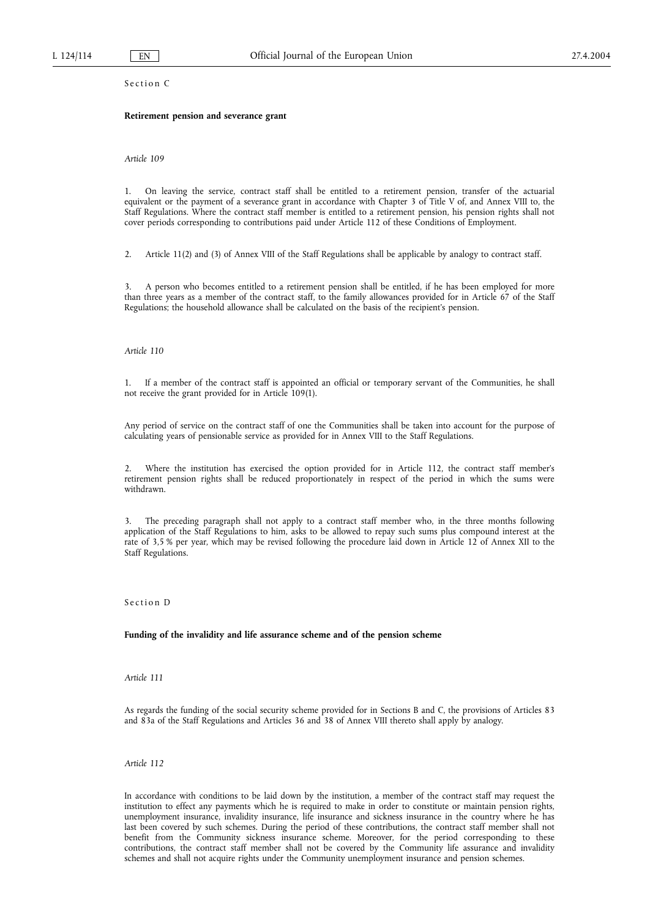Section C

**Retirement pension and severance grant**

*Article 109*

1. On leaving the service, contract staff shall be entitled to a retirement pension, transfer of the actuarial equivalent or the payment of a severance grant in accordance with Chapter 3 of Title V of, and Annex VIII to, the Staff Regulations. Where the contract staff member is entitled to a retirement pension, his pension rights shall not cover periods corresponding to contributions paid under Article 112 of these Conditions of Employment.

2. Article 11(2) and (3) of Annex VIII of the Staff Regulations shall be applicable by analogy to contract staff.

3. A person who becomes entitled to a retirement pension shall be entitled, if he has been employed for more than three years as a member of the contract staff, to the family allowances provided for in Article 67 of the Staff Regulations; the household allowance shall be calculated on the basis of the recipient's pension.

*Article 110*

1. If a member of the contract staff is appointed an official or temporary servant of the Communities, he shall not receive the grant provided for in Article 109(1).

Any period of service on the contract staff of one the Communities shall be taken into account for the purpose of calculating years of pensionable service as provided for in Annex VIII to the Staff Regulations.

2. Where the institution has exercised the option provided for in Article 112, the contract staff member's retirement pension rights shall be reduced proportionately in respect of the period in which the sums were withdrawn.

3. The preceding paragraph shall not apply to a contract staff member who, in the three months following application of the Staff Regulations to him, asks to be allowed to repay such sums plus compound interest at the rate of 3,5 % per year, which may be revised following the procedure laid down in Article 12 of Annex XII to the Staff Regulations.

Section D

**Funding of the invalidity and life assurance scheme and of the pension scheme**

*Article 111*

As regards the funding of the social security scheme provided for in Sections B and C, the provisions of Articles 83 and 83a of the Staff Regulations and Articles 36 and 38 of Annex VIII thereto shall apply by analogy.

*Article 112*

In accordance with conditions to be laid down by the institution, a member of the contract staff may request the institution to effect any payments which he is required to make in order to constitute or maintain pension rights, unemployment insurance, invalidity insurance, life insurance and sickness insurance in the country where he has last been covered by such schemes. During the period of these contributions, the contract staff member shall not benefit from the Community sickness insurance scheme. Moreover, for the period corresponding to these contributions, the contract staff member shall not be covered by the Community life assurance and invalidity schemes and shall not acquire rights under the Community unemployment insurance and pension schemes.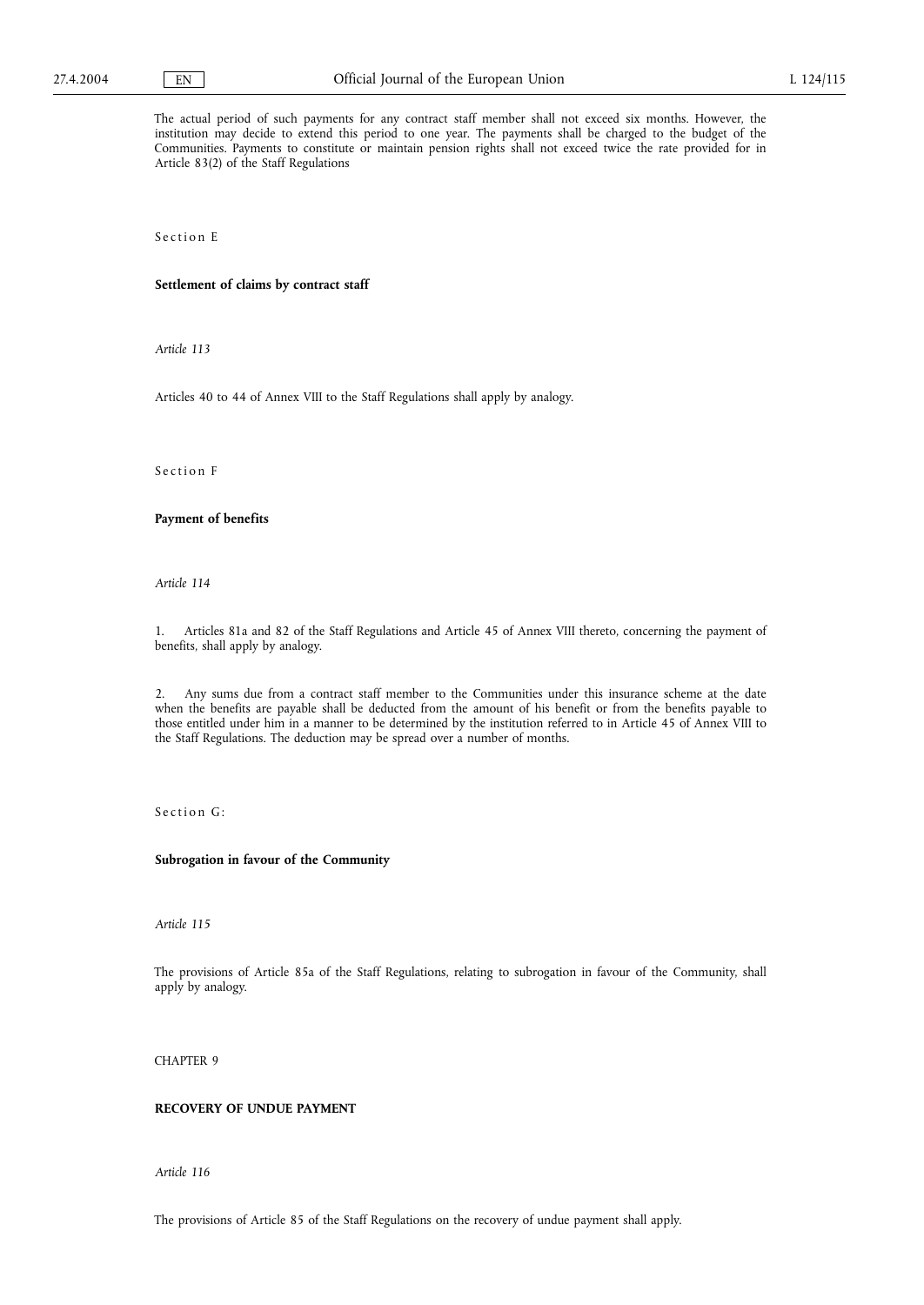The actual period of such payments for any contract staff member shall not exceed six months. However, the institution may decide to extend this period to one year. The payments shall be charged to the budget of the Communities. Payments to constitute or maintain pension rights shall not exceed twice the rate provided for in Article 83(2) of the Staff Regulations

Section E

### Settlement of claims by contract staff

*Article 113*

Articles 40 to 44 of Annex VIII to the Staff Regulations shall apply by analogy.

Section F

### Payment of benefits

*Article 114*

1. Articles 81a and 82 of the Staff Regulations and Article 45 of Annex VIII thereto, concerning the payment of benefits, shall apply by analogy.

2. Any sums due from a contract staff member to the Communities under this insurance scheme at the date when the benefits are payable shall be deducted from the amount of his benefit or from the benefits payable to those entitled under him in a manner to be determined by the institution referred to in Article 45 of Annex VIII to the Staff Regulations. The deduction may be spread over a number of months.

Section G:

### Subrogation in favour of the Community

*Article 115*

The provisions of Article 85a of the Staff Regulations, relating to subrogation in favour of the Community, shall apply by analogy.

CHAPTER 9

## RECOVERY OF UNDUE PAYMENT

*Article 116*

The provisions of Article 85 of the Staff Regulations on the recovery of undue payment shall apply.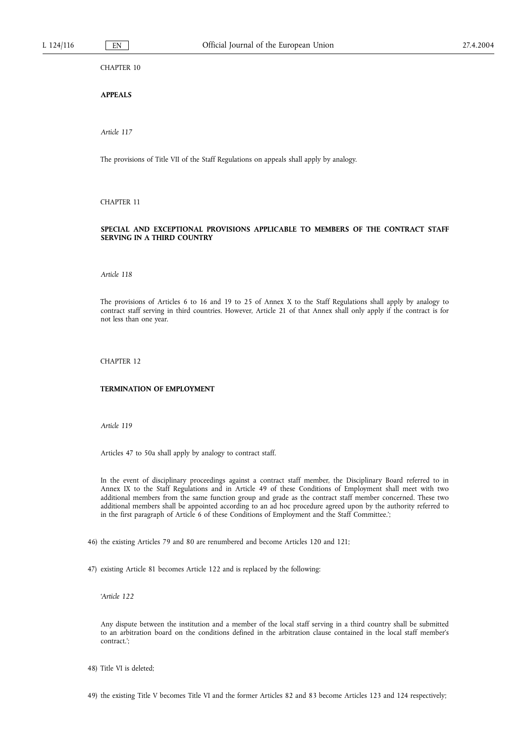CHAPTER 10

**APPEALS**

*Article 117*

The provisions of Title VII of the Staff Regulations on appeals shall apply by analogy.

CHAPTER 11

**SPECIAL AND EXCEPTIONAL PROVISIONS APPLICABLE TO MEMBERS OF THE CONTRACT STAFF SERVING IN A THIRD COUNTRY**

*Article 118*

The provisions of Articles 6 to 16 and 19 to 25 of Annex X to the Staff Regulations shall apply by analogy to contract staff serving in third countries. However, Article 21 of that Annex shall only apply if the contract is for not less than one year.

CHAPTER 12

**TERMINATION OF EMPLOYMENT**

*Article 119*

Articles 47 to 50a shall apply by analogy to contract staff.

In the event of disciplinary proceedings against a contract staff member, the Disciplinary Board referred to in Annex IX to the Staff Regulations and in Article 49 of these Conditions of Employment shall meet with two additional members from the same function group and grade as the contract staff member concerned. These two additional members shall be appointed according to an ad hoc procedure agreed upon by the authority referred to in the first paragraph of Article 6 of these Conditions of Employment and the Staff Committee.';

46) the existing Articles 79 and 80 are renumbered and become Articles 120 and 121;

47) existing Article 81 becomes Article 122 and is replaced by the following:

'*Article 122*

Any dispute between the institution and a member of the local staff serving in a third country shall be submitted to an arbitration board on the conditions defined in the arbitration clause contained in the local staff member's contract.';

48) Title VI is deleted;

49) the existing Title V becomes Title VI and the former Articles 82 and 83 become Articles 123 and 124 respectively;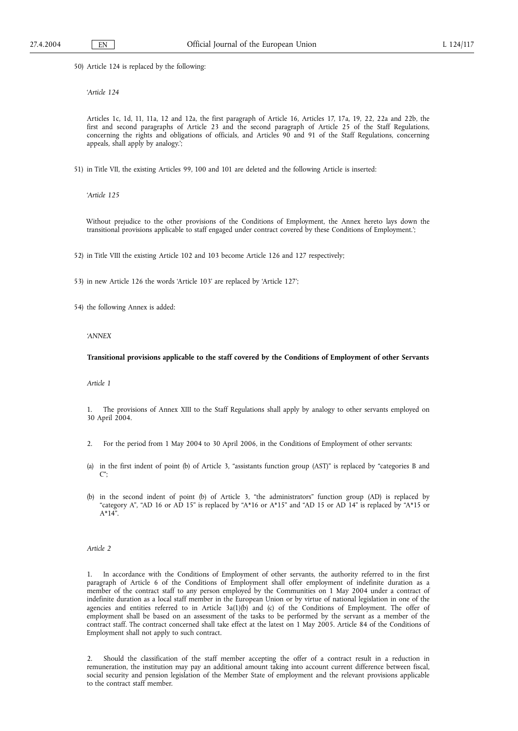50) Article 124 is replaced by the following:

'*Article 124*

Articles 1c, 1d, 11, 11a, 12 and 12a, the first paragraph of Article 16, Articles 17, 17a, 19, 22, 22a and 22b, the first and second paragraphs of Article 23 and the second paragraph of Article 25 of the Staff Regulations, concerning the rights and obligations of officials, and Articles 90 and 91 of the Staff Regulations, concerning appeals, shall apply by analogy.';

51) in Title VII, the existing Articles 99, 100 and 101 are deleted and the following Article is inserted:

'*Article 125*

Without prejudice to the other provisions of the Conditions of Employment, the Annex hereto lays down the transitional provisions applicable to staff engaged under contract covered by these Conditions of Employment.';

52) in Title VIII the existing Article 102 and 103 become Article 126 and 127 respectively;

53) in new Article 126 the words 'Article 103' are replaced by 'Article 127';

54) the following Annex is added:

'*ANNEX*

**Transitional provisions applicable to the staff covered by the Conditions of Employment of other Servants**

*Article 1*

1. The provisions of Annex XIII to the Staff Regulations shall apply by analogy to other servants employed on 30 April 2004.

2. For the period from 1 May 2004 to 30 April 2006, in the Conditions of Employment of other servants:

(a) in the first indent of point (b) of Article 3, "assistants function group (AST)" is replaced by "categories B and C";

(b) in the second indent of point (b) of Article 3, "the administrators" function group (AD) is replaced by "category A", "AD 16 or AD 15" is replaced by "A*16 or A*15" and "AD 15 or AD 14" is replaced by "A*15 or A*14".

*Article 2*

1. In accordance with the Conditions of Employment of other servants, the authority referred to in the first paragraph of Article 6 of the Conditions of Employment shall offer employment of indefinite duration as a member of the contract staff to any person employed by the Communities on 1 May 2004 under a contract of indefinite duration as a local staff member in the European Union or by virtue of national legislation in one of the agencies and entities referred to in Article 3a(1)(b) and (c) of the Conditions of Employment. The offer of employment shall be based on an assessment of the tasks to be performed by the servant as a member of the contract staff. The contract concerned shall take effect at the latest on 1 May 2005. Article 84 of the Conditions of Employment shall not apply to such contract.

2. Should the classification of the staff member accepting the offer of a contract result in a reduction in remuneration, the institution may pay an additional amount taking into account current difference between fiscal, social security and pension legislation of the Member State of employment and the relevant provisions applicable to the contract staff member.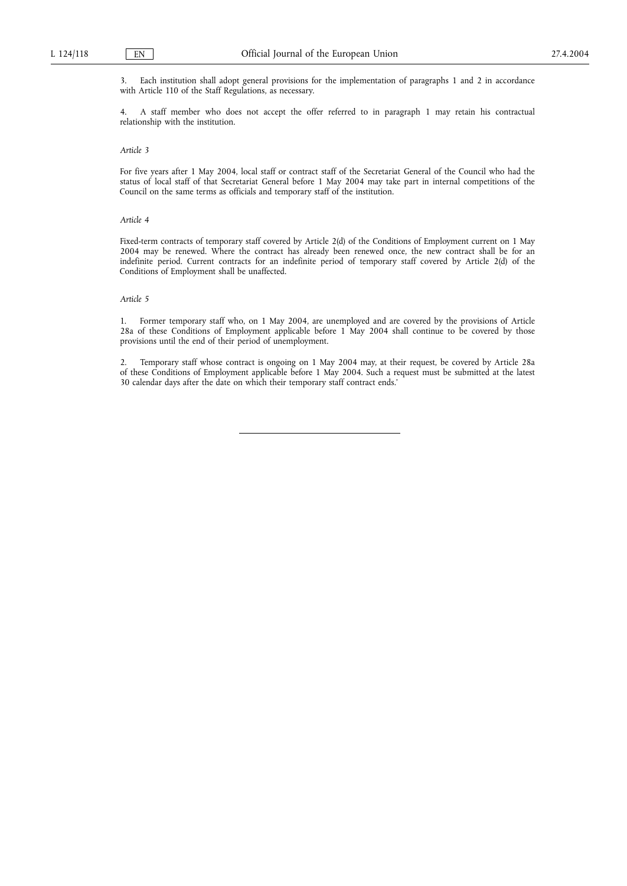3. Each institution shall adopt general provisions for the implementation of paragraphs 1 and 2 in accordance with Article 110 of the Staff Regulations, as necessary.

4. A staff member who does not accept the offer referred to in paragraph 1 may retain his contractual relationship with the institution.

*Article 3*

For five years after 1 May 2004, local staff or contract staff of the Secretariat General of the Council who had the status of local staff of that Secretariat General before 1 May 2004 may take part in internal competitions of the Council on the same terms as officials and temporary staff of the institution.

*Article 4*

Fixed-term contracts of temporary staff covered by Article 2(d) of the Conditions of Employment current on 1 May 2004 may be renewed. Where the contract has already been renewed once, the new contract shall be for an indefinite period. Current contracts for an indefinite period of temporary staff covered by Article 2(d) of the Conditions of Employment shall be unaffected.

*Article 5*

1. Former temporary staff who, on 1 May 2004, are unemployed and are covered by the provisions of Article 28a of these Conditions of Employment applicable before 1 May 2004 shall continue to be covered by those provisions until the end of their period of unemployment.

2. Temporary staff whose contract is ongoing on 1 May 2004 may, at their request, be covered by Article 28a of these Conditions of Employment applicable before 1 May 2004. Such a request must be submitted at the latest 30 calendar days after the date on which their temporary staff contract ends.'